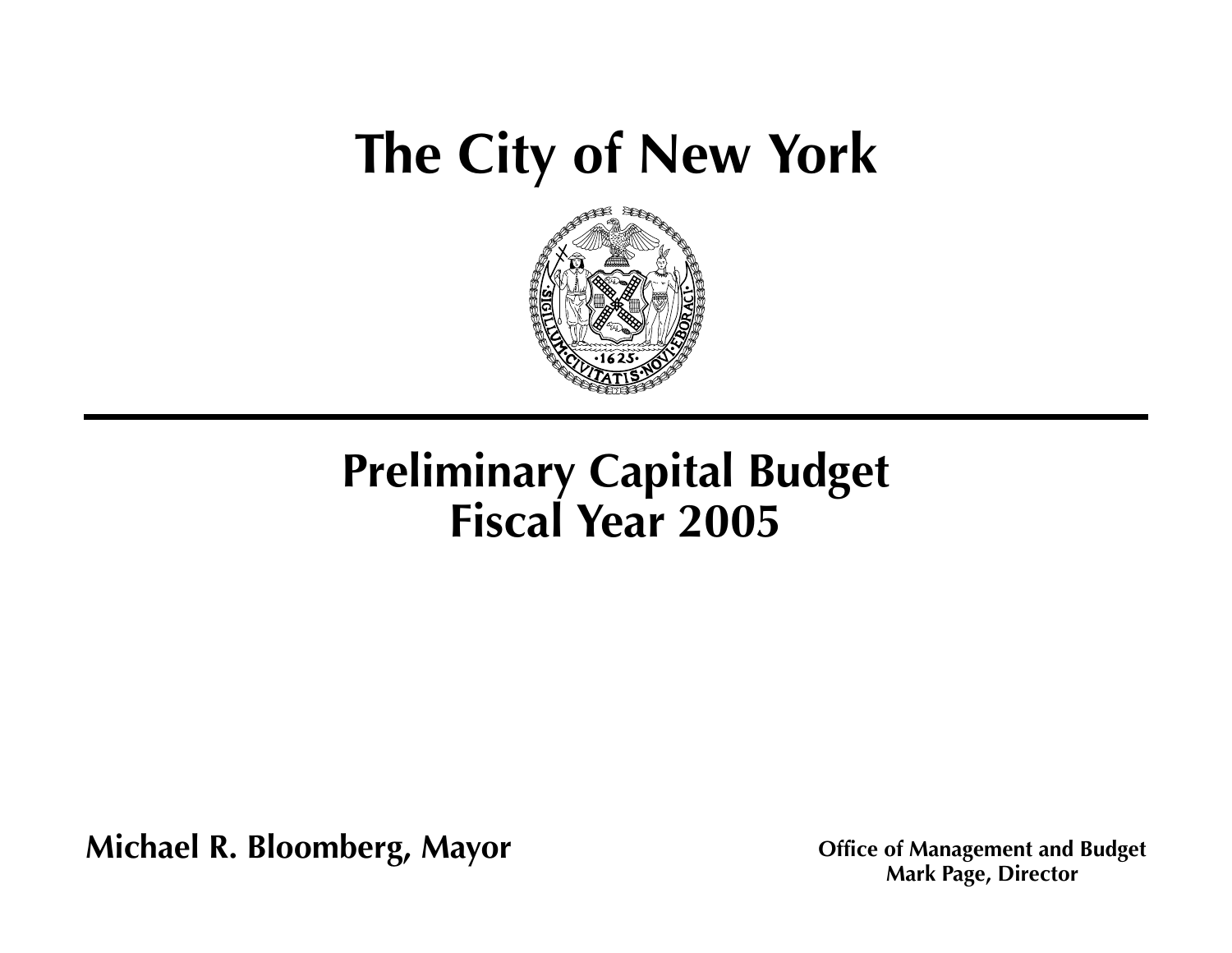# The City of New York

## Preliminary Capital Budget
## Fiscal Year 2005

**Michael R. Bloomberg, Mayor**

**Office of Management and Budget**
**Mark Page, Director**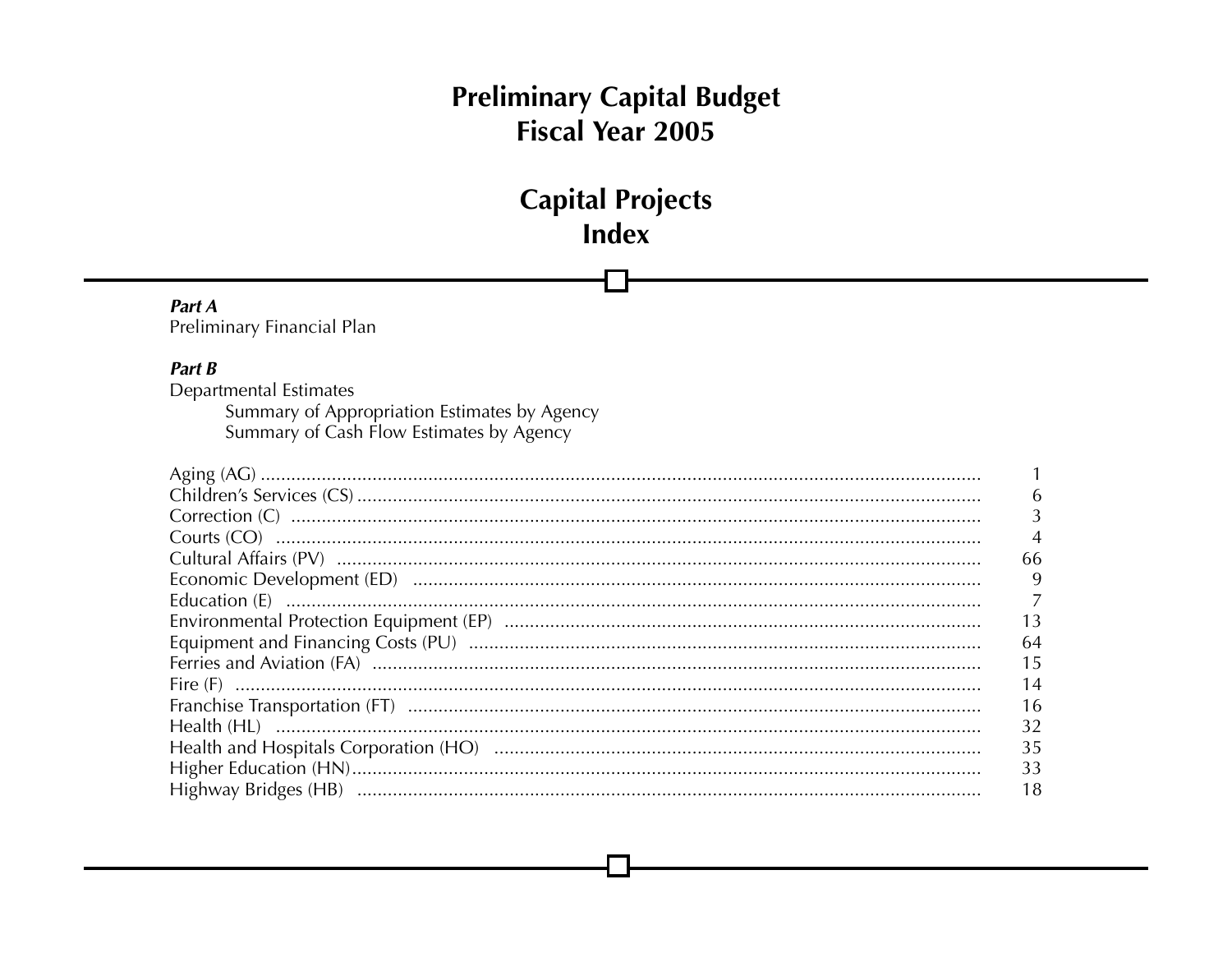# Preliminary Capital Budget
# Fiscal Year 2005

## Capital Projects
## Index

***Part A***
Preliminary Financial Plan

***Part B***
Departmental Estimates
  Summary of Appropriation Estimates by Agency
  Summary of Cash Flow Estimates by Agency

| | |
|---|---|
| Aging (AG) | 1 |
| Children's Services (CS) | 6 |
| Correction (C) | 3 |
| Courts (CO) | 4 |
| Cultural Affairs (PV) | 66 |
| Economic Development (ED) | 9 |
| Education (E) | 7 |
| Environmental Protection Equipment (EP) | 13 |
| Equipment and Financing Costs (PU) | 64 |
| Ferries and Aviation (FA) | 15 |
| Fire (F) | 14 |
| Franchise Transportation (FT) | 16 |
| Health (HL) | 32 |
| Health and Hospitals Corporation (HO) | 35 |
| Higher Education (HN) | 33 |
| Highway Bridges (HB) | 18 |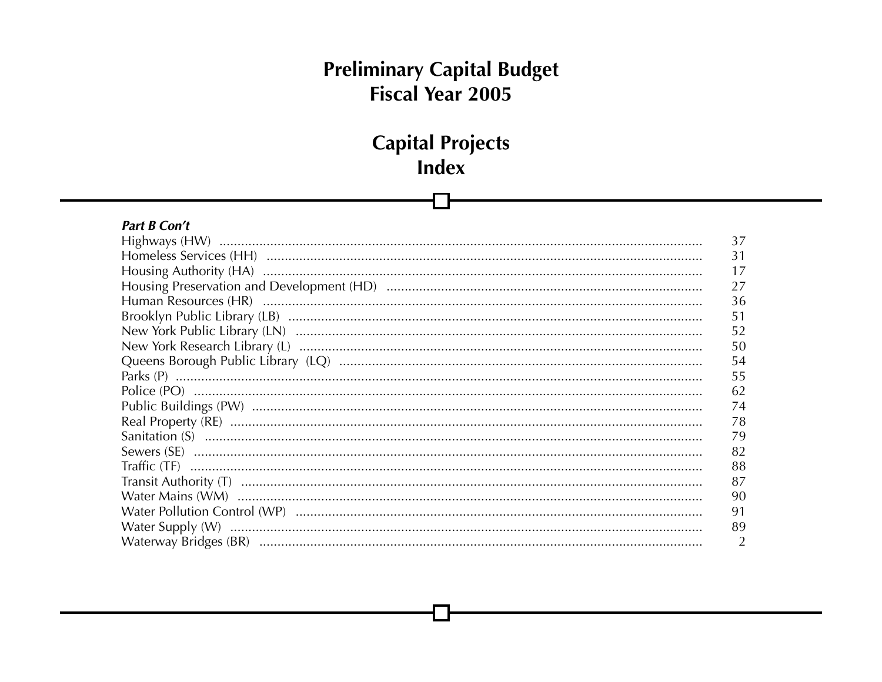# Preliminary Capital Budget
# Fiscal Year 2005

## Capital Projects
## Index

***Part B Con't***

| | |
|---|---|
| Highways (HW) | 37 |
| Homeless Services (HH) | 31 |
| Housing Authority (HA) | 17 |
| Housing Preservation and Development (HD) | 27 |
| Human Resources (HR) | 36 |
| Brooklyn Public Library (LB) | 51 |
| New York Public Library (LN) | 52 |
| New York Research Library (L) | 50 |
| Queens Borough Public Library (LQ) | 54 |
| Parks (P) | 55 |
| Police (PO) | 62 |
| Public Buildings (PW) | 74 |
| Real Property (RE) | 78 |
| Sanitation (S) | 79 |
| Sewers (SE) | 82 |
| Traffic (TF) | 88 |
| Transit Authority (T) | 87 |
| Water Mains (WM) | 90 |
| Water Pollution Control (WP) | 91 |
| Water Supply (W) | 89 |
| Waterway Bridges (BR) | 2 |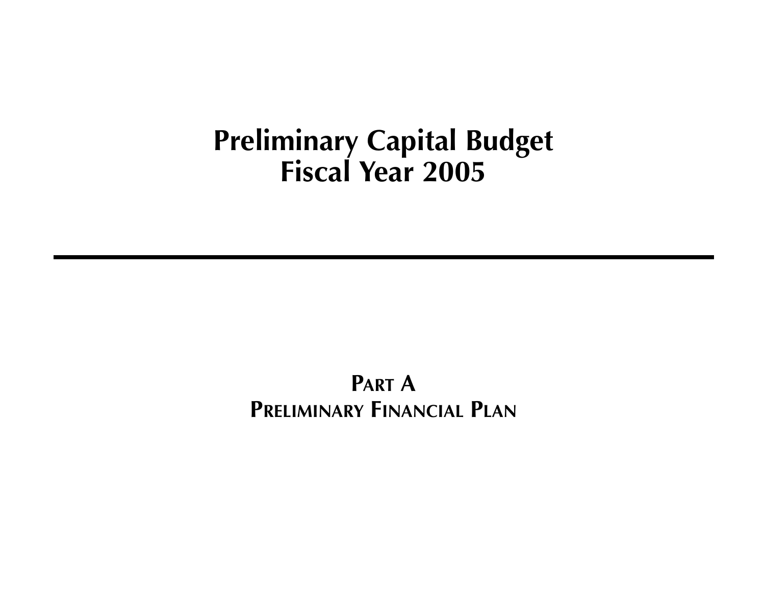# Preliminary Capital Budget
# Fiscal Year 2005

---

## PART A
## PRELIMINARY FINANCIAL PLAN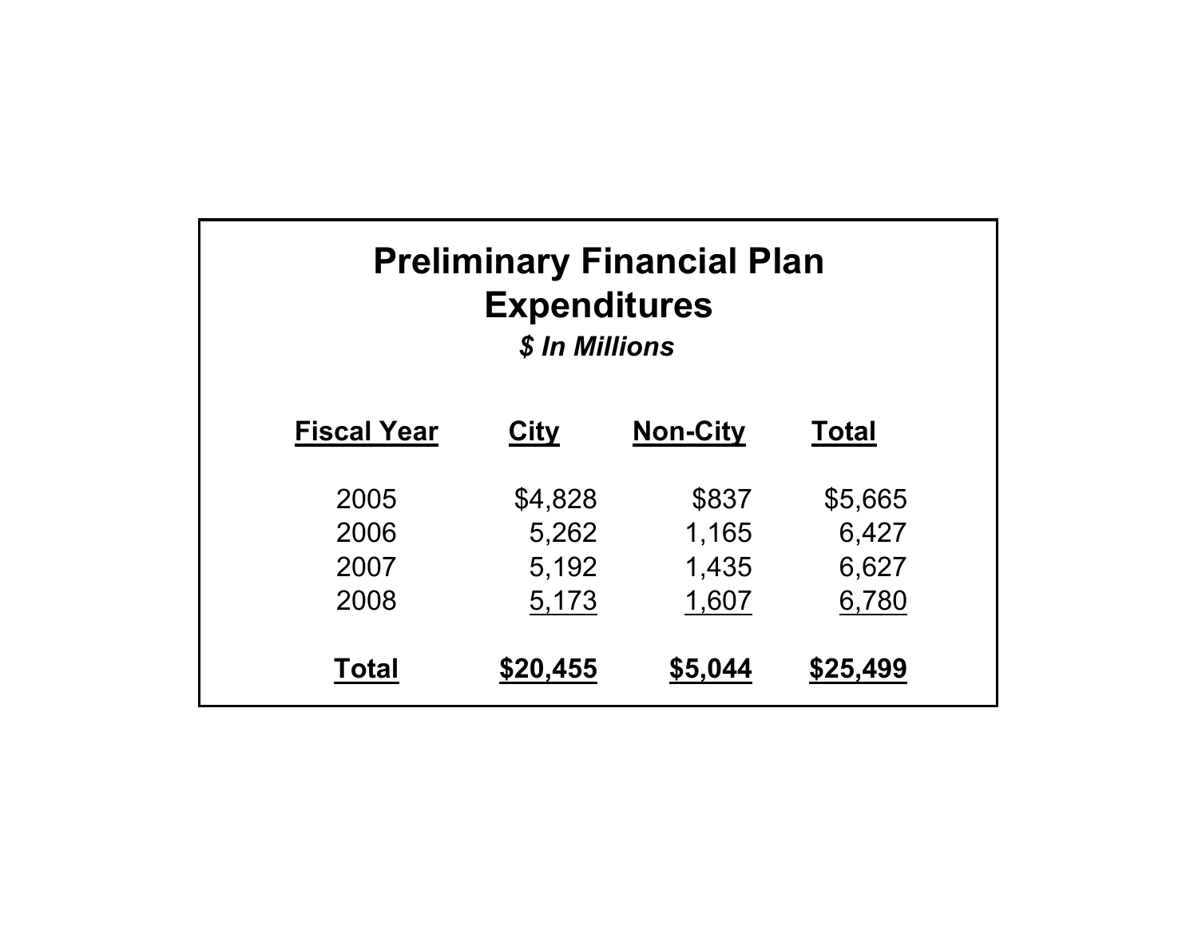# Preliminary Financial Plan Expenditures

***$ In Millions***

| Fiscal Year | City | Non-City | Total |
|---|---|---|---|
| 2005 | $4,828 | $837 | $5,665 |
| 2006 | 5,262 | 1,165 | 6,427 |
| 2007 | 5,192 | 1,435 | 6,627 |
| 2008 | 5,173 | 1,607 | 6,780 |
| **Total** | **$20,455** | **$5,044** | **$25,499** |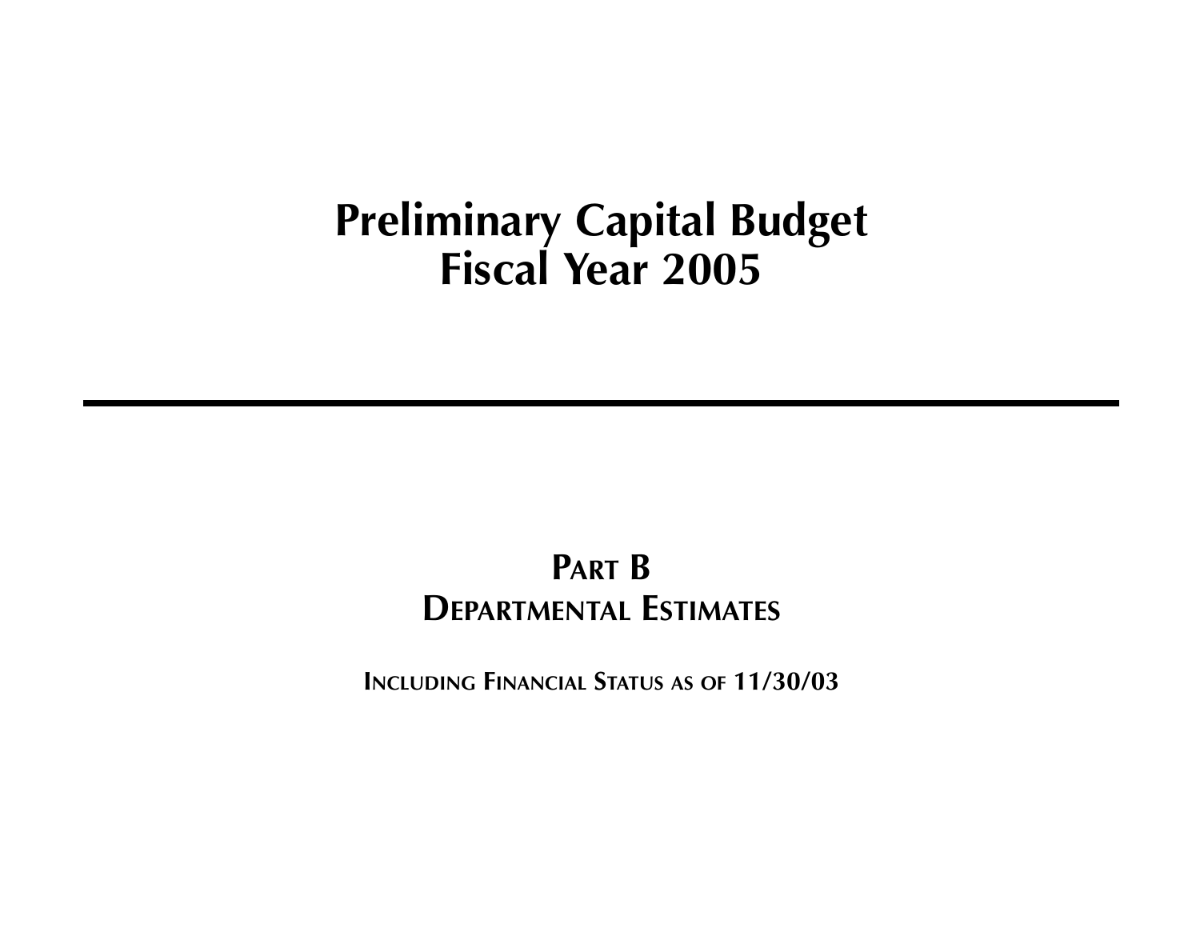# Preliminary Capital Budget
# Fiscal Year 2005

---

## Part B
## Departmental Estimates

**Including Financial Status as of 11/30/03**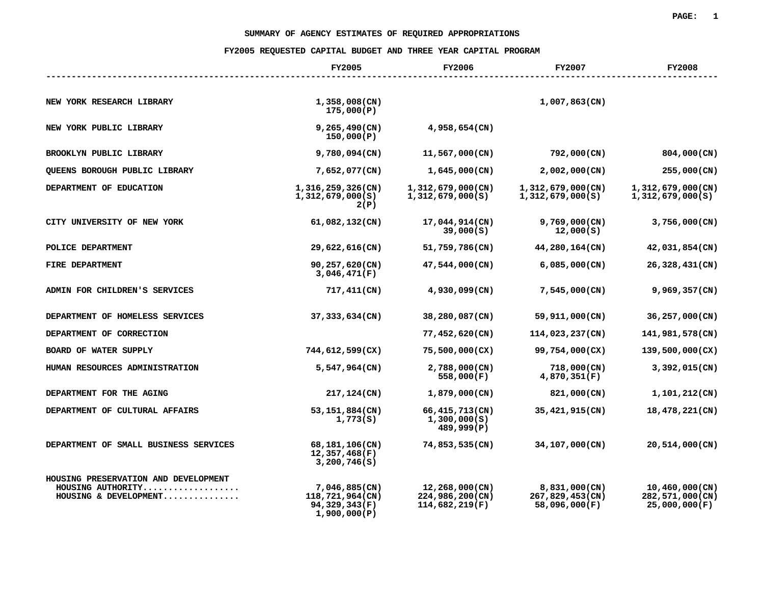## SUMMARY OF AGENCY ESTIMATES OF REQUIRED APPROPRIATIONS

## FY2005 REQUESTED CAPITAL BUDGET AND THREE YEAR CAPITAL PROGRAM

| | FY2005 | FY2006 | FY2007 | FY2008 |
|---|---|---|---|---|
| NEW YORK RESEARCH LIBRARY | 1,358,008(CN)<br>175,000(P) | | 1,007,863(CN) | |
| NEW YORK PUBLIC LIBRARY | 9,265,490(CN)<br>150,000(P) | 4,958,654(CN) | | |
| BROOKLYN PUBLIC LIBRARY | 9,780,094(CN) | 11,567,000(CN) | 792,000(CN) | 804,000(CN) |
| QUEENS BOROUGH PUBLIC LIBRARY | 7,652,077(CN) | 1,645,000(CN) | 2,002,000(CN) | 255,000(CN) |
| DEPARTMENT OF EDUCATION | 1,316,259,326(CN)<br>1,312,679,000(S)<br>2(P) | 1,312,679,000(CN)<br>1,312,679,000(S) | 1,312,679,000(CN)<br>1,312,679,000(S) | 1,312,679,000(CN)<br>1,312,679,000(S) |
| CITY UNIVERSITY OF NEW YORK | 61,082,132(CN) | 17,044,914(CN)<br>39,000(S) | 9,769,000(CN)<br>12,000(S) | 3,756,000(CN) |
| POLICE DEPARTMENT | 29,622,616(CN) | 51,759,786(CN) | 44,280,164(CN) | 42,031,854(CN) |
| FIRE DEPARTMENT | 90,257,620(CN)<br>3,046,471(F) | 47,544,000(CN) | 6,085,000(CN) | 26,328,431(CN) |
| ADMIN FOR CHILDREN'S SERVICES | 717,411(CN) | 4,930,099(CN) | 7,545,000(CN) | 9,969,357(CN) |
| DEPARTMENT OF HOMELESS SERVICES | 37,333,634(CN) | 38,280,087(CN) | 59,911,000(CN) | 36,257,000(CN) |
| DEPARTMENT OF CORRECTION | | 77,452,620(CN) | 114,023,237(CN) | 141,981,578(CN) |
| BOARD OF WATER SUPPLY | 744,612,599(CX) | 75,500,000(CX) | 99,754,000(CX) | 139,500,000(CX) |
| HUMAN RESOURCES ADMINISTRATION | 5,547,964(CN) | 2,788,000(CN)<br>558,000(F) | 718,000(CN)<br>4,870,351(F) | 3,392,015(CN) |
| DEPARTMENT FOR THE AGING | 217,124(CN) | 1,879,000(CN) | 821,000(CN) | 1,101,212(CN) |
| DEPARTMENT OF CULTURAL AFFAIRS | 53,151,884(CN)<br>1,773(S) | 66,415,713(CN)<br>1,300,000(S)<br>489,999(P) | 35,421,915(CN) | 18,478,221(CN) |
| DEPARTMENT OF SMALL BUSINESS SERVICES | 68,181,106(CN)<br>12,357,468(F)<br>3,200,746(S) | 74,853,535(CN) | 34,107,000(CN) | 20,514,000(CN) |
| HOUSING PRESERVATION AND DEVELOPMENT | | | | |
| HOUSING AUTHORITY.................. | 7,046,885(CN) | 12,268,000(CN) | 8,831,000(CN) | 10,460,000(CN) |
| HOUSING & DEVELOPMENT............... | 118,721,964(CN)<br>94,329,343(F)<br>1,900,000(P) | 224,986,200(CN)<br>114,682,219(F) | 267,829,453(CN)<br>58,096,000(F) | 282,571,000(CN)<br>25,000,000(F) |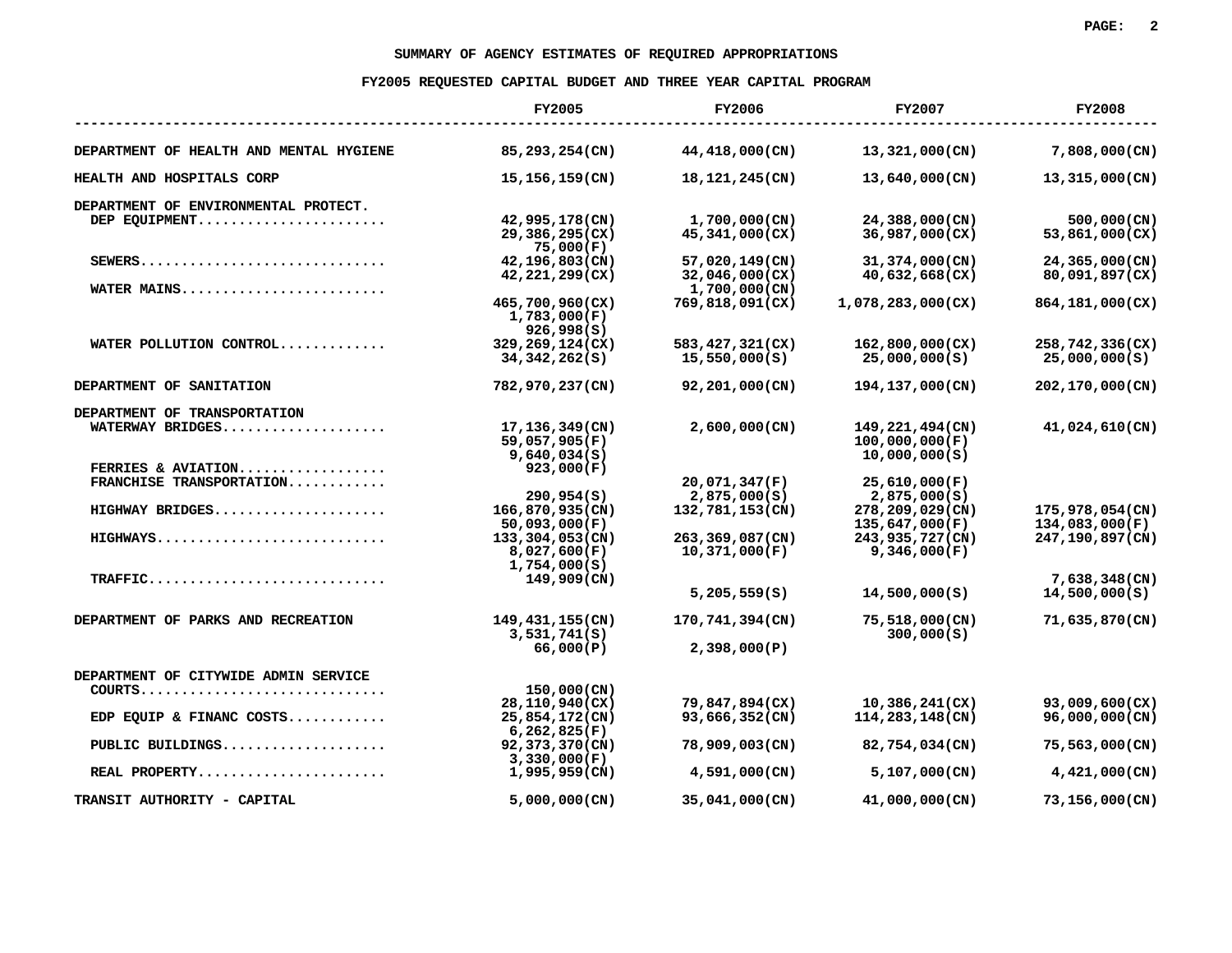## SUMMARY OF AGENCY ESTIMATES OF REQUIRED APPROPRIATIONS

## FY2005 REQUESTED CAPITAL BUDGET AND THREE YEAR CAPITAL PROGRAM

| | FY2005 | FY2006 | FY2007 | FY2008 |
|---|---|---|---|---|
| DEPARTMENT OF HEALTH AND MENTAL HYGIENE | 85,293,254(CN) | 44,418,000(CN) | 13,321,000(CN) | 7,808,000(CN) |
| HEALTH AND HOSPITALS CORP | 15,156,159(CN) | 18,121,245(CN) | 13,640,000(CN) | 13,315,000(CN) |
| DEPARTMENT OF ENVIRONMENTAL PROTECT. | | | | |
| DEP EQUIPMENT....................... | 42,995,178(CN) | 1,700,000(CN) | 24,388,000(CN) | 500,000(CN) |
| | 29,386,295(CX) | 45,341,000(CX) | 36,987,000(CX) | 53,861,000(CX) |
| | 75,000(F) | | | |
| SEWERS.............................. | 42,196,803(CN) | 57,020,149(CN) | 31,374,000(CN) | 24,365,000(CN) |
| | 42,221,299(CX) | 32,046,000(CX) | 40,632,668(CX) | 80,091,897(CX) |
| WATER MAINS......................... | | 1,700,000(CN) | | |
| | 465,700,960(CX) | 769,818,091(CX) | 1,078,283,000(CX) | 864,181,000(CX) |
| | 1,783,000(F) | | | |
| | 926,998(S) | | | |
| WATER POLLUTION CONTROL............. | 329,269,124(CX) | 583,427,321(CX) | 162,800,000(CX) | 258,742,336(CX) |
| | 34,342,262(S) | 15,550,000(S) | 25,000,000(S) | 25,000,000(S) |
| DEPARTMENT OF SANITATION | 782,970,237(CN) | 92,201,000(CN) | 194,137,000(CN) | 202,170,000(CN) |
| DEPARTMENT OF TRANSPORTATION | | | | |
| WATERWAY BRIDGES.................... | 17,136,349(CN) | 2,600,000(CN) | 149,221,494(CN) | 41,024,610(CN) |
| | 59,057,905(F) | | 100,000,000(F) | |
| | 9,640,034(S) | | 10,000,000(S) | |
| FERRIES & AVIATION.................. | 923,000(F) | | | |
| FRANCHISE TRANSPORTATION............ | | 20,071,347(F) | 25,610,000(F) | |
| | 290,954(S) | 2,875,000(S) | 2,875,000(S) | |
| HIGHWAY BRIDGES..................... | 166,870,935(CN) | 132,781,153(CN) | 278,209,029(CN) | 175,978,054(CN) |
| | 50,093,000(F) | | 135,647,000(F) | 134,083,000(F) |
| HIGHWAYS............................ | 133,304,053(CN) | 263,369,087(CN) | 243,935,727(CN) | 247,190,897(CN) |
| | 8,027,600(F) | 10,371,000(F) | 9,346,000(F) | |
| | 1,754,000(S) | | | |
| TRAFFIC............................. | 149,909(CN) | | | 7,638,348(CN) |
| | | 5,205,559(S) | 14,500,000(S) | 14,500,000(S) |
| DEPARTMENT OF PARKS AND RECREATION | 149,431,155(CN) | 170,741,394(CN) | 75,518,000(CN) | 71,635,870(CN) |
| | 3,531,741(S) | | 300,000(S) | |
| | 66,000(P) | 2,398,000(P) | | |
| DEPARTMENT OF CITYWIDE ADMIN SERVICE | | | | |
| COURTS.............................. | 150,000(CN) | | | |
| | 28,110,940(CX) | 79,847,894(CX) | 10,386,241(CX) | 93,009,600(CX) |
| EDP EQUIP & FINANC COSTS............ | 25,854,172(CN) | 93,666,352(CN) | 114,283,148(CN) | 96,000,000(CN) |
| | 6,262,825(F) | | | |
| PUBLIC BUILDINGS.................... | 92,373,370(CN) | 78,909,003(CN) | 82,754,034(CN) | 75,563,000(CN) |
| | 3,330,000(F) | | | |
| REAL PROPERTY....................... | 1,995,959(CN) | 4,591,000(CN) | 5,107,000(CN) | 4,421,000(CN) |
| TRANSIT AUTHORITY - CAPITAL | 5,000,000(CN) | 35,041,000(CN) | 41,000,000(CN) | 73,156,000(CN) |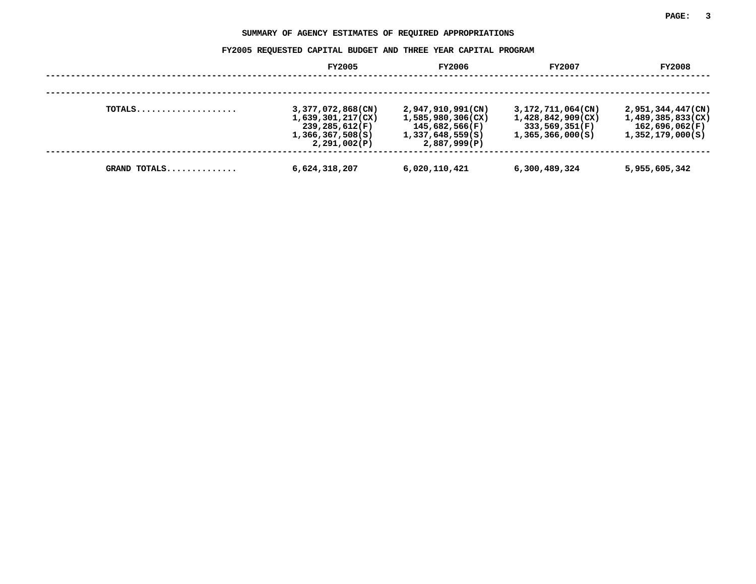# SUMMARY OF AGENCY ESTIMATES OF REQUIRED APPROPRIATIONS

## FY2005 REQUESTED CAPITAL BUDGET AND THREE YEAR CAPITAL PROGRAM

| | FY2005 | FY2006 | FY2007 | FY2008 |
|---|---|---|---|---|
| TOTALS.................... | 3,377,072,868(CN) | 2,947,910,991(CN) | 3,172,711,064(CN) | 2,951,344,447(CN) |
| | 1,639,301,217(CX) | 1,585,980,306(CX) | 1,428,842,909(CX) | 1,489,385,833(CX) |
| | 239,285,612(F) | 145,682,566(F) | 333,569,351(F) | 162,696,062(F) |
| | 1,366,367,508(S) | 1,337,648,559(S) | 1,365,366,000(S) | 1,352,179,000(S) |
| | 2,291,002(P) | 2,887,999(P) | | |
| GRAND TOTALS............. | 6,624,318,207 | 6,020,110,421 | 6,300,489,324 | 5,955,605,342 |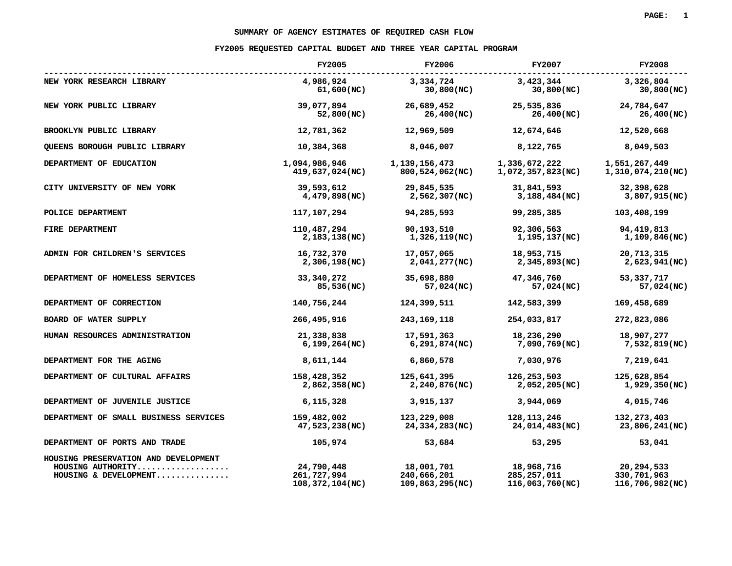# SUMMARY OF AGENCY ESTIMATES OF REQUIRED CASH FLOW

## FY2005 REQUESTED CAPITAL BUDGET AND THREE YEAR CAPITAL PROGRAM

| | FY2005 | FY2006 | FY2007 | FY2008 |
|---|---|---|---|---|
| NEW YORK RESEARCH LIBRARY | 4,986,924 | 3,334,724 | 3,423,344 | 3,326,804 |
| | 61,600(NC) | 30,800(NC) | 30,800(NC) | 30,800(NC) |
| NEW YORK PUBLIC LIBRARY | 39,077,894 | 26,689,452 | 25,535,836 | 24,784,647 |
| | 52,800(NC) | 26,400(NC) | 26,400(NC) | 26,400(NC) |
| BROOKLYN PUBLIC LIBRARY | 12,781,362 | 12,969,509 | 12,674,646 | 12,520,668 |
| QUEENS BOROUGH PUBLIC LIBRARY | 10,384,368 | 8,046,007 | 8,122,765 | 8,049,503 |
| DEPARTMENT OF EDUCATION | 1,094,986,946 | 1,139,156,473 | 1,336,672,222 | 1,551,267,449 |
| | 419,637,024(NC) | 800,524,062(NC) | 1,072,357,823(NC) | 1,310,074,210(NC) |
| CITY UNIVERSITY OF NEW YORK | 39,593,612 | 29,845,535 | 31,841,593 | 32,398,628 |
| | 4,479,898(NC) | 2,562,307(NC) | 3,188,484(NC) | 3,807,915(NC) |
| POLICE DEPARTMENT | 117,107,294 | 94,285,593 | 99,285,385 | 103,408,199 |
| FIRE DEPARTMENT | 110,487,294 | 90,193,510 | 92,306,563 | 94,419,813 |
| | 2,183,138(NC) | 1,326,119(NC) | 1,195,137(NC) | 1,109,846(NC) |
| ADMIN FOR CHILDREN'S SERVICES | 16,732,370 | 17,057,065 | 18,953,715 | 20,713,315 |
| | 2,306,198(NC) | 2,041,277(NC) | 2,345,893(NC) | 2,623,941(NC) |
| DEPARTMENT OF HOMELESS SERVICES | 33,340,272 | 35,698,880 | 47,346,760 | 53,337,717 |
| | 85,536(NC) | 57,024(NC) | 57,024(NC) | 57,024(NC) |
| DEPARTMENT OF CORRECTION | 140,756,244 | 124,399,511 | 142,583,399 | 169,458,689 |
| BOARD OF WATER SUPPLY | 266,495,916 | 243,169,118 | 254,033,817 | 272,823,086 |
| HUMAN RESOURCES ADMINISTRATION | 21,338,838 | 17,591,363 | 18,236,290 | 18,907,277 |
| | 6,199,264(NC) | 6,291,874(NC) | 7,090,769(NC) | 7,532,819(NC) |
| DEPARTMENT FOR THE AGING | 8,611,144 | 6,860,578 | 7,030,976 | 7,219,641 |
| DEPARTMENT OF CULTURAL AFFAIRS | 158,428,352 | 125,641,395 | 126,253,503 | 125,628,854 |
| | 2,862,358(NC) | 2,240,876(NC) | 2,052,205(NC) | 1,929,350(NC) |
| DEPARTMENT OF JUVENILE JUSTICE | 6,115,328 | 3,915,137 | 3,944,069 | 4,015,746 |
| DEPARTMENT OF SMALL BUSINESS SERVICES | 159,482,002 | 123,229,008 | 128,113,246 | 132,273,403 |
| | 47,523,238(NC) | 24,334,283(NC) | 24,014,483(NC) | 23,806,241(NC) |
| DEPARTMENT OF PORTS AND TRADE | 105,974 | 53,684 | 53,295 | 53,041 |
| HOUSING PRESERVATION AND DEVELOPMENT | | | | |
| HOUSING AUTHORITY.................. | 24,790,448 | 18,001,701 | 18,968,716 | 20,294,533 |
| HOUSING & DEVELOPMENT............... | 261,727,994 | 240,666,201 | 285,257,011 | 330,701,963 |
| | 108,372,104(NC) | 109,863,295(NC) | 116,063,760(NC) | 116,706,982(NC) |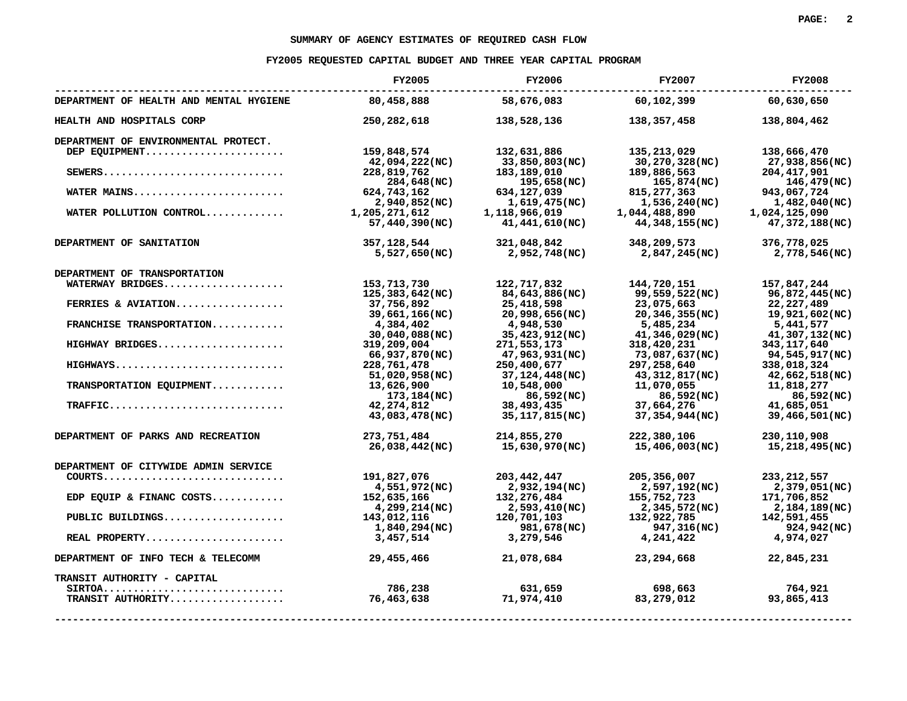## SUMMARY OF AGENCY ESTIMATES OF REQUIRED CASH FLOW

## FY2005 REQUESTED CAPITAL BUDGET AND THREE YEAR CAPITAL PROGRAM

| | FY2005 | FY2006 | FY2007 | FY2008 |
|---|---|---|---|---|
| DEPARTMENT OF HEALTH AND MENTAL HYGIENE | 80,458,888 | 58,676,083 | 60,102,399 | 60,630,650 |
| HEALTH AND HOSPITALS CORP | 250,282,618 | 138,528,136 | 138,357,458 | 138,804,462 |
| DEPARTMENT OF ENVIRONMENTAL PROTECT. | | | | |
| DEP EQUIPMENT....................... | 159,848,574 | 132,631,886 | 135,213,029 | 138,666,470 |
| | 42,094,222(NC) | 33,850,803(NC) | 30,270,328(NC) | 27,938,856(NC) |
| SEWERS.............................. | 228,819,762 | 183,189,010 | 189,886,563 | 204,417,901 |
| | 284,648(NC) | 195,658(NC) | 165,874(NC) | 146,479(NC) |
| WATER MAINS......................... | 624,743,162 | 634,127,039 | 815,277,363 | 943,067,724 |
| | 2,940,852(NC) | 1,619,475(NC) | 1,536,240(NC) | 1,482,040(NC) |
| WATER POLLUTION CONTROL............. | 1,205,271,612 | 1,118,966,019 | 1,044,488,890 | 1,024,125,090 |
| | 57,440,390(NC) | 41,441,610(NC) | 44,348,155(NC) | 47,372,188(NC) |
| DEPARTMENT OF SANITATION | 357,128,544 | 321,048,842 | 348,209,573 | 376,778,025 |
| | 5,527,650(NC) | 2,952,748(NC) | 2,847,245(NC) | 2,778,546(NC) |
| DEPARTMENT OF TRANSPORTATION | | | | |
| WATERWAY BRIDGES.................... | 153,713,730 | 122,717,832 | 144,720,151 | 157,847,244 |
| | 125,383,642(NC) | 84,643,886(NC) | 99,559,522(NC) | 96,872,445(NC) |
| FERRIES & AVIATION.................. | 37,756,892 | 25,418,598 | 23,075,663 | 22,227,489 |
| | 39,661,166(NC) | 20,998,656(NC) | 20,346,355(NC) | 19,921,602(NC) |
| FRANCHISE TRANSPORTATION............ | 4,384,402 | 4,948,530 | 5,485,234 | 5,441,577 |
| | 30,040,088(NC) | 35,423,912(NC) | 41,346,029(NC) | 41,307,132(NC) |
| HIGHWAY BRIDGES..................... | 319,209,004 | 271,553,173 | 318,420,231 | 343,117,640 |
| | 66,937,870(NC) | 47,963,931(NC) | 73,087,637(NC) | 94,545,917(NC) |
| HIGHWAYS............................ | 228,761,478 | 250,400,677 | 297,258,640 | 338,018,324 |
| | 51,020,958(NC) | 37,124,448(NC) | 43,312,817(NC) | 42,662,518(NC) |
| TRANSPORTATION EQUIPMENT............ | 13,626,900 | 10,548,000 | 11,070,055 | 11,818,277 |
| | 173,184(NC) | 86,592(NC) | 86,592(NC) | 86,592(NC) |
| TRAFFIC............................. | 42,274,812 | 38,493,435 | 37,664,276 | 41,685,051 |
| | 43,083,478(NC) | 35,117,815(NC) | 37,354,944(NC) | 39,466,501(NC) |
| DEPARTMENT OF PARKS AND RECREATION | 273,751,484 | 214,855,270 | 222,380,106 | 230,110,908 |
| | 26,038,442(NC) | 15,630,970(NC) | 15,406,003(NC) | 15,218,495(NC) |
| DEPARTMENT OF CITYWIDE ADMIN SERVICE | | | | |
| COURTS.............................. | 191,827,076 | 203,442,447 | 205,356,007 | 233,212,557 |
| | 4,551,972(NC) | 2,932,194(NC) | 2,597,192(NC) | 2,379,051(NC) |
| EDP EQUIP & FINANC COSTS............ | 152,635,166 | 132,276,484 | 155,752,723 | 171,706,852 |
| | 4,299,214(NC) | 2,593,410(NC) | 2,345,572(NC) | 2,184,189(NC) |
| PUBLIC BUILDINGS.................... | 143,012,116 | 120,701,103 | 132,922,785 | 142,591,455 |
| | 1,840,294(NC) | 981,678(NC) | 947,316(NC) | 924,942(NC) |
| REAL PROPERTY....................... | 3,457,514 | 3,279,546 | 4,241,422 | 4,974,027 |
| DEPARTMENT OF INFO TECH & TELECOMM | 29,455,466 | 21,078,684 | 23,294,668 | 22,845,231 |
| TRANSIT AUTHORITY - CAPITAL | | | | |
| SIRTOA.............................. | 786,238 | 631,659 | 698,663 | 764,921 |
| TRANSIT AUTHORITY................... | 76,463,638 | 71,974,410 | 83,279,012 | 93,865,413 |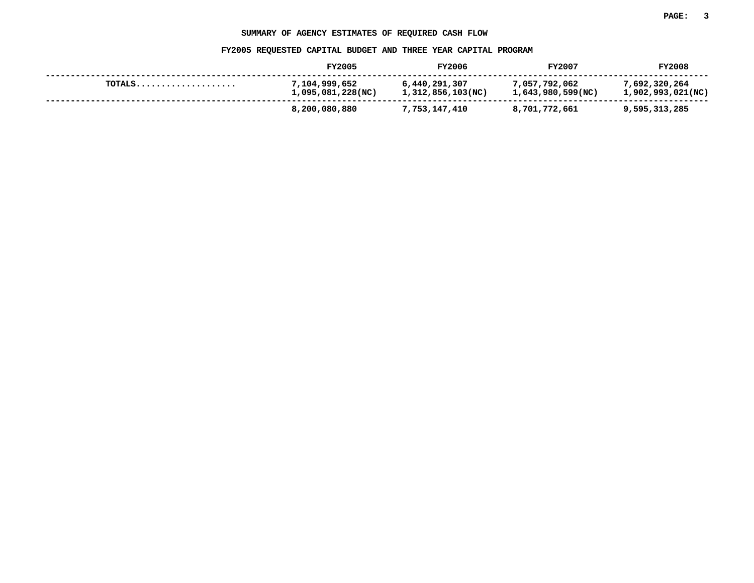## SUMMARY OF AGENCY ESTIMATES OF REQUIRED CASH FLOW

### FY2005 REQUESTED CAPITAL BUDGET AND THREE YEAR CAPITAL PROGRAM

| | FY2005 | FY2006 | FY2007 | FY2008 |
|---|---|---|---|---|
| TOTALS.................... | 7,104,999,652<br>1,095,081,228(NC) | 6,440,291,307<br>1,312,856,103(NC) | 7,057,792,062<br>1,643,980,599(NC) | 7,692,320,264<br>1,902,993,021(NC) |
| | 8,200,080,880 | 7,753,147,410 | 8,701,772,661 | 9,595,313,285 |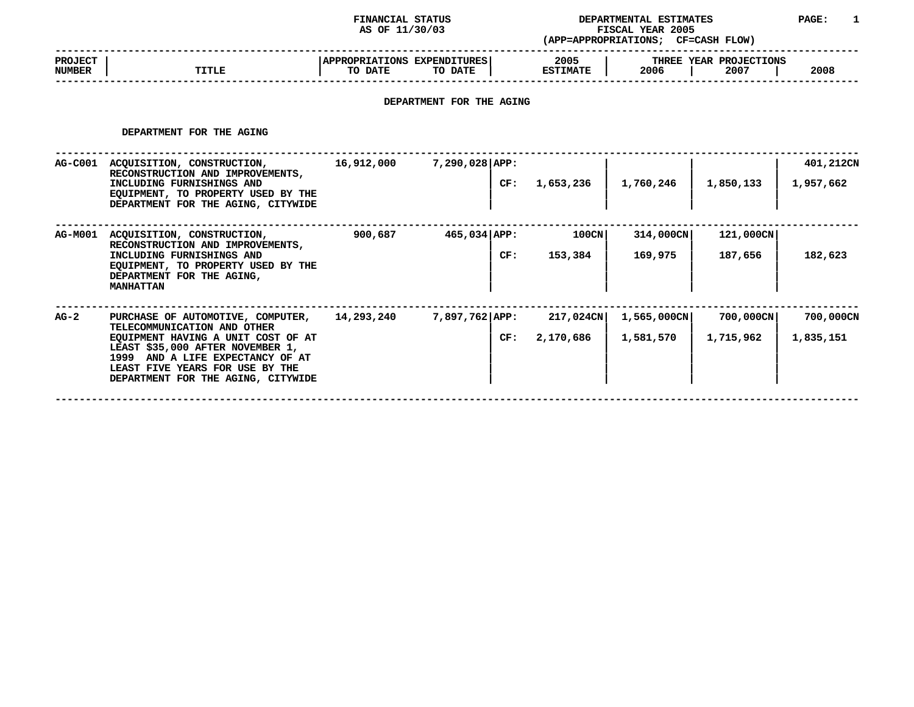FINANCIAL STATUS
AS OF 11/30/03

DEPARTMENTAL ESTIMATES
FISCAL YEAR 2005
(APP=APPROPRIATIONS; CF=CASH FLOW)

## DEPARTMENT FOR THE AGING

### DEPARTMENT FOR THE AGING

| PROJECT NUMBER | TITLE | APPROPRIATIONS TO DATE | EXPENDITURES TO DATE | | 2005 ESTIMATE | THREE YEAR PROJECTIONS 2006 | 2007 | 2008 |
|---|---|---|---|---|---|---|---|---|
| AG-C001 | ACQUISITION, CONSTRUCTION, RECONSTRUCTION AND IMPROVEMENTS, INCLUDING FURNISHINGS AND EQUIPMENT, TO PROPERTY USED BY THE DEPARTMENT FOR THE AGING, CITYWIDE | 16,912,000 | 7,290,028 | APP: | | | | 401,212CN |
| | | | | CF: | 1,653,236 | 1,760,246 | 1,850,133 | 1,957,662 |
| AG-M001 | ACQUISITION, CONSTRUCTION, RECONSTRUCTION AND IMPROVEMENTS, INCLUDING FURNISHINGS AND EQUIPMENT, TO PROPERTY USED BY THE DEPARTMENT FOR THE AGING, MANHATTAN | 900,687 | 465,034 | APP: | 100CN | 314,000CN | 121,000CN | |
| | | | | CF: | 153,384 | 169,975 | 187,656 | 182,623 |
| AG-2 | PURCHASE OF AUTOMOTIVE, COMPUTER, TELECOMMUNICATION AND OTHER EQUIPMENT HAVING A UNIT COST OF AT LEAST $35,000 AFTER NOVEMBER 1, 1999 AND A LIFE EXPECTANCY OF AT LEAST FIVE YEARS FOR USE BY THE DEPARTMENT FOR THE AGING, CITYWIDE | 14,293,240 | 7,897,762 | APP: | 217,024CN | 1,565,000CN | 700,000CN | 700,000CN |
| | | | | CF: | 2,170,686 | 1,581,570 | 1,715,962 | 1,835,151 |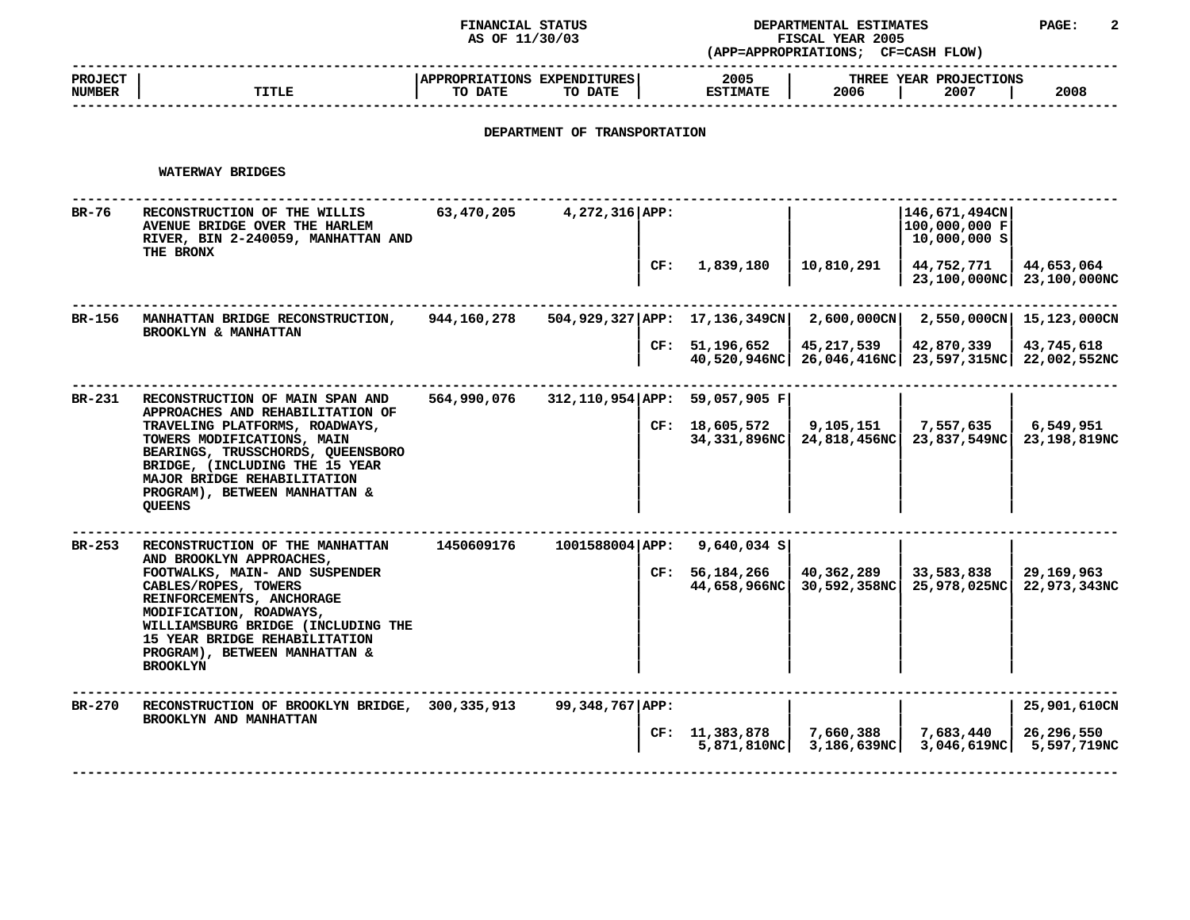FINANCIAL STATUS AS OF 11/30/03

DEPARTMENTAL ESTIMATES FISCAL YEAR 2005 (APP=APPROPRIATIONS; CF=CASH FLOW)

| PROJECT NUMBER | TITLE | APPROPRIATIONS TO DATE | EXPENDITURES TO DATE | | 2005 ESTIMATE | THREE YEAR PROJECTIONS 2006 | 2007 | 2008 |
|---|---|---|---|---|---|---|---|---|

## DEPARTMENT OF TRANSPORTATION

### WATERWAY BRIDGES

| PROJECT NUMBER | TITLE | APPROPRIATIONS TO DATE | EXPENDITURES TO DATE | | 2005 ESTIMATE | 2006 | 2007 | 2008 |
|---|---|---|---|---|---|---|---|---|
| BR-76 | RECONSTRUCTION OF THE WILLIS AVENUE BRIDGE OVER THE HARLEM RIVER, BIN 2-240059, MANHATTAN AND THE BRONX | 63,470,205 | 4,272,316 | APP: | | | 146,671,494CN 100,000,000 F 10,000,000 S | |
| | | | | CF: | 1,839,180 | 10,810,291 | 44,752,771 23,100,000NC | 44,653,064 23,100,000NC |
| BR-156 | MANHATTAN BRIDGE RECONSTRUCTION, BROOKLYN & MANHATTAN | 944,160,278 | 504,929,327 | APP: | 17,136,349CN | 2,600,000CN | 2,550,000CN | 15,123,000CN |
| | | | | CF: | 51,196,652 40,520,946NC | 45,217,539 26,046,416NC | 42,870,339 23,597,315NC | 43,745,618 22,002,552NC |
| BR-231 | RECONSTRUCTION OF MAIN SPAN AND APPROACHES AND REHABILITATION OF TRAVELING PLATFORMS, ROADWAYS, TOWERS MODIFICATIONS, MAIN BEARINGS, TRUSSCHORDS, QUEENSBORO BRIDGE, (INCLUDING THE 15 YEAR MAJOR BRIDGE REHABILITATION PROGRAM), BETWEEN MANHATTAN & QUEENS | 564,990,076 | 312,110,954 | APP: | 59,057,905 F | | | |
| | | | | CF: | 18,605,572 34,331,896NC | 9,105,151 24,818,456NC | 7,557,635 23,837,549NC | 6,549,951 23,198,819NC |
| BR-253 | RECONSTRUCTION OF THE MANHATTAN AND BROOKLYN APPROACHES, FOOTWALKS, MAIN- AND SUSPENDER CABLES/ROPES, TOWERS REINFORCEMENTS, ANCHORAGE MODIFICATION, ROADWAYS, WILLIAMSBURG BRIDGE (INCLUDING THE 15 YEAR BRIDGE REHABILITATION PROGRAM), BETWEEN MANHATTAN & BROOKLYN | 1450609176 | 1001588004 | APP: | 9,640,034 S | | | |
| | | | | CF: | 56,184,266 44,658,966NC | 40,362,289 30,592,358NC | 33,583,838 25,978,025NC | 29,169,963 22,973,343NC |
| BR-270 | RECONSTRUCTION OF BROOKLYN BRIDGE, BROOKLYN AND MANHATTAN | 300,335,913 | 99,348,767 | APP: | | | | 25,901,610CN |
| | | | | CF: | 11,383,878 5,871,810NC | 7,660,388 3,186,639NC | 7,683,440 3,046,619NC | 26,296,550 5,597,719NC |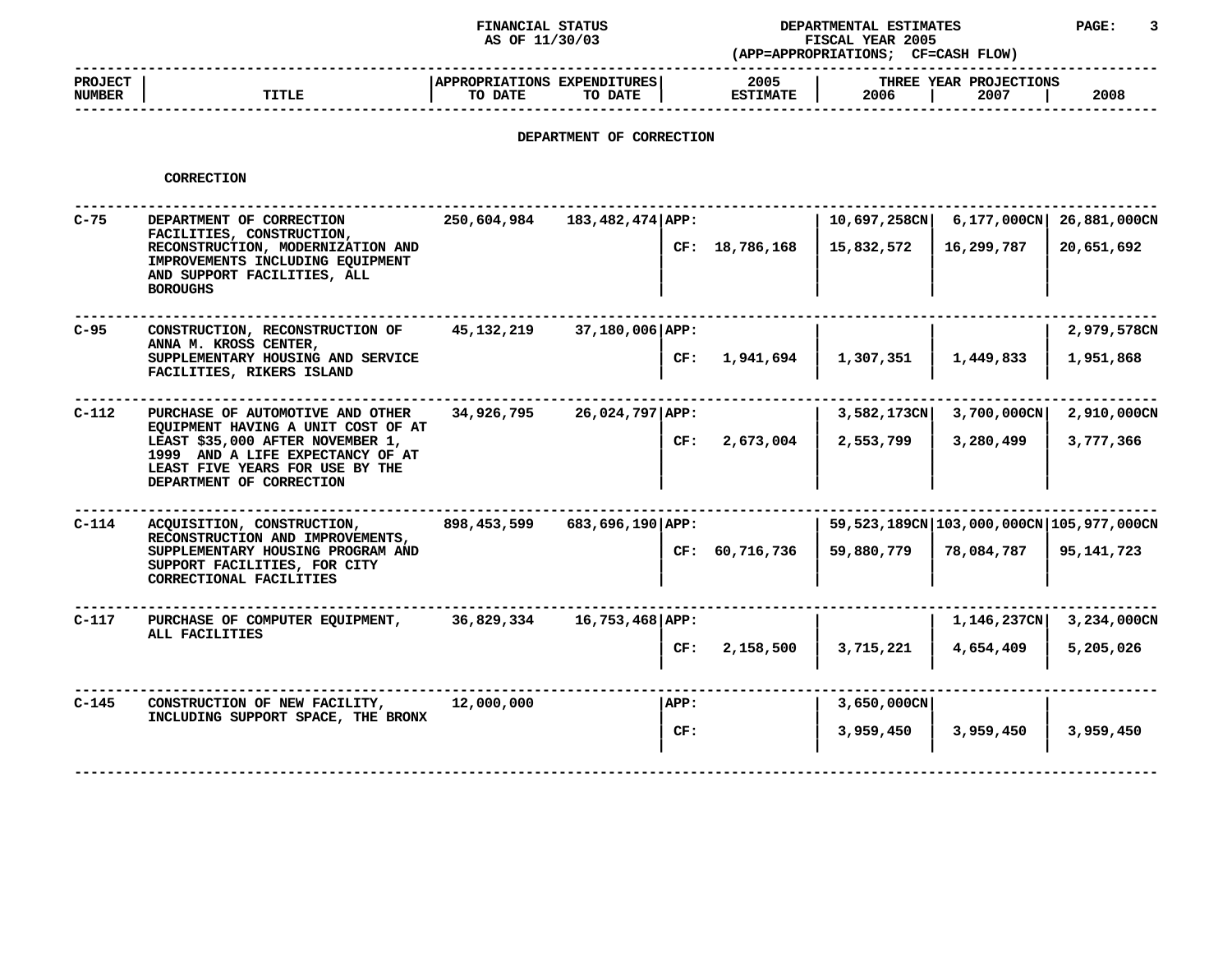FINANCIAL STATUS
AS OF 11/30/03

DEPARTMENTAL ESTIMATES
FISCAL YEAR 2005
(APP=APPROPRIATIONS; CF=CASH FLOW)

## DEPARTMENT OF CORRECTION

### CORRECTION

| PROJECT NUMBER | TITLE | APPROPRIATIONS TO DATE | EXPENDITURES TO DATE | | 2005 ESTIMATE | THREE YEAR PROJECTIONS 2006 | 2007 | 2008 |
|---|---|---|---|---|---|---|---|---|
| C-75 | DEPARTMENT OF CORRECTION FACILITIES, CONSTRUCTION, RECONSTRUCTION, MODERNIZATION AND IMPROVEMENTS INCLUDING EQUIPMENT AND SUPPORT FACILITIES, ALL BOROUGHS | 250,604,984 | 183,482,474 | APP: | | 10,697,258CN | 6,177,000CN | 26,881,000CN |
| | | | | CF: | 18,786,168 | 15,832,572 | 16,299,787 | 20,651,692 |
| C-95 | CONSTRUCTION, RECONSTRUCTION OF ANNA M. KROSS CENTER, SUPPLEMENTARY HOUSING AND SERVICE FACILITIES, RIKERS ISLAND | 45,132,219 | 37,180,006 | APP: | | | | 2,979,578CN |
| | | | | CF: | 1,941,694 | 1,307,351 | 1,449,833 | 1,951,868 |
| C-112 | PURCHASE OF AUTOMOTIVE AND OTHER EQUIPMENT HAVING A UNIT COST OF AT LEAST $35,000 AFTER NOVEMBER 1, 1999 AND A LIFE EXPECTANCY OF AT LEAST FIVE YEARS FOR USE BY THE DEPARTMENT OF CORRECTION | 34,926,795 | 26,024,797 | APP: | | 3,582,173CN | 3,700,000CN | 2,910,000CN |
| | | | | CF: | 2,673,004 | 2,553,799 | 3,280,499 | 3,777,366 |
| C-114 | ACQUISITION, CONSTRUCTION, RECONSTRUCTION AND IMPROVEMENTS, SUPPLEMENTARY HOUSING PROGRAM AND SUPPORT FACILITIES, FOR CITY CORRECTIONAL FACILITIES | 898,453,599 | 683,696,190 | APP: | | 59,523,189CN | 103,000,000CN | 105,977,000CN |
| | | | | CF: | 60,716,736 | 59,880,779 | 78,084,787 | 95,141,723 |
| C-117 | PURCHASE OF COMPUTER EQUIPMENT, ALL FACILITIES | 36,829,334 | 16,753,468 | APP: | | | 1,146,237CN | 3,234,000CN |
| | | | | CF: | 2,158,500 | 3,715,221 | 4,654,409 | 5,205,026 |
| C-145 | CONSTRUCTION OF NEW FACILITY, INCLUDING SUPPORT SPACE, THE BRONX | 12,000,000 | | APP: | | 3,650,000CN | | |
| | | | | CF: | | 3,959,450 | 3,959,450 | 3,959,450 |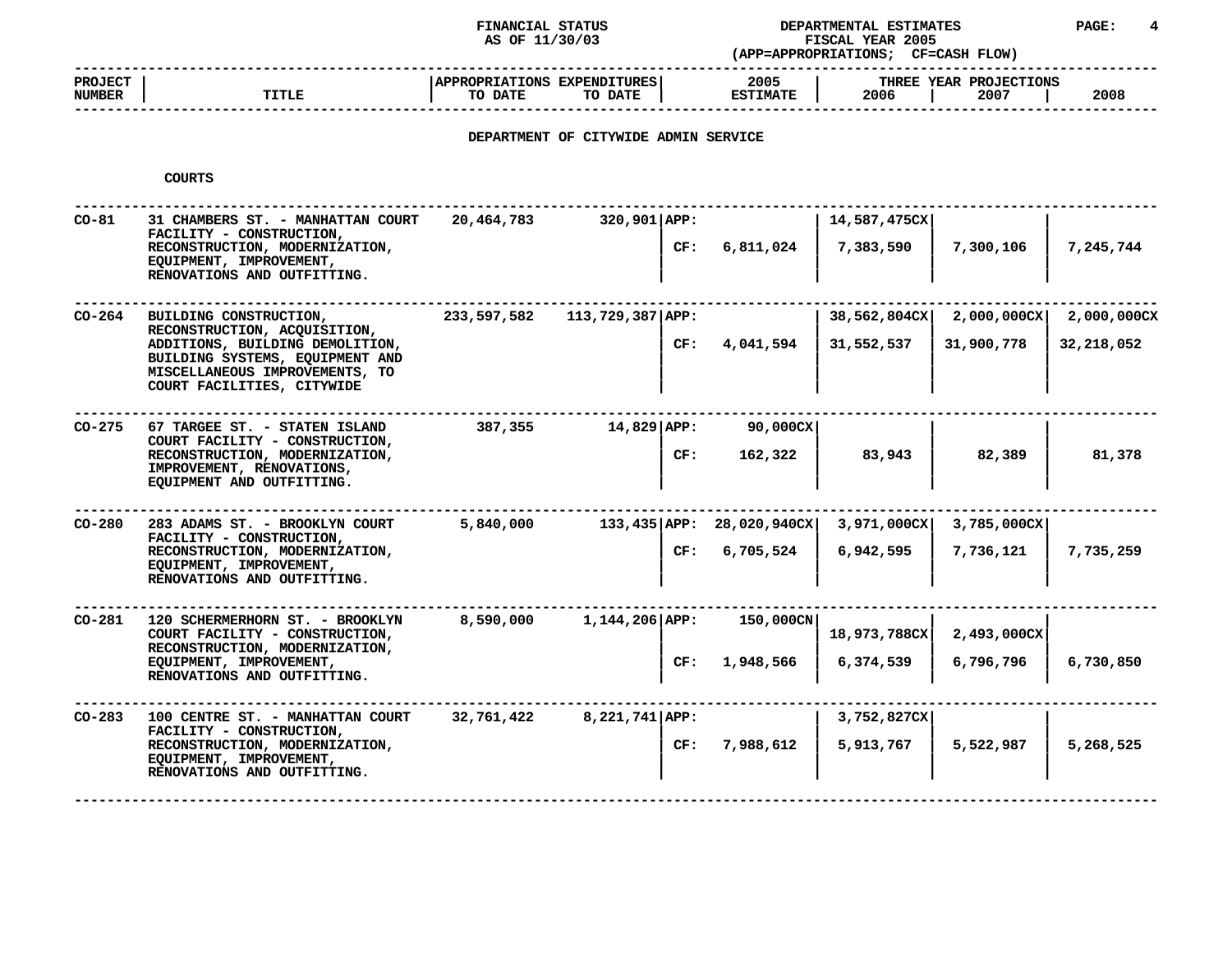FINANCIAL STATUS AS OF 11/30/03

DEPARTMENTAL ESTIMATES FISCAL YEAR 2005 (APP=APPROPRIATIONS; CF=CASH FLOW)

## DEPARTMENT OF CITYWIDE ADMIN SERVICE

### COURTS

| PROJECT NUMBER | TITLE | APPROPRIATIONS TO DATE | EXPENDITURES TO DATE | | 2005 ESTIMATE | THREE YEAR PROJECTIONS 2006 | 2007 | 2008 |
|---|---|---|---|---|---|---|---|---|
| CO-81 | 31 CHAMBERS ST. - MANHATTAN COURT FACILITY - CONSTRUCTION, RECONSTRUCTION, MODERNIZATION, EQUIPMENT, IMPROVEMENT, RENOVATIONS AND OUTFITTING. | 20,464,783 | 320,901 | APP: | | 14,587,475CX | | |
| | | | | CF: | 6,811,024 | 7,383,590 | 7,300,106 | 7,245,744 |
| CO-264 | BUILDING CONSTRUCTION, RECONSTRUCTION, ACQUISITION, ADDITIONS, BUILDING DEMOLITION, BUILDING SYSTEMS, EQUIPMENT AND MISCELLANEOUS IMPROVEMENTS, TO COURT FACILITIES, CITYWIDE | 233,597,582 | 113,729,387 | APP: | | 38,562,804CX | 2,000,000CX | 2,000,000CX |
| | | | | CF: | 4,041,594 | 31,552,537 | 31,900,778 | 32,218,052 |
| CO-275 | 67 TARGEE ST. - STATEN ISLAND COURT FACILITY - CONSTRUCTION, RECONSTRUCTION, MODERNIZATION, IMPROVEMENT, RENOVATIONS, EQUIPMENT AND OUTFITTING. | 387,355 | 14,829 | APP: | 90,000CX | | | |
| | | | | CF: | 162,322 | 83,943 | 82,389 | 81,378 |
| CO-280 | 283 ADAMS ST. - BROOKLYN COURT FACILITY - CONSTRUCTION, RECONSTRUCTION, MODERNIZATION, EQUIPMENT, IMPROVEMENT, RENOVATIONS AND OUTFITTING. | 5,840,000 | 133,435 | APP: | 28,020,940CX | 3,971,000CX | 3,785,000CX | |
| | | | | CF: | 6,705,524 | 6,942,595 | 7,736,121 | 7,735,259 |
| CO-281 | 120 SCHERMERHORN ST. - BROOKLYN COURT FACILITY - CONSTRUCTION, RECONSTRUCTION, MODERNIZATION, EQUIPMENT, IMPROVEMENT, RENOVATIONS AND OUTFITTING. | 8,590,000 | 1,144,206 | APP: | 150,000CN | 18,973,788CX | 2,493,000CX | |
| | | | | CF: | 1,948,566 | 6,374,539 | 6,796,796 | 6,730,850 |
| CO-283 | 100 CENTRE ST. - MANHATTAN COURT FACILITY - CONSTRUCTION, RECONSTRUCTION, MODERNIZATION, EQUIPMENT, IMPROVEMENT, RENOVATIONS AND OUTFITTING. | 32,761,422 | 8,221,741 | APP: | | 3,752,827CX | | |
| | | | | CF: | 7,988,612 | 5,913,767 | 5,522,987 | 5,268,525 |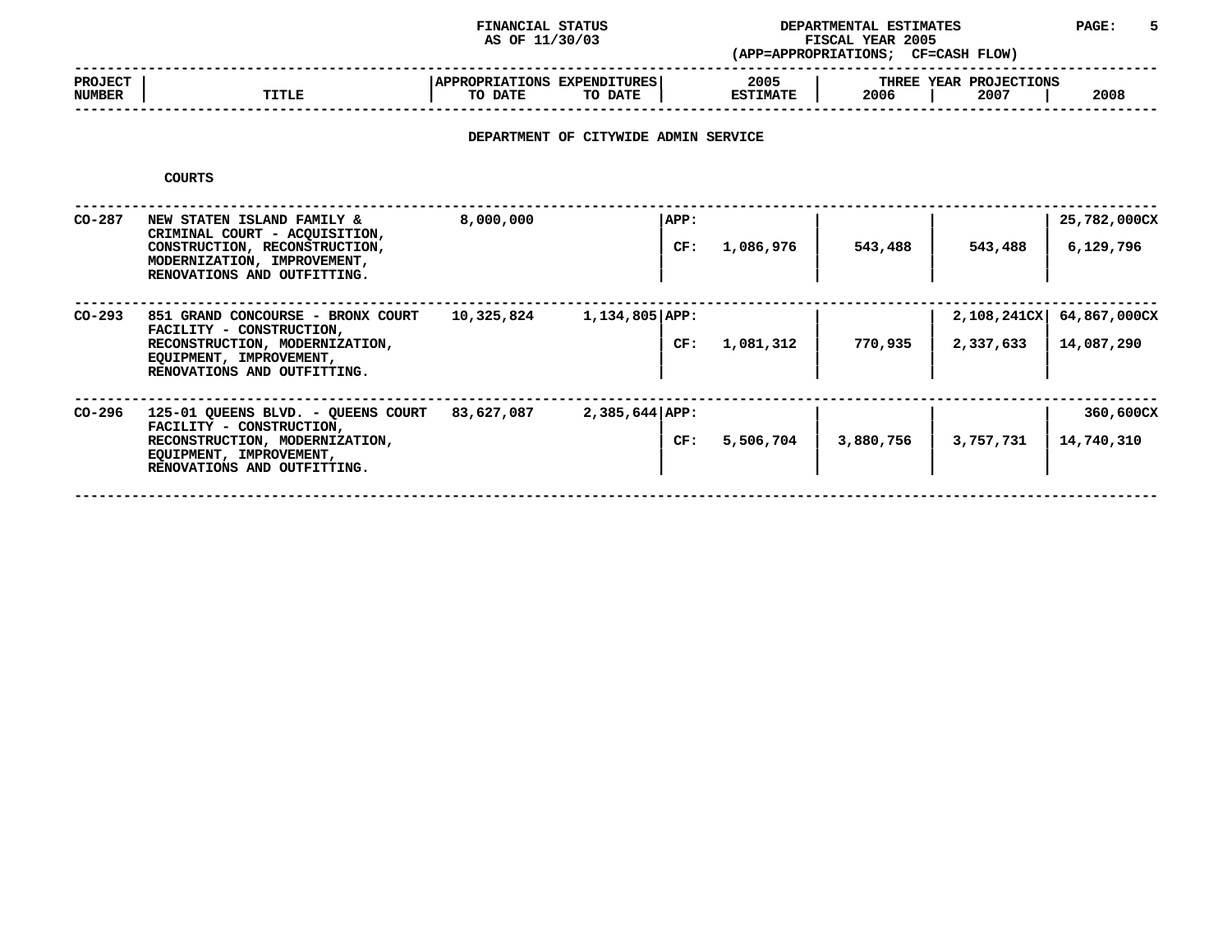FINANCIAL STATUS AS OF 11/30/03

DEPARTMENTAL ESTIMATES FISCAL YEAR 2005 (APP=APPROPRIATIONS; CF=CASH FLOW)

## DEPARTMENT OF CITYWIDE ADMIN SERVICE

### COURTS

| PROJECT NUMBER | TITLE | APPROPRIATIONS TO DATE | EXPENDITURES TO DATE | | 2005 ESTIMATE | THREE YEAR PROJECTIONS 2006 | 2007 | 2008 |
|---|---|---|---|---|---|---|---|---|
| CO-287 | NEW STATEN ISLAND FAMILY & CRIMINAL COURT - ACQUISITION, CONSTRUCTION, RECONSTRUCTION, MODERNIZATION, IMPROVEMENT, RENOVATIONS AND OUTFITTING. | 8,000,000 | | APP: | | | | 25,782,000CX |
| | | | | CF: | 1,086,976 | 543,488 | 543,488 | 6,129,796 |
| CO-293 | 851 GRAND CONCOURSE - BRONX COURT FACILITY - CONSTRUCTION, RECONSTRUCTION, MODERNIZATION, EQUIPMENT, IMPROVEMENT, RENOVATIONS AND OUTFITTING. | 10,325,824 | 1,134,805 | APP: | | | 2,108,241CX | 64,867,000CX |
| | | | | CF: | 1,081,312 | 770,935 | 2,337,633 | 14,087,290 |
| CO-296 | 125-01 QUEENS BLVD. - QUEENS COURT FACILITY - CONSTRUCTION, RECONSTRUCTION, MODERNIZATION, EQUIPMENT, IMPROVEMENT, RENOVATIONS AND OUTFITTING. | 83,627,087 | 2,385,644 | APP: | | | | 360,600CX |
| | | | | CF: | 5,506,704 | 3,880,756 | 3,757,731 | 14,740,310 |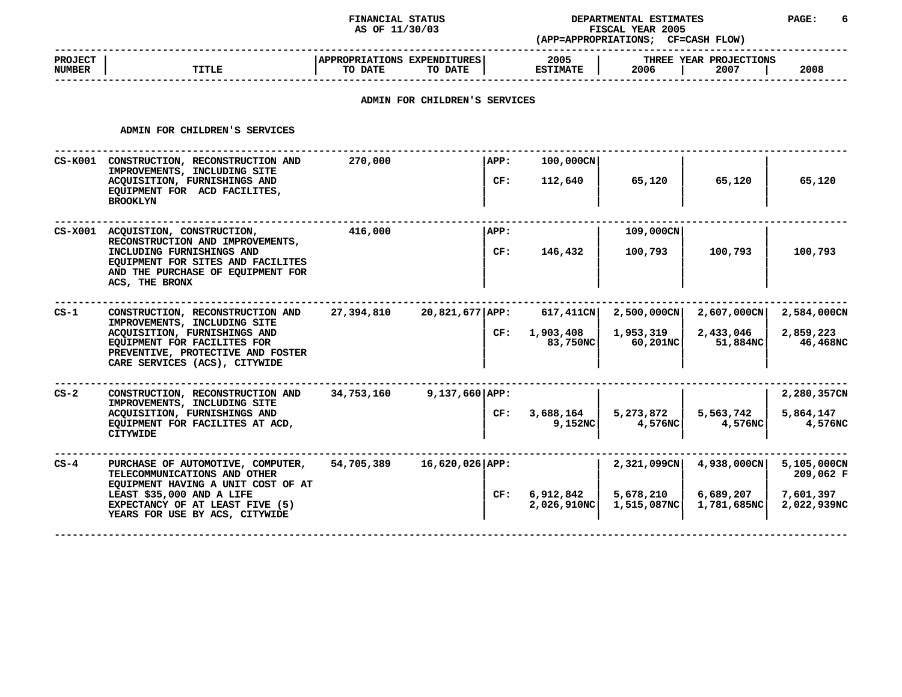FINANCIAL STATUS
AS OF 11/30/03

DEPARTMENTAL ESTIMATES
FISCAL YEAR 2005
(APP=APPROPRIATIONS; CF=CASH FLOW)

## ADMIN FOR CHILDREN'S SERVICES

### ADMIN FOR CHILDREN'S SERVICES

| PROJECT NUMBER | TITLE | APPROPRIATIONS TO DATE | EXPENDITURES TO DATE | | 2005 ESTIMATE | THREE YEAR PROJECTIONS 2006 | 2007 | 2008 |
|---|---|---|---|---|---|---|---|---|
| CS-K001 | CONSTRUCTION, RECONSTRUCTION AND IMPROVEMENTS, INCLUDING SITE ACQUISITION, FURNISHINGS AND EQUIPMENT FOR ACD FACILITES, BROOKLYN | 270,000 | | APP: | 100,000CN | | | |
| | | | | CF: | 112,640 | 65,120 | 65,120 | 65,120 |
| CS-X001 | ACQUISTION, CONSTRUCTION, RECONSTRUCTION AND IMPROVEMENTS, INCLUDING FURNISHINGS AND EQUIPMENT FOR SITES AND FACILITES AND THE PURCHASE OF EQUIPMENT FOR ACS, THE BRONX | 416,000 | | APP: | | 109,000CN | | |
| | | | | CF: | 146,432 | 100,793 | 100,793 | 100,793 |
| CS-1 | CONSTRUCTION, RECONSTRUCTION AND IMPROVEMENTS, INCLUDING SITE ACQUISITION, FURNISHINGS AND EQUIPMENT FOR FACILITES FOR PREVENTIVE, PROTECTIVE AND FOSTER CARE SERVICES (ACS), CITYWIDE | 27,394,810 | 20,821,677 | APP: | 617,411CN | 2,500,000CN | 2,607,000CN | 2,584,000CN |
| | | | | CF: | 1,903,408<br>83,750NC | 1,953,319<br>60,201NC | 2,433,046<br>51,884NC | 2,859,223<br>46,468NC |
| CS-2 | CONSTRUCTION, RECONSTRUCTION AND IMPROVEMENTS, INCLUDING SITE ACQUISITION, FURNISHINGS AND EQUIPMENT FOR FACILITES AT ACD, CITYWIDE | 34,753,160 | 9,137,660 | APP: | | | | 2,280,357CN |
| | | | | CF: | 3,688,164<br>9,152NC | 5,273,872<br>4,576NC | 5,563,742<br>4,576NC | 5,864,147<br>4,576NC |
| CS-4 | PURCHASE OF AUTOMOTIVE, COMPUTER, TELECOMMUNICATIONS AND OTHER EQUIPMENT HAVING A UNIT COST OF AT LEAST $35,000 AND A LIFE EXPECTANCY OF AT LEAST FIVE (5) YEARS FOR USE BY ACS, CITYWIDE | 54,705,389 | 16,620,026 | APP: | | 2,321,099CN | 4,938,000CN | 5,105,000CN<br>209,062 F |
| | | | | CF: | 6,912,842<br>2,026,910NC | 5,678,210<br>1,515,087NC | 6,689,207<br>1,781,685NC | 7,601,397<br>2,022,939NC |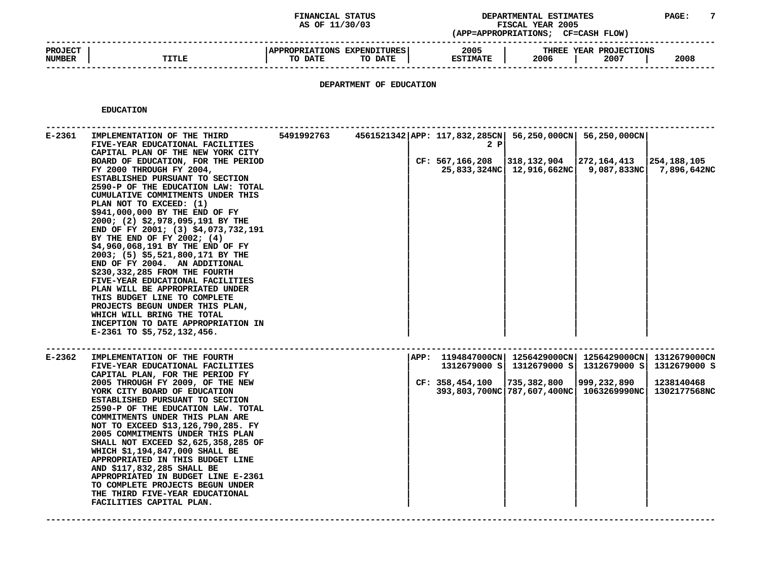FINANCIAL STATUS AS OF 11/30/03

DEPARTMENTAL ESTIMATES FISCAL YEAR 2005 (APP=APPROPRIATIONS; CF=CASH FLOW)

| PROJECT NUMBER | TITLE | APPROPRIATIONS TO DATE | EXPENDITURES TO DATE | 2005 ESTIMATE | THREE YEAR PROJECTIONS 2006 | 2007 | 2008 |
|---|---|---|---|---|---|---|---|

## DEPARTMENT OF EDUCATION

### EDUCATION

| PROJECT NUMBER | TITLE | APPROPRIATIONS TO DATE | EXPENDITURES TO DATE | 2005 ESTIMATE | 2006 | 2007 | 2008 |
|---|---|---|---|---|---|---|---|
| E-2361 | IMPLEMENTATION OF THE THIRD FIVE-YEAR EDUCATIONAL FACILITIES CAPITAL PLAN OF THE NEW YORK CITY BOARD OF EDUCATION, FOR THE PERIOD FY 2000 THROUGH FY 2004, ESTABLISHED PURSUANT TO SECTION 2590-P OF THE EDUCATION LAW: TOTAL CUMULATIVE COMMITMENTS UNDER THIS PLAN NOT TO EXCEED: (1) $941,000,000 BY THE END OF FY 2000; (2) $2,978,095,191 BY THE END OF FY 2001; (3) $4,073,732,191 BY THE END OF FY 2002; (4) $4,960,068,191 BY THE END OF FY 2003; (5) $5,521,800,171 BY THE END OF FY 2004. AN ADDITIONAL $230,332,285 FROM THE FOURTH FIVE-YEAR EDUCATIONAL FACILITIES PLAN WILL BE APPROPRIATED UNDER THIS BUDGET LINE TO COMPLETE PROJECTS BEGUN UNDER THIS PLAN, WHICH WILL BRING THE TOTAL INCEPTION TO DATE APPROPRIATION IN E-2361 TO $5,752,132,456. | 5491992763 | 4561521342 | APP: 117,832,285CN<br>2 P<br><br>CF: 567,166,208<br>25,833,324NC | 56,250,000CN<br><br><br>318,132,904<br>12,916,662NC | 56,250,000CN<br><br><br>272,164,413<br>9,087,833NC | <br><br><br>254,188,105<br>7,896,642NC |
| E-2362 | IMPLEMENTATION OF THE FOURTH FIVE-YEAR EDUCATIONAL FACILITIES CAPITAL PLAN, FOR THE PERIOD FY 2005 THROUGH FY 2009, OF THE NEW YORK CITY BOARD OF EDUCATION ESTABLISHED PURSUANT TO SECTION 2590-P OF THE EDUCATION LAW. TOTAL COMMITMENTS UNDER THIS PLAN ARE NOT TO EXCEED $13,126,790,285. FY 2005 COMMITMENTS UNDER THIS PLAN SHALL NOT EXCEED $2,625,358,285 OF WHICH $1,194,847,000 SHALL BE APPROPRIATED IN THIS BUDGET LINE AND $117,832,285 SHALL BE APPROPRIATED IN BUDGET LINE E-2361 TO COMPLETE PROJECTS BEGUN UNDER THE THIRD FIVE-YEAR EDUCATIONAL FACILITIES CAPITAL PLAN. | | | APP: 1194847000CN<br>1312679000 S<br><br>CF: 358,454,100<br>393,803,700NC | 1256429000CN<br>1312679000 S<br><br>735,382,800<br>787,607,400NC | 1256429000CN<br>1312679000 S<br><br>999,232,890<br>1063269990NC | 1312679000CN<br>1312679000 S<br><br>1238140468<br>1302177568NC |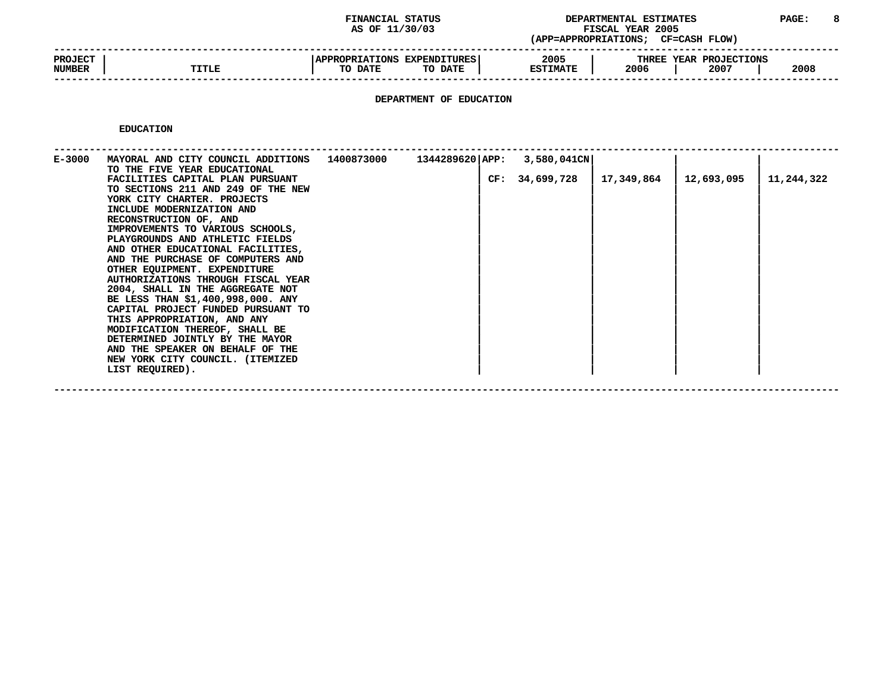FINANCIAL STATUS AS OF 11/30/03

DEPARTMENTAL ESTIMATES FISCAL YEAR 2005 (APP=APPROPRIATIONS; CF=CASH FLOW)

## DEPARTMENT OF EDUCATION

### EDUCATION

| PROJECT NUMBER | TITLE | APPROPRIATIONS TO DATE | EXPENDITURES TO DATE | | 2005 ESTIMATE | THREE YEAR PROJECTIONS 2006 | 2007 | 2008 |
|---|---|---|---|---|---|---|---|---|
| E-3000 | MAYORAL AND CITY COUNCIL ADDITIONS TO THE FIVE YEAR EDUCATIONAL FACILITIES CAPITAL PLAN PURSUANT TO SECTIONS 211 AND 249 OF THE NEW YORK CITY CHARTER. PROJECTS INCLUDE MODERNIZATION AND RECONSTRUCTION OF, AND IMPROVEMENTS TO VARIOUS SCHOOLS, PLAYGROUNDS AND ATHLETIC FIELDS AND OTHER EDUCATIONAL FACILITIES, AND THE PURCHASE OF COMPUTERS AND OTHER EQUIPMENT. EXPENDITURE AUTHORIZATIONS THROUGH FISCAL YEAR 2004, SHALL IN THE AGGREGATE NOT BE LESS THAN $1,400,998,000. ANY CAPITAL PROJECT FUNDED PURSUANT TO THIS APPROPRIATION, AND ANY MODIFICATION THEREOF, SHALL BE DETERMINED JOINTLY BY THE MAYOR AND THE SPEAKER ON BEHALF OF THE NEW YORK CITY COUNCIL. (ITEMIZED LIST REQUIRED). | 1400873000 | 1344289620 | APP: | 3,580,041CN | | | |
| | | | | CF: | 34,699,728 | 17,349,864 | 12,693,095 | 11,244,322 |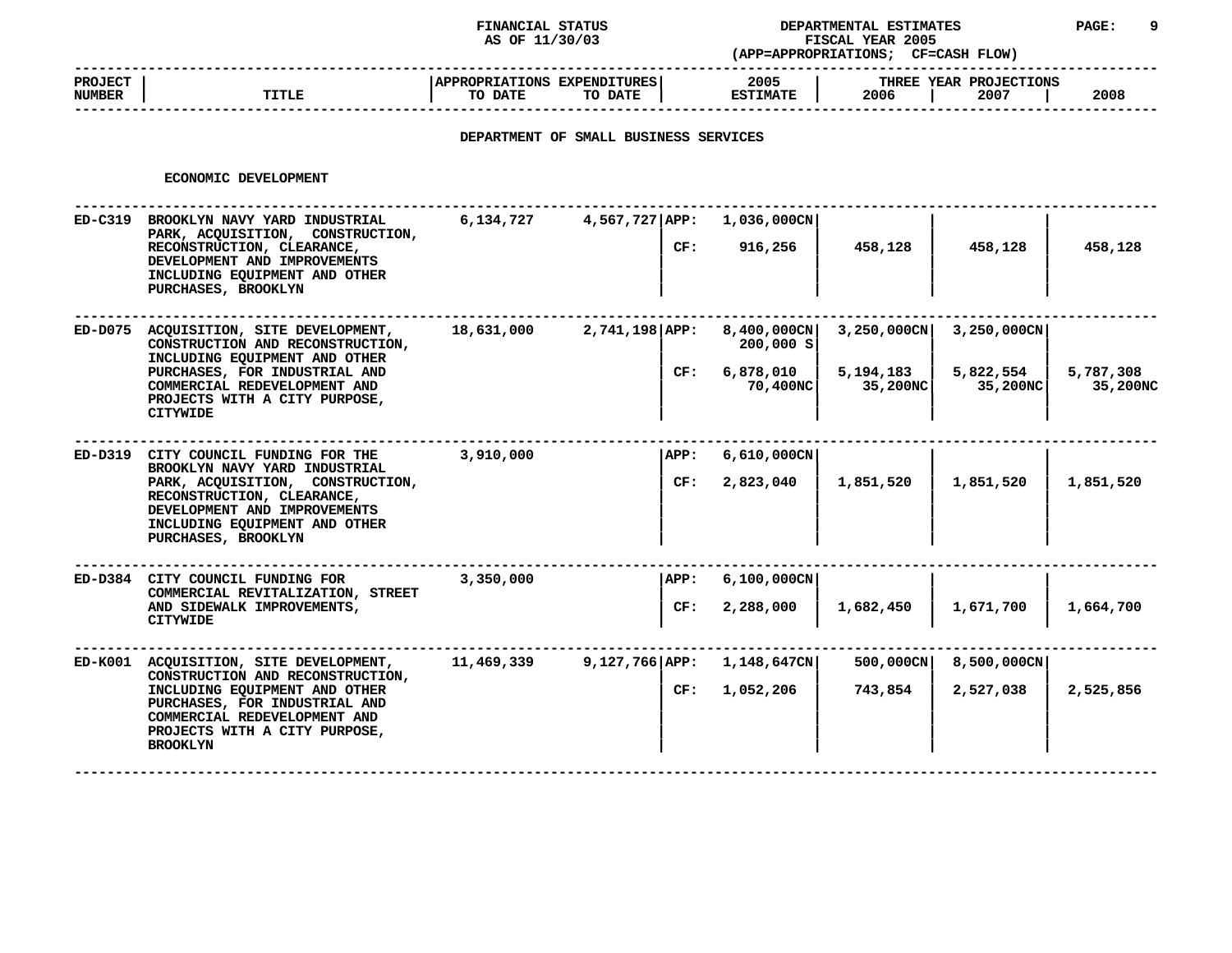FINANCIAL STATUS AS OF 11/30/03

DEPARTMENTAL ESTIMATES FISCAL YEAR 2005 (APP=APPROPRIATIONS; CF=CASH FLOW)

| PROJECT NUMBER | TITLE | APPROPRIATIONS TO DATE | EXPENDITURES TO DATE | | 2005 ESTIMATE | THREE YEAR PROJECTIONS 2006 | 2007 | 2008 |
|---|---|---|---|---|---|---|---|---|

## DEPARTMENT OF SMALL BUSINESS SERVICES

### ECONOMIC DEVELOPMENT

| PROJECT NUMBER | TITLE | APPROPRIATIONS TO DATE | EXPENDITURES TO DATE | | 2005 ESTIMATE | 2006 | 2007 | 2008 |
|---|---|---|---|---|---|---|---|---|
| ED-C319 | BROOKLYN NAVY YARD INDUSTRIAL PARK, ACQUISITION, CONSTRUCTION, RECONSTRUCTION, CLEARANCE, DEVELOPMENT AND IMPROVEMENTS INCLUDING EQUIPMENT AND OTHER PURCHASES, BROOKLYN | 6,134,727 | 4,567,727 | APP: | 1,036,000CN | | | |
| | | | | CF: | 916,256 | 458,128 | 458,128 | 458,128 |
| ED-D075 | ACQUISITION, SITE DEVELOPMENT, CONSTRUCTION AND RECONSTRUCTION, INCLUDING EQUIPMENT AND OTHER PURCHASES, FOR INDUSTRIAL AND COMMERCIAL REDEVELOPMENT AND PROJECTS WITH A CITY PURPOSE, CITYWIDE | 18,631,000 | 2,741,198 | APP: | 8,400,000CN<br>200,000 S | 3,250,000CN | 3,250,000CN | |
| | | | | CF: | 6,878,010<br>70,400NC | 5,194,183<br>35,200NC | 5,822,554<br>35,200NC | 5,787,308<br>35,200NC |
| ED-D319 | CITY COUNCIL FUNDING FOR THE BROOKLYN NAVY YARD INDUSTRIAL PARK, ACQUISITION, CONSTRUCTION, RECONSTRUCTION, CLEARANCE, DEVELOPMENT AND IMPROVEMENTS INCLUDING EQUIPMENT AND OTHER PURCHASES, BROOKLYN | 3,910,000 | | APP: | 6,610,000CN | | | |
| | | | | CF: | 2,823,040 | 1,851,520 | 1,851,520 | 1,851,520 |
| ED-D384 | CITY COUNCIL FUNDING FOR COMMERCIAL REVITALIZATION, STREET AND SIDEWALK IMPROVEMENTS, CITYWIDE | 3,350,000 | | APP: | 6,100,000CN | | | |
| | | | | CF: | 2,288,000 | 1,682,450 | 1,671,700 | 1,664,700 |
| ED-K001 | ACQUISITION, SITE DEVELOPMENT, CONSTRUCTION AND RECONSTRUCTION, INCLUDING EQUIPMENT AND OTHER PURCHASES, FOR INDUSTRIAL AND COMMERCIAL REDEVELOPMENT AND PROJECTS WITH A CITY PURPOSE, BROOKLYN | 11,469,339 | 9,127,766 | APP: | 1,148,647CN | 500,000CN | 8,500,000CN | |
| | | | | CF: | 1,052,206 | 743,854 | 2,527,038 | 2,525,856 |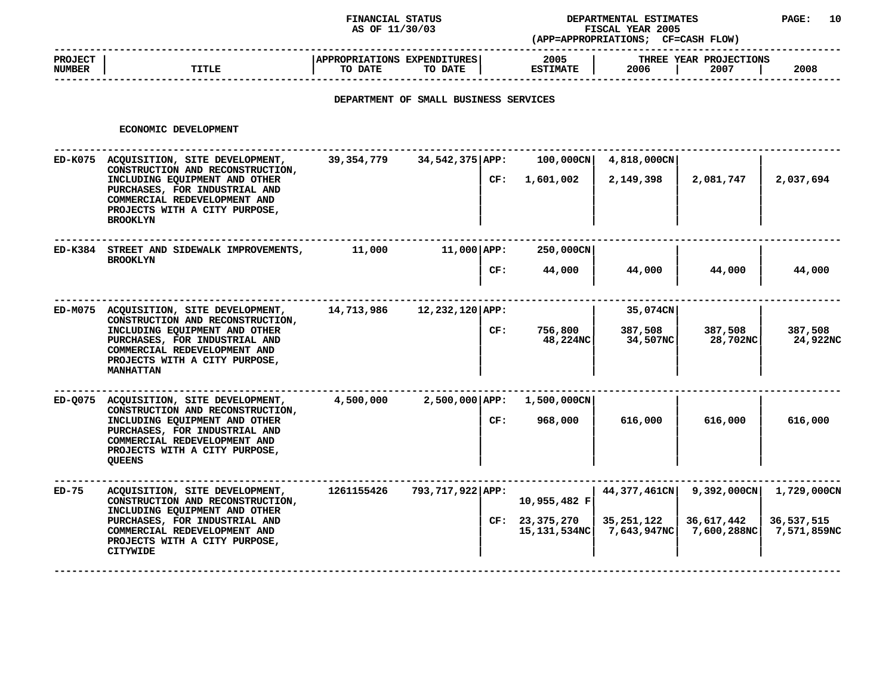FINANCIAL STATUS AS OF 11/30/03

DEPARTMENTAL ESTIMATES FISCAL YEAR 2005 (APP=APPROPRIATIONS; CF=CASH FLOW)

## DEPARTMENT OF SMALL BUSINESS SERVICES

### ECONOMIC DEVELOPMENT

| PROJECT NUMBER | TITLE | APPROPRIATIONS TO DATE | EXPENDITURES TO DATE | | 2005 ESTIMATE | THREE YEAR PROJECTIONS 2006 | 2007 | 2008 |
|---|---|---|---|---|---|---|---|---|
| ED-K075 | ACQUISITION, SITE DEVELOPMENT, CONSTRUCTION AND RECONSTRUCTION, INCLUDING EQUIPMENT AND OTHER PURCHASES, FOR INDUSTRIAL AND COMMERCIAL REDEVELOPMENT AND PROJECTS WITH A CITY PURPOSE, BROOKLYN | 39,354,779 | 34,542,375 | APP: | 100,000CN | 4,818,000CN | | |
| | | | | CF: | 1,601,002 | 2,149,398 | 2,081,747 | 2,037,694 |
| ED-K384 | STREET AND SIDEWALK IMPROVEMENTS, BROOKLYN | 11,000 | 11,000 | APP: | 250,000CN | | | |
| | | | | CF: | 44,000 | 44,000 | 44,000 | 44,000 |
| ED-M075 | ACQUISITION, SITE DEVELOPMENT, CONSTRUCTION AND RECONSTRUCTION, INCLUDING EQUIPMENT AND OTHER PURCHASES, FOR INDUSTRIAL AND COMMERCIAL REDEVELOPMENT AND PROJECTS WITH A CITY PURPOSE, MANHATTAN | 14,713,986 | 12,232,120 | APP: | | 35,074CN | | |
| | | | | CF: | 756,800<br>48,224NC | 387,508<br>34,507NC | 387,508<br>28,702NC | 387,508<br>24,922NC |
| ED-Q075 | ACQUISITION, SITE DEVELOPMENT, CONSTRUCTION AND RECONSTRUCTION, INCLUDING EQUIPMENT AND OTHER PURCHASES, FOR INDUSTRIAL AND COMMERCIAL REDEVELOPMENT AND PROJECTS WITH A CITY PURPOSE, QUEENS | 4,500,000 | 2,500,000 | APP: | 1,500,000CN | | | |
| | | | | CF: | 968,000 | 616,000 | 616,000 | 616,000 |
| ED-75 | ACQUISITION, SITE DEVELOPMENT, CONSTRUCTION AND RECONSTRUCTION, INCLUDING EQUIPMENT AND OTHER PURCHASES, FOR INDUSTRIAL AND COMMERCIAL REDEVELOPMENT AND PROJECTS WITH A CITY PURPOSE, CITYWIDE | 1261155426 | 793,717,922 | APP: | 10,955,482 F | 44,377,461CN | 9,392,000CN | 1,729,000CN |
| | | | | CF: | 23,375,270<br>15,131,534NC | 35,251,122<br>7,643,947NC | 36,617,442<br>7,600,288NC | 36,537,515<br>7,571,859NC |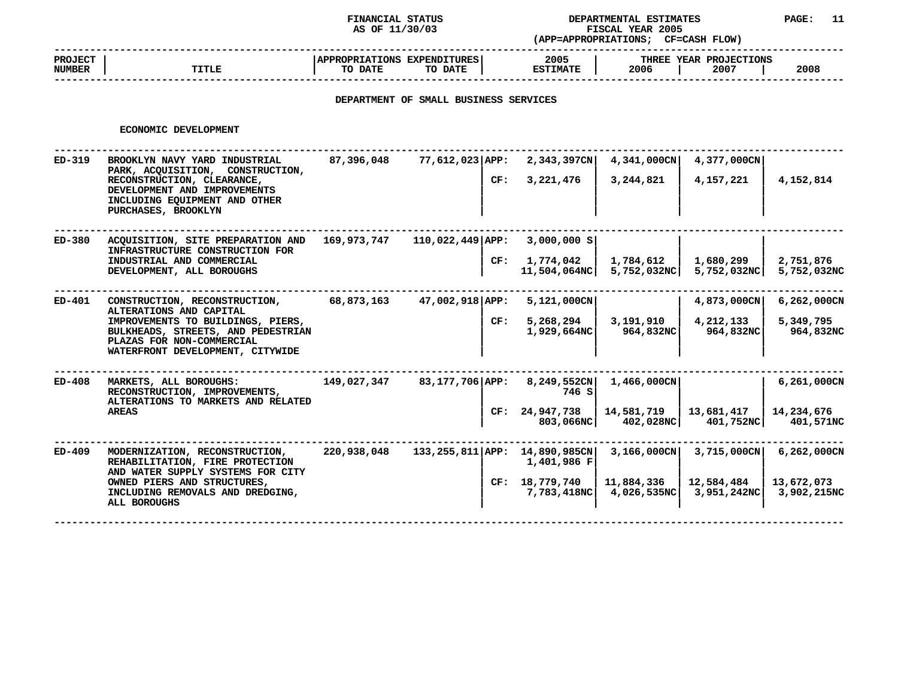FINANCIAL STATUS AS OF 11/30/03

DEPARTMENTAL ESTIMATES FISCAL YEAR 2005 (APP=APPROPRIATIONS; CF=CASH FLOW)

| PROJECT NUMBER | TITLE | APPROPRIATIONS TO DATE | EXPENDITURES TO DATE | | 2005 ESTIMATE | THREE YEAR PROJECTIONS 2006 | 2007 | 2008 |
|---|---|---|---|---|---|---|---|---|

## DEPARTMENT OF SMALL BUSINESS SERVICES

### ECONOMIC DEVELOPMENT

| PROJECT NUMBER | TITLE | APPROPRIATIONS TO DATE | EXPENDITURES TO DATE | | 2005 ESTIMATE | 2006 | 2007 | 2008 |
|---|---|---|---|---|---|---|---|---|
| ED-319 | BROOKLYN NAVY YARD INDUSTRIAL PARK, ACQUISITION, CONSTRUCTION, RECONSTRUCTION, CLEARANCE, DEVELOPMENT AND IMPROVEMENTS INCLUDING EQUIPMENT AND OTHER PURCHASES, BROOKLYN | 87,396,048 | 77,612,023 | APP: | 2,343,397CN | 4,341,000CN | 4,377,000CN | |
| | | | | CF: | 3,221,476 | 3,244,821 | 4,157,221 | 4,152,814 |
| ED-380 | ACQUISITION, SITE PREPARATION AND INFRASTRUCTURE CONSTRUCTION FOR INDUSTRIAL AND COMMERCIAL DEVELOPMENT, ALL BOROUGHS | 169,973,747 | 110,022,449 | APP: | 3,000,000 S | | | |
| | | | | CF: | 1,774,042<br>11,504,064NC | 1,784,612<br>5,752,032NC | 1,680,299<br>5,752,032NC | 2,751,876<br>5,752,032NC |
| ED-401 | CONSTRUCTION, RECONSTRUCTION, ALTERATIONS AND CAPITAL IMPROVEMENTS TO BUILDINGS, PIERS, BULKHEADS, STREETS, AND PEDESTRIAN PLAZAS FOR NON-COMMERCIAL WATERFRONT DEVELOPMENT, CITYWIDE | 68,873,163 | 47,002,918 | APP: | 5,121,000CN | | 4,873,000CN | 6,262,000CN |
| | | | | CF: | 5,268,294<br>1,929,664NC | 3,191,910<br>964,832NC | 4,212,133<br>964,832NC | 5,349,795<br>964,832NC |
| ED-408 | MARKETS, ALL BOROUGHS: RECONSTRUCTION, IMPROVEMENTS, ALTERATIONS TO MARKETS AND RELATED AREAS | 149,027,347 | 83,177,706 | APP: | 8,249,552CN<br>746 S | 1,466,000CN | | 6,261,000CN |
| | | | | CF: | 24,947,738<br>803,066NC | 14,581,719<br>402,028NC | 13,681,417<br>401,752NC | 14,234,676<br>401,571NC |
| ED-409 | MODERNIZATION, RECONSTRUCTION, REHABILITATION, FIRE PROTECTION AND WATER SUPPLY SYSTEMS FOR CITY OWNED PIERS AND STRUCTURES, INCLUDING REMOVALS AND DREDGING, ALL BOROUGHS | 220,938,048 | 133,255,811 | APP: | 14,890,985CN<br>1,401,986 F | 3,166,000CN | 3,715,000CN | 6,262,000CN |
| | | | | CF: | 18,779,740<br>7,783,418NC | 11,884,336<br>4,026,535NC | 12,584,484<br>3,951,242NC | 13,672,073<br>3,902,215NC |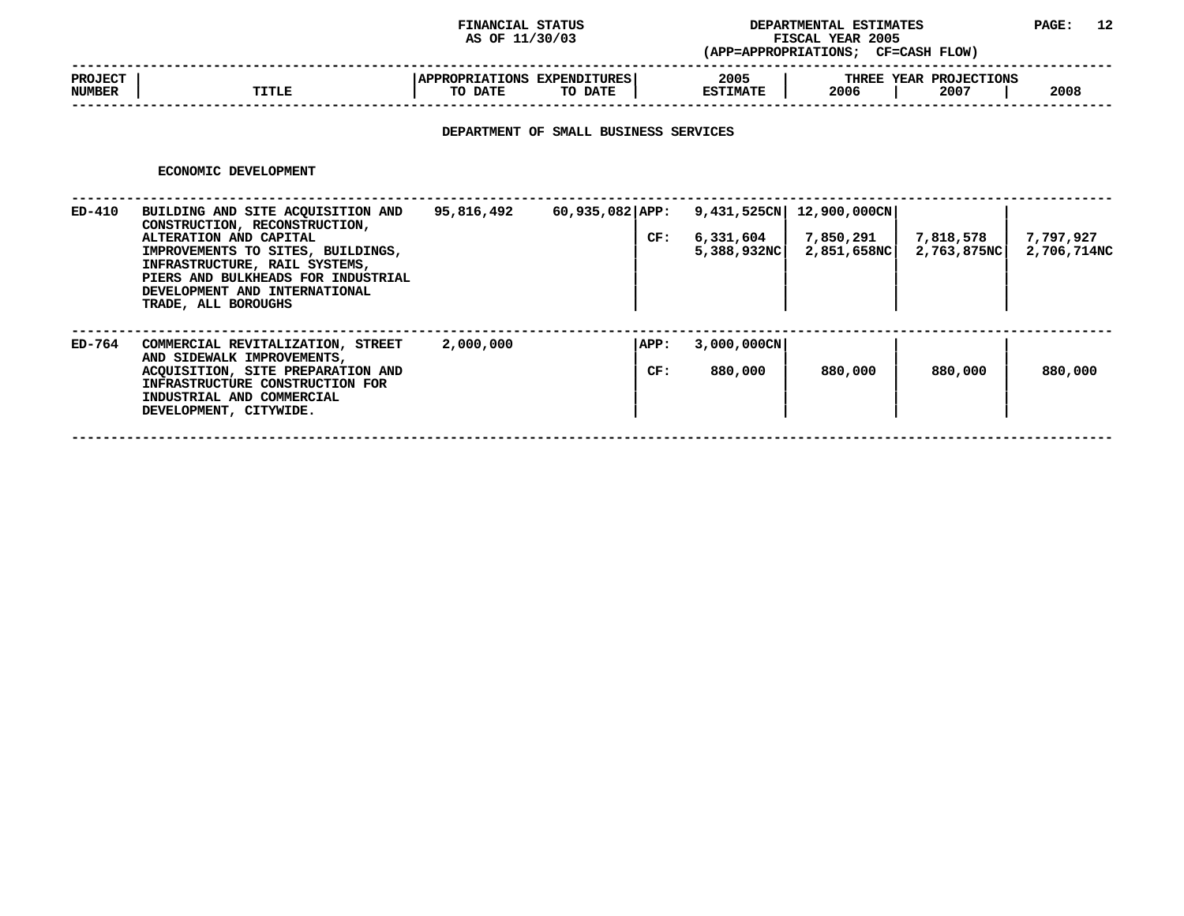FINANCIAL STATUS AS OF 11/30/03

DEPARTMENTAL ESTIMATES FISCAL YEAR 2005 (APP=APPROPRIATIONS; CF=CASH FLOW)

## DEPARTMENT OF SMALL BUSINESS SERVICES

### ECONOMIC DEVELOPMENT

| PROJECT NUMBER | TITLE | APPROPRIATIONS TO DATE | EXPENDITURES TO DATE | | 2005 ESTIMATE | THREE YEAR PROJECTIONS 2006 | 2007 | 2008 |
|---|---|---|---|---|---|---|---|---|
| ED-410 | BUILDING AND SITE ACQUISITION AND CONSTRUCTION, RECONSTRUCTION, ALTERATION AND CAPITAL IMPROVEMENTS TO SITES, BUILDINGS, INFRASTRUCTURE, RAIL SYSTEMS, PIERS AND BULKHEADS FOR INDUSTRIAL DEVELOPMENT AND INTERNATIONAL TRADE, ALL BOROUGHS | 95,816,492 | 60,935,082 | APP: | 9,431,525CN | 12,900,000CN | | |
| | | | | CF: | 6,331,604 | 7,850,291 | 7,818,578 | 7,797,927 |
| | | | | | 5,388,932NC | 2,851,658NC | 2,763,875NC | 2,706,714NC |
| ED-764 | COMMERCIAL REVITALIZATION, STREET AND SIDEWALK IMPROVEMENTS, ACQUISITION, SITE PREPARATION AND INFRASTRUCTURE CONSTRUCTION FOR INDUSTRIAL AND COMMERCIAL DEVELOPMENT, CITYWIDE. | 2,000,000 | | APP: | 3,000,000CN | | | |
| | | | | CF: | 880,000 | 880,000 | 880,000 | 880,000 |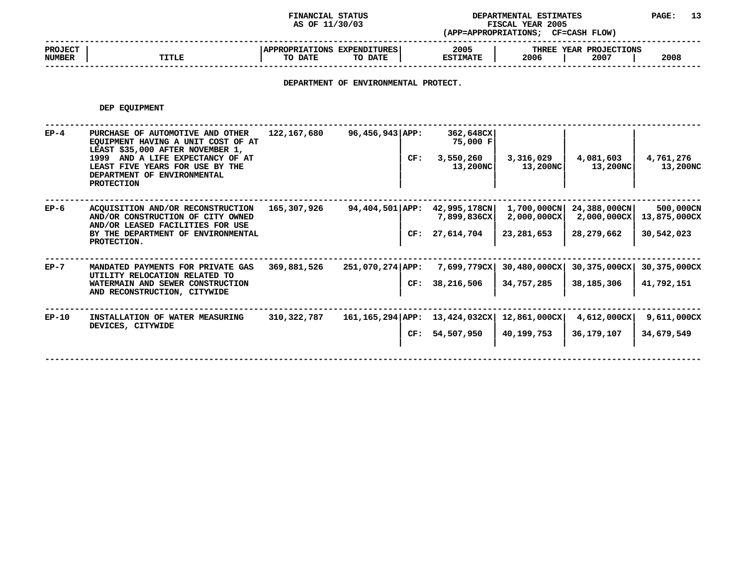FINANCIAL STATUS AS OF 11/30/03

DEPARTMENTAL ESTIMATES FISCAL YEAR 2005 (APP=APPROPRIATIONS; CF=CASH FLOW)

## DEPARTMENT OF ENVIRONMENTAL PROTECT.

### DEP EQUIPMENT

| PROJECT NUMBER | TITLE | APPROPRIATIONS TO DATE | EXPENDITURES TO DATE | | 2005 ESTIMATE | THREE YEAR PROJECTIONS 2006 | 2007 | 2008 |
|---|---|---|---|---|---|---|---|---|
| EP-4 | PURCHASE OF AUTOMOTIVE AND OTHER EQUIPMENT HAVING A UNIT COST OF AT LEAST $35,000 AFTER NOVEMBER 1, 1999 AND A LIFE EXPECTANCY OF AT LEAST FIVE YEARS FOR USE BY THE DEPARTMENT OF ENVIRONMENTAL PROTECTION | 122,167,680 | 96,456,943 | APP: | 362,648CX<br>75,000 F | | | |
| | | | | CF: | 3,550,260<br>13,200NC | 3,316,029<br>13,200NC | 4,081,603<br>13,200NC | 4,761,276<br>13,200NC |
| EP-6 | ACQUISITION AND/OR RECONSTRUCTION AND/OR CONSTRUCTION OF CITY OWNED AND/OR LEASED FACILITIES FOR USE BY THE DEPARTMENT OF ENVIRONMENTAL PROTECTION. | 165,307,926 | 94,404,501 | APP: | 42,995,178CN<br>7,899,836CX | 1,700,000CN<br>2,000,000CX | 24,388,000CN<br>2,000,000CX | 500,000CN<br>13,875,000CX |
| | | | | CF: | 27,614,704 | 23,281,653 | 28,279,662 | 30,542,023 |
| EP-7 | MANDATED PAYMENTS FOR PRIVATE GAS UTILITY RELOCATION RELATED TO WATERMAIN AND SEWER CONSTRUCTION AND RECONSTRUCTION, CITYWIDE | 369,881,526 | 251,070,274 | APP: | 7,699,779CX | 30,480,000CX | 30,375,000CX | 30,375,000CX |
| | | | | CF: | 38,216,506 | 34,757,285 | 38,185,306 | 41,792,151 |
| EP-10 | INSTALLATION OF WATER MEASURING DEVICES, CITYWIDE | 310,322,787 | 161,165,294 | APP: | 13,424,032CX | 12,861,000CX | 4,612,000CX | 9,611,000CX |
| | | | | CF: | 54,507,950 | 40,199,753 | 36,179,107 | 34,679,549 |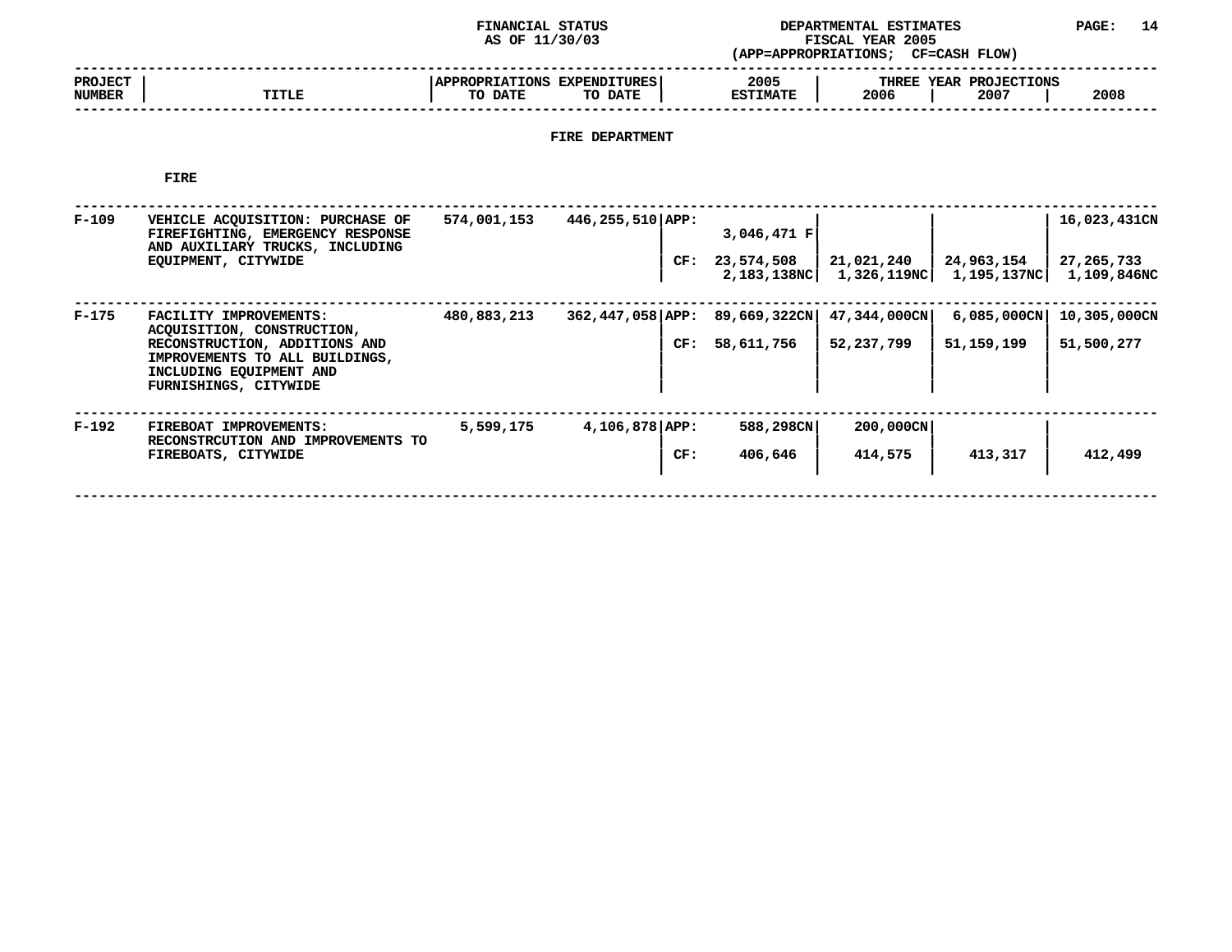FINANCIAL STATUS
AS OF 11/30/03

DEPARTMENTAL ESTIMATES
FISCAL YEAR 2005
(APP=APPROPRIATIONS; CF=CASH FLOW)

## FIRE DEPARTMENT

### FIRE

| PROJECT NUMBER | TITLE | APPROPRIATIONS TO DATE | EXPENDITURES TO DATE | | 2005 ESTIMATE | THREE YEAR PROJECTIONS 2006 | 2007 | 2008 |
|---|---|---|---|---|---|---|---|---|
| F-109 | VEHICLE ACQUISITION: PURCHASE OF FIREFIGHTING, EMERGENCY RESPONSE AND AUXILIARY TRUCKS, INCLUDING EQUIPMENT, CITYWIDE | 574,001,153 | 446,255,510 | APP: | 3,046,471 F | | | 16,023,431CN |
| | | | | CF: | 23,574,508<br>2,183,138NC | 21,021,240<br>1,326,119NC | 24,963,154<br>1,195,137NC | 27,265,733<br>1,109,846NC |
| F-175 | FACILITY IMPROVEMENTS: ACQUISITION, CONSTRUCTION, RECONSTRUCTION, ADDITIONS AND IMPROVEMENTS TO ALL BUILDINGS, INCLUDING EQUIPMENT AND FURNISHINGS, CITYWIDE | 480,883,213 | 362,447,058 | APP: | 89,669,322CN | 47,344,000CN | 6,085,000CN | 10,305,000CN |
| | | | | CF: | 58,611,756 | 52,237,799 | 51,159,199 | 51,500,277 |
| F-192 | FIREBOAT IMPROVEMENTS: RECONSTRCUTION AND IMPROVEMENTS TO FIREBOATS, CITYWIDE | 5,599,175 | 4,106,878 | APP: | 588,298CN | 200,000CN | | |
| | | | | CF: | 406,646 | 414,575 | 413,317 | 412,499 |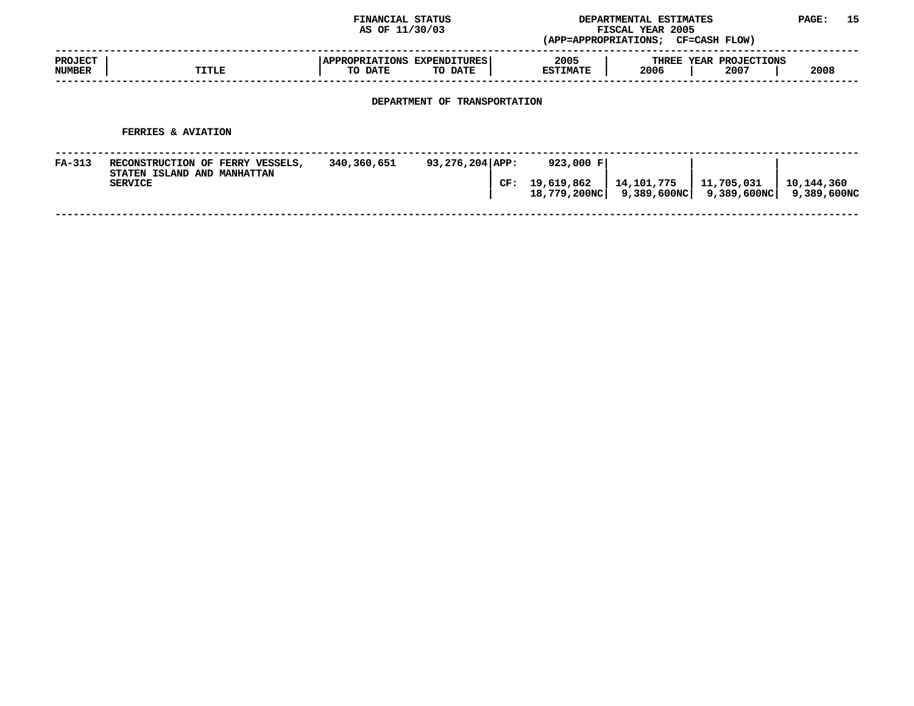FINANCIAL STATUS AS OF 11/30/03

DEPARTMENTAL ESTIMATES FISCAL YEAR 2005 (APP=APPROPRIATIONS; CF=CASH FLOW)

| PROJECT NUMBER | TITLE | APPROPRIATIONS TO DATE | EXPENDITURES TO DATE | | 2005 ESTIMATE | THREE YEAR PROJECTIONS 2006 | 2007 | 2008 |
|---|---|---|---|---|---|---|---|---|

## DEPARTMENT OF TRANSPORTATION

### FERRIES & AVIATION

| PROJECT NUMBER | TITLE | APPROPRIATIONS TO DATE | EXPENDITURES TO DATE | | 2005 ESTIMATE | 2006 | 2007 | 2008 |
|---|---|---|---|---|---|---|---|---|
| FA-313 | RECONSTRUCTION OF FERRY VESSELS, STATEN ISLAND AND MANHATTAN SERVICE | 340,360,651 | 93,276,204 | APP: | 923,000 F | | | |
| | | | | CF: | 19,619,862 | 14,101,775 | 11,705,031 | 10,144,360 |
| | | | | | 18,779,200NC | 9,389,600NC | 9,389,600NC | 9,389,600NC |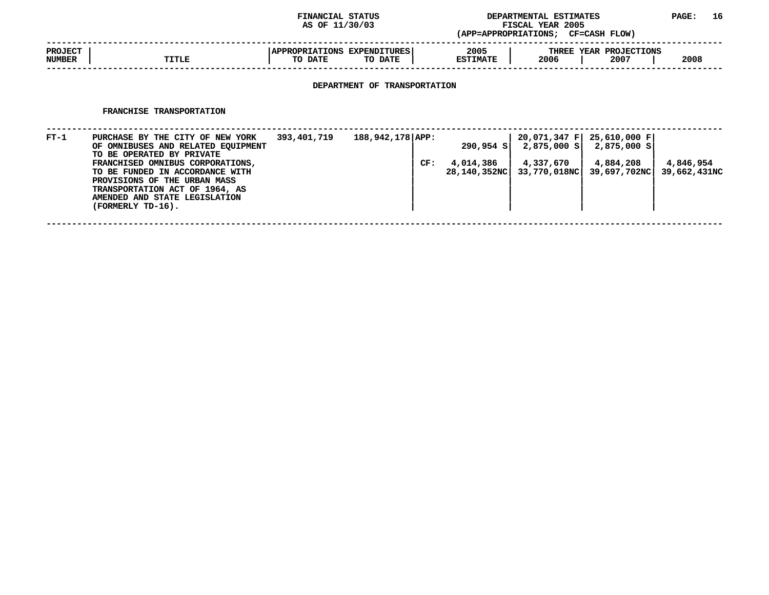FINANCIAL STATUS
AS OF 11/30/03

DEPARTMENTAL ESTIMATES
FISCAL YEAR 2005
(APP=APPROPRIATIONS; CF=CASH FLOW)

## DEPARTMENT OF TRANSPORTATION

### FRANCHISE TRANSPORTATION

| PROJECT NUMBER | TITLE | APPROPRIATIONS TO DATE | EXPENDITURES TO DATE | | 2005 ESTIMATE | THREE YEAR PROJECTIONS 2006 | 2007 | 2008 |
|---|---|---|---|---|---|---|---|---|
| FT-1 | PURCHASE BY THE CITY OF NEW YORK OF OMNIBUSES AND RELATED EQUIPMENT TO BE OPERATED BY PRIVATE FRANCHISED OMNIBUS CORPORATIONS, TO BE FUNDED IN ACCORDANCE WITH PROVISIONS OF THE URBAN MASS TRANSPORTATION ACT OF 1964, AS AMENDED AND STATE LEGISLATION (FORMERLY TD-16). | 393,401,719 | 188,942,178 | APP: | 290,954 S | 20,071,347 F<br>2,875,000 S | 25,610,000 F<br>2,875,000 S | |
| | | | | CF: | 4,014,386<br>28,140,352NC | 4,337,670<br>33,770,018NC | 4,884,208<br>39,697,702NC | 4,846,954<br>39,662,431NC |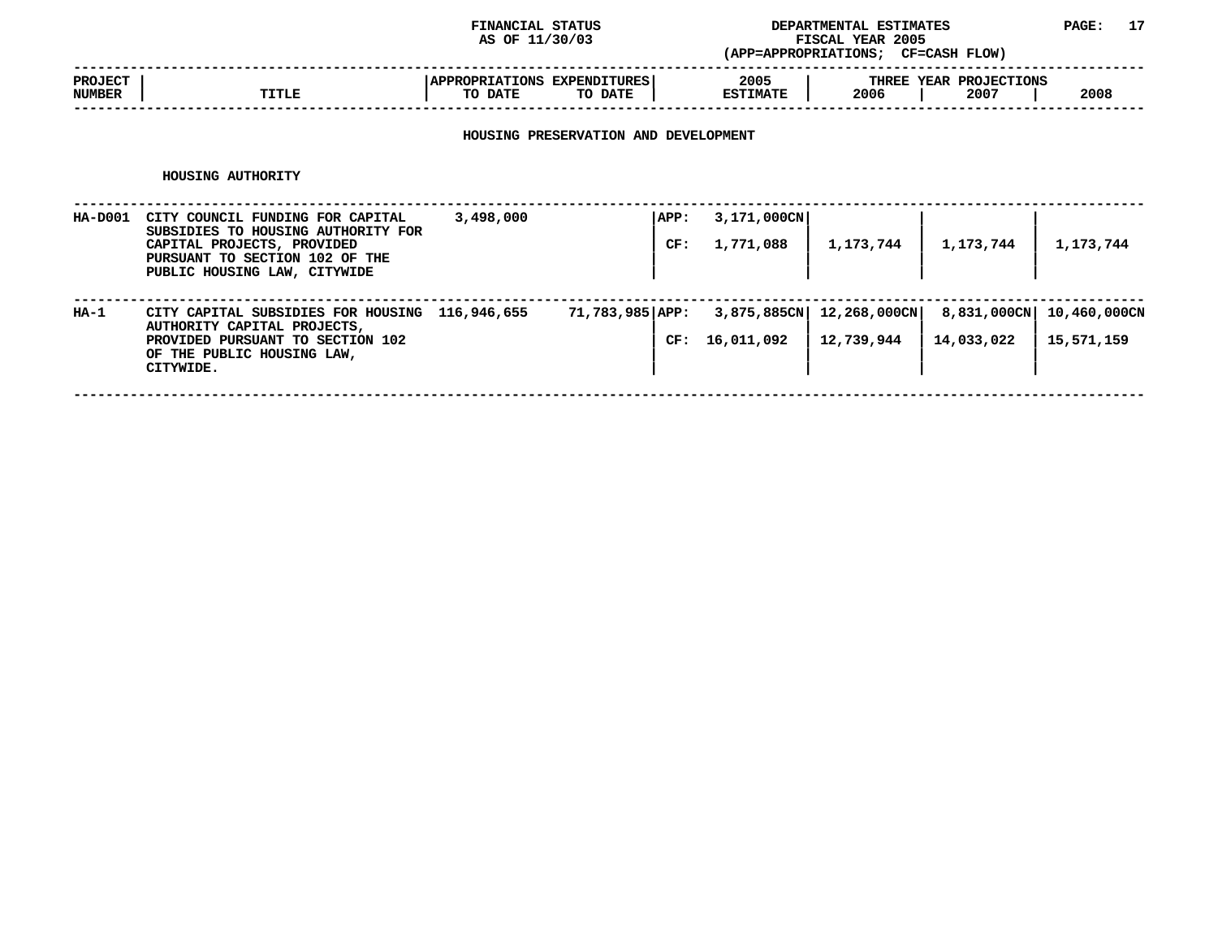FINANCIAL STATUS AS OF 11/30/03

DEPARTMENTAL ESTIMATES FISCAL YEAR 2005 (APP=APPROPRIATIONS; CF=CASH FLOW)

## HOUSING PRESERVATION AND DEVELOPMENT

### HOUSING AUTHORITY

| PROJECT NUMBER | TITLE | APPROPRIATIONS TO DATE | EXPENDITURES TO DATE | | 2005 ESTIMATE | THREE YEAR PROJECTIONS 2006 | 2007 | 2008 |
|---|---|---|---|---|---|---|---|---|
| HA-D001 | CITY COUNCIL FUNDING FOR CAPITAL SUBSIDIES TO HOUSING AUTHORITY FOR CAPITAL PROJECTS, PROVIDED PURSUANT TO SECTION 102 OF THE PUBLIC HOUSING LAW, CITYWIDE | 3,498,000 | | APP: | 3,171,000CN | | | |
| | | | | CF: | 1,771,088 | 1,173,744 | 1,173,744 | 1,173,744 |
| HA-1 | CITY CAPITAL SUBSIDIES FOR HOUSING AUTHORITY CAPITAL PROJECTS, PROVIDED PURSUANT TO SECTION 102 OF THE PUBLIC HOUSING LAW, CITYWIDE. | 116,946,655 | 71,783,985 | APP: | 3,875,885CN | 12,268,000CN | 8,831,000CN | 10,460,000CN |
| | | | | CF: | 16,011,092 | 12,739,944 | 14,033,022 | 15,571,159 |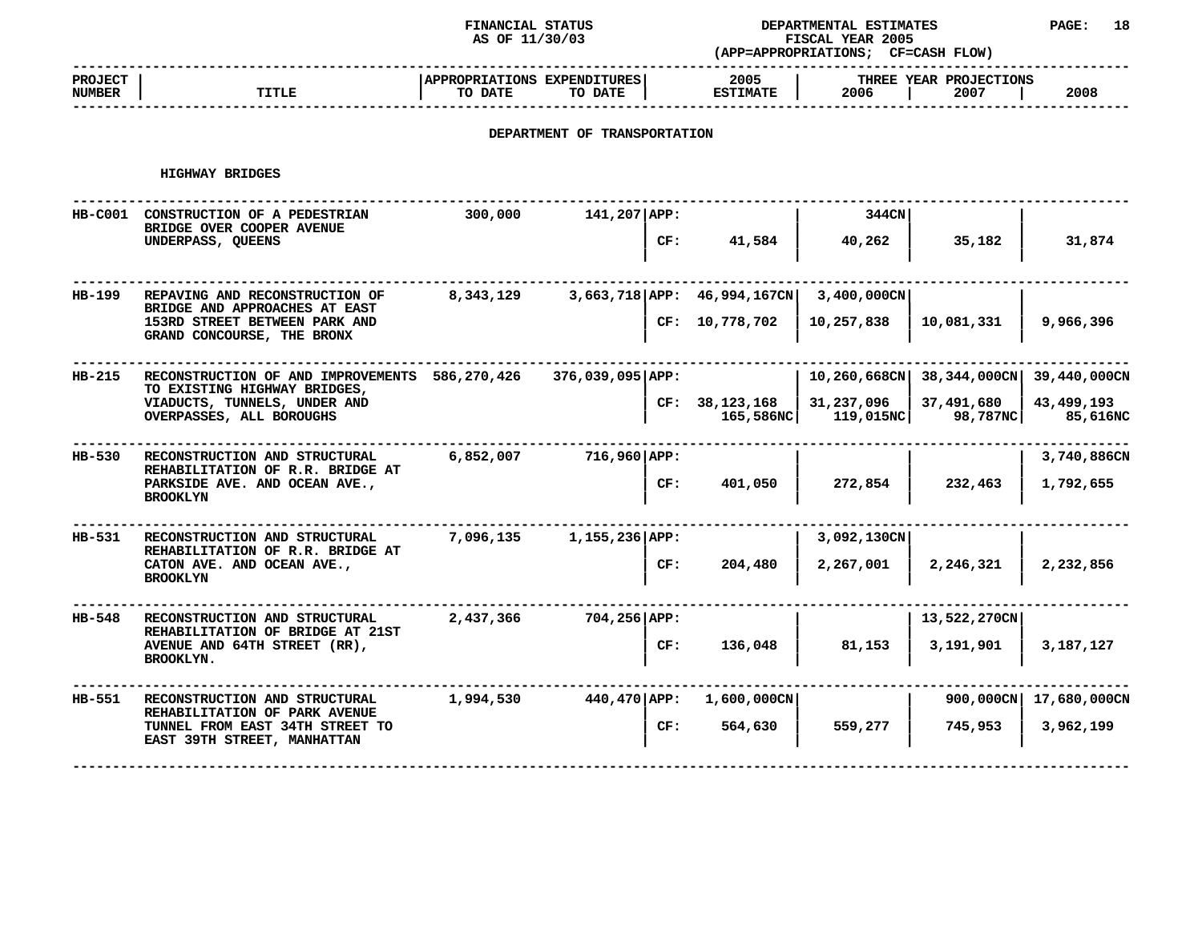FINANCIAL STATUS AS OF 11/30/03

DEPARTMENTAL ESTIMATES FISCAL YEAR 2005 (APP=APPROPRIATIONS; CF=CASH FLOW)

## DEPARTMENT OF TRANSPORTATION

### HIGHWAY BRIDGES

| PROJECT NUMBER | TITLE | APPROPRIATIONS TO DATE | EXPENDITURES TO DATE | | 2005 ESTIMATE | THREE YEAR PROJECTIONS 2006 | 2007 | 2008 |
|---|---|---|---|---|---|---|---|---|
| HB-C001 | CONSTRUCTION OF A PEDESTRIAN BRIDGE OVER COOPER AVENUE UNDERPASS, QUEENS | 300,000 | 141,207 | APP: | | 344CN | | |
| | | | | CF: | 41,584 | 40,262 | 35,182 | 31,874 |
| HB-199 | REPAVING AND RECONSTRUCTION OF BRIDGE AND APPROACHES AT EAST 153RD STREET BETWEEN PARK AND GRAND CONCOURSE, THE BRONX | 8,343,129 | 3,663,718 | APP: | 46,994,167CN | 3,400,000CN | | |
| | | | | CF: | 10,778,702 | 10,257,838 | 10,081,331 | 9,966,396 |
| HB-215 | RECONSTRUCTION OF AND IMPROVEMENTS TO EXISTING HIGHWAY BRIDGES, VIADUCTS, TUNNELS, UNDER AND OVERPASSES, ALL BOROUGHS | 586,270,426 | 376,039,095 | APP: | | 10,260,668CN | 38,344,000CN | 39,440,000CN |
| | | | | CF: | 38,123,168<br>165,586NC | 31,237,096<br>119,015NC | 37,491,680<br>98,787NC | 43,499,193<br>85,616NC |
| HB-530 | RECONSTRUCTION AND STRUCTURAL REHABILITATION OF R.R. BRIDGE AT PARKSIDE AVE. AND OCEAN AVE., BROOKLYN | 6,852,007 | 716,960 | APP: | | | | 3,740,886CN |
| | | | | CF: | 401,050 | 272,854 | 232,463 | 1,792,655 |
| HB-531 | RECONSTRUCTION AND STRUCTURAL REHABILITATION OF R.R. BRIDGE AT CATON AVE. AND OCEAN AVE., BROOKLYN | 7,096,135 | 1,155,236 | APP: | | 3,092,130CN | | |
| | | | | CF: | 204,480 | 2,267,001 | 2,246,321 | 2,232,856 |
| HB-548 | RECONSTRUCTION AND STRUCTURAL REHABILITATION OF BRIDGE AT 21ST AVENUE AND 64TH STREET (RR), BROOKLYN. | 2,437,366 | 704,256 | APP: | | | 13,522,270CN | |
| | | | | CF: | 136,048 | 81,153 | 3,191,901 | 3,187,127 |
| HB-551 | RECONSTRUCTION AND STRUCTURAL REHABILITATION OF PARK AVENUE TUNNEL FROM EAST 34TH STREET TO EAST 39TH STREET, MANHATTAN | 1,994,530 | 440,470 | APP: | 1,600,000CN | | 900,000CN | 17,680,000CN |
| | | | | CF: | 564,630 | 559,277 | 745,953 | 3,962,199 |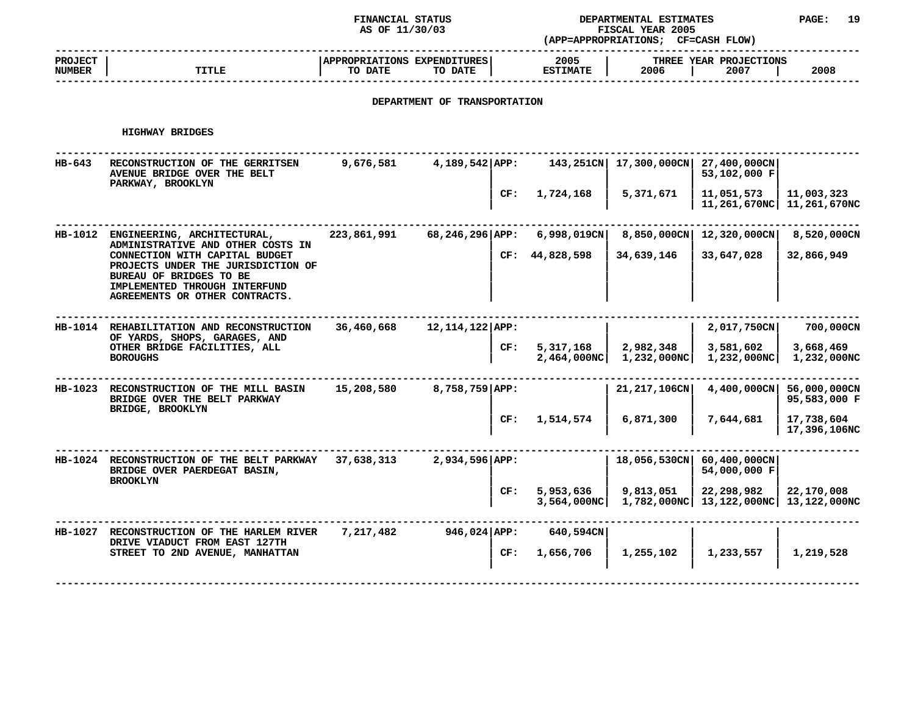FINANCIAL STATUS AS OF 11/30/03

DEPARTMENTAL ESTIMATES FISCAL YEAR 2005 (APP=APPROPRIATIONS; CF=CASH FLOW)

## DEPARTMENT OF TRANSPORTATION

### HIGHWAY BRIDGES

| PROJECT NUMBER | TITLE | APPROPRIATIONS TO DATE | EXPENDITURES TO DATE | | 2005 ESTIMATE | THREE YEAR PROJECTIONS 2006 | 2007 | 2008 |
|---|---|---|---|---|---|---|---|---|
| HB-643 | RECONSTRUCTION OF THE GERRITSEN AVENUE BRIDGE OVER THE BELT PARKWAY, BROOKLYN | 9,676,581 | 4,189,542 | APP: | 143,251CN | 17,300,000CN | 27,400,000CN<br>53,102,000 F | |
| | | | | CF: | 1,724,168 | 5,371,671 | 11,051,573<br>11,261,670NC | 11,003,323<br>11,261,670NC |
| HB-1012 | ENGINEERING, ARCHITECTURAL, ADMINISTRATIVE AND OTHER COSTS IN CONNECTION WITH CAPITAL BUDGET PROJECTS UNDER THE JURISDICTION OF BUREAU OF BRIDGES TO BE IMPLEMENTED THROUGH INTERFUND AGREEMENTS OR OTHER CONTRACTS. | 223,861,991 | 68,246,296 | APP: | 6,998,019CN | 8,850,000CN | 12,320,000CN | 8,520,000CN |
| | | | | CF: | 44,828,598 | 34,639,146 | 33,647,028 | 32,866,949 |
| HB-1014 | REHABILITATION AND RECONSTRUCTION OF YARDS, SHOPS, GARAGES, AND OTHER BRIDGE FACILITIES, ALL BOROUGHS | 36,460,668 | 12,114,122 | APP: | | | 2,017,750CN | 700,000CN |
| | | | | CF: | 5,317,168<br>2,464,000NC | 2,982,348<br>1,232,000NC | 3,581,602<br>1,232,000NC | 3,668,469<br>1,232,000NC |
| HB-1023 | RECONSTRUCTION OF THE MILL BASIN BRIDGE OVER THE BELT PARKWAY BRIDGE, BROOKLYN | 15,208,580 | 8,758,759 | APP: | | 21,217,106CN | 4,400,000CN | 56,000,000CN<br>95,583,000 F |
| | | | | CF: | 1,514,574 | 6,871,300 | 7,644,681 | 17,738,604<br>17,396,106NC |
| HB-1024 | RECONSTRUCTION OF THE BELT PARKWAY BRIDGE OVER PAERDEGAT BASIN, BROOKLYN | 37,638,313 | 2,934,596 | APP: | | 18,056,530CN | 60,400,000CN<br>54,000,000 F | |
| | | | | CF: | 5,953,636<br>3,564,000NC | 9,813,051<br>1,782,000NC | 22,298,982<br>13,122,000NC | 22,170,008<br>13,122,000NC |
| HB-1027 | RECONSTRUCTION OF THE HARLEM RIVER DRIVE VIADUCT FROM EAST 127TH STREET TO 2ND AVENUE, MANHATTAN | 7,217,482 | 946,024 | APP: | 640,594CN | | | |
| | | | | CF: | 1,656,706 | 1,255,102 | 1,233,557 | 1,219,528 |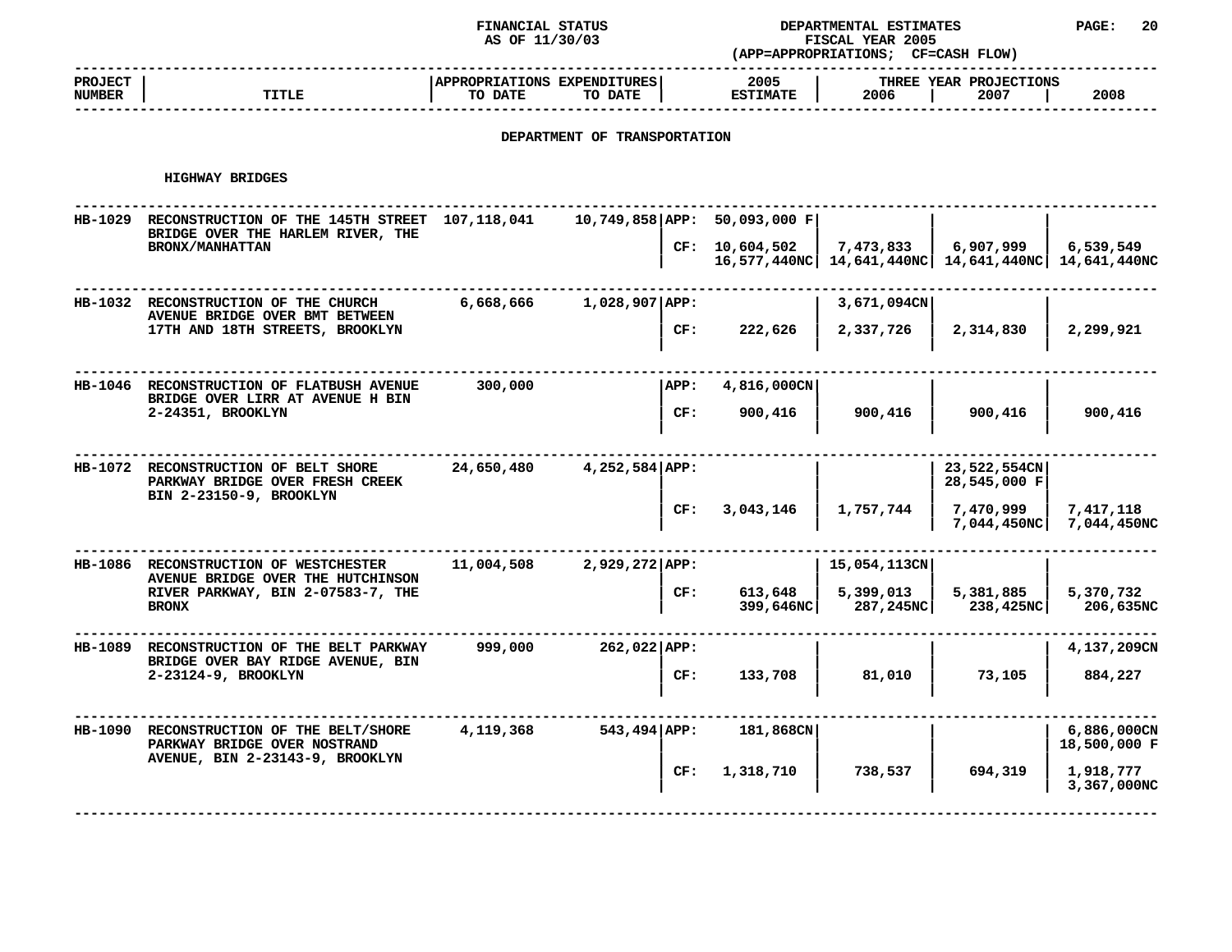FINANCIAL STATUS AS OF 11/30/03

DEPARTMENTAL ESTIMATES FISCAL YEAR 2005 (APP=APPROPRIATIONS; CF=CASH FLOW)

## DEPARTMENT OF TRANSPORTATION

### HIGHWAY BRIDGES

| PROJECT NUMBER | TITLE | APPROPRIATIONS TO DATE | EXPENDITURES TO DATE | | 2005 ESTIMATE | THREE YEAR PROJECTIONS 2006 | 2007 | 2008 |
|---|---|---|---|---|---|---|---|---|
| HB-1029 | RECONSTRUCTION OF THE 145TH STREET BRIDGE OVER THE HARLEM RIVER, THE BRONX/MANHATTAN | 107,118,041 | 10,749,858 | APP: | 50,093,000 F | | | |
| | | | | CF: | 10,604,502<br>16,577,440NC | 7,473,833<br>14,641,440NC | 6,907,999<br>14,641,440NC | 6,539,549<br>14,641,440NC |
| HB-1032 | RECONSTRUCTION OF THE CHURCH AVENUE BRIDGE OVER BMT BETWEEN 17TH AND 18TH STREETS, BROOKLYN | 6,668,666 | 1,028,907 | APP: | | 3,671,094CN | | |
| | | | | CF: | 222,626 | 2,337,726 | 2,314,830 | 2,299,921 |
| HB-1046 | RECONSTRUCTION OF FLATBUSH AVENUE BRIDGE OVER LIRR AT AVENUE H BIN 2-24351, BROOKLYN | 300,000 | | APP: | 4,816,000CN | | | |
| | | | | CF: | 900,416 | 900,416 | 900,416 | 900,416 |
| HB-1072 | RECONSTRUCTION OF BELT SHORE PARKWAY BRIDGE OVER FRESH CREEK BIN 2-23150-9, BROOKLYN | 24,650,480 | 4,252,584 | APP: | | | 23,522,554CN<br>28,545,000 F | |
| | | | | CF: | 3,043,146 | 1,757,744 | 7,470,999<br>7,044,450NC | 7,417,118<br>7,044,450NC |
| HB-1086 | RECONSTRUCTION OF WESTCHESTER AVENUE BRIDGE OVER THE HUTCHINSON RIVER PARKWAY, BIN 2-07583-7, THE BRONX | 11,004,508 | 2,929,272 | APP: | | 15,054,113CN | | |
| | | | | CF: | 613,648<br>399,646NC | 5,399,013<br>287,245NC | 5,381,885<br>238,425NC | 5,370,732<br>206,635NC |
| HB-1089 | RECONSTRUCTION OF THE BELT PARKWAY BRIDGE OVER BAY RIDGE AVENUE, BIN 2-23124-9, BROOKLYN | 999,000 | 262,022 | APP: | | | | 4,137,209CN |
| | | | | CF: | 133,708 | 81,010 | 73,105 | 884,227 |
| HB-1090 | RECONSTRUCTION OF THE BELT/SHORE PARKWAY BRIDGE OVER NOSTRAND AVENUE, BIN 2-23143-9, BROOKLYN | 4,119,368 | 543,494 | APP: | 181,868CN | | | 6,886,000CN<br>18,500,000 F |
| | | | | CF: | 1,318,710 | 738,537 | 694,319 | 1,918,777<br>3,367,000NC |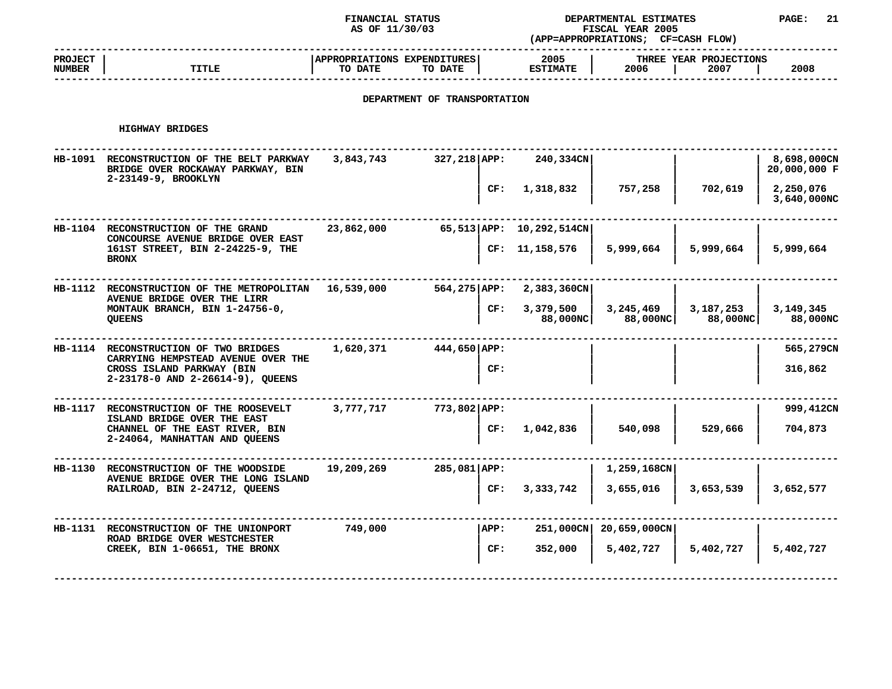FINANCIAL STATUS AS OF 11/30/03

DEPARTMENTAL ESTIMATES FISCAL YEAR 2005 (APP=APPROPRIATIONS; CF=CASH FLOW)

## DEPARTMENT OF TRANSPORTATION

### HIGHWAY BRIDGES

| PROJECT NUMBER | TITLE | APPROPRIATIONS TO DATE | EXPENDITURES TO DATE | | 2005 ESTIMATE | THREE YEAR PROJECTIONS 2006 | 2007 | 2008 |
|---|---|---|---|---|---|---|---|---|
| HB-1091 | RECONSTRUCTION OF THE BELT PARKWAY BRIDGE OVER ROCKAWAY PARKWAY, BIN 2-23149-9, BROOKLYN | 3,843,743 | 327,218 | APP: | 240,334CN | | | 8,698,000CN 20,000,000 F |
| | | | | CF: | 1,318,832 | 757,258 | 702,619 | 2,250,076 3,640,000NC |
| HB-1104 | RECONSTRUCTION OF THE GRAND CONCOURSE AVENUE BRIDGE OVER EAST 161ST STREET, BIN 2-24225-9, THE BRONX | 23,862,000 | 65,513 | APP: | 10,292,514CN | | | |
| | | | | CF: | 11,158,576 | 5,999,664 | 5,999,664 | 5,999,664 |
| HB-1112 | RECONSTRUCTION OF THE METROPOLITAN AVENUE BRIDGE OVER THE LIRR MONTAUK BRANCH, BIN 1-24756-0, QUEENS | 16,539,000 | 564,275 | APP: | 2,383,360CN | | | |
| | | | | CF: | 3,379,500 88,000NC | 3,245,469 88,000NC | 3,187,253 88,000NC | 3,149,345 88,000NC |
| HB-1114 | RECONSTRUCTION OF TWO BRIDGES CARRYING HEMPSTEAD AVENUE OVER THE CROSS ISLAND PARKWAY (BIN 2-23178-0 AND 2-26614-9), QUEENS | 1,620,371 | 444,650 | APP: | | | | 565,279CN |
| | | | | CF: | | | | 316,862 |
| HB-1117 | RECONSTRUCTION OF THE ROOSEVELT ISLAND BRIDGE OVER THE EAST CHANNEL OF THE EAST RIVER, BIN 2-24064, MANHATTAN AND QUEENS | 3,777,717 | 773,802 | APP: | | | | 999,412CN |
| | | | | CF: | 1,042,836 | 540,098 | 529,666 | 704,873 |
| HB-1130 | RECONSTRUCTION OF THE WOODSIDE AVENUE BRIDGE OVER THE LONG ISLAND RAILROAD, BIN 2-24712, QUEENS | 19,209,269 | 285,081 | APP: | | 1,259,168CN | | |
| | | | | CF: | 3,333,742 | 3,655,016 | 3,653,539 | 3,652,577 |
| HB-1131 | RECONSTRUCTION OF THE UNIONPORT ROAD BRIDGE OVER WESTCHESTER CREEK, BIN 1-06651, THE BRONX | 749,000 | | APP: | 251,000CN | 20,659,000CN | | |
| | | | | CF: | 352,000 | 5,402,727 | 5,402,727 | 5,402,727 |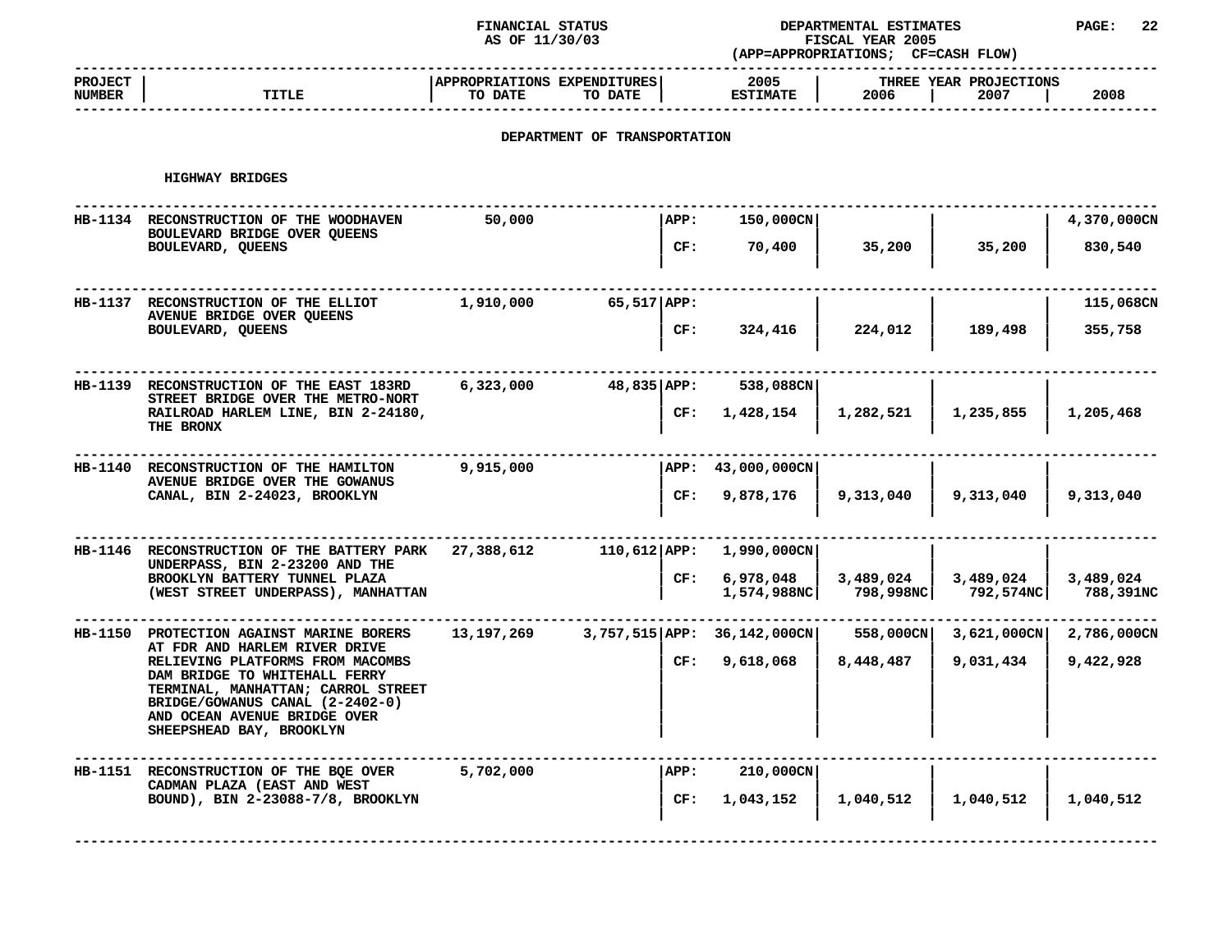FINANCIAL STATUS AS OF 11/30/03

DEPARTMENTAL ESTIMATES FISCAL YEAR 2005 (APP=APPROPRIATIONS; CF=CASH FLOW)

## DEPARTMENT OF TRANSPORTATION

### HIGHWAY BRIDGES

| PROJECT NUMBER | TITLE | APPROPRIATIONS TO DATE | EXPENDITURES TO DATE | | 2005 ESTIMATE | THREE YEAR PROJECTIONS 2006 | 2007 | 2008 |
|---|---|---|---|---|---|---|---|---|
| HB-1134 | RECONSTRUCTION OF THE WOODHAVEN BOULEVARD BRIDGE OVER QUEENS BOULEVARD, QUEENS | 50,000 | | APP: | 150,000CN | | | 4,370,000CN |
| | | | | CF: | 70,400 | 35,200 | 35,200 | 830,540 |
| HB-1137 | RECONSTRUCTION OF THE ELLIOT AVENUE BRIDGE OVER QUEENS BOULEVARD, QUEENS | 1,910,000 | 65,517 | APP: | | | | 115,068CN |
| | | | | CF: | 324,416 | 224,012 | 189,498 | 355,758 |
| HB-1139 | RECONSTRUCTION OF THE EAST 183RD STREET BRIDGE OVER THE METRO-NORT RAILROAD HARLEM LINE, BIN 2-24180, THE BRONX | 6,323,000 | 48,835 | APP: | 538,088CN | | | |
| | | | | CF: | 1,428,154 | 1,282,521 | 1,235,855 | 1,205,468 |
| HB-1140 | RECONSTRUCTION OF THE HAMILTON AVENUE BRIDGE OVER THE GOWANUS CANAL, BIN 2-24023, BROOKLYN | 9,915,000 | | APP: | 43,000,000CN | | | |
| | | | | CF: | 9,878,176 | 9,313,040 | 9,313,040 | 9,313,040 |
| HB-1146 | RECONSTRUCTION OF THE BATTERY PARK UNDERPASS, BIN 2-23200 AND THE BROOKLYN BATTERY TUNNEL PLAZA (WEST STREET UNDERPASS), MANHATTAN | 27,388,612 | 110,612 | APP: | 1,990,000CN | | | |
| | | | | CF: | 6,978,048 | 3,489,024 | 3,489,024 | 3,489,024 |
| | | | | | 1,574,988NC | 798,998NC | 792,574NC | 788,391NC |
| HB-1150 | PROTECTION AGAINST MARINE BORERS AT FDR AND HARLEM RIVER DRIVE RELIEVING PLATFORMS FROM MACOMBS DAM BRIDGE TO WHITEHALL FERRY TERMINAL, MANHATTAN; CARROL STREET BRIDGE/GOWANUS CANAL (2-2402-0) AND OCEAN AVENUE BRIDGE OVER SHEEPSHEAD BAY, BROOKLYN | 13,197,269 | 3,757,515 | APP: | 36,142,000CN | 558,000CN | 3,621,000CN | 2,786,000CN |
| | | | | CF: | 9,618,068 | 8,448,487 | 9,031,434 | 9,422,928 |
| HB-1151 | RECONSTRUCTION OF THE BQE OVER CADMAN PLAZA (EAST AND WEST BOUND), BIN 2-23088-7/8, BROOKLYN | 5,702,000 | | APP: | 210,000CN | | | |
| | | | | CF: | 1,043,152 | 1,040,512 | 1,040,512 | 1,040,512 |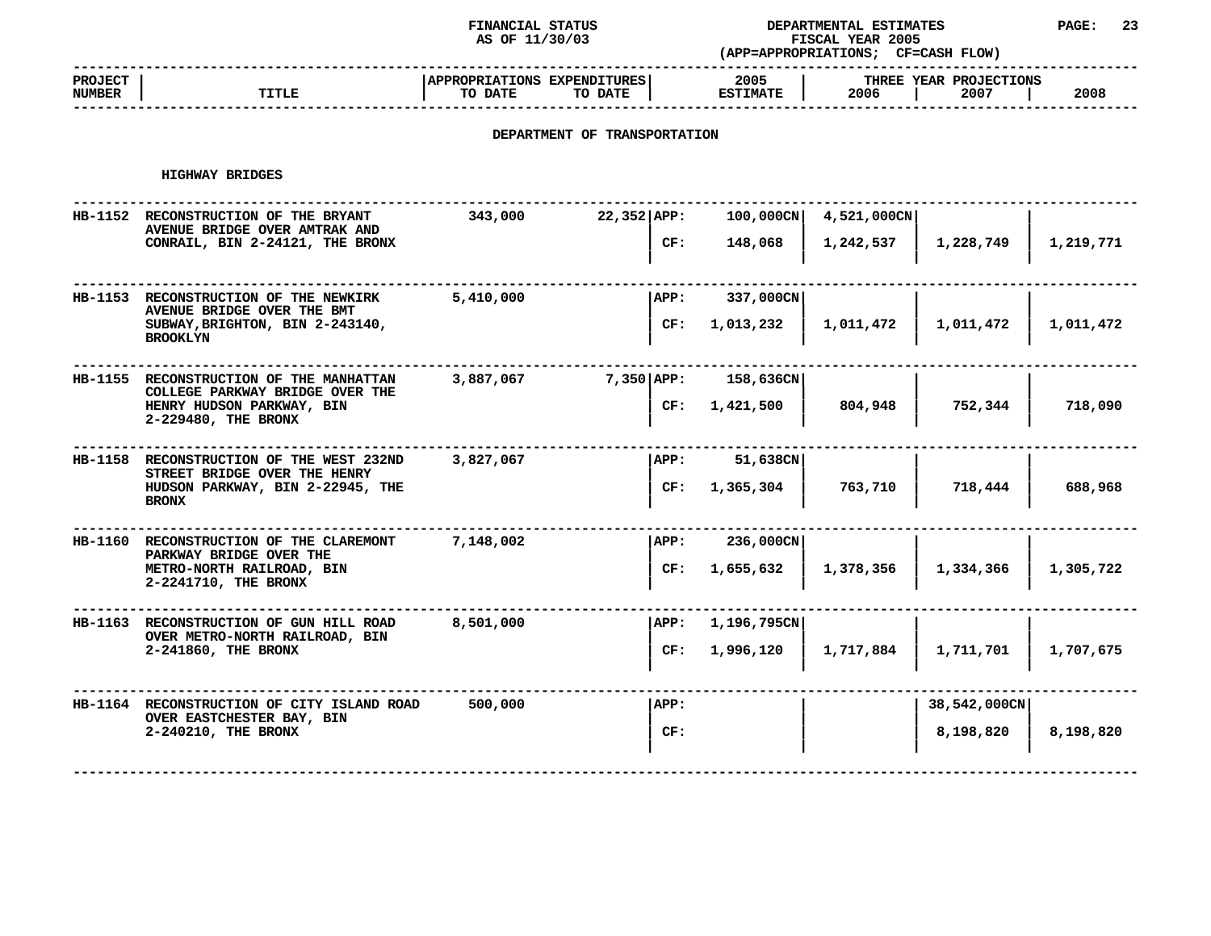FINANCIAL STATUS AS OF 11/30/03

DEPARTMENTAL ESTIMATES FISCAL YEAR 2005 (APP=APPROPRIATIONS; CF=CASH FLOW)

## DEPARTMENT OF TRANSPORTATION

### HIGHWAY BRIDGES

| PROJECT NUMBER | TITLE | APPROPRIATIONS TO DATE | EXPENDITURES TO DATE | | 2005 ESTIMATE | THREE YEAR PROJECTIONS 2006 | 2007 | 2008 |
|---|---|---|---|---|---|---|---|---|
| HB-1152 | RECONSTRUCTION OF THE BRYANT AVENUE BRIDGE OVER AMTRAK AND CONRAIL, BIN 2-24121, THE BRONX | 343,000 | 22,352 | APP: | 100,000CN | 4,521,000CN | | |
| | | | | CF: | 148,068 | 1,242,537 | 1,228,749 | 1,219,771 |
| HB-1153 | RECONSTRUCTION OF THE NEWKIRK AVENUE BRIDGE OVER THE BMT SUBWAY,BRIGHTON, BIN 2-243140, BROOKLYN | 5,410,000 | | APP: | 337,000CN | | | |
| | | | | CF: | 1,013,232 | 1,011,472 | 1,011,472 | 1,011,472 |
| HB-1155 | RECONSTRUCTION OF THE MANHATTAN COLLEGE PARKWAY BRIDGE OVER THE HENRY HUDSON PARKWAY, BIN 2-229480, THE BRONX | 3,887,067 | 7,350 | APP: | 158,636CN | | | |
| | | | | CF: | 1,421,500 | 804,948 | 752,344 | 718,090 |
| HB-1158 | RECONSTRUCTION OF THE WEST 232ND STREET BRIDGE OVER THE HENRY HUDSON PARKWAY, BIN 2-22945, THE BRONX | 3,827,067 | | APP: | 51,638CN | | | |
| | | | | CF: | 1,365,304 | 763,710 | 718,444 | 688,968 |
| HB-1160 | RECONSTRUCTION OF THE CLAREMONT PARKWAY BRIDGE OVER THE METRO-NORTH RAILROAD, BIN 2-2241710, THE BRONX | 7,148,002 | | APP: | 236,000CN | | | |
| | | | | CF: | 1,655,632 | 1,378,356 | 1,334,366 | 1,305,722 |
| HB-1163 | RECONSTRUCTION OF GUN HILL ROAD OVER METRO-NORTH RAILROAD, BIN 2-241860, THE BRONX | 8,501,000 | | APP: | 1,196,795CN | | | |
| | | | | CF: | 1,996,120 | 1,717,884 | 1,711,701 | 1,707,675 |
| HB-1164 | RECONSTRUCTION OF CITY ISLAND ROAD OVER EASTCHESTER BAY, BIN 2-240210, THE BRONX | 500,000 | | APP: | | | 38,542,000CN | |
| | | | | CF: | | | 8,198,820 | 8,198,820 |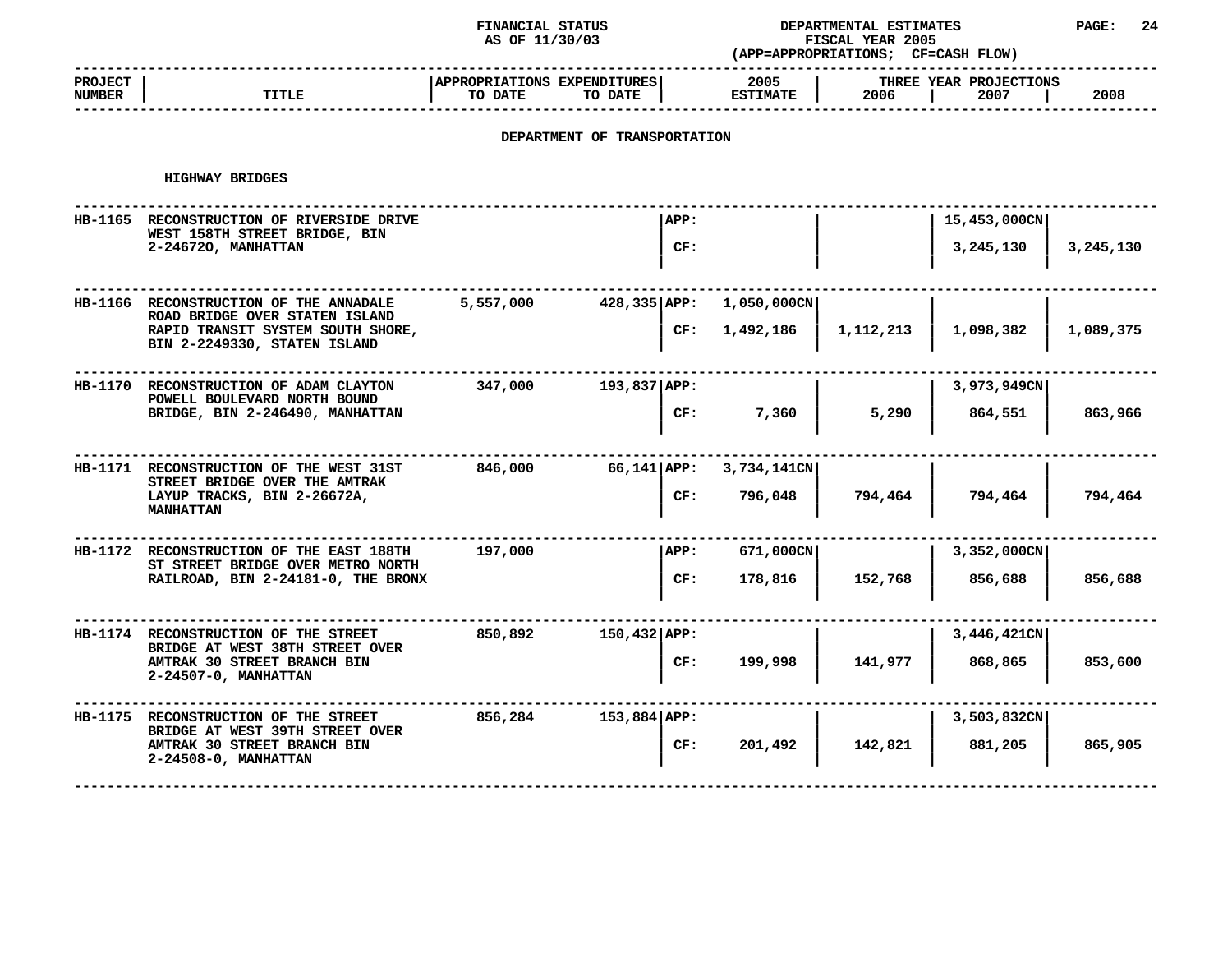FINANCIAL STATUS AS OF 11/30/03

DEPARTMENTAL ESTIMATES FISCAL YEAR 2005 (APP=APPROPRIATIONS; CF=CASH FLOW)

## DEPARTMENT OF TRANSPORTATION

### HIGHWAY BRIDGES

| PROJECT NUMBER | TITLE | APPROPRIATIONS TO DATE | EXPENDITURES TO DATE | | 2005 ESTIMATE | 2006 | 2007 | 2008 |
|---|---|---|---|---|---|---|---|---|
| | | | | | | THREE YEAR PROJECTIONS | | |
| HB-1165 | RECONSTRUCTION OF RIVERSIDE DRIVE WEST 158TH STREET BRIDGE, BIN 2-24672O, MANHATTAN | | | APP: | | | 15,453,000CN | |
| | | | | CF: | | | 3,245,130 | 3,245,130 |
| HB-1166 | RECONSTRUCTION OF THE ANNADALE ROAD BRIDGE OVER STATEN ISLAND RAPID TRANSIT SYSTEM SOUTH SHORE, BIN 2-2249330, STATEN ISLAND | 5,557,000 | 428,335 | APP: | 1,050,000CN | | | |
| | | | | CF: | 1,492,186 | 1,112,213 | 1,098,382 | 1,089,375 |
| HB-1170 | RECONSTRUCTION OF ADAM CLAYTON POWELL BOULEVARD NORTH BOUND BRIDGE, BIN 2-246490, MANHATTAN | 347,000 | 193,837 | APP: | | | 3,973,949CN | |
| | | | | CF: | 7,360 | 5,290 | 864,551 | 863,966 |
| HB-1171 | RECONSTRUCTION OF THE WEST 31ST STREET BRIDGE OVER THE AMTRAK LAYUP TRACKS, BIN 2-26672A, MANHATTAN | 846,000 | 66,141 | APP: | 3,734,141CN | | | |
| | | | | CF: | 796,048 | 794,464 | 794,464 | 794,464 |
| HB-1172 | RECONSTRUCTION OF THE EAST 188TH ST STREET BRIDGE OVER METRO NORTH RAILROAD, BIN 2-24181-0, THE BRONX | 197,000 | | APP: | 671,000CN | | 3,352,000CN | |
| | | | | CF: | 178,816 | 152,768 | 856,688 | 856,688 |
| HB-1174 | RECONSTRUCTION OF THE STREET BRIDGE AT WEST 38TH STREET OVER AMTRAK 30 STREET BRANCH BIN 2-24507-0, MANHATTAN | 850,892 | 150,432 | APP: | | | 3,446,421CN | |
| | | | | CF: | 199,998 | 141,977 | 868,865 | 853,600 |
| HB-1175 | RECONSTRUCTION OF THE STREET BRIDGE AT WEST 39TH STREET OVER AMTRAK 30 STREET BRANCH BIN 2-24508-0, MANHATTAN | 856,284 | 153,884 | APP: | | | 3,503,832CN | |
| | | | | CF: | 201,492 | 142,821 | 881,205 | 865,905 |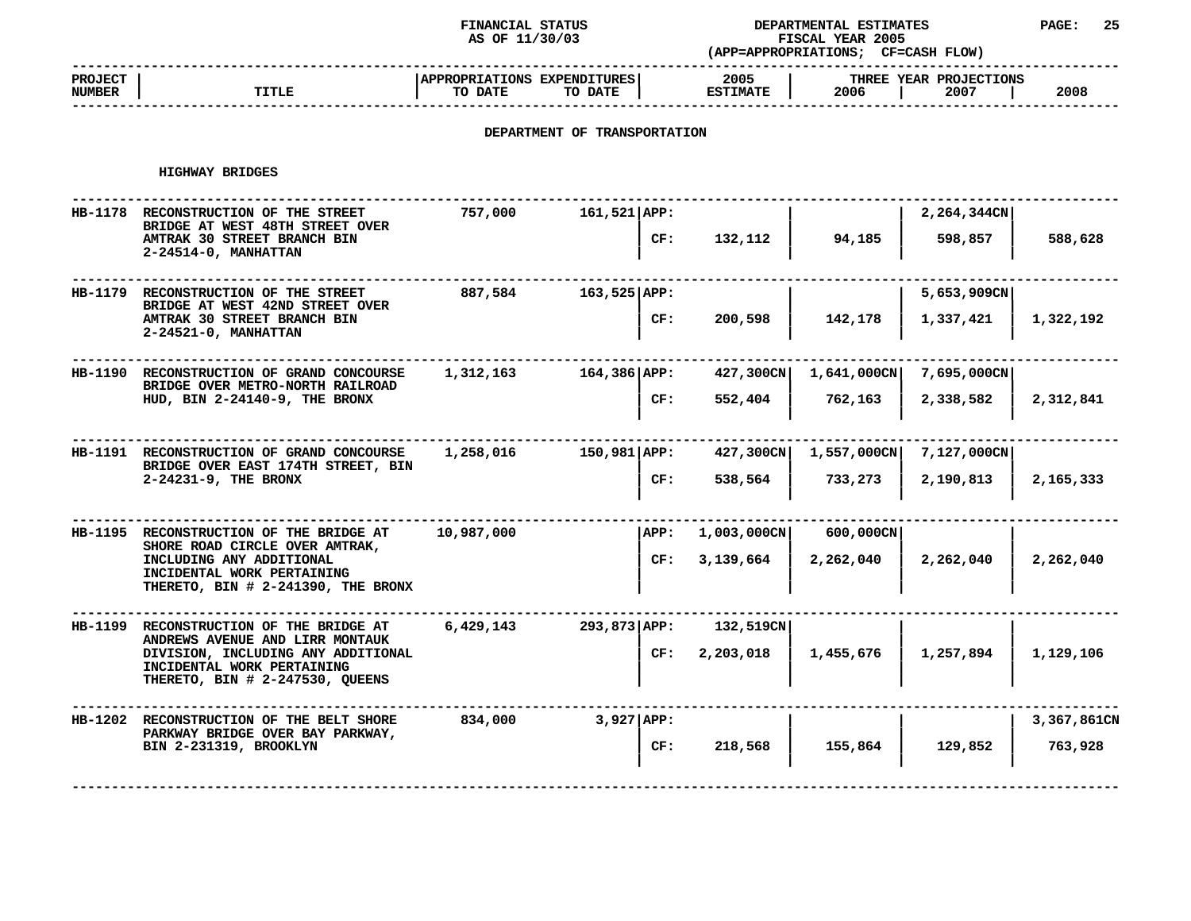FINANCIAL STATUS
AS OF 11/30/03

DEPARTMENTAL ESTIMATES
FISCAL YEAR 2005
(APP=APPROPRIATIONS; CF=CASH FLOW)

## DEPARTMENT OF TRANSPORTATION

### HIGHWAY BRIDGES

| PROJECT NUMBER | TITLE | APPROPRIATIONS TO DATE | EXPENDITURES TO DATE | | 2005 ESTIMATE | THREE YEAR PROJECTIONS 2006 | 2007 | 2008 |
|---|---|---|---|---|---|---|---|---|
| HB-1178 | RECONSTRUCTION OF THE STREET BRIDGE AT WEST 48TH STREET OVER AMTRAK 30 STREET BRANCH BIN 2-24514-0, MANHATTAN | 757,000 | 161,521 | APP: | | | 2,264,344CN | |
| | | | | CF: | 132,112 | 94,185 | 598,857 | 588,628 |
| HB-1179 | RECONSTRUCTION OF THE STREET BRIDGE AT WEST 42ND STREET OVER AMTRAK 30 STREET BRANCH BIN 2-24521-0, MANHATTAN | 887,584 | 163,525 | APP: | | | 5,653,909CN | |
| | | | | CF: | 200,598 | 142,178 | 1,337,421 | 1,322,192 |
| HB-1190 | RECONSTRUCTION OF GRAND CONCOURSE BRIDGE OVER METRO-NORTH RAILROAD HUD, BIN 2-24140-9, THE BRONX | 1,312,163 | 164,386 | APP: | 427,300CN | 1,641,000CN | 7,695,000CN | |
| | | | | CF: | 552,404 | 762,163 | 2,338,582 | 2,312,841 |
| HB-1191 | RECONSTRUCTION OF GRAND CONCOURSE BRIDGE OVER EAST 174TH STREET, BIN 2-24231-9, THE BRONX | 1,258,016 | 150,981 | APP: | 427,300CN | 1,557,000CN | 7,127,000CN | |
| | | | | CF: | 538,564 | 733,273 | 2,190,813 | 2,165,333 |
| HB-1195 | RECONSTRUCTION OF THE BRIDGE AT SHORE ROAD CIRCLE OVER AMTRAK, INCLUDING ANY ADDITIONAL INCIDENTAL WORK PERTAINING THERETO, BIN # 2-241390, THE BRONX | 10,987,000 | | APP: | 1,003,000CN | 600,000CN | | |
| | | | | CF: | 3,139,664 | 2,262,040 | 2,262,040 | 2,262,040 |
| HB-1199 | RECONSTRUCTION OF THE BRIDGE AT ANDREWS AVENUE AND LIRR MONTAUK DIVISION, INCLUDING ANY ADDITIONAL INCIDENTAL WORK PERTAINING THERETO, BIN # 2-247530, QUEENS | 6,429,143 | 293,873 | APP: | 132,519CN | | | |
| | | | | CF: | 2,203,018 | 1,455,676 | 1,257,894 | 1,129,106 |
| HB-1202 | RECONSTRUCTION OF THE BELT SHORE PARKWAY BRIDGE OVER BAY PARKWAY, BIN 2-231319, BROOKLYN | 834,000 | 3,927 | APP: | | | | 3,367,861CN |
| | | | | CF: | 218,568 | 155,864 | 129,852 | 763,928 |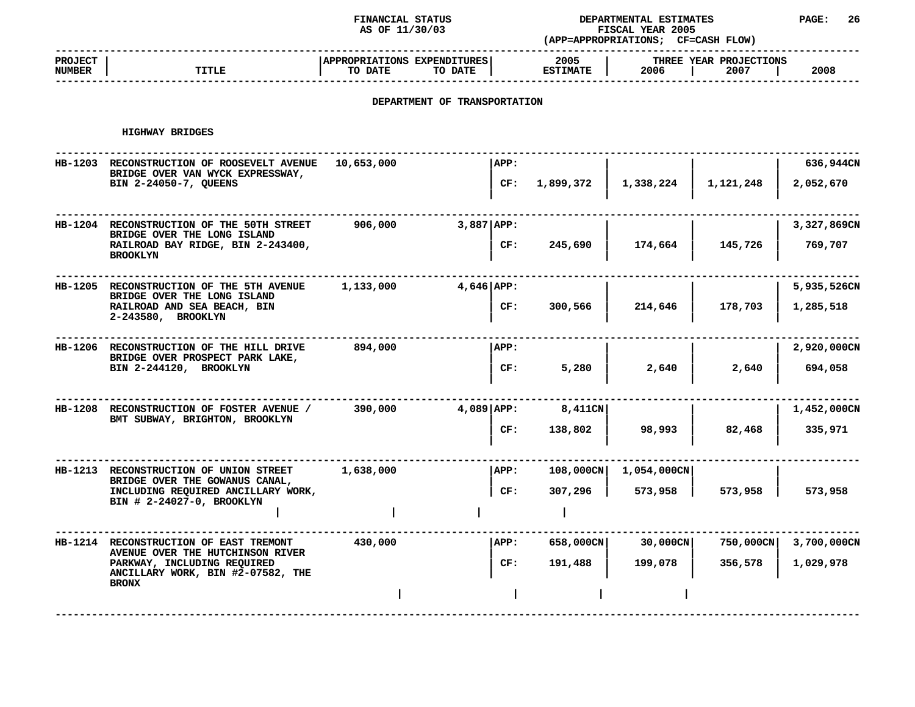FINANCIAL STATUS AS OF 11/30/03

DEPARTMENTAL ESTIMATES FISCAL YEAR 2005 (APP=APPROPRIATIONS; CF=CASH FLOW)

## DEPARTMENT OF TRANSPORTATION

### HIGHWAY BRIDGES

| PROJECT NUMBER | TITLE | APPROPRIATIONS TO DATE | EXPENDITURES TO DATE | | 2005 ESTIMATE | 2006 | 2007 | 2008 |
|---|---|---|---|---|---|---|---|---|
| | | | | | | THREE YEAR PROJECTIONS | | |
| HB-1203 | RECONSTRUCTION OF ROOSEVELT AVENUE BRIDGE OVER VAN WYCK EXPRESSWAY, BIN 2-24050-7, QUEENS | 10,653,000 | | APP: | | | | 636,944CN |
| | | | | CF: | 1,899,372 | 1,338,224 | 1,121,248 | 2,052,670 |
| HB-1204 | RECONSTRUCTION OF THE 50TH STREET BRIDGE OVER THE LONG ISLAND RAILROAD BAY RIDGE, BIN 2-243400, BROOKLYN | 906,000 | 3,887 | APP: | | | | 3,327,869CN |
| | | | | CF: | 245,690 | 174,664 | 145,726 | 769,707 |
| HB-1205 | RECONSTRUCTION OF THE 5TH AVENUE BRIDGE OVER THE LONG ISLAND RAILROAD AND SEA BEACH, BIN 2-243580, BROOKLYN | 1,133,000 | 4,646 | APP: | | | | 5,935,526CN |
| | | | | CF: | 300,566 | 214,646 | 178,703 | 1,285,518 |
| HB-1206 | RECONSTRUCTION OF THE HILL DRIVE BRIDGE OVER PROSPECT PARK LAKE, BIN 2-244120, BROOKLYN | 894,000 | | APP: | | | | 2,920,000CN |
| | | | | CF: | 5,280 | 2,640 | 2,640 | 694,058 |
| HB-1208 | RECONSTRUCTION OF FOSTER AVENUE / BMT SUBWAY, BRIGHTON, BROOKLYN | 390,000 | 4,089 | APP: | 8,411CN | | | 1,452,000CN |
| | | | | CF: | 138,802 | 98,993 | 82,468 | 335,971 |
| HB-1213 | RECONSTRUCTION OF UNION STREET BRIDGE OVER THE GOWANUS CANAL, INCLUDING REQUIRED ANCILLARY WORK, BIN # 2-24027-0, BROOKLYN | 1,638,000 | | APP: | 108,000CN | 1,054,000CN | | |
| | | | | CF: | 307,296 | 573,958 | 573,958 | 573,958 |
| HB-1214 | RECONSTRUCTION OF EAST TREMONT AVENUE OVER THE HUTCHINSON RIVER PARKWAY, INCLUDING REQUIRED ANCILLARY WORK, BIN #2-07582, THE BRONX | 430,000 | | APP: | 658,000CN | 30,000CN | 750,000CN | 3,700,000CN |
| | | | | CF: | 191,488 | 199,078 | 356,578 | 1,029,978 |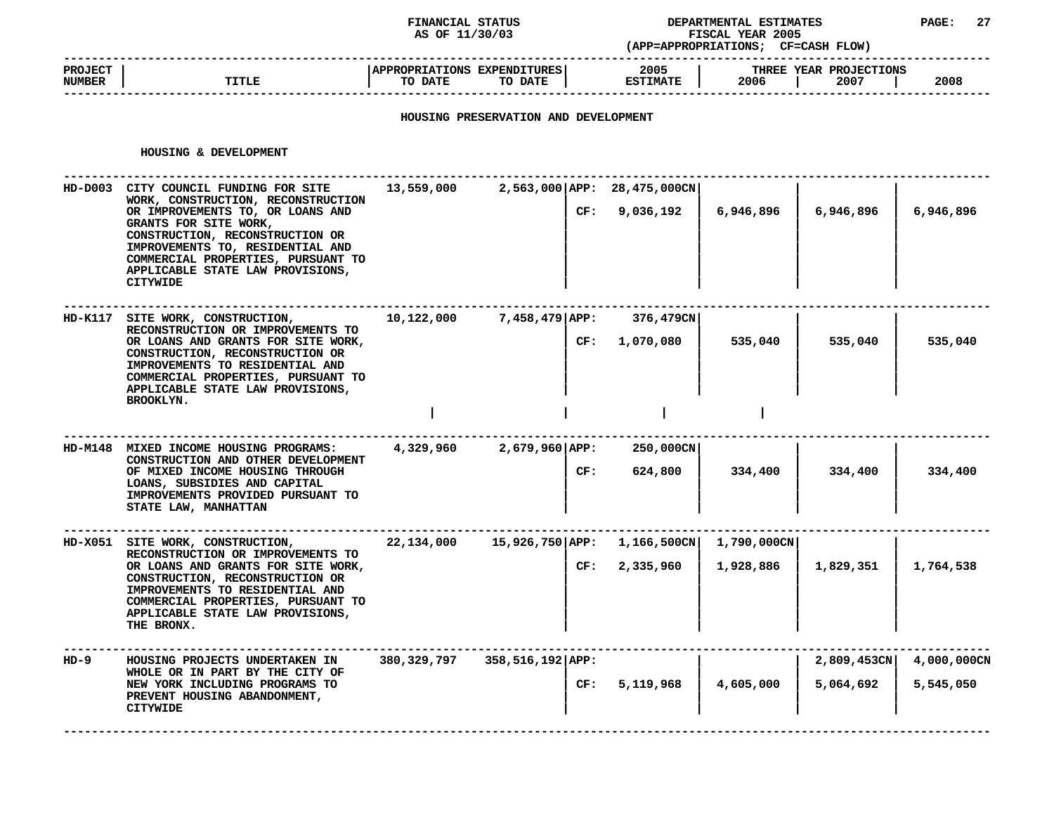FINANCIAL STATUS
AS OF 11/30/03

DEPARTMENTAL ESTIMATES
FISCAL YEAR 2005
(APP=APPROPRIATIONS; CF=CASH FLOW)

## HOUSING PRESERVATION AND DEVELOPMENT

### HOUSING & DEVELOPMENT

| PROJECT NUMBER | TITLE | APPROPRIATIONS TO DATE | EXPENDITURES TO DATE | | 2005 ESTIMATE | 2006 | 2007 | 2008 |
|---|---|---|---|---|---|---|---|---|
| | | | | | | THREE YEAR PROJECTIONS | | |
| HD-D003 | CITY COUNCIL FUNDING FOR SITE WORK, CONSTRUCTION, RECONSTRUCTION OR IMPROVEMENTS TO, OR LOANS AND GRANTS FOR SITE WORK, CONSTRUCTION, RECONSTRUCTION OR IMPROVEMENTS TO, RESIDENTIAL AND COMMERCIAL PROPERTIES, PURSUANT TO APPLICABLE STATE LAW PROVISIONS, CITYWIDE | 13,559,000 | 2,563,000 | APP: | 28,475,000CN | | | |
| | | | | CF: | 9,036,192 | 6,946,896 | 6,946,896 | 6,946,896 |
| HD-K117 | SITE WORK, CONSTRUCTION, RECONSTRUCTION OR IMPROVEMENTS TO OR LOANS AND GRANTS FOR SITE WORK, CONSTRUCTION, RECONSTRUCTION OR IMPROVEMENTS TO RESIDENTIAL AND COMMERCIAL PROPERTIES, PURSUANT TO APPLICABLE STATE LAW PROVISIONS, BROOKLYN. | 10,122,000 | 7,458,479 | APP: | 376,479CN | | | |
| | | | | CF: | 1,070,080 | 535,040 | 535,040 | 535,040 |
| HD-M148 | MIXED INCOME HOUSING PROGRAMS: CONSTRUCTION AND OTHER DEVELOPMENT OF MIXED INCOME HOUSING THROUGH LOANS, SUBSIDIES AND CAPITAL IMPROVEMENTS PROVIDED PURSUANT TO STATE LAW, MANHATTAN | 4,329,960 | 2,679,960 | APP: | 250,000CN | | | |
| | | | | CF: | 624,800 | 334,400 | 334,400 | 334,400 |
| HD-X051 | SITE WORK, CONSTRUCTION, RECONSTRUCTION OR IMPROVEMENTS TO OR LOANS AND GRANTS FOR SITE WORK, CONSTRUCTION, RECONSTRUCTION OR IMPROVEMENTS TO RESIDENTIAL AND COMMERCIAL PROPERTIES, PURSUANT TO APPLICABLE STATE LAW PROVISIONS, THE BRONX. | 22,134,000 | 15,926,750 | APP: | 1,166,500CN | 1,790,000CN | | |
| | | | | CF: | 2,335,960 | 1,928,886 | 1,829,351 | 1,764,538 |
| HD-9 | HOUSING PROJECTS UNDERTAKEN IN WHOLE OR IN PART BY THE CITY OF NEW YORK INCLUDING PROGRAMS TO PREVENT HOUSING ABANDONMENT, CITYWIDE | 380,329,797 | 358,516,192 | APP: | | | 2,809,453CN | 4,000,000CN |
| | | | | CF: | 5,119,968 | 4,605,000 | 5,064,692 | 5,545,050 |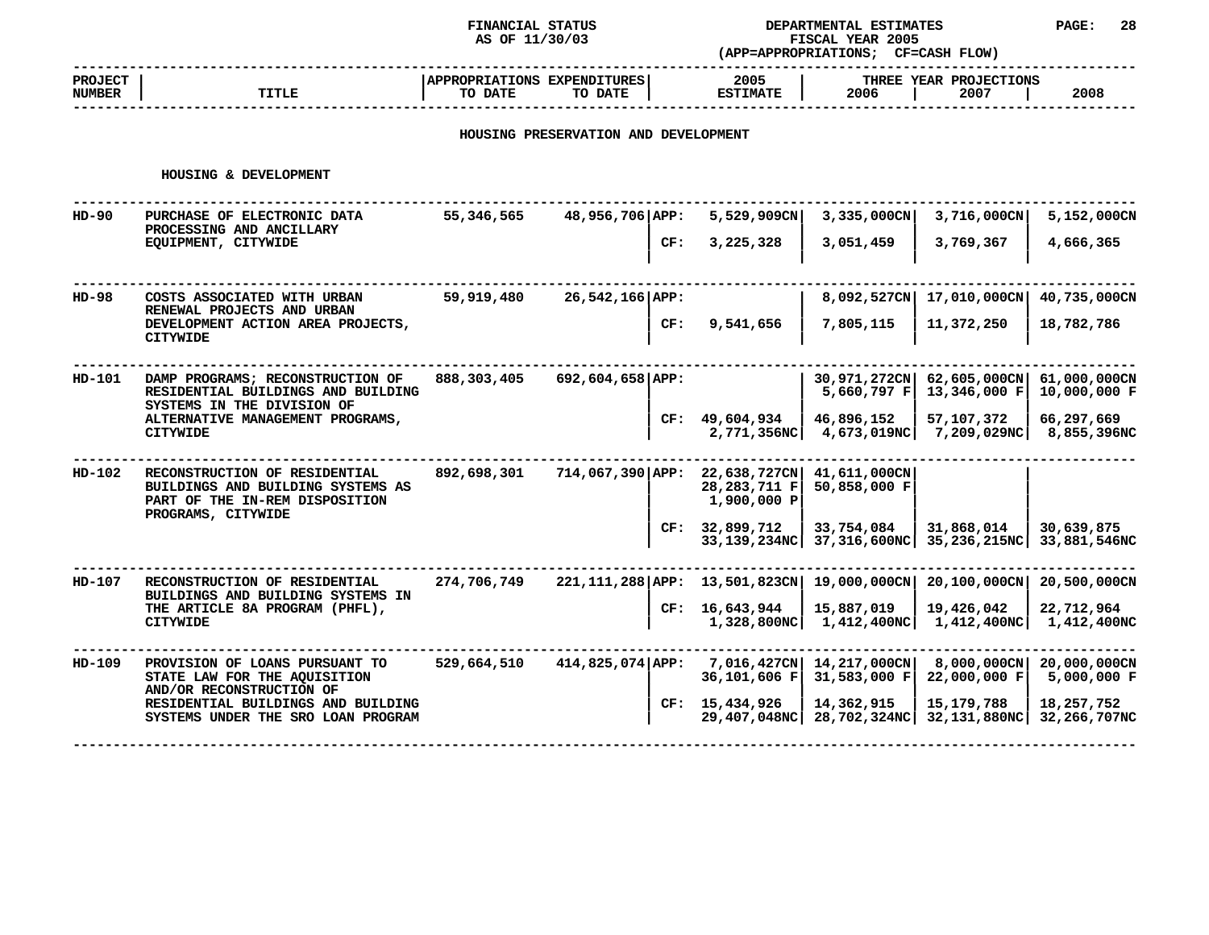FINANCIAL STATUS AS OF 11/30/03

DEPARTMENTAL ESTIMATES FISCAL YEAR 2005 (APP=APPROPRIATIONS; CF=CASH FLOW)

## HOUSING PRESERVATION AND DEVELOPMENT

### HOUSING & DEVELOPMENT

| PROJECT NUMBER | TITLE | APPROPRIATIONS TO DATE | EXPENDITURES TO DATE | | 2005 ESTIMATE | THREE YEAR PROJECTIONS 2006 | 2007 | 2008 |
|---|---|---|---|---|---|---|---|---|
| HD-90 | PURCHASE OF ELECTRONIC DATA PROCESSING AND ANCILLARY EQUIPMENT, CITYWIDE | 55,346,565 | 48,956,706 | APP: | 5,529,909CN | 3,335,000CN | 3,716,000CN | 5,152,000CN |
| | | | | CF: | 3,225,328 | 3,051,459 | 3,769,367 | 4,666,365 |
| HD-98 | COSTS ASSOCIATED WITH URBAN RENEWAL PROJECTS AND URBAN DEVELOPMENT ACTION AREA PROJECTS, CITYWIDE | 59,919,480 | 26,542,166 | APP: | | 8,092,527CN | 17,010,000CN | 40,735,000CN |
| | | | | CF: | 9,541,656 | 7,805,115 | 11,372,250 | 18,782,786 |
| HD-101 | DAMP PROGRAMS; RECONSTRUCTION OF RESIDENTIAL BUILDINGS AND BUILDING SYSTEMS IN THE DIVISION OF ALTERNATIVE MANAGEMENT PROGRAMS, CITYWIDE | 888,303,405 | 692,604,658 | APP: | | 30,971,272CN<br>5,660,797 F | 62,605,000CN<br>13,346,000 F | 61,000,000CN<br>10,000,000 F |
| | | | | CF: | 49,604,934<br>2,771,356NC | 46,896,152<br>4,673,019NC | 57,107,372<br>7,209,029NC | 66,297,669<br>8,855,396NC |
| HD-102 | RECONSTRUCTION OF RESIDENTIAL BUILDINGS AND BUILDING SYSTEMS AS PART OF THE IN-REM DISPOSITION PROGRAMS, CITYWIDE | 892,698,301 | 714,067,390 | APP: | 22,638,727CN<br>28,283,711 F<br>1,900,000 P | 41,611,000CN<br>50,858,000 F | | |
| | | | | CF: | 32,899,712<br>33,139,234NC | 33,754,084<br>37,316,600NC | 31,868,014<br>35,236,215NC | 30,639,875<br>33,881,546NC |
| HD-107 | RECONSTRUCTION OF RESIDENTIAL BUILDINGS AND BUILDING SYSTEMS IN THE ARTICLE 8A PROGRAM (PHFL), CITYWIDE | 274,706,749 | 221,111,288 | APP: | 13,501,823CN | 19,000,000CN | 20,100,000CN | 20,500,000CN |
| | | | | CF: | 16,643,944<br>1,328,800NC | 15,887,019<br>1,412,400NC | 19,426,042<br>1,412,400NC | 22,712,964<br>1,412,400NC |
| HD-109 | PROVISION OF LOANS PURSUANT TO STATE LAW FOR THE AQUISITION AND/OR RECONSTRUCTION OF RESIDENTIAL BUILDINGS AND BUILDING SYSTEMS UNDER THE SRO LOAN PROGRAM | 529,664,510 | 414,825,074 | APP: | 7,016,427CN<br>36,101,606 F | 14,217,000CN<br>31,583,000 F | 8,000,000CN<br>22,000,000 F | 20,000,000CN<br>5,000,000 F |
| | | | | CF: | 15,434,926<br>29,407,048NC | 14,362,915<br>28,702,324NC | 15,179,788<br>32,131,880NC | 18,257,752<br>32,266,707NC |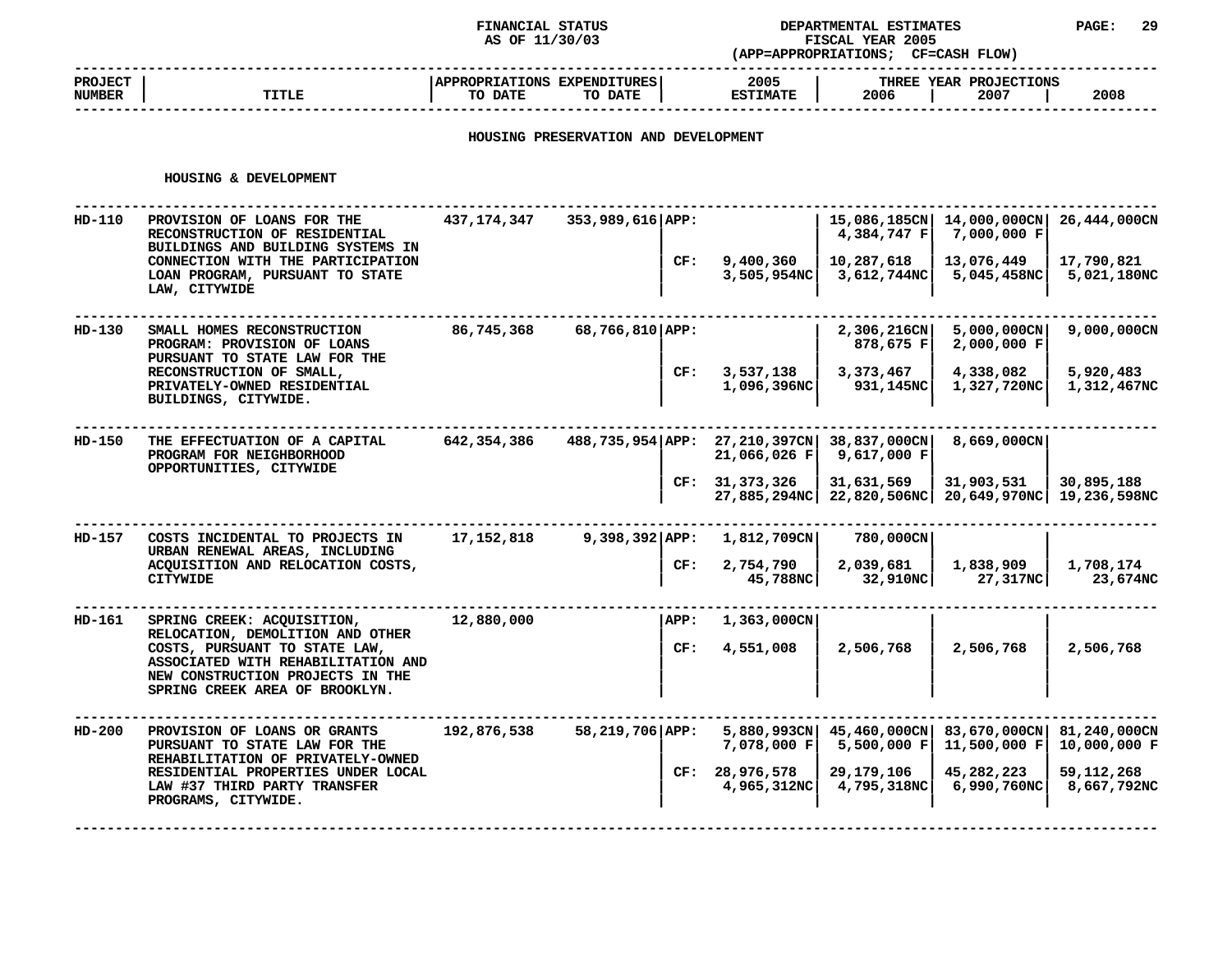FINANCIAL STATUS AS OF 11/30/03

DEPARTMENTAL ESTIMATES FISCAL YEAR 2005 (APP=APPROPRIATIONS; CF=CASH FLOW)

## HOUSING PRESERVATION AND DEVELOPMENT

### HOUSING & DEVELOPMENT

| PROJECT NUMBER | TITLE | APPROPRIATIONS TO DATE | EXPENDITURES TO DATE | | 2005 ESTIMATE | THREE YEAR PROJECTIONS 2006 | 2007 | 2008 |
|---|---|---|---|---|---|---|---|---|
| HD-110 | PROVISION OF LOANS FOR THE RECONSTRUCTION OF RESIDENTIAL BUILDINGS AND BUILDING SYSTEMS IN CONNECTION WITH THE PARTICIPATION LOAN PROGRAM, PURSUANT TO STATE LAW, CITYWIDE | 437,174,347 | 353,989,616 | APP: | | 15,086,185CN 4,384,747 F | 14,000,000CN 7,000,000 F | 26,444,000CN |
| | | | | CF: | 9,400,360 3,505,954NC | 10,287,618 3,612,744NC | 13,076,449 5,045,458NC | 17,790,821 5,021,180NC |
| HD-130 | SMALL HOMES RECONSTRUCTION PROGRAM: PROVISION OF LOANS PURSUANT TO STATE LAW FOR THE RECONSTRUCTION OF SMALL, PRIVATELY-OWNED RESIDENTIAL BUILDINGS, CITYWIDE. | 86,745,368 | 68,766,810 | APP: | | 2,306,216CN 878,675 F | 5,000,000CN 2,000,000 F | 9,000,000CN |
| | | | | CF: | 3,537,138 1,096,396NC | 3,373,467 931,145NC | 4,338,082 1,327,720NC | 5,920,483 1,312,467NC |
| HD-150 | THE EFFECTUATION OF A CAPITAL PROGRAM FOR NEIGHBORHOOD OPPORTUNITIES, CITYWIDE | 642,354,386 | 488,735,954 | APP: | 27,210,397CN 21,066,026 F | 38,837,000CN 9,617,000 F | 8,669,000CN | |
| | | | | CF: | 31,373,326 27,885,294NC | 31,631,569 22,820,506NC | 31,903,531 20,649,970NC | 30,895,188 19,236,598NC |
| HD-157 | COSTS INCIDENTAL TO PROJECTS IN URBAN RENEWAL AREAS, INCLUDING ACQUISITION AND RELOCATION COSTS, CITYWIDE | 17,152,818 | 9,398,392 | APP: | 1,812,709CN | 780,000CN | | |
| | | | | CF: | 2,754,790 45,788NC | 2,039,681 32,910NC | 1,838,909 27,317NC | 1,708,174 23,674NC |
| HD-161 | SPRING CREEK: ACQUISITION, RELOCATION, DEMOLITION AND OTHER COSTS, PURSUANT TO STATE LAW, ASSOCIATED WITH REHABILITATION AND NEW CONSTRUCTION PROJECTS IN THE SPRING CREEK AREA OF BROOKLYN. | 12,880,000 | | APP: | 1,363,000CN | | | |
| | | | | CF: | 4,551,008 | 2,506,768 | 2,506,768 | 2,506,768 |
| HD-200 | PROVISION OF LOANS OR GRANTS PURSUANT TO STATE LAW FOR THE REHABILITATION OF PRIVATELY-OWNED RESIDENTIAL PROPERTIES UNDER LOCAL LAW #37 THIRD PARTY TRANSFER PROGRAMS, CITYWIDE. | 192,876,538 | 58,219,706 | APP: | 5,880,993CN 7,078,000 F | 45,460,000CN 5,500,000 F | 83,670,000CN 11,500,000 F | 81,240,000CN 10,000,000 F |
| | | | | CF: | 28,976,578 4,965,312NC | 29,179,106 4,795,318NC | 45,282,223 6,990,760NC | 59,112,268 8,667,792NC |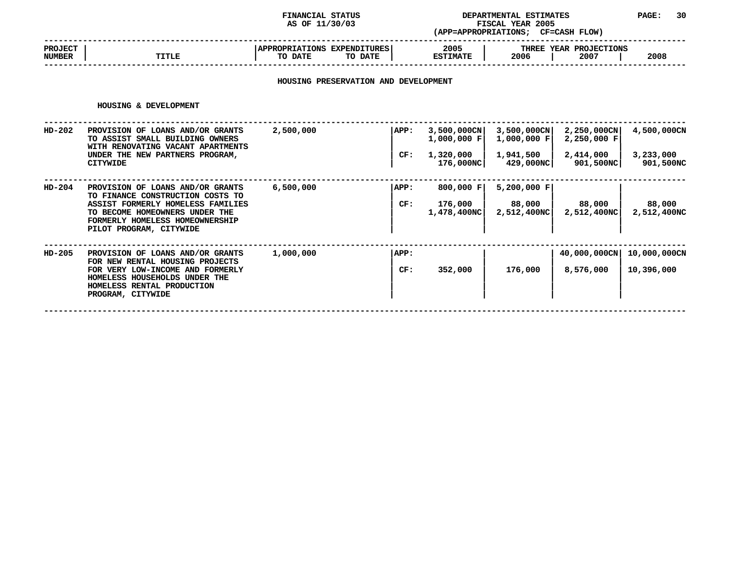FINANCIAL STATUS AS OF 11/30/03

DEPARTMENTAL ESTIMATES FISCAL YEAR 2005 (APP=APPROPRIATIONS; CF=CASH FLOW)

| PROJECT NUMBER | TITLE | APPROPRIATIONS TO DATE | EXPENDITURES TO DATE | | 2005 ESTIMATE | THREE YEAR PROJECTIONS 2006 | 2007 | 2008 |
|---|---|---|---|---|---|---|---|---|

## HOUSING PRESERVATION AND DEVELOPMENT

### HOUSING & DEVELOPMENT

| PROJECT NUMBER | TITLE | APPROPRIATIONS TO DATE | EXPENDITURES TO DATE | | 2005 ESTIMATE | 2006 | 2007 | 2008 |
|---|---|---|---|---|---|---|---|---|
| HD-202 | PROVISION OF LOANS AND/OR GRANTS TO ASSIST SMALL BUILDING OWNERS WITH RENOVATING VACANT APARTMENTS UNDER THE NEW PARTNERS PROGRAM, CITYWIDE | 2,500,000 | | APP: | 3,500,000CN<br>1,000,000 F | 3,500,000CN<br>1,000,000 F | 2,250,000CN<br>2,250,000 F | 4,500,000CN |
| | | | | CF: | 1,320,000<br>176,000NC | 1,941,500<br>429,000NC | 2,414,000<br>901,500NC | 3,233,000<br>901,500NC |
| HD-204 | PROVISION OF LOANS AND/OR GRANTS TO FINANCE CONSTRUCTION COSTS TO ASSIST FORMERLY HOMELESS FAMILIES TO BECOME HOMEOWNERS UNDER THE FORMERLY HOMELESS HOMEOWNERSHIP PILOT PROGRAM, CITYWIDE | 6,500,000 | | APP: | 800,000 F | 5,200,000 F | | |
| | | | | CF: | 176,000<br>1,478,400NC | 88,000<br>2,512,400NC | 88,000<br>2,512,400NC | 88,000<br>2,512,400NC |
| HD-205 | PROVISION OF LOANS AND/OR GRANTS FOR NEW RENTAL HOUSING PROJECTS FOR VERY LOW-INCOME AND FORMERLY HOMELESS HOUSEHOLDS UNDER THE HOMELESS RENTAL PRODUCTION PROGRAM, CITYWIDE | 1,000,000 | | APP: | | | 40,000,000CN | 10,000,000CN |
| | | | | CF: | 352,000 | 176,000 | 8,576,000 | 10,396,000 |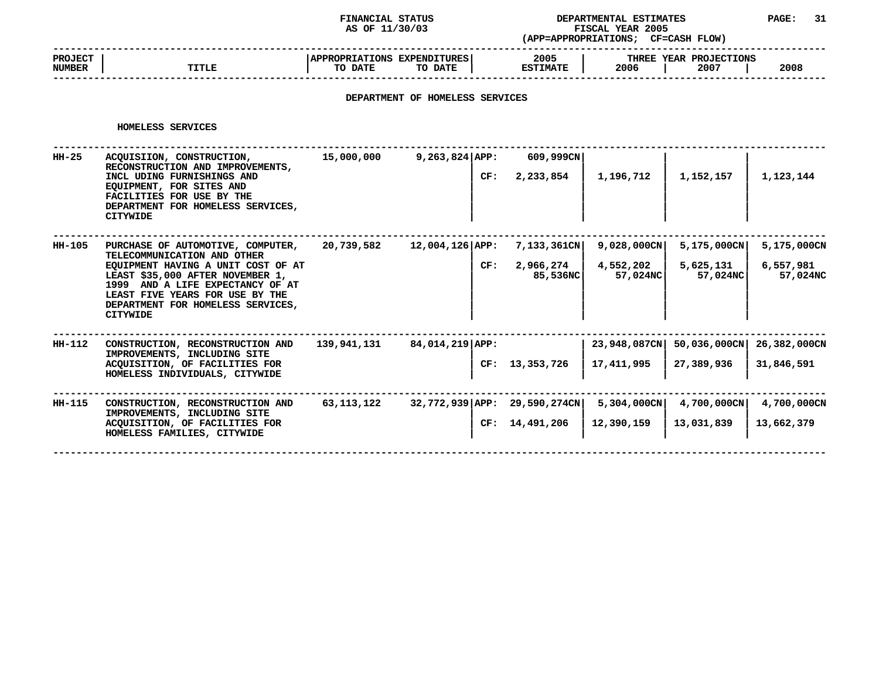FINANCIAL STATUS AS OF 11/30/03

DEPARTMENTAL ESTIMATES FISCAL YEAR 2005 (APP=APPROPRIATIONS; CF=CASH FLOW)

## DEPARTMENT OF HOMELESS SERVICES

### HOMELESS SERVICES

| PROJECT NUMBER | TITLE | APPROPRIATIONS TO DATE | EXPENDITURES TO DATE | | 2005 ESTIMATE | THREE YEAR PROJECTIONS 2006 | 2007 | 2008 |
|---|---|---|---|---|---|---|---|---|
| HH-25 | ACQUISIION, CONSTRUCTION, RECONSTRUCTION AND IMPROVEMENTS, INCL UDING FURNISHINGS AND EQUIPMENT, FOR SITES AND FACILITIES FOR USE BY THE DEPARTMENT FOR HOMELESS SERVICES, CITYWIDE | 15,000,000 | 9,263,824 | APP: | 609,999CN | | | |
| | | | | CF: | 2,233,854 | 1,196,712 | 1,152,157 | 1,123,144 |
| HH-105 | PURCHASE OF AUTOMOTIVE, COMPUTER, TELECOMMUNICATION AND OTHER EQUIPMENT HAVING A UNIT COST OF AT LEAST $35,000 AFTER NOVEMBER 1, 1999 AND A LIFE EXPECTANCY OF AT LEAST FIVE YEARS FOR USE BY THE DEPARTMENT FOR HOMELESS SERVICES, CITYWIDE | 20,739,582 | 12,004,126 | APP: | 7,133,361CN | 9,028,000CN | 5,175,000CN | 5,175,000CN |
| | | | | CF: | 2,966,274<br>85,536NC | 4,552,202<br>57,024NC | 5,625,131<br>57,024NC | 6,557,981<br>57,024NC |
| HH-112 | CONSTRUCTION, RECONSTRUCTION AND IMPROVEMENTS, INCLUDING SITE ACQUISITION, OF FACILITIES FOR HOMELESS INDIVIDUALS, CITYWIDE | 139,941,131 | 84,014,219 | APP: | | 23,948,087CN | 50,036,000CN | 26,382,000CN |
| | | | | CF: | 13,353,726 | 17,411,995 | 27,389,936 | 31,846,591 |
| HH-115 | CONSTRUCTION, RECONSTRUCTION AND IMPROVEMENTS, INCLUDING SITE ACQUISITION, OF FACILITIES FOR HOMELESS FAMILIES, CITYWIDE | 63,113,122 | 32,772,939 | APP: | 29,590,274CN | 5,304,000CN | 4,700,000CN | 4,700,000CN |
| | | | | CF: | 14,491,206 | 12,390,159 | 13,031,839 | 13,662,379 |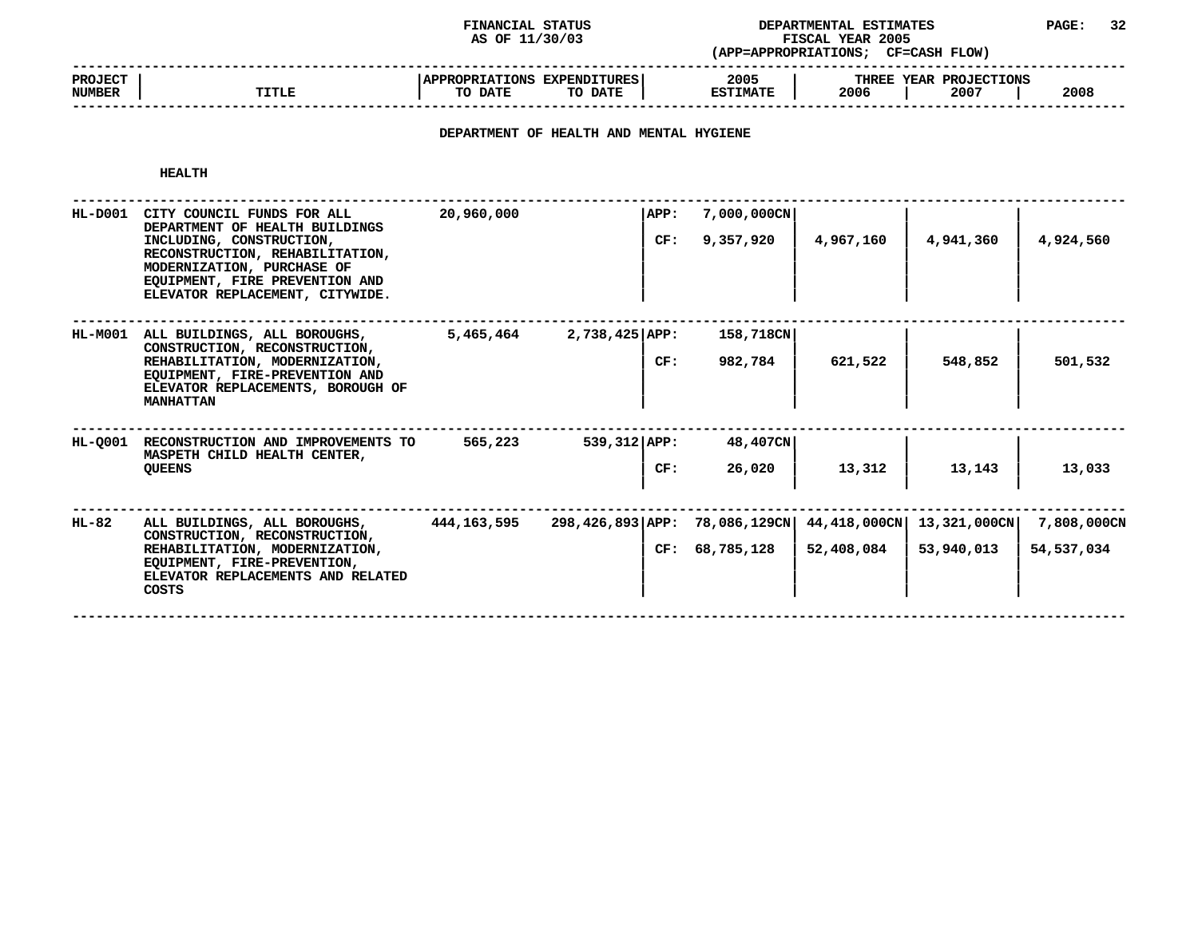FINANCIAL STATUS
AS OF 11/30/03

DEPARTMENTAL ESTIMATES
FISCAL YEAR 2005
(APP=APPROPRIATIONS; CF=CASH FLOW)

## DEPARTMENT OF HEALTH AND MENTAL HYGIENE

### HEALTH

| PROJECT NUMBER | TITLE | APPROPRIATIONS TO DATE | EXPENDITURES TO DATE | | 2005 ESTIMATE | THREE YEAR PROJECTIONS 2006 | 2007 | 2008 |
|---|---|---|---|---|---|---|---|---|
| HL-D001 | CITY COUNCIL FUNDS FOR ALL DEPARTMENT OF HEALTH BUILDINGS INCLUDING, CONSTRUCTION, RECONSTRUCTION, REHABILITATION, MODERNIZATION, PURCHASE OF EQUIPMENT, FIRE PREVENTION AND ELEVATOR REPLACEMENT, CITYWIDE. | 20,960,000 | | APP: | 7,000,000CN | | | |
| | | | | CF: | 9,357,920 | 4,967,160 | 4,941,360 | 4,924,560 |
| HL-M001 | ALL BUILDINGS, ALL BOROUGHS, CONSTRUCTION, RECONSTRUCTION, REHABILITATION, MODERNIZATION, EQUIPMENT, FIRE-PREVENTION AND ELEVATOR REPLACEMENTS, BOROUGH OF MANHATTAN | 5,465,464 | 2,738,425 | APP: | 158,718CN | | | |
| | | | | CF: | 982,784 | 621,522 | 548,852 | 501,532 |
| HL-Q001 | RECONSTRUCTION AND IMPROVEMENTS TO MASPETH CHILD HEALTH CENTER, QUEENS | 565,223 | 539,312 | APP: | 48,407CN | | | |
| | | | | CF: | 26,020 | 13,312 | 13,143 | 13,033 |
| HL-82 | ALL BUILDINGS, ALL BOROUGHS, CONSTRUCTION, RECONSTRUCTION, REHABILITATION, MODERNIZATION, EQUIPMENT, FIRE-PREVENTION, ELEVATOR REPLACEMENTS AND RELATED COSTS | 444,163,595 | 298,426,893 | APP: | 78,086,129CN | 44,418,000CN | 13,321,000CN | 7,808,000CN |
| | | | | CF: | 68,785,128 | 52,408,084 | 53,940,013 | 54,537,034 |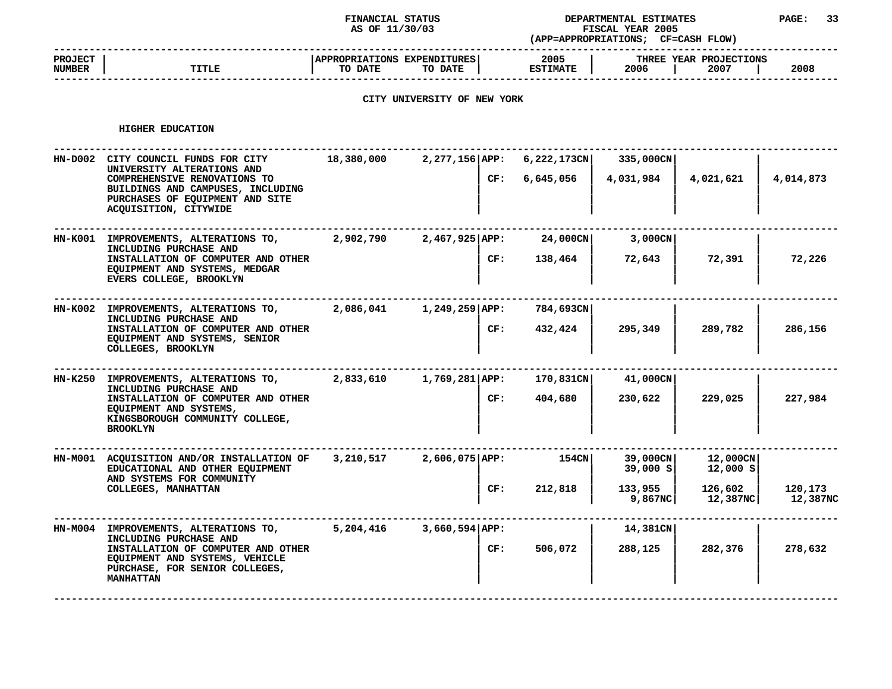FINANCIAL STATUS AS OF 11/30/03

DEPARTMENTAL ESTIMATES FISCAL YEAR 2005 (APP=APPROPRIATIONS; CF=CASH FLOW)

## CITY UNIVERSITY OF NEW YORK

### HIGHER EDUCATION

| PROJECT NUMBER | TITLE | APPROPRIATIONS TO DATE | EXPENDITURES TO DATE | | 2005 ESTIMATE | THREE YEAR PROJECTIONS 2006 | 2007 | 2008 |
|---|---|---|---|---|---|---|---|---|
| HN-D002 | CITY COUNCIL FUNDS FOR CITY UNIVERSITY ALTERATIONS AND COMPREHENSIVE RENOVATIONS TO BUILDINGS AND CAMPUSES, INCLUDING PURCHASES OF EQUIPMENT AND SITE ACQUISITION, CITYWIDE | 18,380,000 | 2,277,156 | APP: | 6,222,173CN | 335,000CN | | |
| | | | | CF: | 6,645,056 | 4,031,984 | 4,021,621 | 4,014,873 |
| HN-K001 | IMPROVEMENTS, ALTERATIONS TO, INCLUDING PURCHASE AND INSTALLATION OF COMPUTER AND OTHER EQUIPMENT AND SYSTEMS, MEDGAR EVERS COLLEGE, BROOKLYN | 2,902,790 | 2,467,925 | APP: | 24,000CN | 3,000CN | | |
| | | | | CF: | 138,464 | 72,643 | 72,391 | 72,226 |
| HN-K002 | IMPROVEMENTS, ALTERATIONS TO, INCLUDING PURCHASE AND INSTALLATION OF COMPUTER AND OTHER EQUIPMENT AND SYSTEMS, SENIOR COLLEGES, BROOKLYN | 2,086,041 | 1,249,259 | APP: | 784,693CN | | | |
| | | | | CF: | 432,424 | 295,349 | 289,782 | 286,156 |
| HN-K250 | IMPROVEMENTS, ALTERATIONS TO, INCLUDING PURCHASE AND INSTALLATION OF COMPUTER AND OTHER EQUIPMENT AND SYSTEMS, KINGSBOROUGH COMMUNITY COLLEGE, BROOKLYN | 2,833,610 | 1,769,281 | APP: | 170,831CN | 41,000CN | | |
| | | | | CF: | 404,680 | 230,622 | 229,025 | 227,984 |
| HN-M001 | ACQUISITION AND/OR INSTALLATION OF EDUCATIONAL AND OTHER EQUIPMENT AND SYSTEMS FOR COMMUNITY COLLEGES, MANHATTAN | 3,210,517 | 2,606,075 | APP: | 154CN | 39,000CN | 12,000CN | |
| | | | | | | 39,000 S | 12,000 S | |
| | | | | CF: | 212,818 | 133,955 | 126,602 | 120,173 |
| | | | | | | 9,867NC | 12,387NC | 12,387NC |
| HN-M004 | IMPROVEMENTS, ALTERATIONS TO, INCLUDING PURCHASE AND INSTALLATION OF COMPUTER AND OTHER EQUIPMENT AND SYSTEMS, VEHICLE PURCHASE, FOR SENIOR COLLEGES, MANHATTAN | 5,204,416 | 3,660,594 | APP: | | 14,381CN | | |
| | | | | CF: | 506,072 | 288,125 | 282,376 | 278,632 |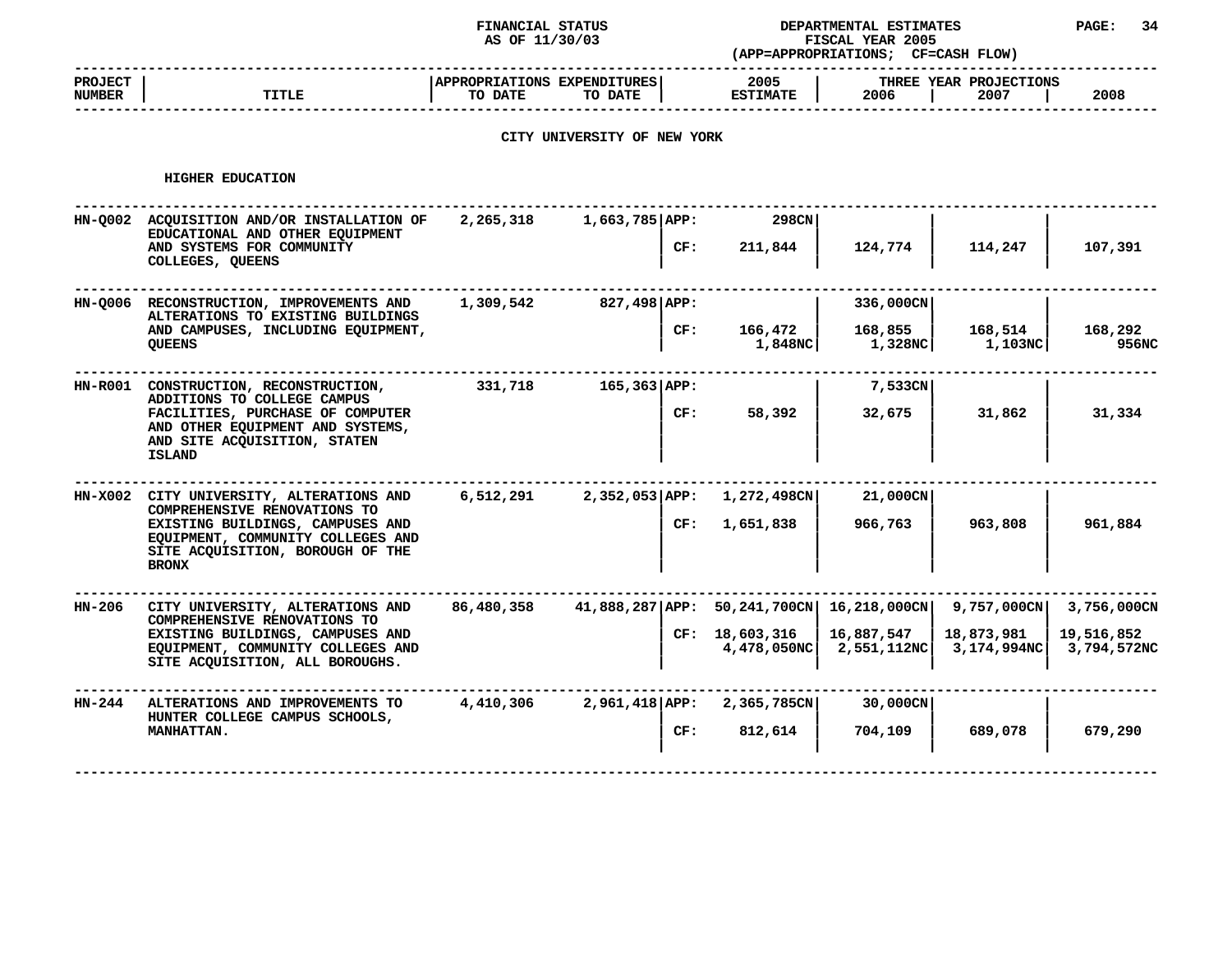FINANCIAL STATUS AS OF 11/30/03

DEPARTMENTAL ESTIMATES FISCAL YEAR 2005 (APP=APPROPRIATIONS; CF=CASH FLOW)

## CITY UNIVERSITY OF NEW YORK

### HIGHER EDUCATION

| PROJECT NUMBER | TITLE | APPROPRIATIONS TO DATE | EXPENDITURES TO DATE | | 2005 ESTIMATE | THREE YEAR PROJECTIONS 2006 | 2007 | 2008 |
|---|---|---|---|---|---|---|---|---|
| HN-Q002 | ACQUISITION AND/OR INSTALLATION OF EDUCATIONAL AND OTHER EQUIPMENT AND SYSTEMS FOR COMMUNITY COLLEGES, QUEENS | 2,265,318 | 1,663,785 | APP: | 298CN | | | |
| | | | | CF: | 211,844 | 124,774 | 114,247 | 107,391 |
| HN-Q006 | RECONSTRUCTION, IMPROVEMENTS AND ALTERATIONS TO EXISTING BUILDINGS AND CAMPUSES, INCLUDING EQUIPMENT, QUEENS | 1,309,542 | 827,498 | APP: | | 336,000CN | | |
| | | | | CF: | 166,472<br>1,848NC | 168,855<br>1,328NC | 168,514<br>1,103NC | 168,292<br>956NC |
| HN-R001 | CONSTRUCTION, RECONSTRUCTION, ADDITIONS TO COLLEGE CAMPUS FACILITIES, PURCHASE OF COMPUTER AND OTHER EQUIPMENT AND SYSTEMS, AND SITE ACQUISITION, STATEN ISLAND | 331,718 | 165,363 | APP: | | 7,533CN | | |
| | | | | CF: | 58,392 | 32,675 | 31,862 | 31,334 |
| HN-X002 | CITY UNIVERSITY, ALTERATIONS AND COMPREHENSIVE RENOVATIONS TO EXISTING BUILDINGS, CAMPUSES AND EQUIPMENT, COMMUNITY COLLEGES AND SITE ACQUISITION, BOROUGH OF THE BRONX | 6,512,291 | 2,352,053 | APP: | 1,272,498CN | 21,000CN | | |
| | | | | CF: | 1,651,838 | 966,763 | 963,808 | 961,884 |
| HN-206 | CITY UNIVERSITY, ALTERATIONS AND COMPREHENSIVE RENOVATIONS TO EXISTING BUILDINGS, CAMPUSES AND EQUIPMENT, COMMUNITY COLLEGES AND SITE ACQUISITION, ALL BOROUGHS. | 86,480,358 | 41,888,287 | APP: | 50,241,700CN | 16,218,000CN | 9,757,000CN | 3,756,000CN |
| | | | | CF: | 18,603,316<br>4,478,050NC | 16,887,547<br>2,551,112NC | 18,873,981<br>3,174,994NC | 19,516,852<br>3,794,572NC |
| HN-244 | ALTERATIONS AND IMPROVEMENTS TO HUNTER COLLEGE CAMPUS SCHOOLS, MANHATTAN. | 4,410,306 | 2,961,418 | APP: | 2,365,785CN | 30,000CN | | |
| | | | | CF: | 812,614 | 704,109 | 689,078 | 679,290 |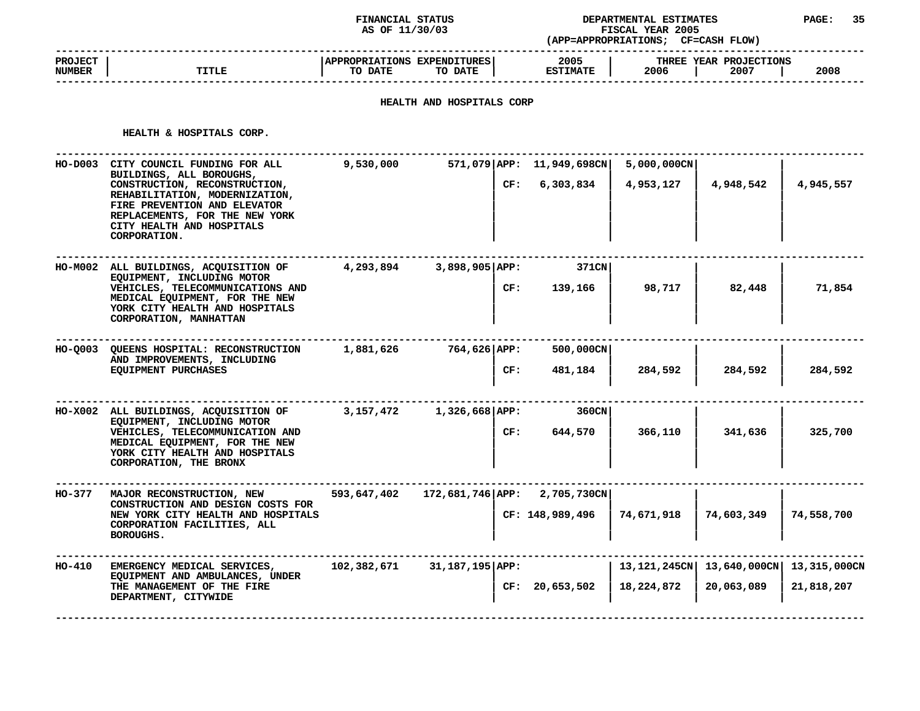FINANCIAL STATUS AS OF 11/30/03

DEPARTMENTAL ESTIMATES FISCAL YEAR 2005 (APP=APPROPRIATIONS; CF=CASH FLOW)

## HEALTH AND HOSPITALS CORP

### HEALTH & HOSPITALS CORP.

| PROJECT NUMBER | TITLE | APPROPRIATIONS TO DATE | EXPENDITURES TO DATE | | 2005 ESTIMATE | THREE YEAR PROJECTIONS 2006 | 2007 | 2008 |
|---|---|---|---|---|---|---|---|---|
| HO-D003 | CITY COUNCIL FUNDING FOR ALL BUILDINGS, ALL BOROUGHS, CONSTRUCTION, RECONSTRUCTION, REHABILITATION, MODERNIZATION, FIRE PREVENTION AND ELEVATOR REPLACEMENTS, FOR THE NEW YORK CITY HEALTH AND HOSPITALS CORPORATION. | 9,530,000 | 571,079 | APP: | 11,949,698CN | 5,000,000CN | | |
| | | | | CF: | 6,303,834 | 4,953,127 | 4,948,542 | 4,945,557 |
| HO-M002 | ALL BUILDINGS, ACQUISITION OF EQUIPMENT, INCLUDING MOTOR VEHICLES, TELECOMMUNICATIONS AND MEDICAL EQUIPMENT, FOR THE NEW YORK CITY HEALTH AND HOSPITALS CORPORATION, MANHATTAN | 4,293,894 | 3,898,905 | APP: | 371CN | | | |
| | | | | CF: | 139,166 | 98,717 | 82,448 | 71,854 |
| HO-Q003 | QUEENS HOSPITAL: RECONSTRUCTION AND IMPROVEMENTS, INCLUDING EQUIPMENT PURCHASES | 1,881,626 | 764,626 | APP: | 500,000CN | | | |
| | | | | CF: | 481,184 | 284,592 | 284,592 | 284,592 |
| HO-X002 | ALL BUILDINGS, ACQUISITION OF EQUIPMENT, INCLUDING MOTOR VEHICLES, TELECOMMUNICATION AND MEDICAL EQUIPMENT, FOR THE NEW YORK CITY HEALTH AND HOSPITALS CORPORATION, THE BRONX | 3,157,472 | 1,326,668 | APP: | 360CN | | | |
| | | | | CF: | 644,570 | 366,110 | 341,636 | 325,700 |
| HO-377 | MAJOR RECONSTRUCTION, NEW CONSTRUCTION AND DESIGN COSTS FOR NEW YORK CITY HEALTH AND HOSPITALS CORPORATION FACILITIES, ALL BOROUGHS. | 593,647,402 | 172,681,746 | APP: | 2,705,730CN | | | |
| | | | | CF: | 148,989,496 | 74,671,918 | 74,603,349 | 74,558,700 |
| HO-410 | EMERGENCY MEDICAL SERVICES, EQUIPMENT AND AMBULANCES, UNDER THE MANAGEMENT OF THE FIRE DEPARTMENT, CITYWIDE | 102,382,671 | 31,187,195 | APP: | | 13,121,245CN | 13,640,000CN | 13,315,000CN |
| | | | | CF: | 20,653,502 | 18,224,872 | 20,063,089 | 21,818,207 |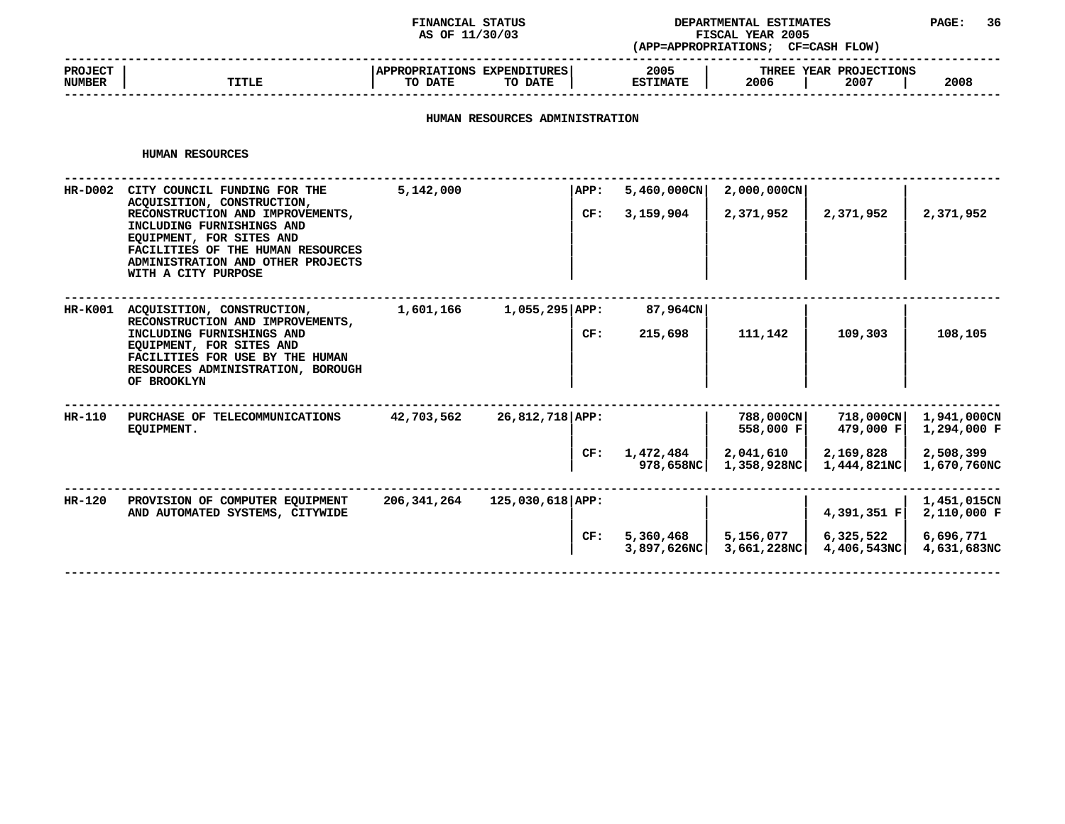FINANCIAL STATUS AS OF 11/30/03

DEPARTMENTAL ESTIMATES FISCAL YEAR 2005 (APP=APPROPRIATIONS; CF=CASH FLOW)

## HUMAN RESOURCES ADMINISTRATION

### HUMAN RESOURCES

| PROJECT NUMBER | TITLE | APPROPRIATIONS TO DATE | EXPENDITURES TO DATE | | 2005 ESTIMATE | THREE YEAR PROJECTIONS 2006 | 2007 | 2008 |
|---|---|---|---|---|---|---|---|---|
| HR-D002 | CITY COUNCIL FUNDING FOR THE ACQUISITION, CONSTRUCTION, RECONSTRUCTION AND IMPROVEMENTS, INCLUDING FURNISHINGS AND EQUIPMENT, FOR SITES AND FACILITIES OF THE HUMAN RESOURCES ADMINISTRATION AND OTHER PROJECTS WITH A CITY PURPOSE | 5,142,000 | | APP: | 5,460,000CN | 2,000,000CN | | |
| | | | | CF: | 3,159,904 | 2,371,952 | 2,371,952 | 2,371,952 |
| HR-K001 | ACQUISITION, CONSTRUCTION, RECONSTRUCTION AND IMPROVEMENTS, INCLUDING FURNISHINGS AND EQUIPMENT, FOR SITES AND FACILITIES FOR USE BY THE HUMAN RESOURCES ADMINISTRATION, BOROUGH OF BROOKLYN | 1,601,166 | 1,055,295 | APP: | 87,964CN | | | |
| | | | | CF: | 215,698 | 111,142 | 109,303 | 108,105 |
| HR-110 | PURCHASE OF TELECOMMUNICATIONS EQUIPMENT. | 42,703,562 | 26,812,718 | APP: | | 788,000CN<br>558,000 F | 718,000CN<br>479,000 F | 1,941,000CN<br>1,294,000 F |
| | | | | CF: | 1,472,484<br>978,658NC | 2,041,610<br>1,358,928NC | 2,169,828<br>1,444,821NC | 2,508,399<br>1,670,760NC |
| HR-120 | PROVISION OF COMPUTER EQUIPMENT AND AUTOMATED SYSTEMS, CITYWIDE | 206,341,264 | 125,030,618 | APP: | | | 4,391,351 F | 1,451,015CN<br>2,110,000 F |
| | | | | CF: | 5,360,468<br>3,897,626NC | 5,156,077<br>3,661,228NC | 6,325,522<br>4,406,543NC | 6,696,771<br>4,631,683NC |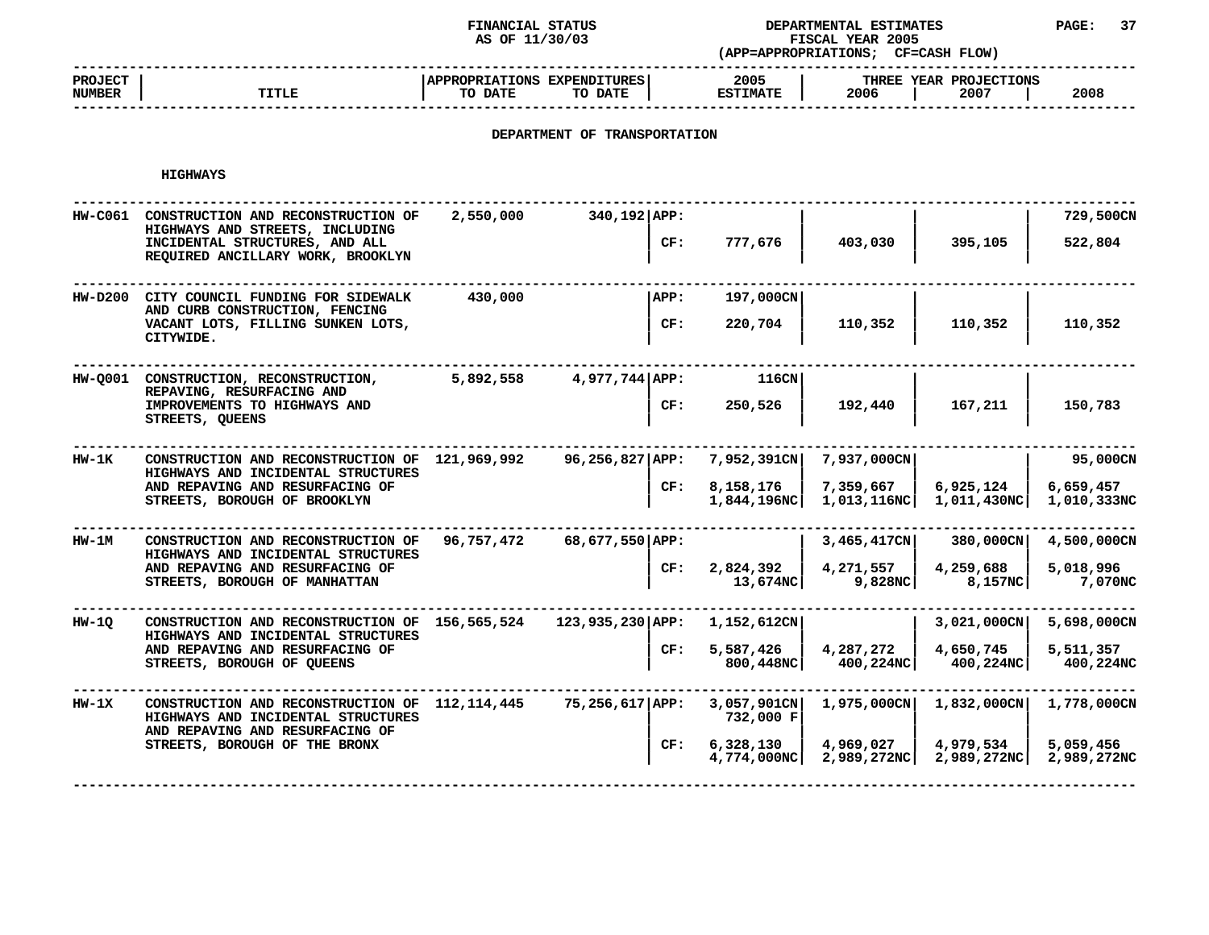FINANCIAL STATUS AS OF 11/30/03

DEPARTMENTAL ESTIMATES FISCAL YEAR 2005 (APP=APPROPRIATIONS; CF=CASH FLOW)

## DEPARTMENT OF TRANSPORTATION

### HIGHWAYS

| PROJECT NUMBER | TITLE | APPROPRIATIONS TO DATE | EXPENDITURES TO DATE | | 2005 ESTIMATE | THREE YEAR PROJECTIONS 2006 | 2007 | 2008 |
|---|---|---|---|---|---|---|---|---|
| HW-C061 | CONSTRUCTION AND RECONSTRUCTION OF HIGHWAYS AND STREETS, INCLUDING INCIDENTAL STRUCTURES, AND ALL REQUIRED ANCILLARY WORK, BROOKLYN | 2,550,000 | 340,192 | APP: | | | | 729,500CN |
| | | | | CF: | 777,676 | 403,030 | 395,105 | 522,804 |
| HW-D200 | CITY COUNCIL FUNDING FOR SIDEWALK AND CURB CONSTRUCTION, FENCING VACANT LOTS, FILLING SUNKEN LOTS, CITYWIDE. | 430,000 | | APP: | 197,000CN | | | |
| | | | | CF: | 220,704 | 110,352 | 110,352 | 110,352 |
| HW-Q001 | CONSTRUCTION, RECONSTRUCTION, REPAVING, RESURFACING AND IMPROVEMENTS TO HIGHWAYS AND STREETS, QUEENS | 5,892,558 | 4,977,744 | APP: | 116CN | | | |
| | | | | CF: | 250,526 | 192,440 | 167,211 | 150,783 |
| HW-1K | CONSTRUCTION AND RECONSTRUCTION OF HIGHWAYS AND INCIDENTAL STRUCTURES AND REPAVING AND RESURFACING OF STREETS, BOROUGH OF BROOKLYN | 121,969,992 | 96,256,827 | APP: | 7,952,391CN | 7,937,000CN | | 95,000CN |
| | | | | CF: | 8,158,176<br>1,844,196NC | 7,359,667<br>1,013,116NC | 6,925,124<br>1,011,430NC | 6,659,457<br>1,010,333NC |
| HW-1M | CONSTRUCTION AND RECONSTRUCTION OF HIGHWAYS AND INCIDENTAL STRUCTURES AND REPAVING AND RESURFACING OF STREETS, BOROUGH OF MANHATTAN | 96,757,472 | 68,677,550 | APP: | | 3,465,417CN | 380,000CN | 4,500,000CN |
| | | | | CF: | 2,824,392<br>13,674NC | 4,271,557<br>9,828NC | 4,259,688<br>8,157NC | 5,018,996<br>7,070NC |
| HW-1Q | CONSTRUCTION AND RECONSTRUCTION OF HIGHWAYS AND INCIDENTAL STRUCTURES AND REPAVING AND RESURFACING OF STREETS, BOROUGH OF QUEENS | 156,565,524 | 123,935,230 | APP: | 1,152,612CN | | 3,021,000CN | 5,698,000CN |
| | | | | CF: | 5,587,426<br>800,448NC | 4,287,272<br>400,224NC | 4,650,745<br>400,224NC | 5,511,357<br>400,224NC |
| HW-1X | CONSTRUCTION AND RECONSTRUCTION OF HIGHWAYS AND INCIDENTAL STRUCTURES AND REPAVING AND RESURFACING OF STREETS, BOROUGH OF THE BRONX | 112,114,445 | 75,256,617 | APP: | 3,057,901CN<br>732,000 F | 1,975,000CN | 1,832,000CN | 1,778,000CN |
| | | | | CF: | 6,328,130<br>4,774,000NC | 4,969,027<br>2,989,272NC | 4,979,534<br>2,989,272NC | 5,059,456<br>2,989,272NC |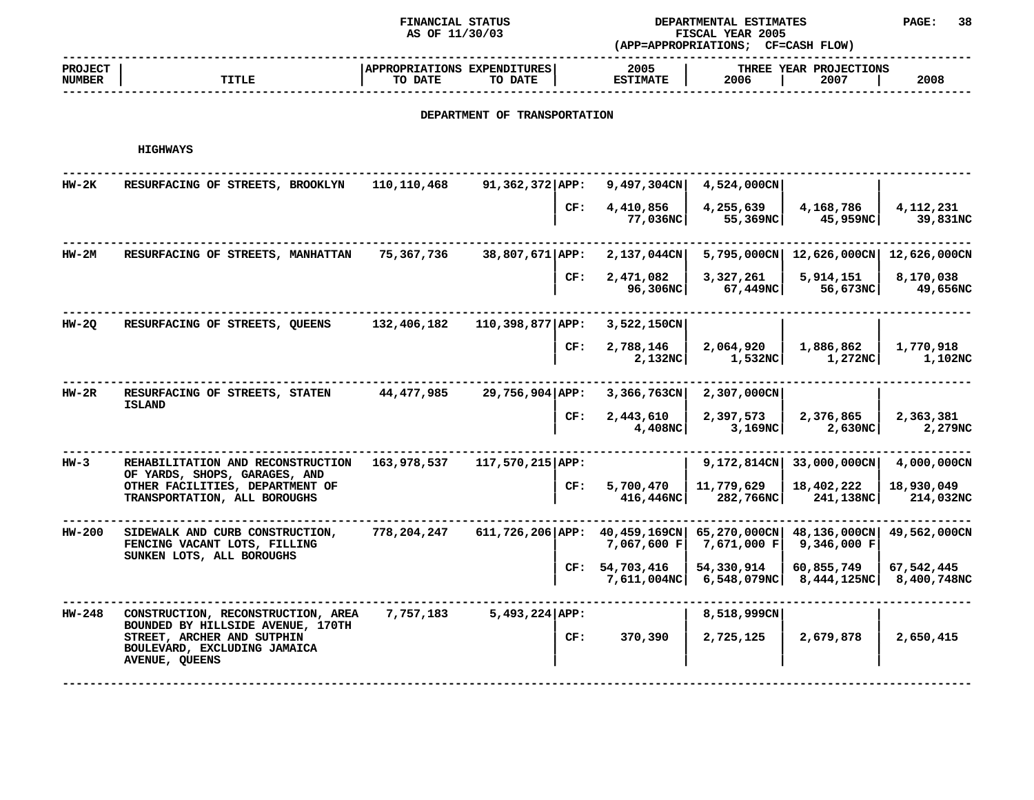FINANCIAL STATUS AS OF 11/30/03

DEPARTMENTAL ESTIMATES FISCAL YEAR 2005 (APP=APPROPRIATIONS; CF=CASH FLOW)

## DEPARTMENT OF TRANSPORTATION

### HIGHWAYS

| PROJECT NUMBER | TITLE | APPROPRIATIONS TO DATE | EXPENDITURES TO DATE | | 2005 ESTIMATE | THREE YEAR PROJECTIONS 2006 | 2007 | 2008 |
|---|---|---|---|---|---|---|---|---|
| HW-2K | RESURFACING OF STREETS, BROOKLYN | 110,110,468 | 91,362,372 | APP: | 9,497,304CN | 4,524,000CN | | |
| | | | | CF: | 4,410,856<br>77,036NC | 4,255,639<br>55,369NC | 4,168,786<br>45,959NC | 4,112,231<br>39,831NC |
| HW-2M | RESURFACING OF STREETS, MANHATTAN | 75,367,736 | 38,807,671 | APP: | 2,137,044CN | 5,795,000CN | 12,626,000CN | 12,626,000CN |
| | | | | CF: | 2,471,082<br>96,306NC | 3,327,261<br>67,449NC | 5,914,151<br>56,673NC | 8,170,038<br>49,656NC |
| HW-2Q | RESURFACING OF STREETS, QUEENS | 132,406,182 | 110,398,877 | APP: | 3,522,150CN | | | |
| | | | | CF: | 2,788,146<br>2,132NC | 2,064,920<br>1,532NC | 1,886,862<br>1,272NC | 1,770,918<br>1,102NC |
| HW-2R | RESURFACING OF STREETS, STATEN ISLAND | 44,477,985 | 29,756,904 | APP: | 3,366,763CN | 2,307,000CN | | |
| | | | | CF: | 2,443,610<br>4,408NC | 2,397,573<br>3,169NC | 2,376,865<br>2,630NC | 2,363,381<br>2,279NC |
| HW-3 | REHABILITATION AND RECONSTRUCTION OF YARDS, SHOPS, GARAGES, AND OTHER FACILITIES, DEPARTMENT OF TRANSPORTATION, ALL BOROUGHS | 163,978,537 | 117,570,215 | APP: | | 9,172,814CN | 33,000,000CN | 4,000,000CN |
| | | | | CF: | 5,700,470<br>416,446NC | 11,779,629<br>282,766NC | 18,402,222<br>241,138NC | 18,930,049<br>214,032NC |
| HW-200 | SIDEWALK AND CURB CONSTRUCTION, FENCING VACANT LOTS, FILLING SUNKEN LOTS, ALL BOROUGHS | 778,204,247 | 611,726,206 | APP: | 40,459,169CN<br>7,067,600 F | 65,270,000CN<br>7,671,000 F | 48,136,000CN<br>9,346,000 F | 49,562,000CN |
| | | | | CF: | 54,703,416<br>7,611,004NC | 54,330,914<br>6,548,079NC | 60,855,749<br>8,444,125NC | 67,542,445<br>8,400,748NC |
| HW-248 | CONSTRUCTION, RECONSTRUCTION, AREA BOUNDED BY HILLSIDE AVENUE, 170TH STREET, ARCHER AND SUTPHIN BOULEVARD, EXCLUDING JAMAICA AVENUE, QUEENS | 7,757,183 | 5,493,224 | APP: | | 8,518,999CN | | |
| | | | | CF: | 370,390 | 2,725,125 | 2,679,878 | 2,650,415 |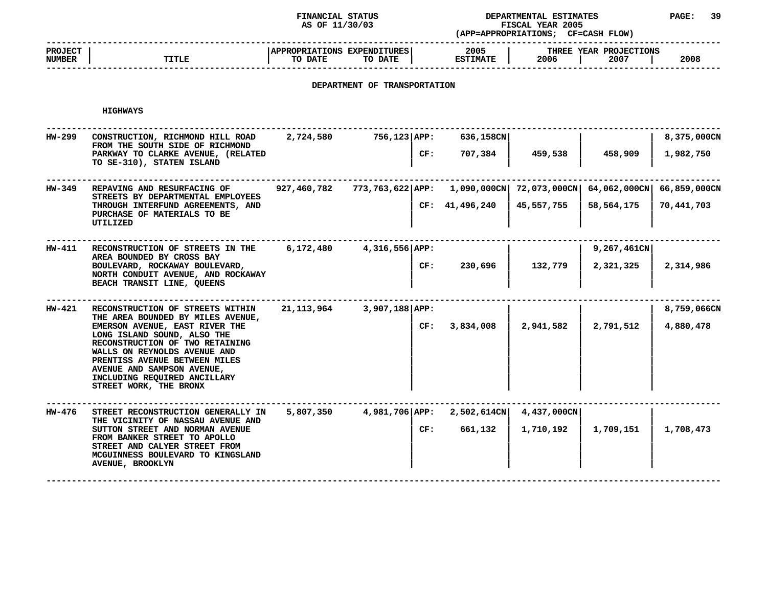FINANCIAL STATUS AS OF 11/30/03

DEPARTMENTAL ESTIMATES FISCAL YEAR 2005 (APP=APPROPRIATIONS; CF=CASH FLOW)

## DEPARTMENT OF TRANSPORTATION

### HIGHWAYS

| PROJECT NUMBER | TITLE | APPROPRIATIONS TO DATE | EXPENDITURES TO DATE | | 2005 ESTIMATE | THREE YEAR PROJECTIONS 2006 | 2007 | 2008 |
|---|---|---|---|---|---|---|---|---|
| HW-299 | CONSTRUCTION, RICHMOND HILL ROAD FROM THE SOUTH SIDE OF RICHMOND PARKWAY TO CLARKE AVENUE, (RELATED TO SE-310), STATEN ISLAND | 2,724,580 | 756,123 | APP: | 636,158CN | | | 8,375,000CN |
| | | | | CF: | 707,384 | 459,538 | 458,909 | 1,982,750 |
| HW-349 | REPAVING AND RESURFACING OF STREETS BY DEPARTMENTAL EMPLOYEES THROUGH INTERFUND AGREEMENTS, AND PURCHASE OF MATERIALS TO BE UTILIZED | 927,460,782 | 773,763,622 | APP: | 1,090,000CN | 72,073,000CN | 64,062,000CN | 66,859,000CN |
| | | | | CF: | 41,496,240 | 45,557,755 | 58,564,175 | 70,441,703 |
| HW-411 | RECONSTRUCTION OF STREETS IN THE AREA BOUNDED BY CROSS BAY BOULEVARD, ROCKAWAY BOULEVARD, NORTH CONDUIT AVENUE, AND ROCKAWAY BEACH TRANSIT LINE, QUEENS | 6,172,480 | 4,316,556 | APP: | | | 9,267,461CN | |
| | | | | CF: | 230,696 | 132,779 | 2,321,325 | 2,314,986 |
| HW-421 | RECONSTRUCTION OF STREETS WITHIN THE AREA BOUNDED BY MILES AVENUE, EMERSON AVENUE, EAST RIVER THE LONG ISLAND SOUND, ALSO THE RECONSTRUCTION OF TWO RETAINING WALLS ON REYNOLDS AVENUE AND PRENTISS AVENUE BETWEEN MILES AVENUE AND SAMPSON AVENUE, INCLUDING REQUIRED ANCILLARY STREET WORK, THE BRONX | 21,113,964 | 3,907,188 | APP: | | | | 8,759,066CN |
| | | | | CF: | 3,834,008 | 2,941,582 | 2,791,512 | 4,880,478 |
| HW-476 | STREET RECONSTRUCTION GENERALLY IN THE VICINITY OF NASSAU AVENUE AND SUTTON STREET AND NORMAN AVENUE FROM BANKER STREET TO APOLLO STREET AND CALYER STREET FROM MCGUINNESS BOULEVARD TO KINGSLAND AVENUE, BROOKLYN | 5,807,350 | 4,981,706 | APP: | 2,502,614CN | 4,437,000CN | | |
| | | | | CF: | 661,132 | 1,710,192 | 1,709,151 | 1,708,473 |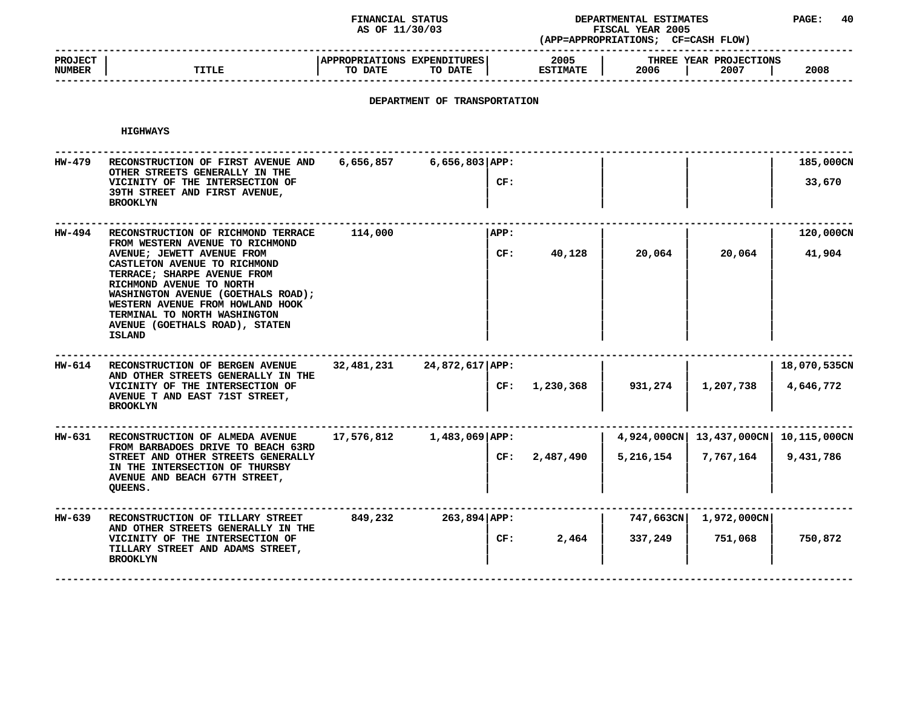FINANCIAL STATUS AS OF 11/30/03

DEPARTMENTAL ESTIMATES FISCAL YEAR 2005 (APP=APPROPRIATIONS; CF=CASH FLOW)

## DEPARTMENT OF TRANSPORTATION

### HIGHWAYS

| PROJECT NUMBER | TITLE | APPROPRIATIONS TO DATE | EXPENDITURES TO DATE | | 2005 ESTIMATE | THREE YEAR PROJECTIONS 2006 | 2007 | 2008 |
|---|---|---|---|---|---|---|---|---|
| HW-479 | RECONSTRUCTION OF FIRST AVENUE AND OTHER STREETS GENERALLY IN THE VICINITY OF THE INTERSECTION OF 39TH STREET AND FIRST AVENUE, BROOKLYN | 6,656,857 | 6,656,803 | APP: | | | | 185,000CN |
| | | | | CF: | | | | 33,670 |
| HW-494 | RECONSTRUCTION OF RICHMOND TERRACE FROM WESTERN AVENUE TO RICHMOND AVENUE; JEWETT AVENUE FROM CASTLETON AVENUE TO RICHMOND TERRACE; SHARPE AVENUE FROM RICHMOND AVENUE TO NORTH WASHINGTON AVENUE (GOETHALS ROAD); WESTERN AVENUE FROM HOWLAND HOOK TERMINAL TO NORTH WASHINGTON AVENUE (GOETHALS ROAD), STATEN ISLAND | 114,000 | | APP: | | | | 120,000CN |
| | | | | CF: | 40,128 | 20,064 | 20,064 | 41,904 |
| HW-614 | RECONSTRUCTION OF BERGEN AVENUE AND OTHER STREETS GENERALLY IN THE VICINITY OF THE INTERSECTION OF AVENUE T AND EAST 71ST STREET, BROOKLYN | 32,481,231 | 24,872,617 | APP: | | | | 18,070,535CN |
| | | | | CF: | 1,230,368 | 931,274 | 1,207,738 | 4,646,772 |
| HW-631 | RECONSTRUCTION OF ALMEDA AVENUE FROM BARBADOES DRIVE TO BEACH 63RD STREET AND OTHER STREETS GENERALLY IN THE INTERSECTION OF THURSBY AVENUE AND BEACH 67TH STREET, QUEENS. | 17,576,812 | 1,483,069 | APP: | | 4,924,000CN | 13,437,000CN | 10,115,000CN |
| | | | | CF: | 2,487,490 | 5,216,154 | 7,767,164 | 9,431,786 |
| HW-639 | RECONSTRUCTION OF TILLARY STREET AND OTHER STREETS GENERALLY IN THE VICINITY OF THE INTERSECTION OF TILLARY STREET AND ADAMS STREET, BROOKLYN | 849,232 | 263,894 | APP: | | 747,663CN | 1,972,000CN | |
| | | | | CF: | 2,464 | 337,249 | 751,068 | 750,872 |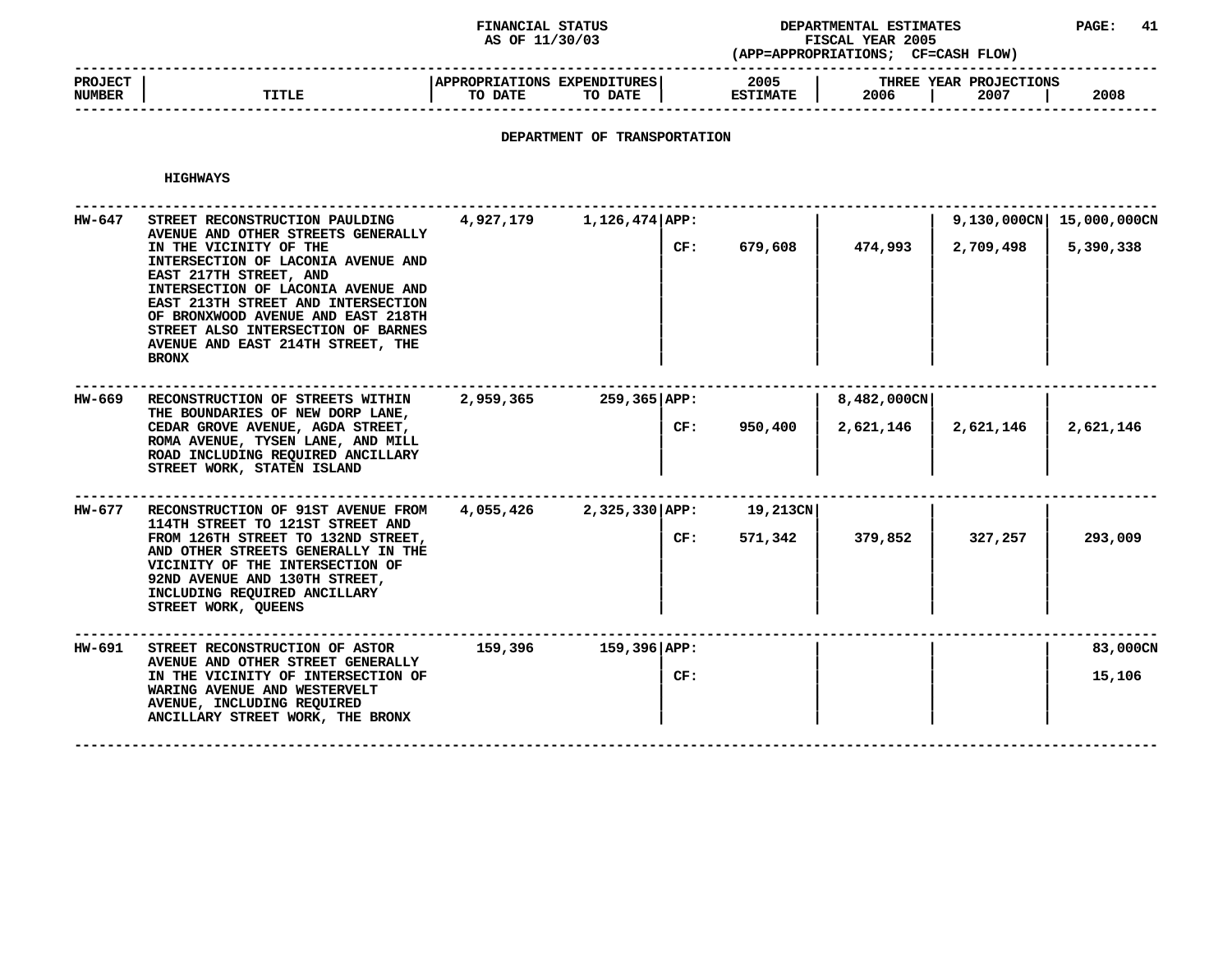FINANCIAL STATUS
AS OF 11/30/03

DEPARTMENTAL ESTIMATES
FISCAL YEAR 2005
(APP=APPROPRIATIONS; CF=CASH FLOW)

## DEPARTMENT OF TRANSPORTATION

### HIGHWAYS

| PROJECT NUMBER | TITLE | APPROPRIATIONS TO DATE | EXPENDITURES TO DATE | | 2005 ESTIMATE | 2006 | 2007 | 2008 |
|---|---|---|---|---|---|---|---|---|
| HW-647 | STREET RECONSTRUCTION PAULDING AVENUE AND OTHER STREETS GENERALLY IN THE VICINITY OF THE INTERSECTION OF LACONIA AVENUE AND EAST 217TH STREET, AND INTERSECTION OF LACONIA AVENUE AND EAST 213TH STREET AND INTERSECTION OF BRONXWOOD AVENUE AND EAST 218TH STREET ALSO INTERSECTION OF BARNES AVENUE AND EAST 214TH STREET, THE BRONX | 4,927,179 | 1,126,474 | APP: | | | 9,130,000CN | 15,000,000CN |
| | | | | CF: | 679,608 | 474,993 | 2,709,498 | 5,390,338 |
| HW-669 | RECONSTRUCTION OF STREETS WITHIN THE BOUNDARIES OF NEW DORP LANE, CEDAR GROVE AVENUE, AGDA STREET, ROMA AVENUE, TYSEN LANE, AND MILL ROAD INCLUDING REQUIRED ANCILLARY STREET WORK, STATEN ISLAND | 2,959,365 | 259,365 | APP: | | 8,482,000CN | | |
| | | | | CF: | 950,400 | 2,621,146 | 2,621,146 | 2,621,146 |
| HW-677 | RECONSTRUCTION OF 91ST AVENUE FROM 114TH STREET TO 121ST STREET AND FROM 126TH STREET TO 132ND STREET, AND OTHER STREETS GENERALLY IN THE VICINITY OF THE INTERSECTION OF 92ND AVENUE AND 130TH STREET, INCLUDING REQUIRED ANCILLARY STREET WORK, QUEENS | 4,055,426 | 2,325,330 | APP: | 19,213CN | | | |
| | | | | CF: | 571,342 | 379,852 | 327,257 | 293,009 |
| HW-691 | STREET RECONSTRUCTION OF ASTOR AVENUE AND OTHER STREET GENERALLY IN THE VICINITY OF INTERSECTION OF WARING AVENUE AND WESTERVELT AVENUE, INCLUDING REQUIRED ANCILLARY STREET WORK, THE BRONX | 159,396 | 159,396 | APP: | | | | 83,000CN |
| | | | | CF: | | | | 15,106 |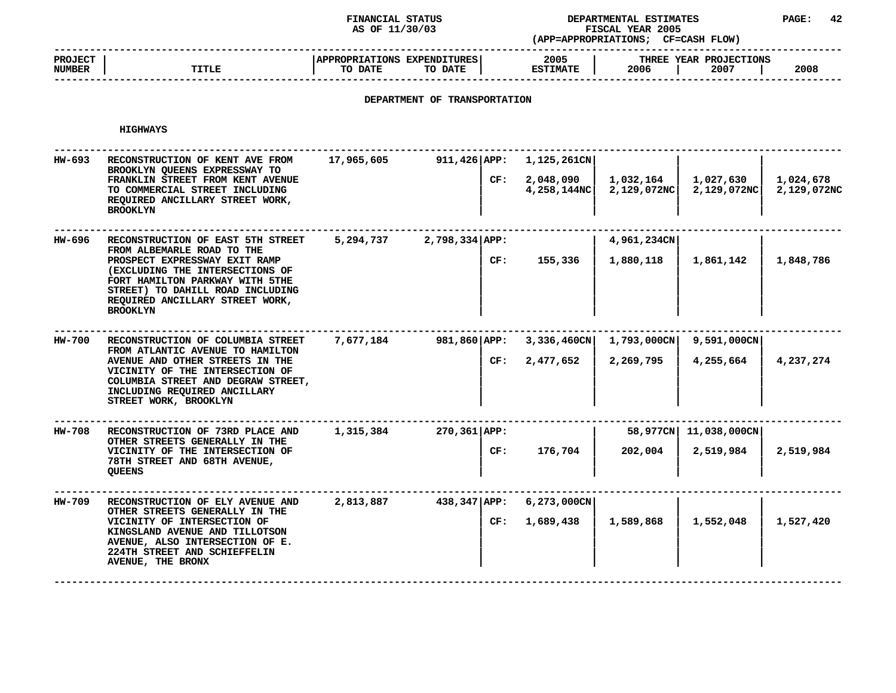FINANCIAL STATUS
AS OF 11/30/03

DEPARTMENTAL ESTIMATES
FISCAL YEAR 2005
(APP=APPROPRIATIONS; CF=CASH FLOW)

## DEPARTMENT OF TRANSPORTATION

### HIGHWAYS

| PROJECT NUMBER | TITLE | APPROPRIATIONS TO DATE | EXPENDITURES TO DATE | | 2005 ESTIMATE | 2006 | 2007 | 2008 |
|---|---|---|---|---|---|---|---|---|
| HW-693 | RECONSTRUCTION OF KENT AVE FROM BROOKLYN QUEENS EXPRESSWAY TO FRANKLIN STREET FROM KENT AVENUE TO COMMERCIAL STREET INCLUDING REQUIRED ANCILLARY STREET WORK, BROOKLYN | 17,965,605 | 911,426 | APP: | 1,125,261CN | | | |
| | | | | CF: | 2,048,090<br>4,258,144NC | 1,032,164<br>2,129,072NC | 1,027,630<br>2,129,072NC | 1,024,678<br>2,129,072NC |
| HW-696 | RECONSTRUCTION OF EAST 5TH STREET FROM ALBEMARLE ROAD TO THE PROSPECT EXPRESSWAY EXIT RAMP (EXCLUDING THE INTERSECTIONS OF FORT HAMILTON PARKWAY WITH 5THE STREET) TO DAHILL ROAD INCLUDING REQUIRED ANCILLARY STREET WORK, BROOKLYN | 5,294,737 | 2,798,334 | APP: | | 4,961,234CN | | |
| | | | | CF: | 155,336 | 1,880,118 | 1,861,142 | 1,848,786 |
| HW-700 | RECONSTRUCTION OF COLUMBIA STREET FROM ATLANTIC AVENUE TO HAMILTON AVENUE AND OTHER STREETS IN THE VICINITY OF THE INTERSECTION OF COLUMBIA STREET AND DEGRAW STREET, INCLUDING REQUIRED ANCILLARY STREET WORK, BROOKLYN | 7,677,184 | 981,860 | APP: | 3,336,460CN | 1,793,000CN | 9,591,000CN | |
| | | | | CF: | 2,477,652 | 2,269,795 | 4,255,664 | 4,237,274 |
| HW-708 | RECONSTRUCTION OF 73RD PLACE AND OTHER STREETS GENERALLY IN THE VICINITY OF THE INTERSECTION OF 78TH STREET AND 68TH AVENUE, QUEENS | 1,315,384 | 270,361 | APP: | | 58,977CN | 11,038,000CN | |
| | | | | CF: | 176,704 | 202,004 | 2,519,984 | 2,519,984 |
| HW-709 | RECONSTRUCTION OF ELY AVENUE AND OTHER STREETS GENERALLY IN THE VICINITY OF INTERSECTION OF KINGSLAND AVENUE AND TILLOTSON AVENUE, ALSO INTERSECTION OF E. 224TH STREET AND SCHIEFFELIN AVENUE, THE BRONX | 2,813,887 | 438,347 | APP: | 6,273,000CN | | | |
| | | | | CF: | 1,689,438 | 1,589,868 | 1,552,048 | 1,527,420 |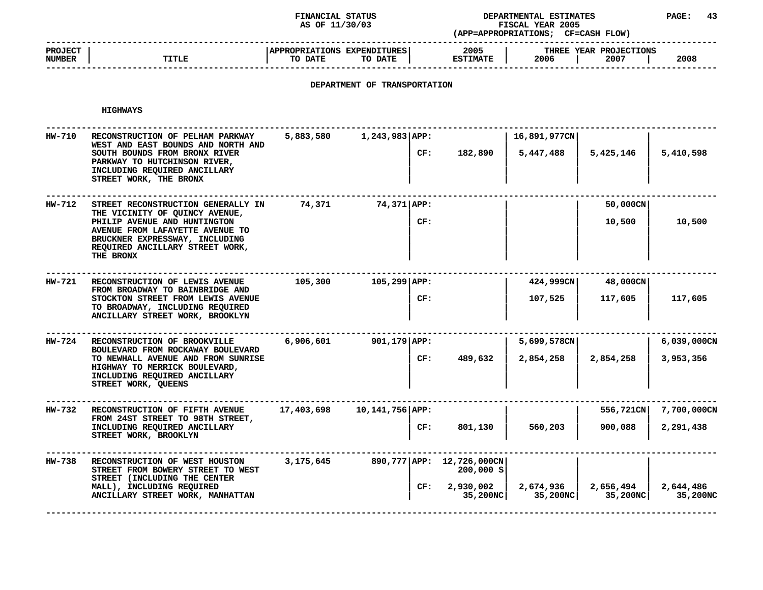FINANCIAL STATUS
AS OF 11/30/03

DEPARTMENTAL ESTIMATES
FISCAL YEAR 2005
(APP=APPROPRIATIONS; CF=CASH FLOW)

## DEPARTMENT OF TRANSPORTATION

### HIGHWAYS

| PROJECT NUMBER | TITLE | APPROPRIATIONS TO DATE | EXPENDITURES TO DATE | | 2005 ESTIMATE | THREE YEAR PROJECTIONS 2006 | 2007 | 2008 |
|---|---|---|---|---|---|---|---|---|
| HW-710 | RECONSTRUCTION OF PELHAM PARKWAY WEST AND EAST BOUNDS AND NORTH AND SOUTH BOUNDS FROM BRONX RIVER PARKWAY TO HUTCHINSON RIVER, INCLUDING REQUIRED ANCILLARY STREET WORK, THE BRONX | 5,883,580 | 1,243,983 | APP: | | 16,891,977CN | | |
| | | | | CF: | 182,890 | 5,447,488 | 5,425,146 | 5,410,598 |
| HW-712 | STREET RECONSTRUCTION GENERALLY IN THE VICINITY OF QUINCY AVENUE, PHILIP AVENUE AND HUNTINGTON AVENUE FROM LAFAYETTE AVENUE TO BRUCKNER EXPRESSWAY, INCLUDING REQUIRED ANCILLARY STREET WORK, THE BRONX | 74,371 | 74,371 | APP: | | | 50,000CN | |
| | | | | CF: | | | 10,500 | 10,500 |
| HW-721 | RECONSTRUCTION OF LEWIS AVENUE FROM BROADWAY TO BAINBRIDGE AND STOCKTON STREET FROM LEWIS AVENUE TO BROADWAY, INCLUDING REQUIRED ANCILLARY STREET WORK, BROOKLYN | 105,300 | 105,299 | APP: | | 424,999CN | 48,000CN | |
| | | | | CF: | | 107,525 | 117,605 | 117,605 |
| HW-724 | RECONSTRUCTION OF BROOKVILLE BOULEVARD FROM ROCKAWAY BOULEVARD TO NEWHALL AVENUE AND FROM SUNRISE HIGHWAY TO MERRICK BOULEVARD, INCLUDING REQUIRED ANCILLARY STREET WORK, QUEENS | 6,906,601 | 901,179 | APP: | | 5,699,578CN | | 6,039,000CN |
| | | | | CF: | 489,632 | 2,854,258 | 2,854,258 | 3,953,356 |
| HW-732 | RECONSTRUCTION OF FIFTH AVENUE FROM 24ST STREET TO 98TH STREET, INCLUDING REQUIRED ANCILLARY STREET WORK, BROOKLYN | 17,403,698 | 10,141,756 | APP: | | | 556,721CN | 7,700,000CN |
| | | | | CF: | 801,130 | 560,203 | 900,088 | 2,291,438 |
| HW-738 | RECONSTRUCTION OF WEST HOUSTON STREET FROM BOWERY STREET TO WEST STREET (INCLUDING THE CENTER MALL), INCLUDING REQUIRED ANCILLARY STREET WORK, MANHATTAN | 3,175,645 | 890,777 | APP: | 12,726,000CN<br>200,000 S | | | |
| | | | | CF: | 2,930,002<br>35,200NC | 2,674,936<br>35,200NC | 2,656,494<br>35,200NC | 2,644,486<br>35,200NC |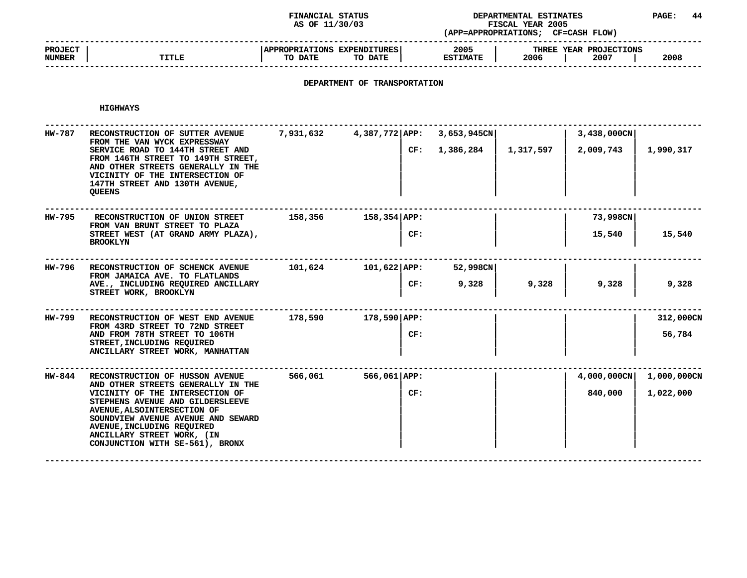FINANCIAL STATUS AS OF 11/30/03

DEPARTMENTAL ESTIMATES FISCAL YEAR 2005 (APP=APPROPRIATIONS; CF=CASH FLOW)

## DEPARTMENT OF TRANSPORTATION

### HIGHWAYS

| PROJECT NUMBER | TITLE | APPROPRIATIONS TO DATE | EXPENDITURES TO DATE | | 2005 ESTIMATE | THREE YEAR PROJECTIONS 2006 | 2007 | 2008 |
|---|---|---|---|---|---|---|---|---|
| HW-787 | RECONSTRUCTION OF SUTTER AVENUE FROM THE VAN WYCK EXPRESSWAY SERVICE ROAD TO 144TH STREET AND FROM 146TH STREET TO 149TH STREET, AND OTHER STREETS GENERALLY IN THE VICINITY OF THE INTERSECTION OF 147TH STREET AND 130TH AVENUE, QUEENS | 7,931,632 | 4,387,772 | APP: | 3,653,945CN | | 3,438,000CN | |
| | | | | CF: | 1,386,284 | 1,317,597 | 2,009,743 | 1,990,317 |
| HW-795 | RECONSTRUCTION OF UNION STREET FROM VAN BRUNT STREET TO PLAZA STREET WEST (AT GRAND ARMY PLAZA), BROOKLYN | 158,356 | 158,354 | APP: | | | 73,998CN | |
| | | | | CF: | | | 15,540 | 15,540 |
| HW-796 | RECONSTRUCTION OF SCHENCK AVENUE FROM JAMAICA AVE. TO FLATLANDS AVE., INCLUDING REQUIRED ANCILLARY STREET WORK, BROOKLYN | 101,624 | 101,622 | APP: | 52,998CN | | | |
| | | | | CF: | 9,328 | 9,328 | 9,328 | 9,328 |
| HW-799 | RECONSTRUCTION OF WEST END AVENUE FROM 43RD STREET TO 72ND STREET AND FROM 78TH STREET TO 106TH STREET,INCLUDING REQUIRED ANCILLARY STREET WORK, MANHATTAN | 178,590 | 178,590 | APP: | | | | 312,000CN |
| | | | | CF: | | | | 56,784 |
| HW-844 | RECONSTRUCTION OF HUSSON AVENUE AND OTHER STREETS GENERALLY IN THE VICINITY OF THE INTERSECTION OF STEPHENS AVENUE AND GILDERSLEEVE AVENUE,ALSOINTERSECTION OF SOUNDVIEW AVENUE AVENUE AND SEWARD AVENUE,INCLUDING REQUIRED ANCILLARY STREET WORK, (IN CONJUNCTION WITH SE-561), BRONX | 566,061 | 566,061 | APP: | | | 4,000,000CN | 1,000,000CN |
| | | | | CF: | | | 840,000 | 1,022,000 |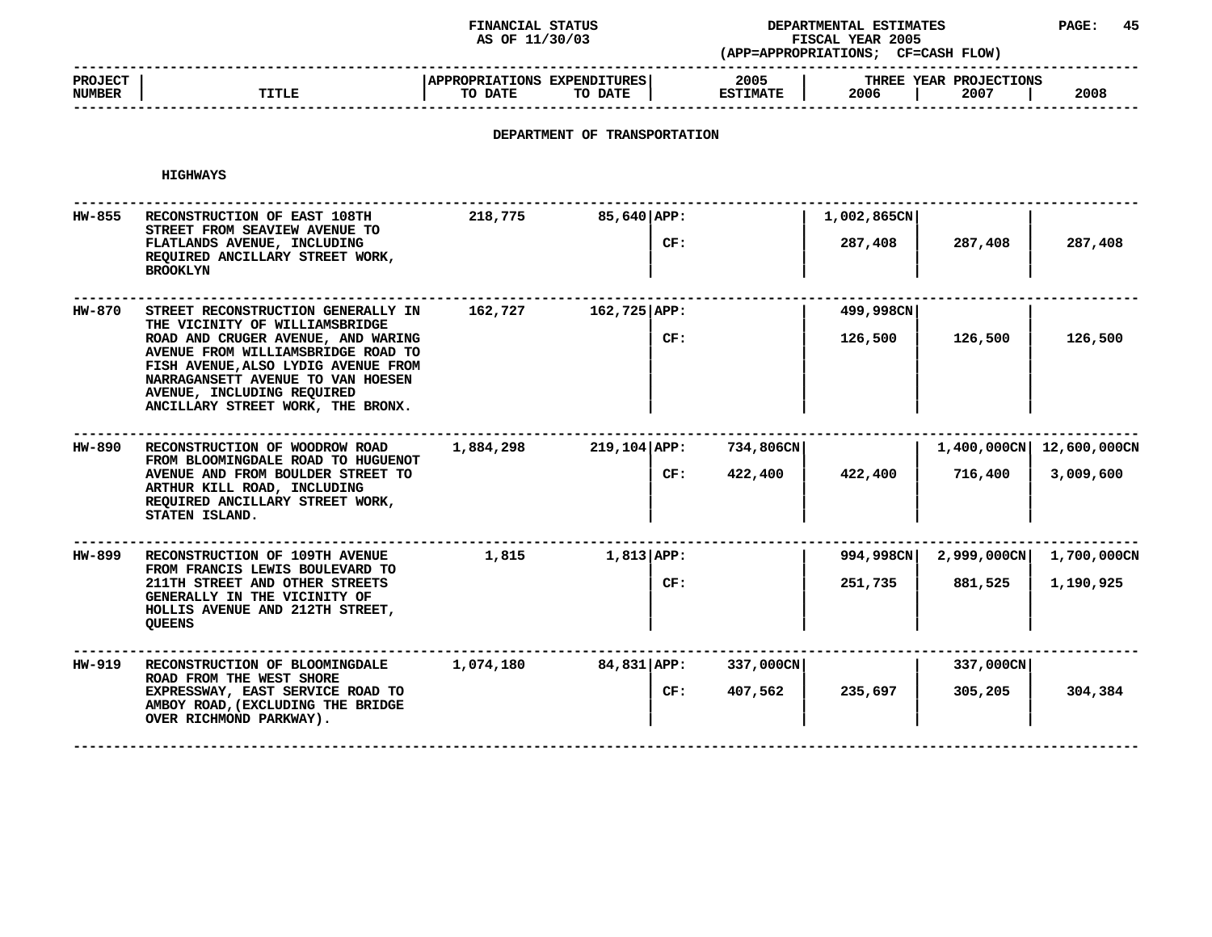FINANCIAL STATUS
AS OF 11/30/03

DEPARTMENTAL ESTIMATES
FISCAL YEAR 2005
(APP=APPROPRIATIONS; CF=CASH FLOW)

## DEPARTMENT OF TRANSPORTATION

### HIGHWAYS

| PROJECT NUMBER | TITLE | APPROPRIATIONS TO DATE | EXPENDITURES TO DATE | | 2005 ESTIMATE | THREE YEAR PROJECTIONS 2006 | 2007 | 2008 |
|---|---|---|---|---|---|---|---|---|
| HW-855 | RECONSTRUCTION OF EAST 108TH STREET FROM SEAVIEW AVENUE TO FLATLANDS AVENUE, INCLUDING REQUIRED ANCILLARY STREET WORK, BROOKLYN | 218,775 | 85,640 | APP: | | 1,002,865CN | | |
| | | | | CF: | | 287,408 | 287,408 | 287,408 |
| HW-870 | STREET RECONSTRUCTION GENERALLY IN THE VICINITY OF WILLIAMSBRIDGE ROAD AND CRUGER AVENUE, AND WARING AVENUE FROM WILLIAMSBRIDGE ROAD TO FISH AVENUE,ALSO LYDIG AVENUE FROM NARRAGANSETT AVENUE TO VAN HOESEN AVENUE, INCLUDING REQUIRED ANCILLARY STREET WORK, THE BRONX. | 162,727 | 162,725 | APP: | | 499,998CN | | |
| | | | | CF: | | 126,500 | 126,500 | 126,500 |
| HW-890 | RECONSTRUCTION OF WOODROW ROAD FROM BLOOMINGDALE ROAD TO HUGUENOT AVENUE AND FROM BOULDER STREET TO ARTHUR KILL ROAD, INCLUDING REQUIRED ANCILLARY STREET WORK, STATEN ISLAND. | 1,884,298 | 219,104 | APP: | 734,806CN | | 1,400,000CN | 12,600,000CN |
| | | | | CF: | 422,400 | 422,400 | 716,400 | 3,009,600 |
| HW-899 | RECONSTRUCTION OF 109TH AVENUE FROM FRANCIS LEWIS BOULEVARD TO 211TH STREET AND OTHER STREETS GENERALLY IN THE VICINITY OF HOLLIS AVENUE AND 212TH STREET, QUEENS | 1,815 | 1,813 | APP: | | 994,998CN | 2,999,000CN | 1,700,000CN |
| | | | | CF: | | 251,735 | 881,525 | 1,190,925 |
| HW-919 | RECONSTRUCTION OF BLOOMINGDALE ROAD FROM THE WEST SHORE EXPRESSWAY, EAST SERVICE ROAD TO AMBOY ROAD,(EXCLUDING THE BRIDGE OVER RICHMOND PARKWAY). | 1,074,180 | 84,831 | APP: | 337,000CN | | 337,000CN | |
| | | | | CF: | 407,562 | 235,697 | 305,205 | 304,384 |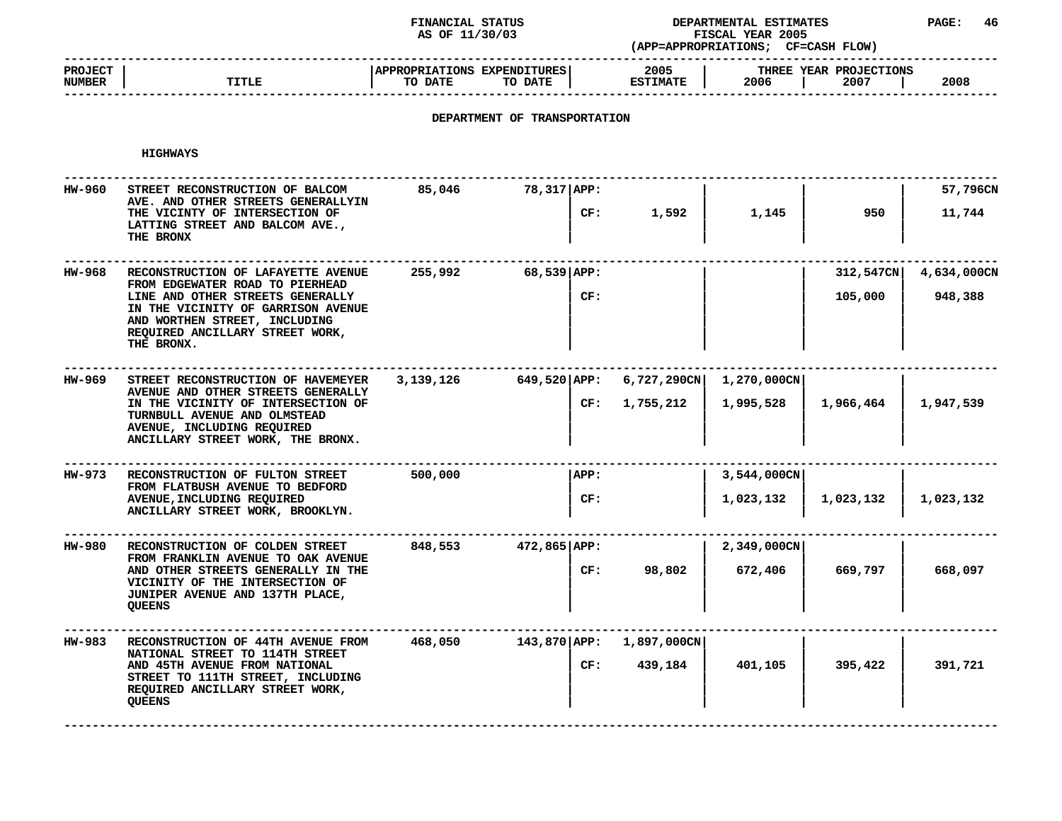FINANCIAL STATUS AS OF 11/30/03

DEPARTMENTAL ESTIMATES FISCAL YEAR 2005 (APP=APPROPRIATIONS; CF=CASH FLOW)

## DEPARTMENT OF TRANSPORTATION

### HIGHWAYS

| PROJECT NUMBER | TITLE | APPROPRIATIONS TO DATE | EXPENDITURES TO DATE | | 2005 ESTIMATE | 2006 | 2007 | 2008 |
|---|---|---|---|---|---|---|---|---|
| | | | | | | THREE YEAR PROJECTIONS | | |
| HW-960 | STREET RECONSTRUCTION OF BALCOM AVE. AND OTHER STREETS GENERALLYIN THE VICINTY OF INTERSECTION OF LATTING STREET AND BALCOM AVE., THE BRONX | 85,046 | 78,317 | APP: | | | | 57,796CN |
| | | | | CF: | 1,592 | 1,145 | 950 | 11,744 |
| HW-968 | RECONSTRUCTION OF LAFAYETTE AVENUE FROM EDGEWATER ROAD TO PIERHEAD LINE AND OTHER STREETS GENERALLY IN THE VICINITY OF GARRISON AVENUE AND WORTHEN STREET, INCLUDING REQUIRED ANCILLARY STREET WORK, THE BRONX. | 255,992 | 68,539 | APP: | | | 312,547CN | 4,634,000CN |
| | | | | CF: | | | 105,000 | 948,388 |
| HW-969 | STREET RECONSTRUCTION OF HAVEMEYER AVENUE AND OTHER STREETS GENERALLY IN THE VICINITY OF INTERSECTION OF TURNBULL AVENUE AND OLMSTEAD AVENUE, INCLUDING REQUIRED ANCILLARY STREET WORK, THE BRONX. | 3,139,126 | 649,520 | APP: | 6,727,290CN | 1,270,000CN | | |
| | | | | CF: | 1,755,212 | 1,995,528 | 1,966,464 | 1,947,539 |
| HW-973 | RECONSTRUCTION OF FULTON STREET FROM FLATBUSH AVENUE TO BEDFORD AVENUE,INCLUDING REQUIRED ANCILLARY STREET WORK, BROOKLYN. | 500,000 | | APP: | | 3,544,000CN | | |
| | | | | CF: | | 1,023,132 | 1,023,132 | 1,023,132 |
| HW-980 | RECONSTRUCTION OF COLDEN STREET FROM FRANKLIN AVENUE TO OAK AVENUE AND OTHER STREETS GENERALLY IN THE VICINITY OF THE INTERSECTION OF JUNIPER AVENUE AND 137TH PLACE, QUEENS | 848,553 | 472,865 | APP: | | 2,349,000CN | | |
| | | | | CF: | 98,802 | 672,406 | 669,797 | 668,097 |
| HW-983 | RECONSTRUCTION OF 44TH AVENUE FROM NATIONAL STREET TO 114TH STREET AND 45TH AVENUE FROM NATIONAL STREET TO 111TH STREET, INCLUDING REQUIRED ANCILLARY STREET WORK, QUEENS | 468,050 | 143,870 | APP: | 1,897,000CN | | | |
| | | | | CF: | 439,184 | 401,105 | 395,422 | 391,721 |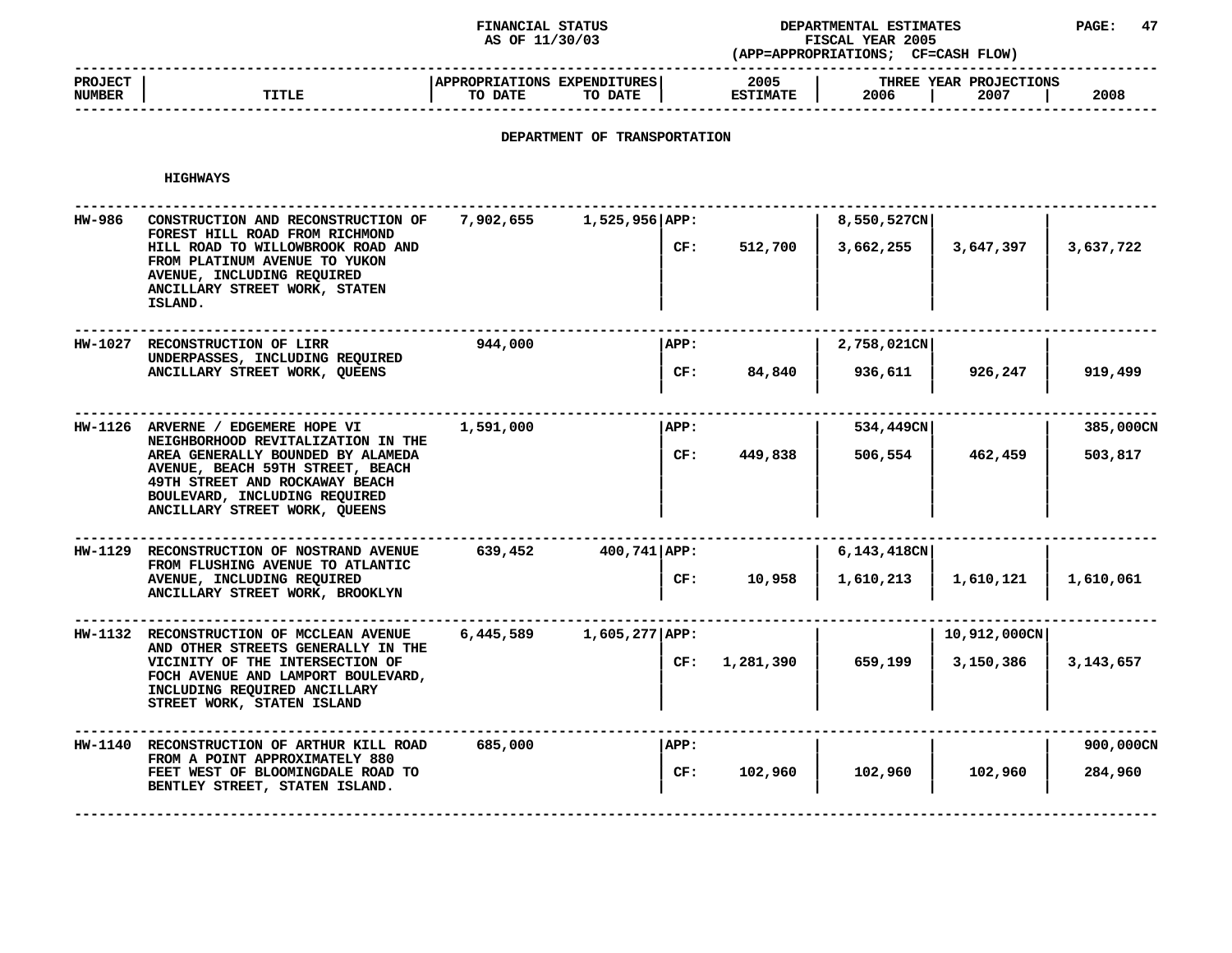FINANCIAL STATUS AS OF 11/30/03

DEPARTMENTAL ESTIMATES FISCAL YEAR 2005 (APP=APPROPRIATIONS; CF=CASH FLOW)

## DEPARTMENT OF TRANSPORTATION

### HIGHWAYS

| PROJECT NUMBER | TITLE | APPROPRIATIONS TO DATE | EXPENDITURES TO DATE | | 2005 ESTIMATE | THREE YEAR PROJECTIONS 2006 | 2007 | 2008 |
|---|---|---|---|---|---|---|---|---|
| HW-986 | CONSTRUCTION AND RECONSTRUCTION OF FOREST HILL ROAD FROM RICHMOND HILL ROAD TO WILLOWBROOK ROAD AND FROM PLATINUM AVENUE TO YUKON AVENUE, INCLUDING REQUIRED ANCILLARY STREET WORK, STATEN ISLAND. | 7,902,655 | 1,525,956 | APP: | | 8,550,527CN | | |
| | | | | CF: | 512,700 | 3,662,255 | 3,647,397 | 3,637,722 |
| HW-1027 | RECONSTRUCTION OF LIRR UNDERPASSES, INCLUDING REQUIRED ANCILLARY STREET WORK, QUEENS | 944,000 | | APP: | | 2,758,021CN | | |
| | | | | CF: | 84,840 | 936,611 | 926,247 | 919,499 |
| HW-1126 | ARVERNE / EDGEMERE HOPE VI NEIGHBORHOOD REVITALIZATION IN THE AREA GENERALLY BOUNDED BY ALAMEDA AVENUE, BEACH 59TH STREET, BEACH 49TH STREET AND ROCKAWAY BEACH BOULEVARD, INCLUDING REQUIRED ANCILLARY STREET WORK, QUEENS | 1,591,000 | | APP: | | 534,449CN | | 385,000CN |
| | | | | CF: | 449,838 | 506,554 | 462,459 | 503,817 |
| HW-1129 | RECONSTRUCTION OF NOSTRAND AVENUE FROM FLUSHING AVENUE TO ATLANTIC AVENUE, INCLUDING REQUIRED ANCILLARY STREET WORK, BROOKLYN | 639,452 | 400,741 | APP: | | 6,143,418CN | | |
| | | | | CF: | 10,958 | 1,610,213 | 1,610,121 | 1,610,061 |
| HW-1132 | RECONSTRUCTION OF MCCLEAN AVENUE AND OTHER STREETS GENERALLY IN THE VICINITY OF THE INTERSECTION OF FOCH AVENUE AND LAMPORT BOULEVARD, INCLUDING REQUIRED ANCILLARY STREET WORK, STATEN ISLAND | 6,445,589 | 1,605,277 | APP: | | | 10,912,000CN | |
| | | | | CF: | 1,281,390 | 659,199 | 3,150,386 | 3,143,657 |
| HW-1140 | RECONSTRUCTION OF ARTHUR KILL ROAD FROM A POINT APPROXIMATELY 880 FEET WEST OF BLOOMINGDALE ROAD TO BENTLEY STREET, STATEN ISLAND. | 685,000 | | APP: | | | | 900,000CN |
| | | | | CF: | 102,960 | 102,960 | 102,960 | 284,960 |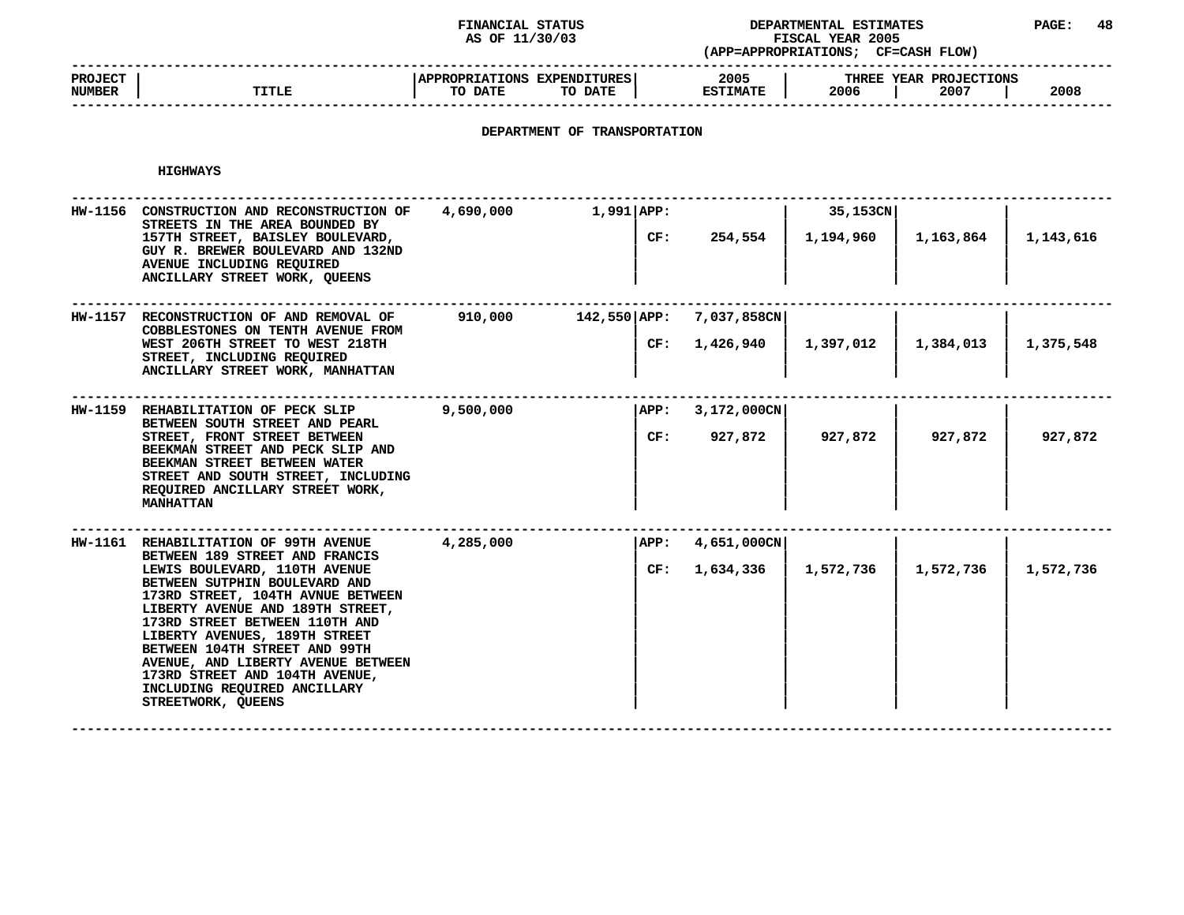FINANCIAL STATUS AS OF 11/30/03

DEPARTMENTAL ESTIMATES FISCAL YEAR 2005 (APP=APPROPRIATIONS; CF=CASH FLOW)

## DEPARTMENT OF TRANSPORTATION

### HIGHWAYS

| PROJECT NUMBER | TITLE | APPROPRIATIONS TO DATE | EXPENDITURES TO DATE | | 2005 ESTIMATE | THREE YEAR PROJECTIONS 2006 | 2007 | 2008 |
|---|---|---|---|---|---|---|---|---|
| HW-1156 | CONSTRUCTION AND RECONSTRUCTION OF STREETS IN THE AREA BOUNDED BY 157TH STREET, BAISLEY BOULEVARD, GUY R. BREWER BOULEVARD AND 132ND AVENUE INCLUDING REQUIRED ANCILLARY STREET WORK, QUEENS | 4,690,000 | 1,991 | APP: | | 35,153CN | | |
| | | | | CF: | 254,554 | 1,194,960 | 1,163,864 | 1,143,616 |
| HW-1157 | RECONSTRUCTION OF AND REMOVAL OF COBBLESTONES ON TENTH AVENUE FROM WEST 206TH STREET TO WEST 218TH STREET, INCLUDING REQUIRED ANCILLARY STREET WORK, MANHATTAN | 910,000 | 142,550 | APP: | 7,037,858CN | | | |
| | | | | CF: | 1,426,940 | 1,397,012 | 1,384,013 | 1,375,548 |
| HW-1159 | REHABILITATION OF PECK SLIP BETWEEN SOUTH STREET AND PEARL STREET, FRONT STREET BETWEEN BEEKMAN STREET AND PECK SLIP AND BEEKMAN STREET BETWEEN WATER STREET AND SOUTH STREET, INCLUDING REQUIRED ANCILLARY STREET WORK, MANHATTAN | 9,500,000 | | APP: | 3,172,000CN | | | |
| | | | | CF: | 927,872 | 927,872 | 927,872 | 927,872 |
| HW-1161 | REHABILITATION OF 99TH AVENUE BETWEEN 189 STREET AND FRANCIS LEWIS BOULEVARD, 110TH AVENUE BETWEEN SUTPHIN BOULEVARD AND 173RD STREET, 104TH AVNUE BETWEEN LIBERTY AVENUE AND 189TH STREET, 173RD STREET BETWEEN 110TH AND LIBERTY AVENUES, 189TH STREET BETWEEN 104TH STREET AND 99TH AVENUE, AND LIBERTY AVENUE BETWEEN 173RD STREET AND 104TH AVENUE, INCLUDING REQUIRED ANCILLARY STREETWORK, QUEENS | 4,285,000 | | APP: | 4,651,000CN | | | |
| | | | | CF: | 1,634,336 | 1,572,736 | 1,572,736 | 1,572,736 |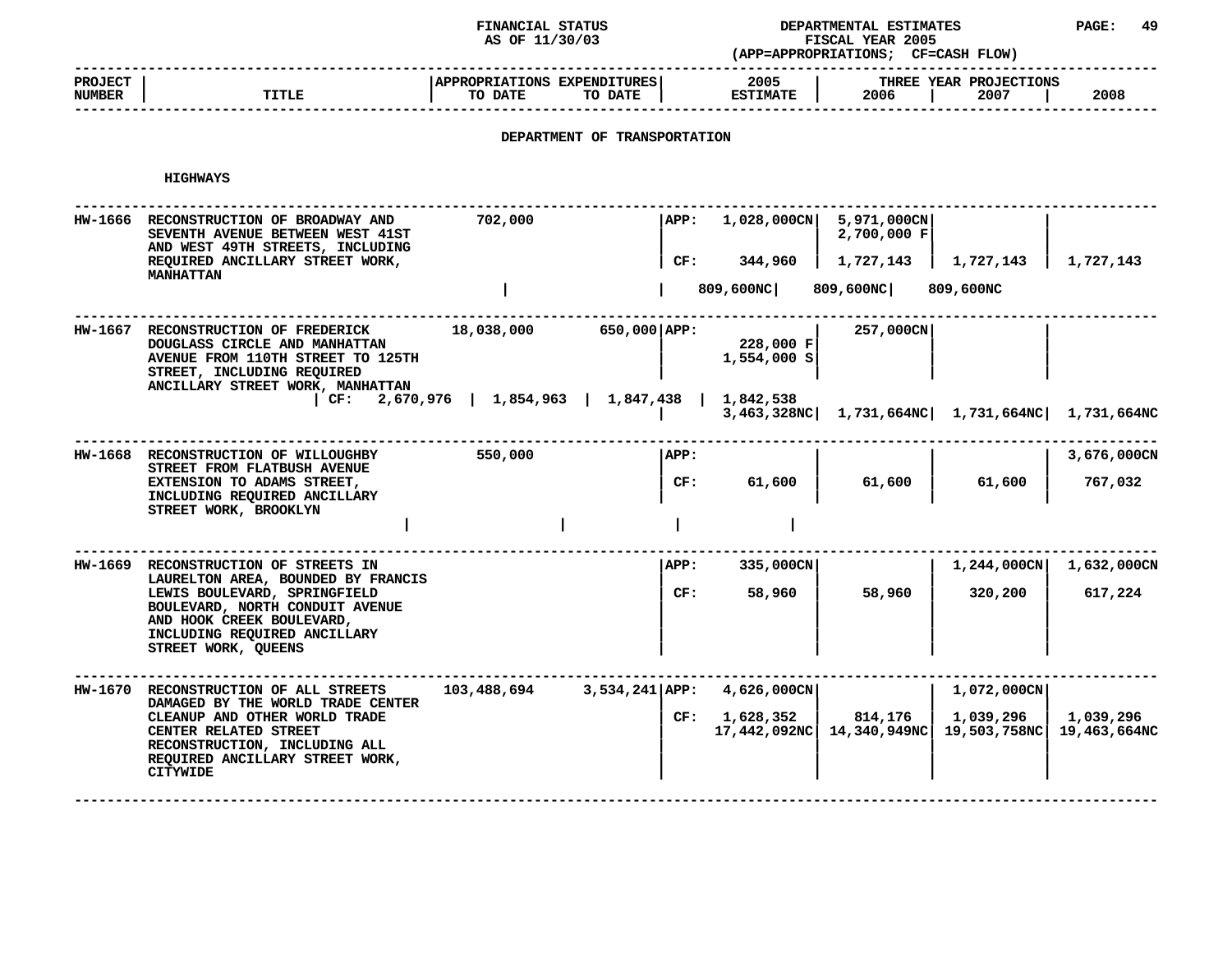FINANCIAL STATUS AS OF 11/30/03

DEPARTMENTAL ESTIMATES FISCAL YEAR 2005 (APP=APPROPRIATIONS; CF=CASH FLOW)

## DEPARTMENT OF TRANSPORTATION

### HIGHWAYS

| PROJECT NUMBER | TITLE | APPROPRIATIONS TO DATE | EXPENDITURES TO DATE | | 2005 ESTIMATE | THREE YEAR PROJECTIONS 2006 | 2007 | 2008 |
|---|---|---|---|---|---|---|---|---|
| HW-1666 | RECONSTRUCTION OF BROADWAY AND SEVENTH AVENUE BETWEEN WEST 41ST AND WEST 49TH STREETS, INCLUDING REQUIRED ANCILLARY STREET WORK, MANHATTAN | 702,000 | | APP: | 1,028,000CN | 5,971,000CN<br>2,700,000 F | | |
| | | | | CF: | 344,960 | 1,727,143 | 1,727,143 | 1,727,143 |
| | | | | | 809,600NC | 809,600NC | 809,600NC | |
| HW-1667 | RECONSTRUCTION OF FREDERICK DOUGLASS CIRCLE AND MANHATTAN AVENUE FROM 110TH STREET TO 125TH STREET, INCLUDING REQUIRED ANCILLARY STREET WORK, MANHATTAN | 18,038,000 | 650,000 | APP: | 228,000 F<br>1,554,000 S | 257,000CN | | |
| | | | | CF: | 2,670,976 | 1,854,963 | 1,847,438 | 1,842,538 |
| | | | | | 3,463,328NC | 1,731,664NC | 1,731,664NC | 1,731,664NC |
| HW-1668 | RECONSTRUCTION OF WILLOUGHBY STREET FROM FLATBUSH AVENUE EXTENSION TO ADAMS STREET, INCLUDING REQUIRED ANCILLARY STREET WORK, BROOKLYN | 550,000 | | APP: | | | | 3,676,000CN |
| | | | | CF: | 61,600 | 61,600 | 61,600 | 767,032 |
| HW-1669 | RECONSTRUCTION OF STREETS IN LAURELTON AREA, BOUNDED BY FRANCIS LEWIS BOULEVARD, SPRINGFIELD BOULEVARD, NORTH CONDUIT AVENUE AND HOOK CREEK BOULEVARD, INCLUDING REQUIRED ANCILLARY STREET WORK, QUEENS | | | APP: | 335,000CN | | 1,244,000CN | 1,632,000CN |
| | | | | CF: | 58,960 | 58,960 | 320,200 | 617,224 |
| HW-1670 | RECONSTRUCTION OF ALL STREETS DAMAGED BY THE WORLD TRADE CENTER CLEANUP AND OTHER WORLD TRADE CENTER RELATED STREET RECONSTRUCTION, INCLUDING ALL REQUIRED ANCILLARY STREET WORK, CITYWIDE | 103,488,694 | 3,534,241 | APP: | 4,626,000CN | | 1,072,000CN | |
| | | | | CF: | 1,628,352<br>17,442,092NC | 814,176<br>14,340,949NC | 1,039,296<br>19,503,758NC | 1,039,296<br>19,463,664NC |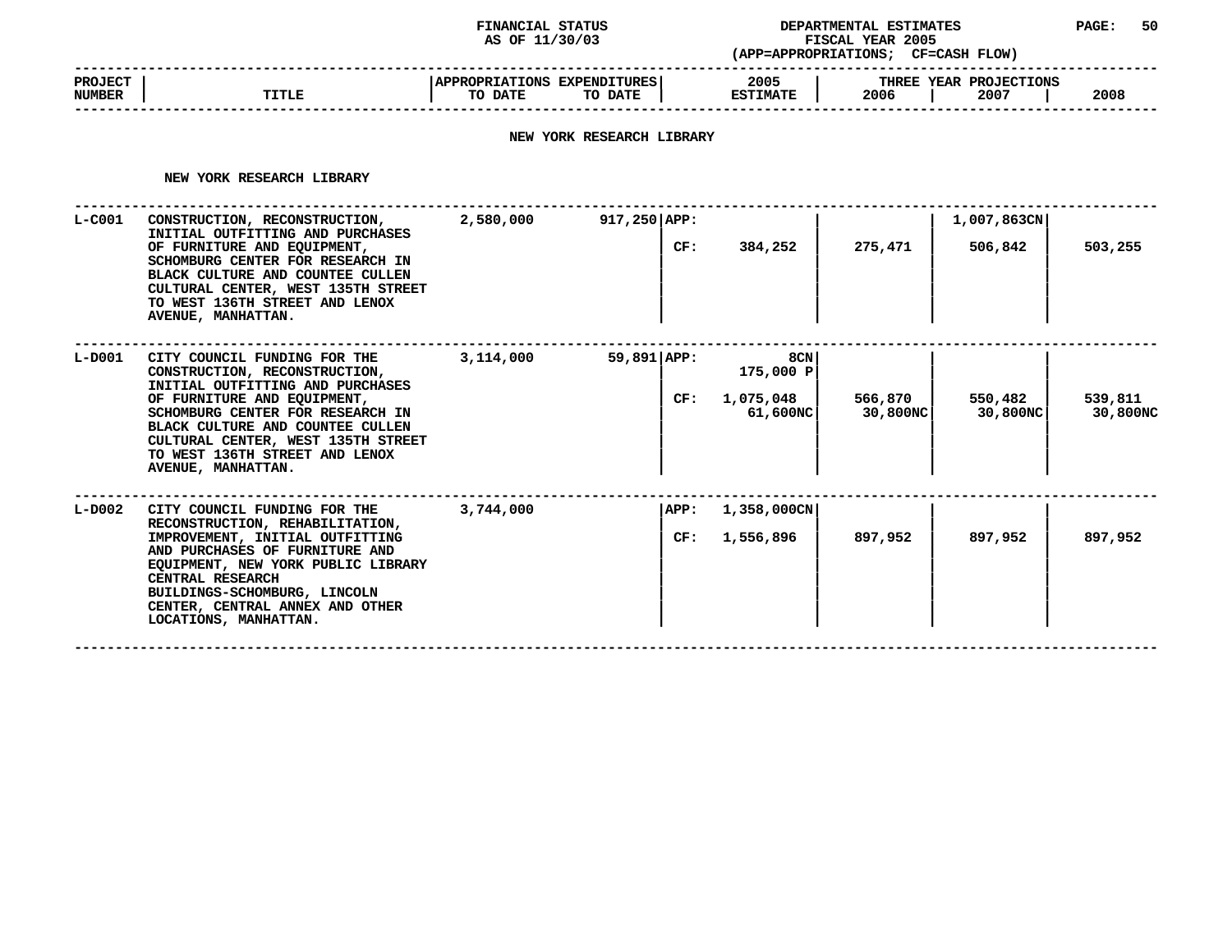FINANCIAL STATUS AS OF 11/30/03

DEPARTMENTAL ESTIMATES FISCAL YEAR 2005 (APP=APPROPRIATIONS; CF=CASH FLOW)

| PROJECT NUMBER | TITLE | APPROPRIATIONS TO DATE | EXPENDITURES TO DATE | | 2005 ESTIMATE | THREE YEAR PROJECTIONS 2006 | 2007 | 2008 |
|---|---|---|---|---|---|---|---|---|

## NEW YORK RESEARCH LIBRARY

### NEW YORK RESEARCH LIBRARY

| PROJECT NUMBER | TITLE | APPROPRIATIONS TO DATE | EXPENDITURES TO DATE | | 2005 ESTIMATE | 2006 | 2007 | 2008 |
|---|---|---|---|---|---|---|---|---|
| L-C001 | CONSTRUCTION, RECONSTRUCTION, INITIAL OUTFITTING AND PURCHASES OF FURNITURE AND EQUIPMENT, SCHOMBURG CENTER FOR RESEARCH IN BLACK CULTURE AND COUNTEE CULLEN CULTURAL CENTER, WEST 135TH STREET TO WEST 136TH STREET AND LENOX AVENUE, MANHATTAN. | 2,580,000 | 917,250 | APP: | | | 1,007,863CN | |
| | | | | CF: | 384,252 | 275,471 | 506,842 | 503,255 |
| L-D001 | CITY COUNCIL FUNDING FOR THE CONSTRUCTION, RECONSTRUCTION, INITIAL OUTFITTING AND PURCHASES OF FURNITURE AND EQUIPMENT, SCHOMBURG CENTER FOR RESEARCH IN BLACK CULTURE AND COUNTEE CULLEN CULTURAL CENTER, WEST 135TH STREET TO WEST 136TH STREET AND LENOX AVENUE, MANHATTAN. | 3,114,000 | 59,891 | APP: | 8CN<br>175,000 P | | | |
| | | | | CF: | 1,075,048<br>61,600NC | 566,870<br>30,800NC | 550,482<br>30,800NC | 539,811<br>30,800NC |
| L-D002 | CITY COUNCIL FUNDING FOR THE RECONSTRUCTION, REHABILITATION, IMPROVEMENT, INITIAL OUTFITTING AND PURCHASES OF FURNITURE AND EQUIPMENT, NEW YORK PUBLIC LIBRARY CENTRAL RESEARCH BUILDINGS-SCHOMBURG, LINCOLN CENTER, CENTRAL ANNEX AND OTHER LOCATIONS, MANHATTAN. | 3,744,000 | | APP: | 1,358,000CN | | | |
| | | | | CF: | 1,556,896 | 897,952 | 897,952 | 897,952 |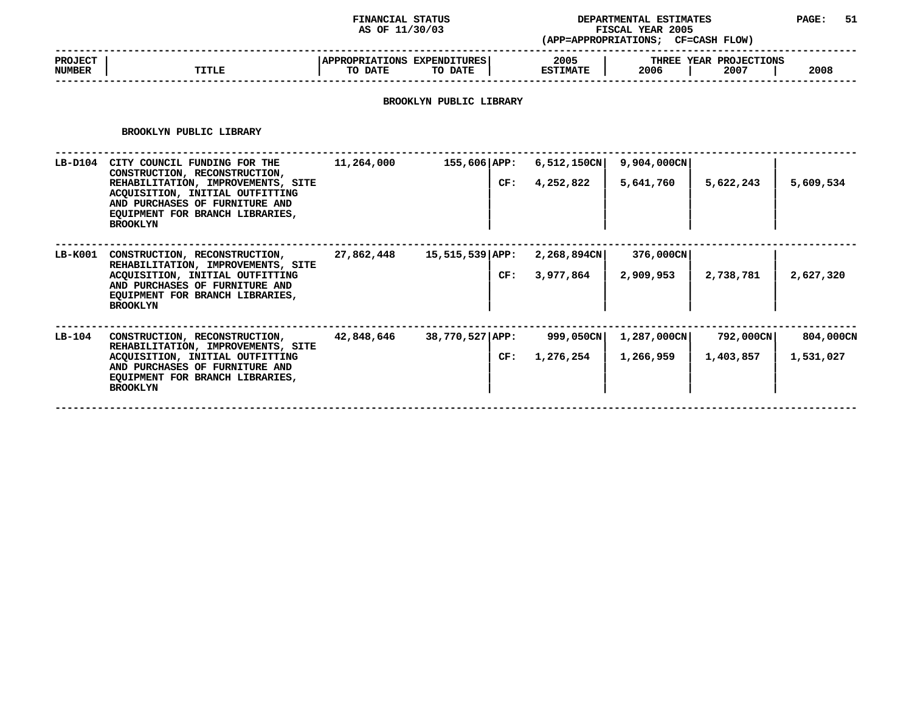FINANCIAL STATUS AS OF 11/30/03

DEPARTMENTAL ESTIMATES FISCAL YEAR 2005 (APP=APPROPRIATIONS; CF=CASH FLOW)

## BROOKLYN PUBLIC LIBRARY

### BROOKLYN PUBLIC LIBRARY

| PROJECT NUMBER | TITLE | APPROPRIATIONS TO DATE | EXPENDITURES TO DATE | | 2005 ESTIMATE | 2006 | 2007 | 2008 |
|---|---|---|---|---|---|---|---|---|
| | | | | | | THREE YEAR PROJECTIONS | | |
| LB-D104 | CITY COUNCIL FUNDING FOR THE CONSTRUCTION, RECONSTRUCTION, REHABILITATION, IMPROVEMENTS, SITE ACQUISITION, INITIAL OUTFITTING AND PURCHASES OF FURNITURE AND EQUIPMENT FOR BRANCH LIBRARIES, BROOKLYN | 11,264,000 | 155,606 | APP: | 6,512,150CN | 9,904,000CN | | |
| | | | | CF: | 4,252,822 | 5,641,760 | 5,622,243 | 5,609,534 |
| LB-K001 | CONSTRUCTION, RECONSTRUCTION, REHABILITATION, IMPROVEMENTS, SITE ACQUISITION, INITIAL OUTFITTING AND PURCHASES OF FURNITURE AND EQUIPMENT FOR BRANCH LIBRARIES, BROOKLYN | 27,862,448 | 15,515,539 | APP: | 2,268,894CN | 376,000CN | | |
| | | | | CF: | 3,977,864 | 2,909,953 | 2,738,781 | 2,627,320 |
| LB-104 | CONSTRUCTION, RECONSTRUCTION, REHABILITATION, IMPROVEMENTS, SITE ACQUISITION, INITIAL OUTFITTING AND PURCHASES OF FURNITURE AND EQUIPMENT FOR BRANCH LIBRARIES, BROOKLYN | 42,848,646 | 38,770,527 | APP: | 999,050CN | 1,287,000CN | 792,000CN | 804,000CN |
| | | | | CF: | 1,276,254 | 1,266,959 | 1,403,857 | 1,531,027 |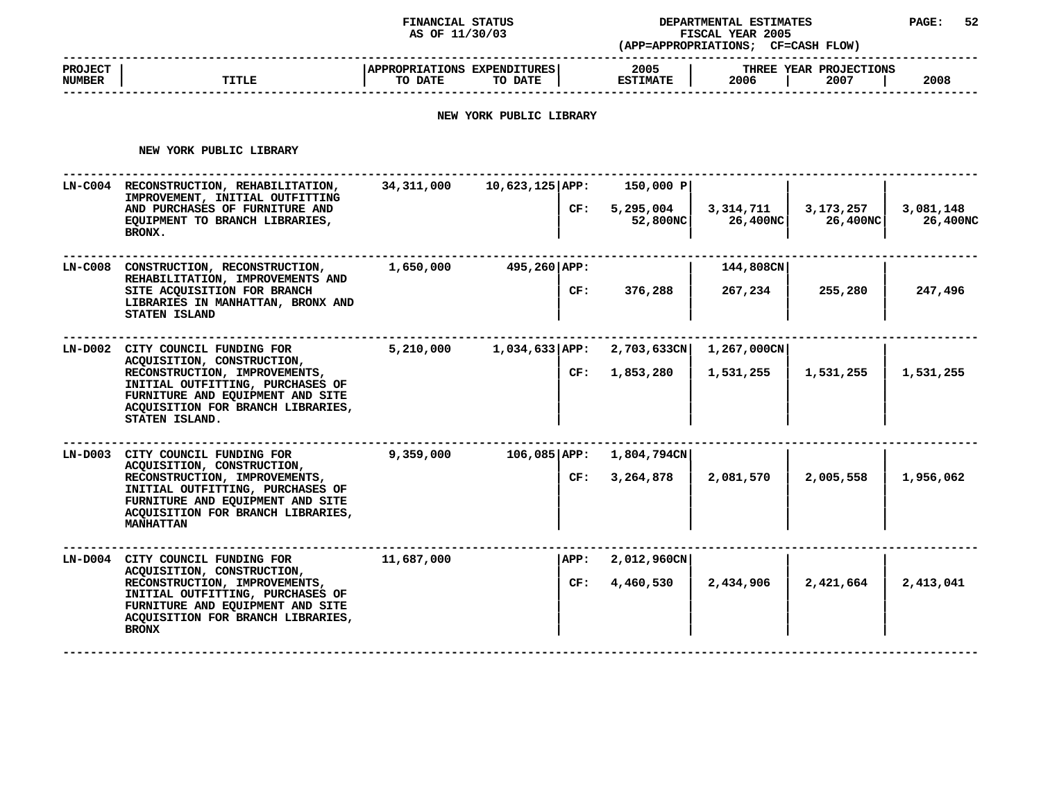FINANCIAL STATUS
AS OF 11/30/03

DEPARTMENTAL ESTIMATES
FISCAL YEAR 2005
(APP=APPROPRIATIONS; CF=CASH FLOW)

## NEW YORK PUBLIC LIBRARY

### NEW YORK PUBLIC LIBRARY

| PROJECT NUMBER | TITLE | APPROPRIATIONS TO DATE | EXPENDITURES TO DATE | | 2005 ESTIMATE | THREE YEAR PROJECTIONS 2006 | 2007 | 2008 |
|---|---|---|---|---|---|---|---|---|
| LN-C004 | RECONSTRUCTION, REHABILITATION, IMPROVEMENT, INITIAL OUTFITTING AND PURCHASES OF FURNITURE AND EQUIPMENT TO BRANCH LIBRARIES, BRONX. | 34,311,000 | 10,623,125 | APP: | 150,000 P | | | |
| | | | | CF: | 5,295,004<br>52,800NC | 3,314,711<br>26,400NC | 3,173,257<br>26,400NC | 3,081,148<br>26,400NC |
| LN-C008 | CONSTRUCTION, RECONSTRUCTION, REHABILITATION, IMPROVEMENTS AND SITE ACQUISITION FOR BRANCH LIBRARIES IN MANHATTAN, BRONX AND STATEN ISLAND | 1,650,000 | 495,260 | APP: | | 144,808CN | | |
| | | | | CF: | 376,288 | 267,234 | 255,280 | 247,496 |
| LN-D002 | CITY COUNCIL FUNDING FOR ACQUISITION, CONSTRUCTION, RECONSTRUCTION, IMPROVEMENTS, INITIAL OUTFITTING, PURCHASES OF FURNITURE AND EQUIPMENT AND SITE ACQUISITION FOR BRANCH LIBRARIES, STATEN ISLAND. | 5,210,000 | 1,034,633 | APP: | 2,703,633CN | 1,267,000CN | | |
| | | | | CF: | 1,853,280 | 1,531,255 | 1,531,255 | 1,531,255 |
| LN-D003 | CITY COUNCIL FUNDING FOR ACQUISITION, CONSTRUCTION, RECONSTRUCTION, IMPROVEMENTS, INITIAL OUTFITTING, PURCHASES OF FURNITURE AND EQUIPMENT AND SITE ACQUISITION FOR BRANCH LIBRARIES, MANHATTAN | 9,359,000 | 106,085 | APP: | 1,804,794CN | | | |
| | | | | CF: | 3,264,878 | 2,081,570 | 2,005,558 | 1,956,062 |
| LN-D004 | CITY COUNCIL FUNDING FOR ACQUISITION, CONSTRUCTION, RECONSTRUCTION, IMPROVEMENTS, INITIAL OUTFITTING, PURCHASES OF FURNITURE AND EQUIPMENT AND SITE ACQUISITION FOR BRANCH LIBRARIES, BRONX | 11,687,000 | | APP: | 2,012,960CN | | | |
| | | | | CF: | 4,460,530 | 2,434,906 | 2,421,664 | 2,413,041 |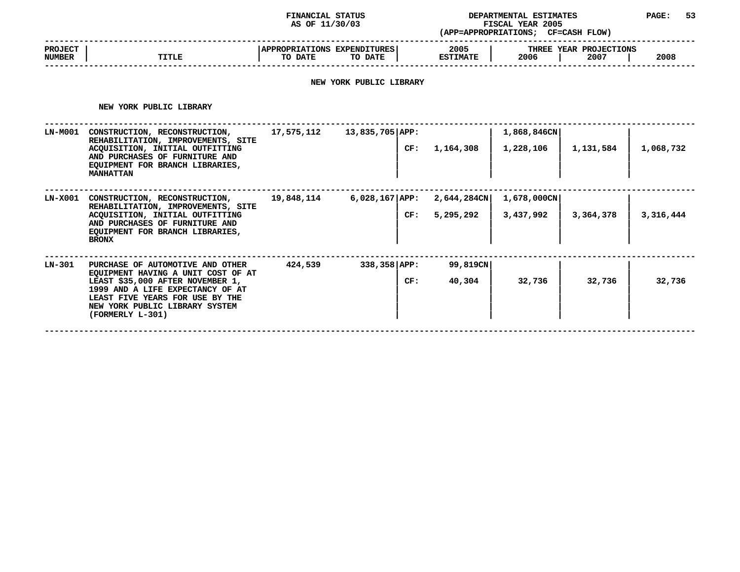FINANCIAL STATUS AS OF 11/30/03

DEPARTMENTAL ESTIMATES FISCAL YEAR 2005 (APP=APPROPRIATIONS; CF=CASH FLOW)

## NEW YORK PUBLIC LIBRARY

### NEW YORK PUBLIC LIBRARY

| PROJECT NUMBER | TITLE | APPROPRIATIONS TO DATE | EXPENDITURES TO DATE | | 2005 ESTIMATE | THREE YEAR PROJECTIONS 2006 | 2007 | 2008 |
|---|---|---|---|---|---|---|---|---|
| LN-M001 | CONSTRUCTION, RECONSTRUCTION, REHABILITATION, IMPROVEMENTS, SITE ACQUISITION, INITIAL OUTFITTING AND PURCHASES OF FURNITURE AND EQUIPMENT FOR BRANCH LIBRARIES, MANHATTAN | 17,575,112 | 13,835,705 | APP: | | 1,868,846CN | | |
| | | | | CF: | 1,164,308 | 1,228,106 | 1,131,584 | 1,068,732 |
| LN-X001 | CONSTRUCTION, RECONSTRUCTION, REHABILITATION, IMPROVEMENTS, SITE ACQUISITION, INITIAL OUTFITTING AND PURCHASES OF FURNITURE AND EQUIPMENT FOR BRANCH LIBRARIES, BRONX | 19,848,114 | 6,028,167 | APP: | 2,644,284CN | 1,678,000CN | | |
| | | | | CF: | 5,295,292 | 3,437,992 | 3,364,378 | 3,316,444 |
| LN-301 | PURCHASE OF AUTOMOTIVE AND OTHER EQUIPMENT HAVING A UNIT COST OF AT LEAST $35,000 AFTER NOVEMBER 1, 1999 AND A LIFE EXPECTANCY OF AT LEAST FIVE YEARS FOR USE BY THE NEW YORK PUBLIC LIBRARY SYSTEM (FORMERLY L-301) | 424,539 | 338,358 | APP: | 99,819CN | | | |
| | | | | CF: | 40,304 | 32,736 | 32,736 | 32,736 |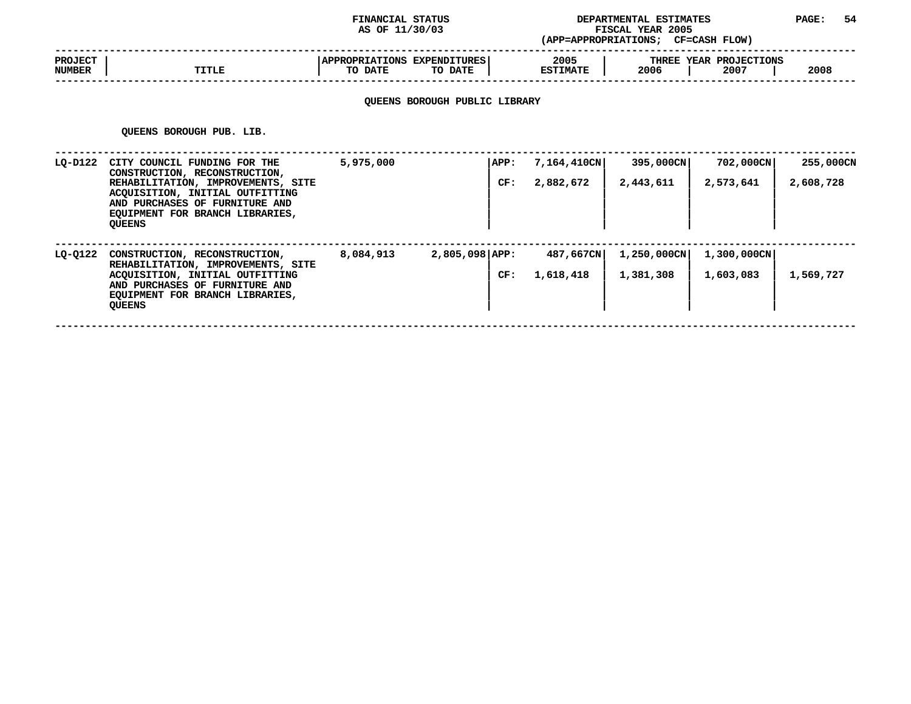FINANCIAL STATUS AS OF 11/30/03

DEPARTMENTAL ESTIMATES FISCAL YEAR 2005 (APP=APPROPRIATIONS; CF=CASH FLOW)

| PROJECT NUMBER | TITLE | APPROPRIATIONS TO DATE | EXPENDITURES TO DATE | | 2005 ESTIMATE | THREE YEAR PROJECTIONS 2006 | 2007 | 2008 |
|---|---|---|---|---|---|---|---|---|

## QUEENS BOROUGH PUBLIC LIBRARY

### QUEENS BOROUGH PUB. LIB.

| PROJECT NUMBER | TITLE | APPROPRIATIONS TO DATE | EXPENDITURES TO DATE | | 2005 ESTIMATE | 2006 | 2007 | 2008 |
|---|---|---|---|---|---|---|---|---|
| LQ-D122 | CITY COUNCIL FUNDING FOR THE CONSTRUCTION, RECONSTRUCTION, REHABILITATION, IMPROVEMENTS, SITE ACQUISITION, INITIAL OUTFITTING AND PURCHASES OF FURNITURE AND EQUIPMENT FOR BRANCH LIBRARIES, QUEENS | 5,975,000 | | APP: | 7,164,410CN | 395,000CN | 702,000CN | 255,000CN |
| | | | | CF: | 2,882,672 | 2,443,611 | 2,573,641 | 2,608,728 |
| LQ-Q122 | CONSTRUCTION, RECONSTRUCTION, REHABILITATION, IMPROVEMENTS, SITE ACQUISITION, INITIAL OUTFITTING AND PURCHASES OF FURNITURE AND EQUIPMENT FOR BRANCH LIBRARIES, QUEENS | 8,084,913 | 2,805,098 | APP: | 487,667CN | 1,250,000CN | 1,300,000CN | |
| | | | | CF: | 1,618,418 | 1,381,308 | 1,603,083 | 1,569,727 |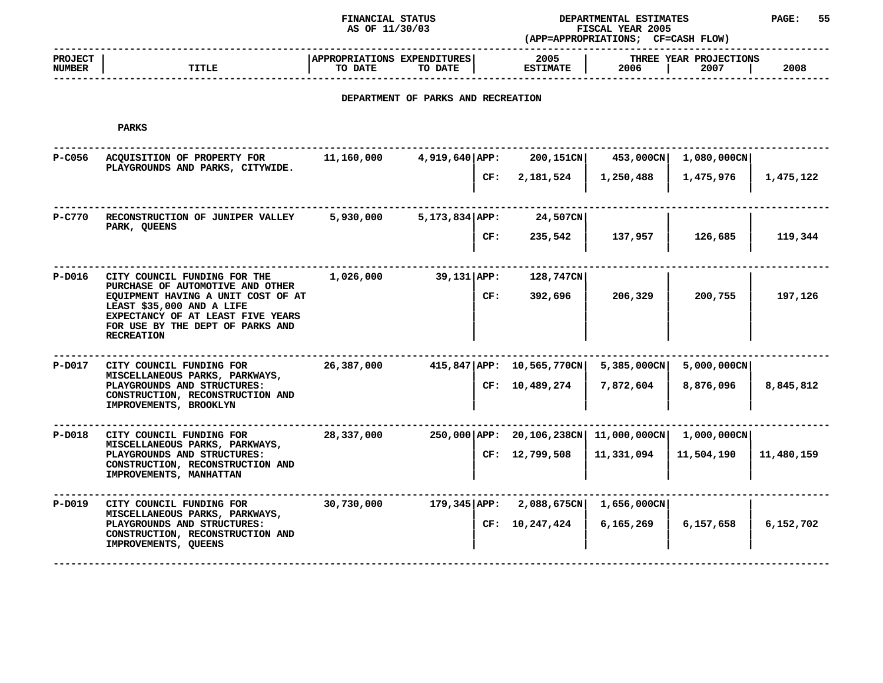FINANCIAL STATUS AS OF 11/30/03

DEPARTMENTAL ESTIMATES FISCAL YEAR 2005 (APP=APPROPRIATIONS; CF=CASH FLOW)

## DEPARTMENT OF PARKS AND RECREATION

### PARKS

| PROJECT NUMBER | TITLE | APPROPRIATIONS TO DATE | EXPENDITURES TO DATE | | 2005 ESTIMATE | THREE YEAR PROJECTIONS 2006 | 2007 | 2008 |
|---|---|---|---|---|---|---|---|---|
| P-C056 | ACQUISITION OF PROPERTY FOR PLAYGROUNDS AND PARKS, CITYWIDE. | 11,160,000 | 4,919,640 | APP: | 200,151CN | 453,000CN | 1,080,000CN | |
| | | | | CF: | 2,181,524 | 1,250,488 | 1,475,976 | 1,475,122 |
| P-C770 | RECONSTRUCTION OF JUNIPER VALLEY PARK, QUEENS | 5,930,000 | 5,173,834 | APP: | 24,507CN | | | |
| | | | | CF: | 235,542 | 137,957 | 126,685 | 119,344 |
| P-D016 | CITY COUNCIL FUNDING FOR THE PURCHASE OF AUTOMOTIVE AND OTHER EQUIPMENT HAVING A UNIT COST OF AT LEAST $35,000 AND A LIFE EXPECTANCY OF AT LEAST FIVE YEARS FOR USE BY THE DEPT OF PARKS AND RECREATION | 1,026,000 | 39,131 | APP: | 128,747CN | | | |
| | | | | CF: | 392,696 | 206,329 | 200,755 | 197,126 |
| P-D017 | CITY COUNCIL FUNDING FOR MISCELLANEOUS PARKS, PARKWAYS, PLAYGROUNDS AND STRUCTURES: CONSTRUCTION, RECONSTRUCTION AND IMPROVEMENTS, BROOKLYN | 26,387,000 | 415,847 | APP: | 10,565,770CN | 5,385,000CN | 5,000,000CN | |
| | | | | CF: | 10,489,274 | 7,872,604 | 8,876,096 | 8,845,812 |
| P-D018 | CITY COUNCIL FUNDING FOR MISCELLANEOUS PARKS, PARKWAYS, PLAYGROUNDS AND STRUCTURES: CONSTRUCTION, RECONSTRUCTION AND IMPROVEMENTS, MANHATTAN | 28,337,000 | 250,000 | APP: | 20,106,238CN | 11,000,000CN | 1,000,000CN | |
| | | | | CF: | 12,799,508 | 11,331,094 | 11,504,190 | 11,480,159 |
| P-D019 | CITY COUNCIL FUNDING FOR MISCELLANEOUS PARKS, PARKWAYS, PLAYGROUNDS AND STRUCTURES: CONSTRUCTION, RECONSTRUCTION AND IMPROVEMENTS, QUEENS | 30,730,000 | 179,345 | APP: | 2,088,675CN | 1,656,000CN | | |
| | | | | CF: | 10,247,424 | 6,165,269 | 6,157,658 | 6,152,702 |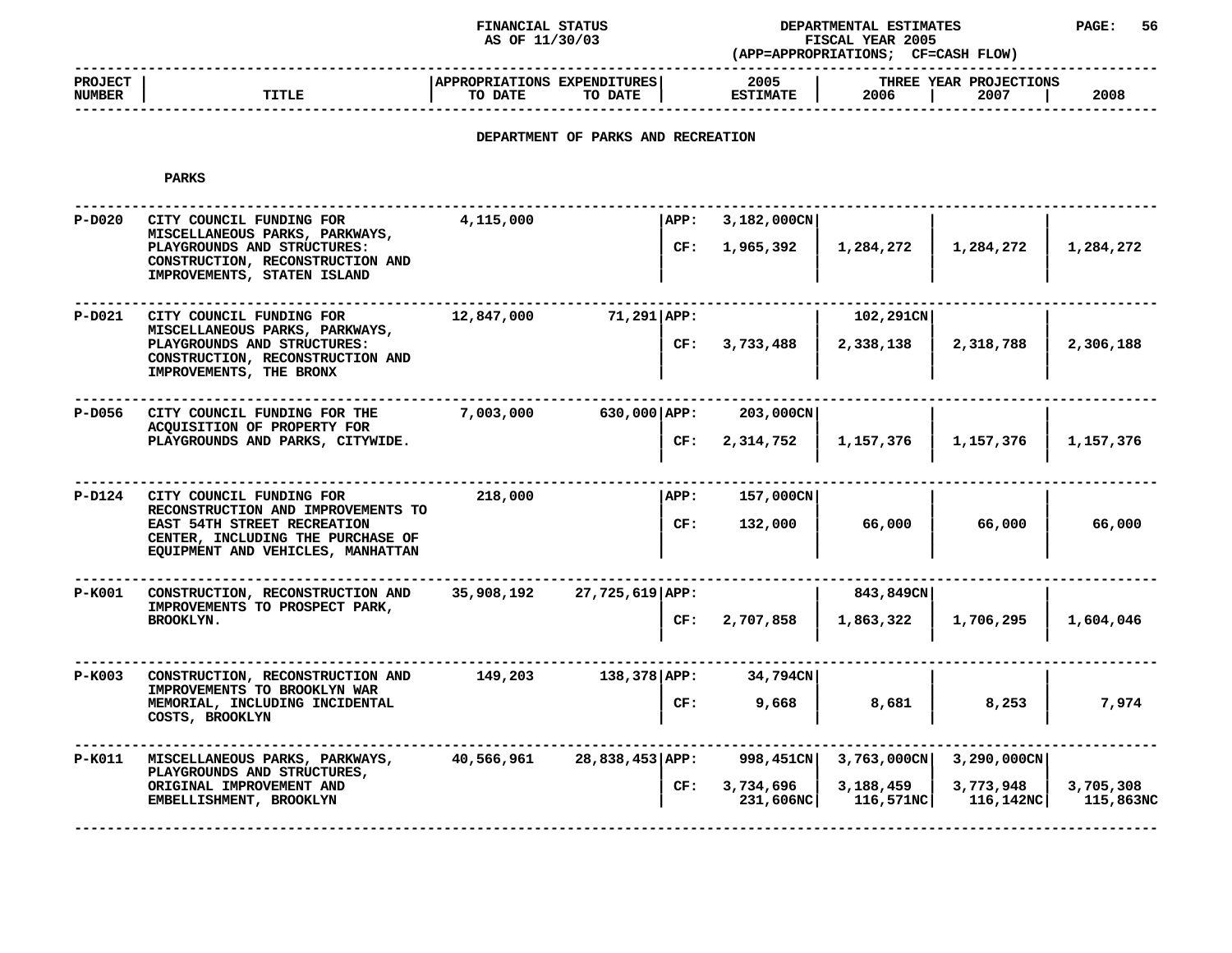FINANCIAL STATUS AS OF 11/30/03

DEPARTMENTAL ESTIMATES FISCAL YEAR 2005 (APP=APPROPRIATIONS; CF=CASH FLOW)

## DEPARTMENT OF PARKS AND RECREATION

### PARKS

| PROJECT NUMBER | TITLE | APPROPRIATIONS TO DATE | EXPENDITURES TO DATE | | 2005 ESTIMATE | 2006 | 2007 | 2008 |
|---|---|---|---|---|---|---|---|---|
| | | | | | | THREE YEAR PROJECTIONS | | |
| P-D020 | CITY COUNCIL FUNDING FOR MISCELLANEOUS PARKS, PARKWAYS, PLAYGROUNDS AND STRUCTURES: CONSTRUCTION, RECONSTRUCTION AND IMPROVEMENTS, STATEN ISLAND | 4,115,000 | | APP: | 3,182,000CN | | | |
| | | | | CF: | 1,965,392 | 1,284,272 | 1,284,272 | 1,284,272 |
| P-D021 | CITY COUNCIL FUNDING FOR MISCELLANEOUS PARKS, PARKWAYS, PLAYGROUNDS AND STRUCTURES: CONSTRUCTION, RECONSTRUCTION AND IMPROVEMENTS, THE BRONX | 12,847,000 | 71,291 | APP: | | 102,291CN | | |
| | | | | CF: | 3,733,488 | 2,338,138 | 2,318,788 | 2,306,188 |
| P-D056 | CITY COUNCIL FUNDING FOR THE ACQUISITION OF PROPERTY FOR PLAYGROUNDS AND PARKS, CITYWIDE. | 7,003,000 | 630,000 | APP: | 203,000CN | | | |
| | | | | CF: | 2,314,752 | 1,157,376 | 1,157,376 | 1,157,376 |
| P-D124 | CITY COUNCIL FUNDING FOR RECONSTRUCTION AND IMPROVEMENTS TO EAST 54TH STREET RECREATION CENTER, INCLUDING THE PURCHASE OF EQUIPMENT AND VEHICLES, MANHATTAN | 218,000 | | APP: | 157,000CN | | | |
| | | | | CF: | 132,000 | 66,000 | 66,000 | 66,000 |
| P-K001 | CONSTRUCTION, RECONSTRUCTION AND IMPROVEMENTS TO PROSPECT PARK, BROOKLYN. | 35,908,192 | 27,725,619 | APP: | | 843,849CN | | |
| | | | | CF: | 2,707,858 | 1,863,322 | 1,706,295 | 1,604,046 |
| P-K003 | CONSTRUCTION, RECONSTRUCTION AND IMPROVEMENTS TO BROOKLYN WAR MEMORIAL, INCLUDING INCIDENTAL COSTS, BROOKLYN | 149,203 | 138,378 | APP: | 34,794CN | | | |
| | | | | CF: | 9,668 | 8,681 | 8,253 | 7,974 |
| P-K011 | MISCELLANEOUS PARKS, PARKWAYS, PLAYGROUNDS AND STRUCTURES, ORIGINAL IMPROVEMENT AND EMBELLISHMENT, BROOKLYN | 40,566,961 | 28,838,453 | APP: | 998,451CN | 3,763,000CN | 3,290,000CN | |
| | | | | CF: | 3,734,696 | 3,188,459 | 3,773,948 | 3,705,308 |
| | | | | | 231,606NC | 116,571NC | 116,142NC | 115,863NC |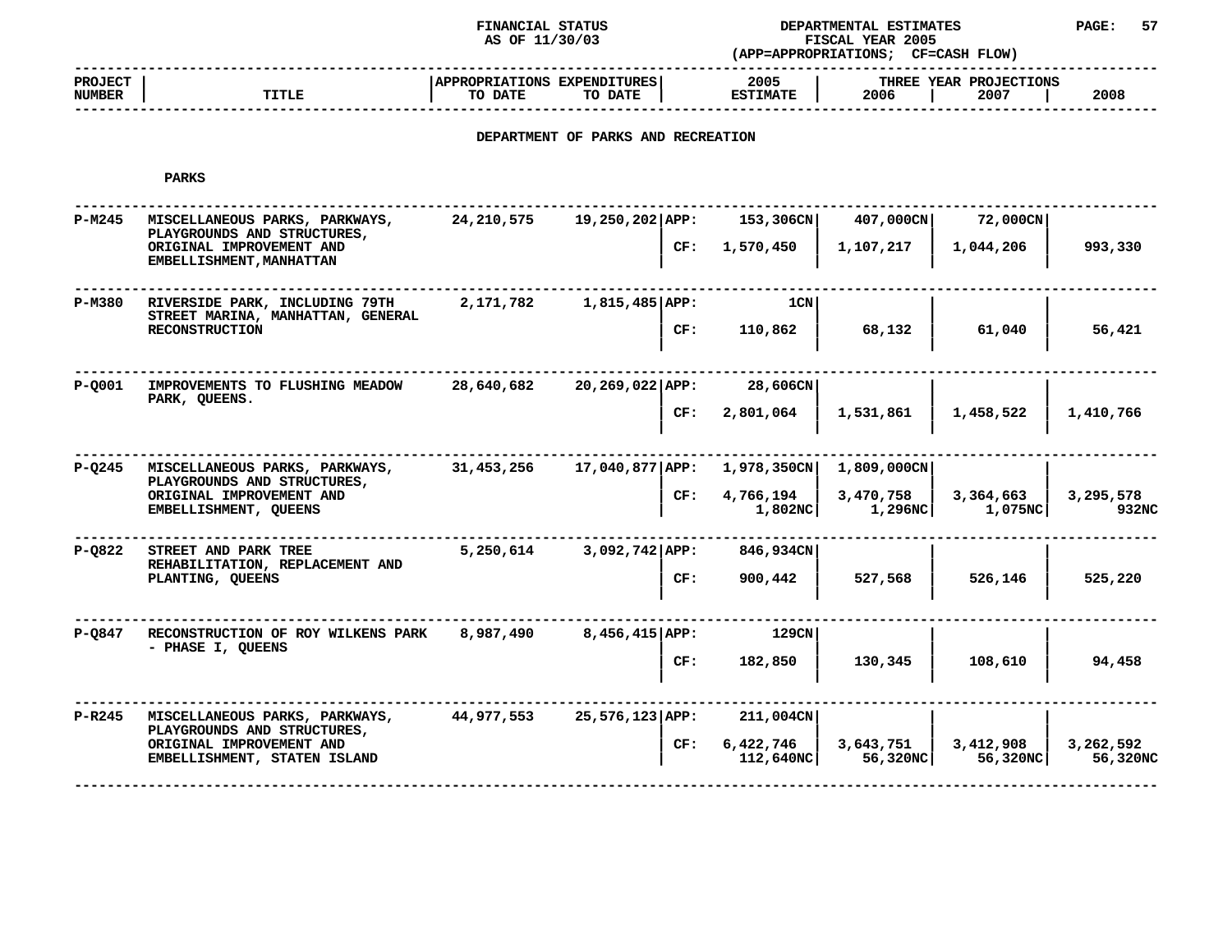FINANCIAL STATUS
AS OF 11/30/03

DEPARTMENTAL ESTIMATES
FISCAL YEAR 2005
(APP=APPROPRIATIONS; CF=CASH FLOW)

| PROJECT NUMBER | TITLE | APPROPRIATIONS TO DATE | EXPENDITURES TO DATE | | 2005 ESTIMATE | THREE YEAR PROJECTIONS 2006 | 2007 | 2008 |
|---|---|---|---|---|---|---|---|---|

## DEPARTMENT OF PARKS AND RECREATION

### PARKS

| PROJECT NUMBER | TITLE | APPROPRIATIONS TO DATE | EXPENDITURES TO DATE | | 2005 ESTIMATE | 2006 | 2007 | 2008 |
|---|---|---|---|---|---|---|---|---|
| P-M245 | MISCELLANEOUS PARKS, PARKWAYS, PLAYGROUNDS AND STRUCTURES, ORIGINAL IMPROVEMENT AND EMBELLISHMENT,MANHATTAN | 24,210,575 | 19,250,202 | APP: | 153,306CN | 407,000CN | 72,000CN | |
| | | | | CF: | 1,570,450 | 1,107,217 | 1,044,206 | 993,330 |
| P-M380 | RIVERSIDE PARK, INCLUDING 79TH STREET MARINA, MANHATTAN, GENERAL RECONSTRUCTION | 2,171,782 | 1,815,485 | APP: | 1CN | | | |
| | | | | CF: | 110,862 | 68,132 | 61,040 | 56,421 |
| P-Q001 | IMPROVEMENTS TO FLUSHING MEADOW PARK, QUEENS. | 28,640,682 | 20,269,022 | APP: | 28,606CN | | | |
| | | | | CF: | 2,801,064 | 1,531,861 | 1,458,522 | 1,410,766 |
| P-Q245 | MISCELLANEOUS PARKS, PARKWAYS, PLAYGROUNDS AND STRUCTURES, ORIGINAL IMPROVEMENT AND EMBELLISHMENT, QUEENS | 31,453,256 | 17,040,877 | APP: | 1,978,350CN | 1,809,000CN | | |
| | | | | CF: | 4,766,194<br>1,802NC | 3,470,758<br>1,296NC | 3,364,663<br>1,075NC | 3,295,578<br>932NC |
| P-Q822 | STREET AND PARK TREE REHABILITATION, REPLACEMENT AND PLANTING, QUEENS | 5,250,614 | 3,092,742 | APP: | 846,934CN | | | |
| | | | | CF: | 900,442 | 527,568 | 526,146 | 525,220 |
| P-Q847 | RECONSTRUCTION OF ROY WILKENS PARK - PHASE I, QUEENS | 8,987,490 | 8,456,415 | APP: | 129CN | | | |
| | | | | CF: | 182,850 | 130,345 | 108,610 | 94,458 |
| P-R245 | MISCELLANEOUS PARKS, PARKWAYS, PLAYGROUNDS AND STRUCTURES, ORIGINAL IMPROVEMENT AND EMBELLISHMENT, STATEN ISLAND | 44,977,553 | 25,576,123 | APP: | 211,004CN | | | |
| | | | | CF: | 6,422,746<br>112,640NC | 3,643,751<br>56,320NC | 3,412,908<br>56,320NC | 3,262,592<br>56,320NC |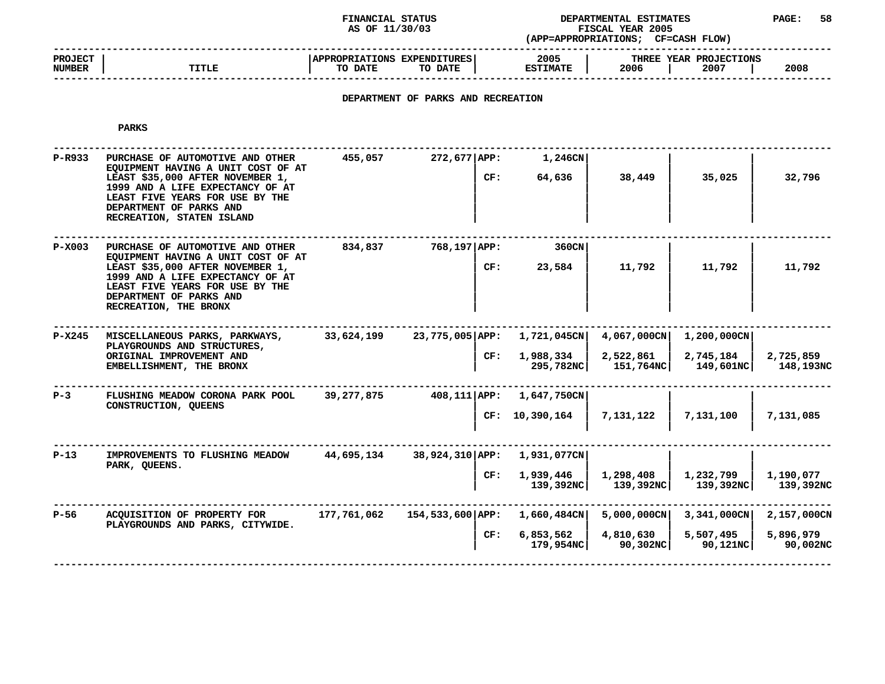FINANCIAL STATUS
AS OF 11/30/03

DEPARTMENTAL ESTIMATES
FISCAL YEAR 2005
(APP=APPROPRIATIONS; CF=CASH FLOW)

## DEPARTMENT OF PARKS AND RECREATION

### PARKS

| PROJECT NUMBER | TITLE | APPROPRIATIONS TO DATE | EXPENDITURES TO DATE | | 2005 ESTIMATE | THREE YEAR PROJECTIONS 2006 | 2007 | 2008 |
|---|---|---|---|---|---|---|---|---|
| P-R933 | PURCHASE OF AUTOMOTIVE AND OTHER EQUIPMENT HAVING A UNIT COST OF AT LEAST $35,000 AFTER NOVEMBER 1, 1999 AND A LIFE EXPECTANCY OF AT LEAST FIVE YEARS FOR USE BY THE DEPARTMENT OF PARKS AND RECREATION, STATEN ISLAND | 455,057 | 272,677 | APP: | 1,246CN | | | |
| | | | | CF: | 64,636 | 38,449 | 35,025 | 32,796 |
| P-X003 | PURCHASE OF AUTOMOTIVE AND OTHER EQUIPMENT HAVING A UNIT COST OF AT LEAST $35,000 AFTER NOVEMBER 1, 1999 AND A LIFE EXPECTANCY OF AT LEAST FIVE YEARS FOR USE BY THE DEPARTMENT OF PARKS AND RECREATION, THE BRONX | 834,837 | 768,197 | APP: | 360CN | | | |
| | | | | CF: | 23,584 | 11,792 | 11,792 | 11,792 |
| P-X245 | MISCELLANEOUS PARKS, PARKWAYS, PLAYGROUNDS AND STRUCTURES, ORIGINAL IMPROVEMENT AND EMBELLISHMENT, THE BRONX | 33,624,199 | 23,775,005 | APP: | 1,721,045CN | 4,067,000CN | 1,200,000CN | |
| | | | | CF: | 1,988,334 | 2,522,861 | 2,745,184 | 2,725,859 |
| | | | | | 295,782NC | 151,764NC | 149,601NC | 148,193NC |
| P-3 | FLUSHING MEADOW CORONA PARK POOL CONSTRUCTION, QUEENS | 39,277,875 | 408,111 | APP: | 1,647,750CN | | | |
| | | | | CF: | 10,390,164 | 7,131,122 | 7,131,100 | 7,131,085 |
| P-13 | IMPROVEMENTS TO FLUSHING MEADOW PARK, QUEENS. | 44,695,134 | 38,924,310 | APP: | 1,931,077CN | | | |
| | | | | CF: | 1,939,446 | 1,298,408 | 1,232,799 | 1,190,077 |
| | | | | | 139,392NC | 139,392NC | 139,392NC | 139,392NC |
| P-56 | ACQUISITION OF PROPERTY FOR PLAYGROUNDS AND PARKS, CITYWIDE. | 177,761,062 | 154,533,600 | APP: | 1,660,484CN | 5,000,000CN | 3,341,000CN | 2,157,000CN |
| | | | | CF: | 6,853,562 | 4,810,630 | 5,507,495 | 5,896,979 |
| | | | | | 179,954NC | 90,302NC | 90,121NC | 90,002NC |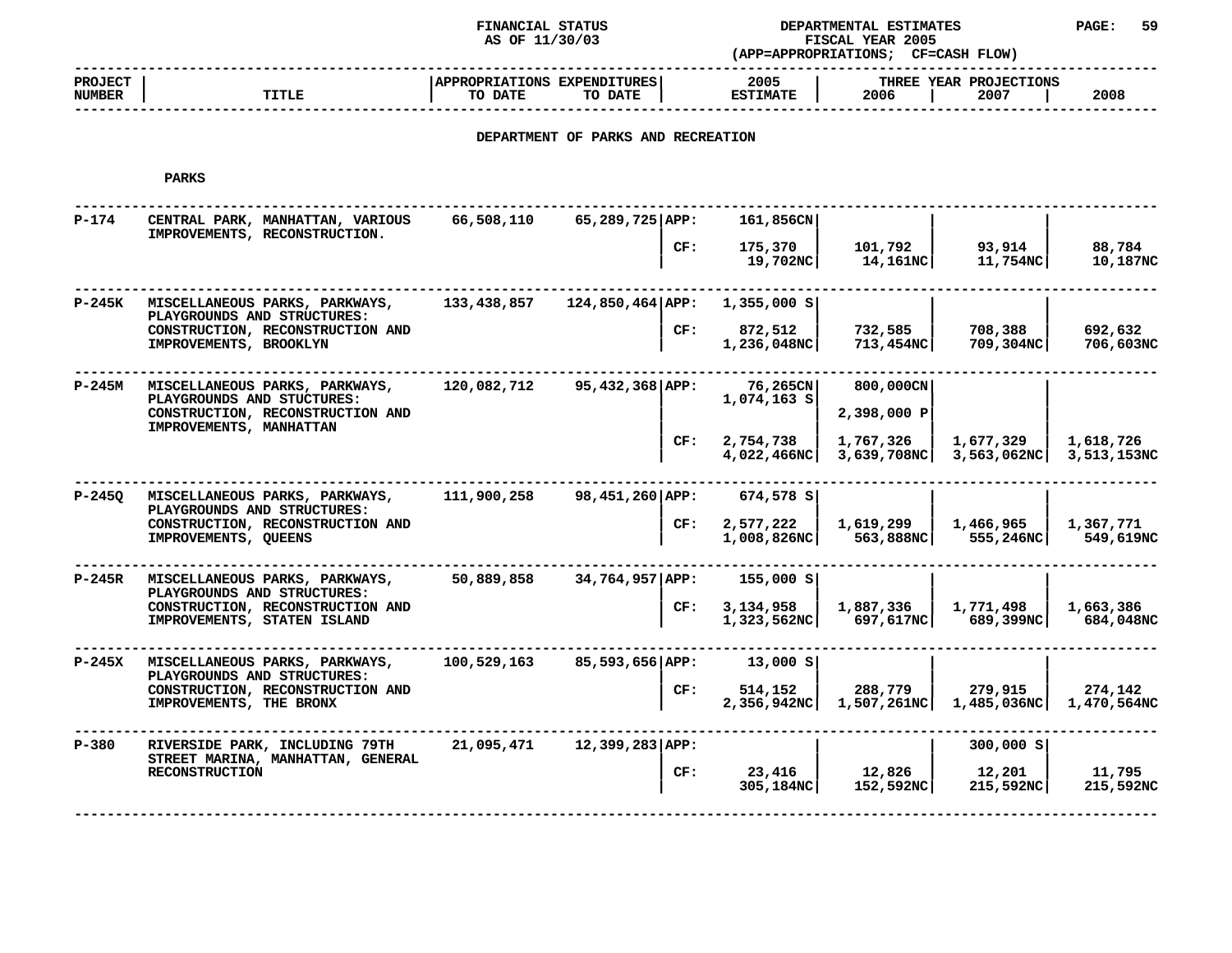FINANCIAL STATUS AS OF 11/30/03

DEPARTMENTAL ESTIMATES FISCAL YEAR 2005 (APP=APPROPRIATIONS; CF=CASH FLOW)

## DEPARTMENT OF PARKS AND RECREATION

### PARKS

| PROJECT NUMBER | TITLE | APPROPRIATIONS TO DATE | EXPENDITURES TO DATE | | 2005 ESTIMATE | THREE YEAR PROJECTIONS 2006 | 2007 | 2008 |
|---|---|---|---|---|---|---|---|---|
| P-174 | CENTRAL PARK, MANHATTAN, VARIOUS IMPROVEMENTS, RECONSTRUCTION. | 66,508,110 | 65,289,725 | APP: | 161,856CN | | | |
| | | | | CF: | 175,370 | 101,792 | 93,914 | 88,784 |
| | | | | | 19,702NC | 14,161NC | 11,754NC | 10,187NC |
| P-245K | MISCELLANEOUS PARKS, PARKWAYS, PLAYGROUNDS AND STRUCTURES: CONSTRUCTION, RECONSTRUCTION AND IMPROVEMENTS, BROOKLYN | 133,438,857 | 124,850,464 | APP: | 1,355,000 S | | | |
| | | | | CF: | 872,512 | 732,585 | 708,388 | 692,632 |
| | | | | | 1,236,048NC | 713,454NC | 709,304NC | 706,603NC |
| P-245M | MISCELLANEOUS PARKS, PARKWAYS, PLAYGROUNDS AND STUCTURES: CONSTRUCTION, RECONSTRUCTION AND IMPROVEMENTS, MANHATTAN | 120,082,712 | 95,432,368 | APP: | 76,265CN | 800,000CN | | |
| | | | | | 1,074,163 S | | | |
| | | | | | | 2,398,000 P | | |
| | | | | CF: | 2,754,738 | 1,767,326 | 1,677,329 | 1,618,726 |
| | | | | | 4,022,466NC | 3,639,708NC | 3,563,062NC | 3,513,153NC |
| P-245Q | MISCELLANEOUS PARKS, PARKWAYS, PLAYGROUNDS AND STRUCTURES: CONSTRUCTION, RECONSTRUCTION AND IMPROVEMENTS, QUEENS | 111,900,258 | 98,451,260 | APP: | 674,578 S | | | |
| | | | | CF: | 2,577,222 | 1,619,299 | 1,466,965 | 1,367,771 |
| | | | | | 1,008,826NC | 563,888NC | 555,246NC | 549,619NC |
| P-245R | MISCELLANEOUS PARKS, PARKWAYS, PLAYGROUNDS AND STRUCTURES: CONSTRUCTION, RECONSTRUCTION AND IMPROVEMENTS, STATEN ISLAND | 50,889,858 | 34,764,957 | APP: | 155,000 S | | | |
| | | | | CF: | 3,134,958 | 1,887,336 | 1,771,498 | 1,663,386 |
| | | | | | 1,323,562NC | 697,617NC | 689,399NC | 684,048NC |
| P-245X | MISCELLANEOUS PARKS, PARKWAYS, PLAYGROUNDS AND STRUCTURES: CONSTRUCTION, RECONSTRUCTION AND IMPROVEMENTS, THE BRONX | 100,529,163 | 85,593,656 | APP: | 13,000 S | | | |
| | | | | CF: | 514,152 | 288,779 | 279,915 | 274,142 |
| | | | | | 2,356,942NC | 1,507,261NC | 1,485,036NC | 1,470,564NC |
| P-380 | RIVERSIDE PARK, INCLUDING 79TH STREET MARINA, MANHATTAN, GENERAL RECONSTRUCTION | 21,095,471 | 12,399,283 | APP: | | | 300,000 S | |
| | | | | CF: | 23,416 | 12,826 | 12,201 | 11,795 |
| | | | | | 305,184NC | 152,592NC | 215,592NC | 215,592NC |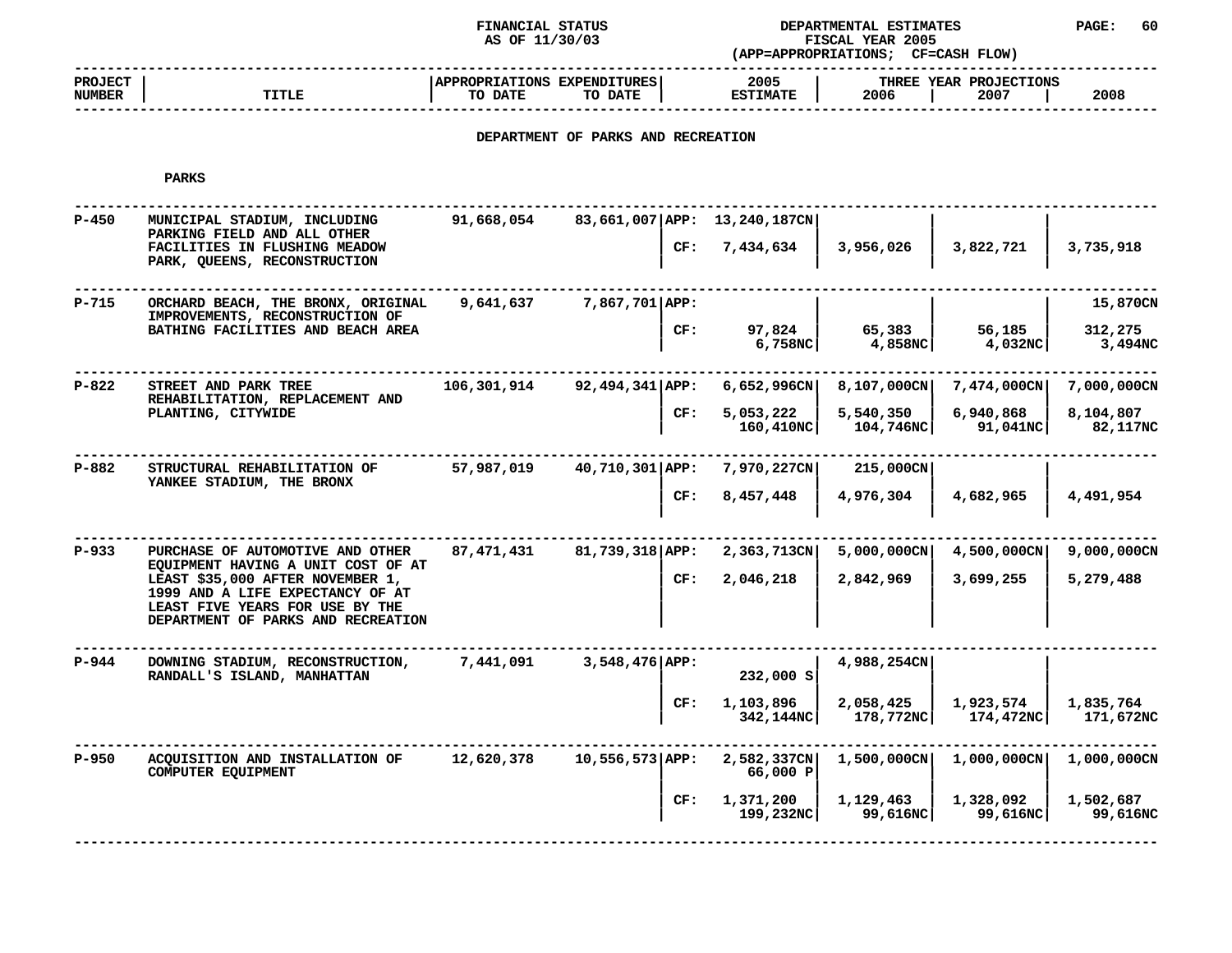FINANCIAL STATUS
AS OF 11/30/03

DEPARTMENTAL ESTIMATES
FISCAL YEAR 2005
(APP=APPROPRIATIONS; CF=CASH FLOW)

## DEPARTMENT OF PARKS AND RECREATION

### PARKS

| PROJECT NUMBER | TITLE | APPROPRIATIONS TO DATE | EXPENDITURES TO DATE | | 2005 ESTIMATE | THREE YEAR PROJECTIONS 2006 | 2007 | 2008 |
|---|---|---|---|---|---|---|---|---|
| P-450 | MUNICIPAL STADIUM, INCLUDING PARKING FIELD AND ALL OTHER FACILITIES IN FLUSHING MEADOW PARK, QUEENS, RECONSTRUCTION | 91,668,054 | 83,661,007 | APP: | 13,240,187CN | | | |
| | | | | CF: | 7,434,634 | 3,956,026 | 3,822,721 | 3,735,918 |
| P-715 | ORCHARD BEACH, THE BRONX, ORIGINAL IMPROVEMENTS, RECONSTRUCTION OF BATHING FACILITIES AND BEACH AREA | 9,641,637 | 7,867,701 | APP: | | | | 15,870CN |
| | | | | CF: | 97,824<br>6,758NC | 65,383<br>4,858NC | 56,185<br>4,032NC | 312,275<br>3,494NC |
| P-822 | STREET AND PARK TREE REHABILITATION, REPLACEMENT AND PLANTING, CITYWIDE | 106,301,914 | 92,494,341 | APP: | 6,652,996CN | 8,107,000CN | 7,474,000CN | 7,000,000CN |
| | | | | CF: | 5,053,222<br>160,410NC | 5,540,350<br>104,746NC | 6,940,868<br>91,041NC | 8,104,807<br>82,117NC |
| P-882 | STRUCTURAL REHABILITATION OF YANKEE STADIUM, THE BRONX | 57,987,019 | 40,710,301 | APP: | 7,970,227CN | 215,000CN | | |
| | | | | CF: | 8,457,448 | 4,976,304 | 4,682,965 | 4,491,954 |
| P-933 | PURCHASE OF AUTOMOTIVE AND OTHER EQUIPMENT HAVING A UNIT COST OF AT LEAST $35,000 AFTER NOVEMBER 1, 1999 AND A LIFE EXPECTANCY OF AT LEAST FIVE YEARS FOR USE BY THE DEPARTMENT OF PARKS AND RECREATION | 87,471,431 | 81,739,318 | APP: | 2,363,713CN | 5,000,000CN | 4,500,000CN | 9,000,000CN |
| | | | | CF: | 2,046,218 | 2,842,969 | 3,699,255 | 5,279,488 |
| P-944 | DOWNING STADIUM, RECONSTRUCTION, RANDALL'S ISLAND, MANHATTAN | 7,441,091 | 3,548,476 | APP: | 232,000 S | 4,988,254CN | | |
| | | | | CF: | 1,103,896<br>342,144NC | 2,058,425<br>178,772NC | 1,923,574<br>174,472NC | 1,835,764<br>171,672NC |
| P-950 | ACQUISITION AND INSTALLATION OF COMPUTER EQUIPMENT | 12,620,378 | 10,556,573 | APP: | 2,582,337CN<br>66,000 P | 1,500,000CN | 1,000,000CN | 1,000,000CN |
| | | | | CF: | 1,371,200<br>199,232NC | 1,129,463<br>99,616NC | 1,328,092<br>99,616NC | 1,502,687<br>99,616NC |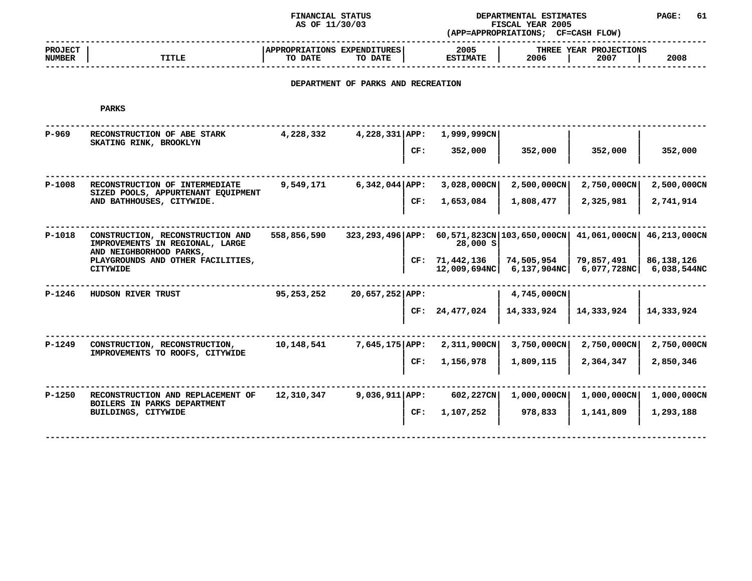FINANCIAL STATUS AS OF 11/30/03 — DEPARTMENTAL ESTIMATES FISCAL YEAR 2005 (APP=APPROPRIATIONS; CF=CASH FLOW)

## DEPARTMENT OF PARKS AND RECREATION

### PARKS

| PROJECT NUMBER | TITLE | APPROPRIATIONS TO DATE | EXPENDITURES TO DATE | | 2005 ESTIMATE | THREE YEAR PROJECTIONS 2006 | 2007 | 2008 |
|---|---|---|---|---|---|---|---|---|
| P-969 | RECONSTRUCTION OF ABE STARK SKATING RINK, BROOKLYN | 4,228,332 | 4,228,331 | APP: | 1,999,999CN | | | |
| | | | | CF: | 352,000 | 352,000 | 352,000 | 352,000 |
| P-1008 | RECONSTRUCTION OF INTERMEDIATE SIZED POOLS, APPURTENANT EQUIPMENT AND BATHHOUSES, CITYWIDE. | 9,549,171 | 6,342,044 | APP: | 3,028,000CN | 2,500,000CN | 2,750,000CN | 2,500,000CN |
| | | | | CF: | 1,653,084 | 1,808,477 | 2,325,981 | 2,741,914 |
| P-1018 | CONSTRUCTION, RECONSTRUCTION AND IMPROVEMENTS IN REGIONAL, LARGE AND NEIGHBORHOOD PARKS, PLAYGROUNDS AND OTHER FACILITIES, CITYWIDE | 558,856,590 | 323,293,496 | APP: | 60,571,823CN<br>28,000 S | 103,650,000CN | 41,061,000CN | 46,213,000CN |
| | | | | CF: | 71,442,136<br>12,009,694NC | 74,505,954<br>6,137,904NC | 79,857,491<br>6,077,728NC | 86,138,126<br>6,038,544NC |
| P-1246 | HUDSON RIVER TRUST | 95,253,252 | 20,657,252 | APP: | | 4,745,000CN | | |
| | | | | CF: | 24,477,024 | 14,333,924 | 14,333,924 | 14,333,924 |
| P-1249 | CONSTRUCTION, RECONSTRUCTION, IMPROVEMENTS TO ROOFS, CITYWIDE | 10,148,541 | 7,645,175 | APP: | 2,311,900CN | 3,750,000CN | 2,750,000CN | 2,750,000CN |
| | | | | CF: | 1,156,978 | 1,809,115 | 2,364,347 | 2,850,346 |
| P-1250 | RECONSTRUCTION AND REPLACEMENT OF BOILERS IN PARKS DEPARTMENT BUILDINGS, CITYWIDE | 12,310,347 | 9,036,911 | APP: | 602,227CN | 1,000,000CN | 1,000,000CN | 1,000,000CN |
| | | | | CF: | 1,107,252 | 978,833 | 1,141,809 | 1,293,188 |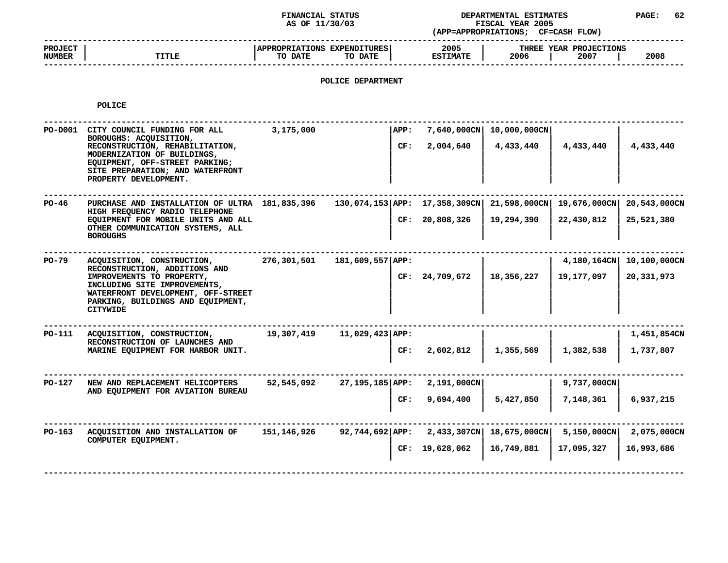FINANCIAL STATUS
AS OF 11/30/03

DEPARTMENTAL ESTIMATES
FISCAL YEAR 2005
(APP=APPROPRIATIONS; CF=CASH FLOW)

| PROJECT NUMBER | TITLE | APPROPRIATIONS TO DATE | EXPENDITURES TO DATE | | 2005 ESTIMATE | THREE YEAR PROJECTIONS 2006 | 2007 | 2008 |
|---|---|---|---|---|---|---|---|---|

## POLICE DEPARTMENT

### POLICE

| PROJECT NUMBER | TITLE | APPROPRIATIONS TO DATE | EXPENDITURES TO DATE | | 2005 ESTIMATE | 2006 | 2007 | 2008 |
|---|---|---|---|---|---|---|---|---|
| PO-D001 | CITY COUNCIL FUNDING FOR ALL BOROUGHS: ACQUISITION, RECONSTRUCTION, REHABILITATION, MODERNIZATION OF BUILDINGS, EQUIPMENT, OFF-STREET PARKING; SITE PREPARATION; AND WATERFRONT PROPERTY DEVELOPMENT. | 3,175,000 | | APP: | 7,640,000CN | 10,000,000CN | | |
| | | | | CF: | 2,004,640 | 4,433,440 | 4,433,440 | 4,433,440 |
| PO-46 | PURCHASE AND INSTALLATION OF ULTRA HIGH FREQUENCY RADIO TELEPHONE EQUIPMENT FOR MOBILE UNITS AND ALL OTHER COMMUNICATION SYSTEMS, ALL BOROUGHS | 181,835,396 | 130,074,153 | APP: | 17,358,309CN | 21,598,000CN | 19,676,000CN | 20,543,000CN |
| | | | | CF: | 20,808,326 | 19,294,390 | 22,430,812 | 25,521,380 |
| PO-79 | ACQUISITION, CONSTRUCTION, RECONSTRUCTION, ADDITIONS AND IMPROVEMENTS TO PROPERTY, INCLUDING SITE IMPROVEMENTS, WATERFRONT DEVELOPMENT, OFF-STREET PARKING, BUILDINGS AND EQUIPMENT, CITYWIDE | 276,301,501 | 181,609,557 | APP: | | | 4,180,164CN | 10,100,000CN |
| | | | | CF: | 24,709,672 | 18,356,227 | 19,177,097 | 20,331,973 |
| PO-111 | ACQUISITION, CONSTRUCTION, RECONSTRUCTION OF LAUNCHES AND MARINE EQUIPMENT FOR HARBOR UNIT. | 19,307,419 | 11,029,423 | APP: | | | | 1,451,854CN |
| | | | | CF: | 2,602,812 | 1,355,569 | 1,382,538 | 1,737,807 |
| PO-127 | NEW AND REPLACEMENT HELICOPTERS AND EQUIPMENT FOR AVIATION BUREAU | 52,545,092 | 27,195,185 | APP: | 2,191,000CN | | 9,737,000CN | |
| | | | | CF: | 9,694,400 | 5,427,850 | 7,148,361 | 6,937,215 |
| PO-163 | ACQUISITION AND INSTALLATION OF COMPUTER EQUIPMENT. | 151,146,926 | 92,744,692 | APP: | 2,433,307CN | 18,675,000CN | 5,150,000CN | 2,075,000CN |
| | | | | CF: | 19,628,062 | 16,749,881 | 17,095,327 | 16,993,686 |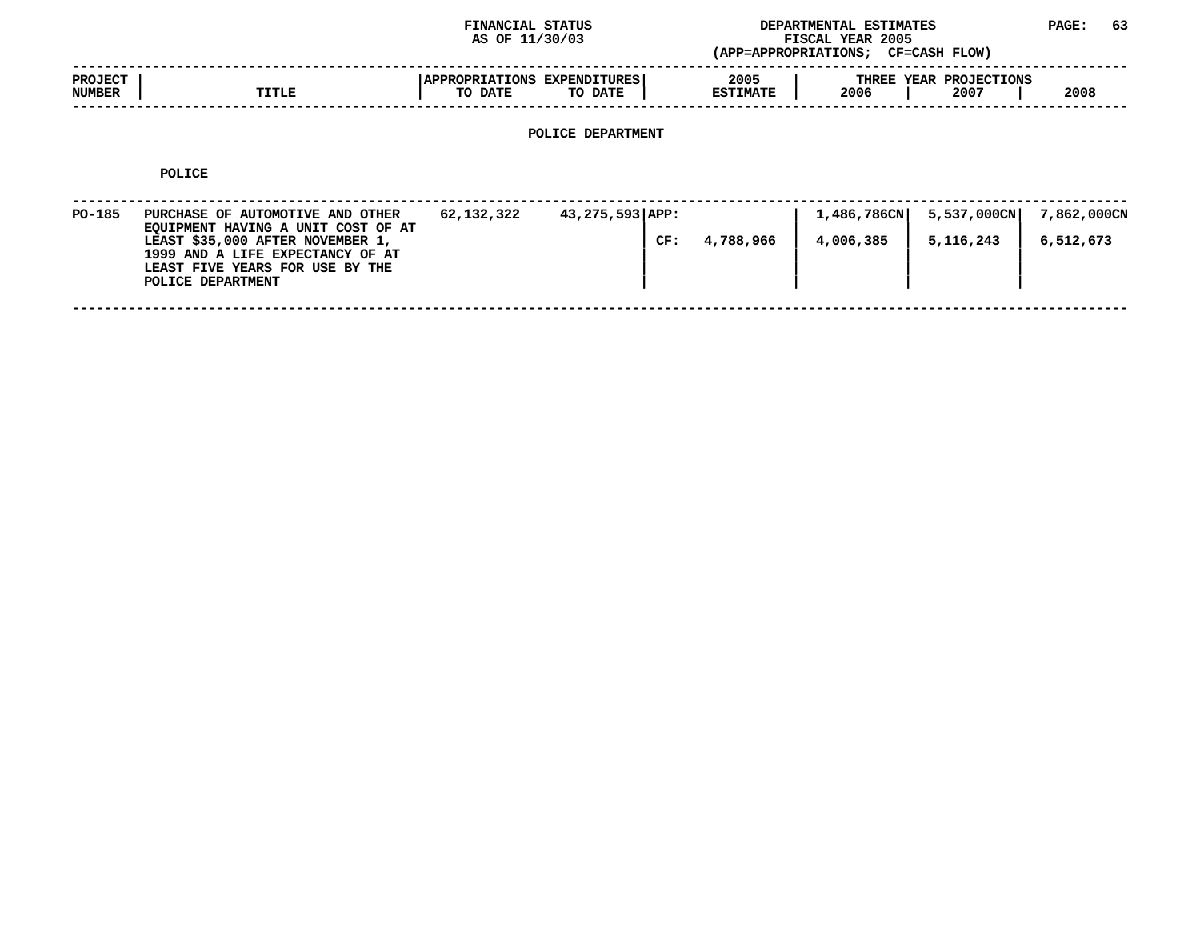FINANCIAL STATUS AS OF 11/30/03

DEPARTMENTAL ESTIMATES FISCAL YEAR 2005 (APP=APPROPRIATIONS; CF=CASH FLOW)

## POLICE DEPARTMENT

### POLICE

| PROJECT NUMBER | TITLE | APPROPRIATIONS TO DATE | EXPENDITURES TO DATE | | 2005 ESTIMATE | THREE YEAR PROJECTIONS 2006 | 2007 | 2008 |
|---|---|---|---|---|---|---|---|---|
| PO-185 | PURCHASE OF AUTOMOTIVE AND OTHER EQUIPMENT HAVING A UNIT COST OF AT LEAST $35,000 AFTER NOVEMBER 1, 1999 AND A LIFE EXPECTANCY OF AT LEAST FIVE YEARS FOR USE BY THE POLICE DEPARTMENT | 62,132,322 | 43,275,593 | APP: | | 1,486,786CN | 5,537,000CN | 7,862,000CN |
| | | | | CF: | 4,788,966 | 4,006,385 | 5,116,243 | 6,512,673 |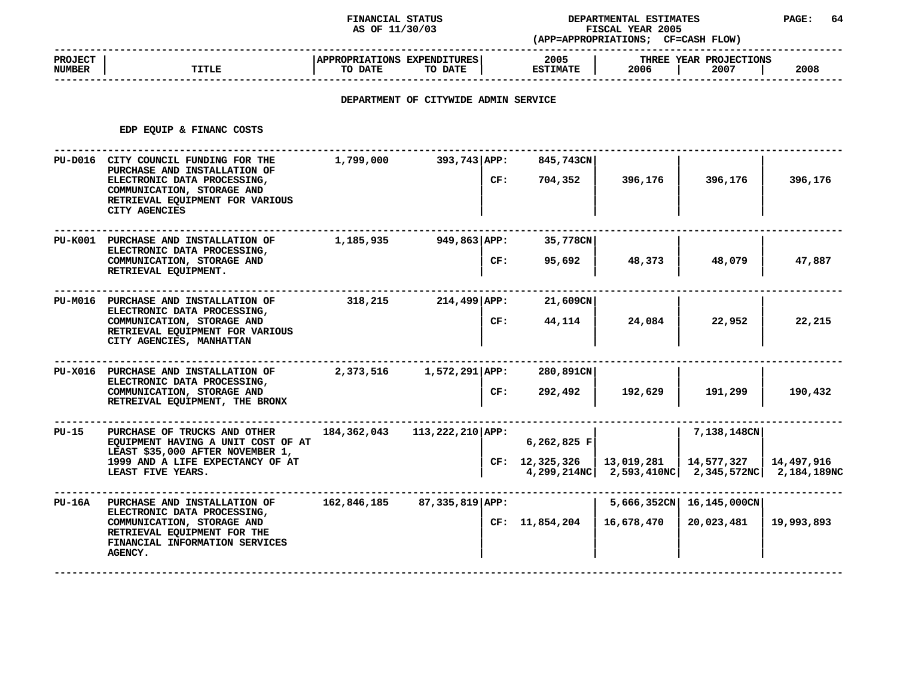FINANCIAL STATUS AS OF 11/30/03

DEPARTMENTAL ESTIMATES FISCAL YEAR 2005 (APP=APPROPRIATIONS; CF=CASH FLOW)

## DEPARTMENT OF CITYWIDE ADMIN SERVICE

### EDP EQUIP & FINANC COSTS

| PROJECT NUMBER | TITLE | APPROPRIATIONS TO DATE | EXPENDITURES TO DATE | | 2005 ESTIMATE | THREE YEAR PROJECTIONS 2006 | 2007 | 2008 |
|---|---|---|---|---|---|---|---|---|
| PU-D016 | CITY COUNCIL FUNDING FOR THE PURCHASE AND INSTALLATION OF ELECTRONIC DATA PROCESSING, COMMUNICATION, STORAGE AND RETRIEVAL EQUIPMENT FOR VARIOUS CITY AGENCIES | 1,799,000 | 393,743 | APP: | 845,743CN | | | |
| | | | | CF: | 704,352 | 396,176 | 396,176 | 396,176 |
| PU-K001 | PURCHASE AND INSTALLATION OF ELECTRONIC DATA PROCESSING, COMMUNICATION, STORAGE AND RETRIEVAL EQUIPMENT. | 1,185,935 | 949,863 | APP: | 35,778CN | | | |
| | | | | CF: | 95,692 | 48,373 | 48,079 | 47,887 |
| PU-M016 | PURCHASE AND INSTALLATION OF ELECTRONIC DATA PROCESSING, COMMUNICATION, STORAGE AND RETRIEVAL EQUIPMENT FOR VARIOUS CITY AGENCIES, MANHATTAN | 318,215 | 214,499 | APP: | 21,609CN | | | |
| | | | | CF: | 44,114 | 24,084 | 22,952 | 22,215 |
| PU-X016 | PURCHASE AND INSTALLATION OF ELECTRONIC DATA PROCESSING, COMMUNICATION, STORAGE AND RETREIVAL EQUIPMENT, THE BRONX | 2,373,516 | 1,572,291 | APP: | 280,891CN | | | |
| | | | | CF: | 292,492 | 192,629 | 191,299 | 190,432 |
| PU-15 | PURCHASE OF TRUCKS AND OTHER EQUIPMENT HAVING A UNIT COST OF AT LEAST $35,000 AFTER NOVEMBER 1, 1999 AND A LIFE EXPECTANCY OF AT LEAST FIVE YEARS. | 184,362,043 | 113,222,210 | APP: | 6,262,825 F | | 7,138,148CN | |
| | | | | CF: | 12,325,326<br>4,299,214NC | 13,019,281<br>2,593,410NC | 14,577,327<br>2,345,572NC | 14,497,916<br>2,184,189NC |
| PU-16A | PURCHASE AND INSTALLATION OF ELECTRONIC DATA PROCESSING, COMMUNICATION, STORAGE AND RETRIEVAL EQUIPMENT FOR THE FINANCIAL INFORMATION SERVICES AGENCY. | 162,846,185 | 87,335,819 | APP: | | 5,666,352CN | 16,145,000CN | |
| | | | | CF: | 11,854,204 | 16,678,470 | 20,023,481 | 19,993,893 |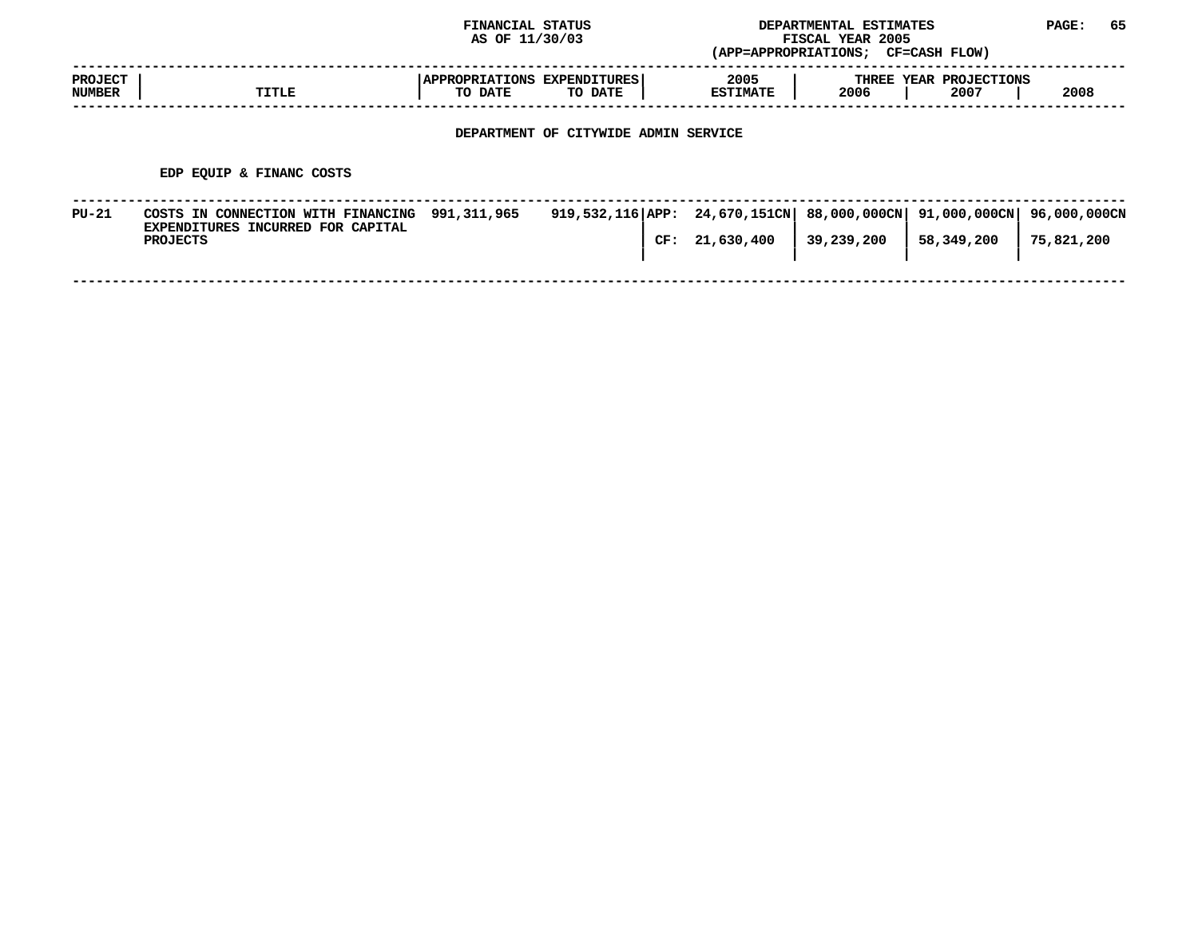FINANCIAL STATUS
AS OF 11/30/03

DEPARTMENTAL ESTIMATES
FISCAL YEAR 2005
(APP=APPROPRIATIONS; CF=CASH FLOW)

## DEPARTMENT OF CITYWIDE ADMIN SERVICE

### EDP EQUIP & FINANC COSTS

| PROJECT NUMBER | TITLE | APPROPRIATIONS TO DATE | EXPENDITURES TO DATE | | 2005 ESTIMATE | THREE YEAR PROJECTIONS 2006 | 2007 | 2008 |
|---|---|---|---|---|---|---|---|---|
| PU-21 | COSTS IN CONNECTION WITH FINANCING EXPENDITURES INCURRED FOR CAPITAL PROJECTS | 991,311,965 | 919,532,116 | APP: | 24,670,151CN | 88,000,000CN | 91,000,000CN | 96,000,000CN |
| | | | | CF: | 21,630,400 | 39,239,200 | 58,349,200 | 75,821,200 |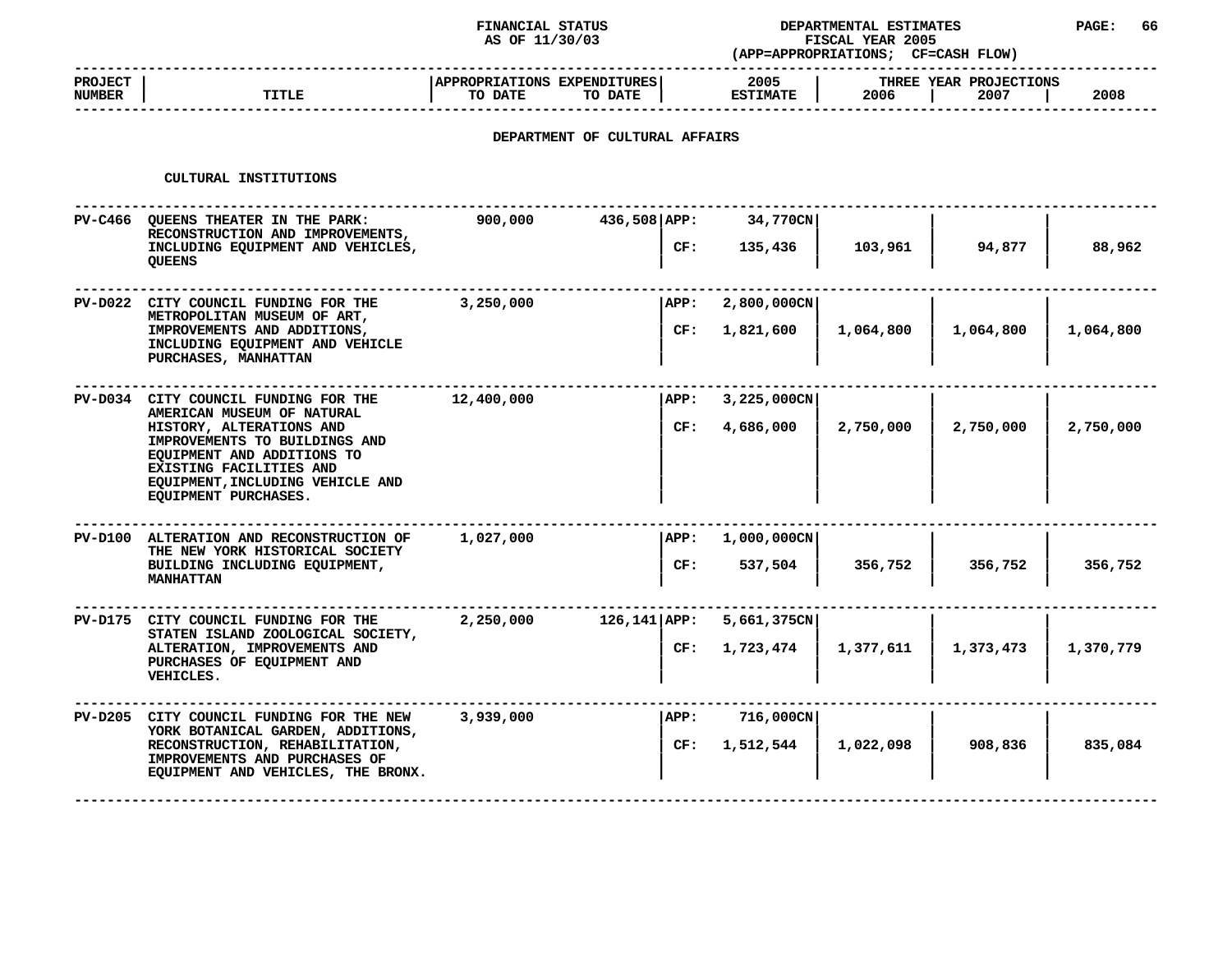FINANCIAL STATUS AS OF 11/30/03

DEPARTMENTAL ESTIMATES FISCAL YEAR 2005 (APP=APPROPRIATIONS; CF=CASH FLOW)

## DEPARTMENT OF CULTURAL AFFAIRS

### CULTURAL INSTITUTIONS

| PROJECT NUMBER | TITLE | APPROPRIATIONS TO DATE | EXPENDITURES TO DATE | | 2005 ESTIMATE | 2006 | 2007 | 2008 |
|---|---|---|---|---|---|---|---|---|
| | | | | | | THREE YEAR PROJECTIONS | | |
| PV-C466 | QUEENS THEATER IN THE PARK: RECONSTRUCTION AND IMPROVEMENTS, INCLUDING EQUIPMENT AND VEHICLES, QUEENS | 900,000 | 436,508 | APP: | 34,770CN | | | |
| | | | | CF: | 135,436 | 103,961 | 94,877 | 88,962 |
| PV-D022 | CITY COUNCIL FUNDING FOR THE METROPOLITAN MUSEUM OF ART, IMPROVEMENTS AND ADDITIONS, INCLUDING EQUIPMENT AND VEHICLE PURCHASES, MANHATTAN | 3,250,000 | | APP: | 2,800,000CN | | | |
| | | | | CF: | 1,821,600 | 1,064,800 | 1,064,800 | 1,064,800 |
| PV-D034 | CITY COUNCIL FUNDING FOR THE AMERICAN MUSEUM OF NATURAL HISTORY, ALTERATIONS AND IMPROVEMENTS TO BUILDINGS AND EQUIPMENT AND ADDITIONS TO EXISTING FACILITIES AND EQUIPMENT,INCLUDING VEHICLE AND EQUIPMENT PURCHASES. | 12,400,000 | | APP: | 3,225,000CN | | | |
| | | | | CF: | 4,686,000 | 2,750,000 | 2,750,000 | 2,750,000 |
| PV-D100 | ALTERATION AND RECONSTRUCTION OF THE NEW YORK HISTORICAL SOCIETY BUILDING INCLUDING EQUIPMENT, MANHATTAN | 1,027,000 | | APP: | 1,000,000CN | | | |
| | | | | CF: | 537,504 | 356,752 | 356,752 | 356,752 |
| PV-D175 | CITY COUNCIL FUNDING FOR THE STATEN ISLAND ZOOLOGICAL SOCIETY, ALTERATION, IMPROVEMENTS AND PURCHASES OF EQUIPMENT AND VEHICLES. | 2,250,000 | 126,141 | APP: | 5,661,375CN | | | |
| | | | | CF: | 1,723,474 | 1,377,611 | 1,373,473 | 1,370,779 |
| PV-D205 | CITY COUNCIL FUNDING FOR THE NEW YORK BOTANICAL GARDEN, ADDITIONS, RECONSTRUCTION, REHABILITATION, IMPROVEMENTS AND PURCHASES OF EQUIPMENT AND VEHICLES, THE BRONX. | 3,939,000 | | APP: | 716,000CN | | | |
| | | | | CF: | 1,512,544 | 1,022,098 | 908,836 | 835,084 |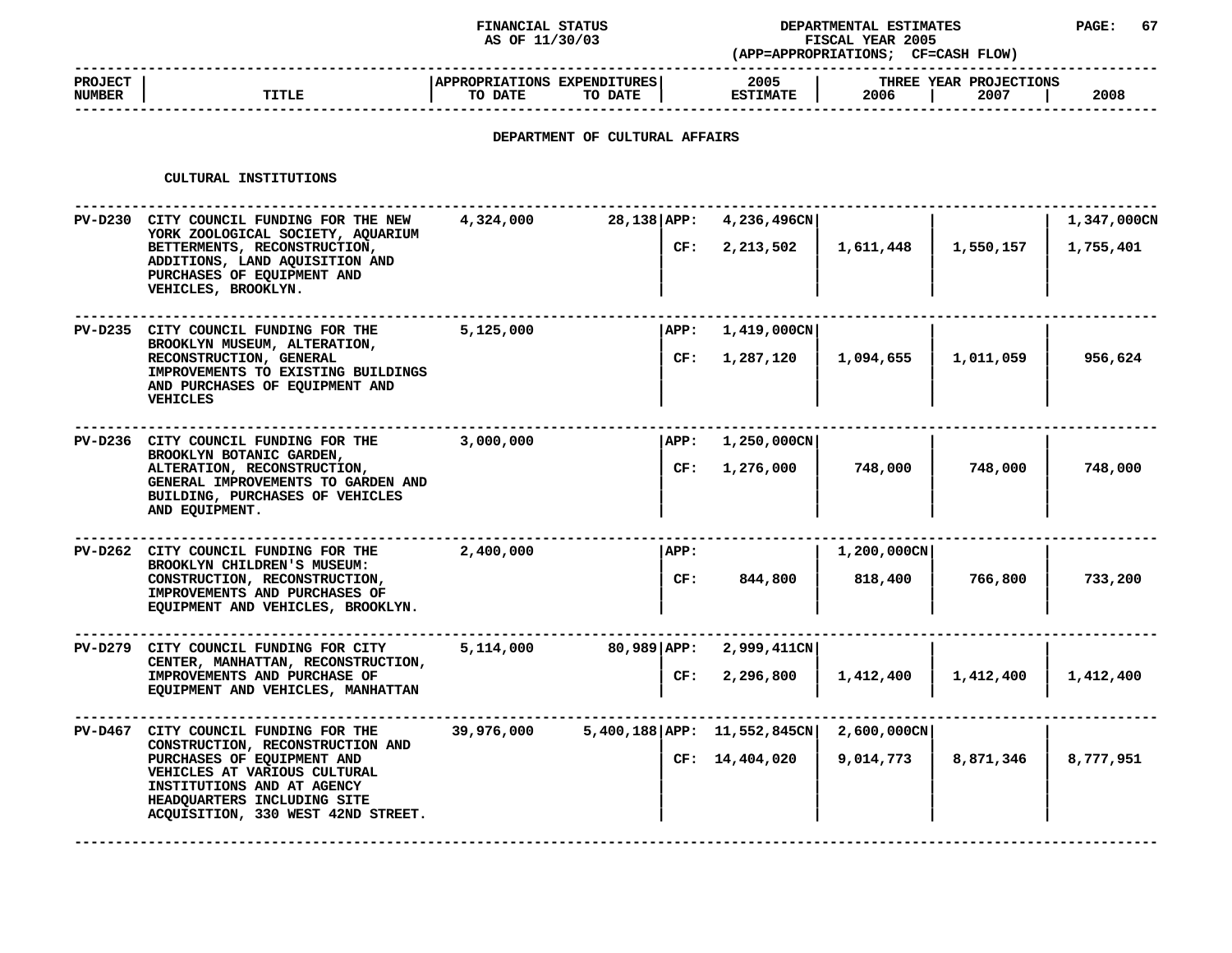FINANCIAL STATUS AS OF 11/30/03

DEPARTMENTAL ESTIMATES FISCAL YEAR 2005 (APP=APPROPRIATIONS; CF=CASH FLOW)

## DEPARTMENT OF CULTURAL AFFAIRS

### CULTURAL INSTITUTIONS

| PROJECT NUMBER | TITLE | APPROPRIATIONS TO DATE | EXPENDITURES TO DATE | | 2005 ESTIMATE | THREE YEAR PROJECTIONS 2006 | 2007 | 2008 |
|---|---|---|---|---|---|---|---|---|
| PV-D230 | CITY COUNCIL FUNDING FOR THE NEW YORK ZOOLOGICAL SOCIETY, AQUARIUM BETTERMENTS, RECONSTRUCTION, ADDITIONS, LAND AQUISITION AND PURCHASES OF EQUIPMENT AND VEHICLES, BROOKLYN. | 4,324,000 | 28,138 | APP: | 4,236,496CN | | | 1,347,000CN |
| | | | | CF: | 2,213,502 | 1,611,448 | 1,550,157 | 1,755,401 |
| PV-D235 | CITY COUNCIL FUNDING FOR THE BROOKLYN MUSEUM, ALTERATION, RECONSTRUCTION, GENERAL IMPROVEMENTS TO EXISTING BUILDINGS AND PURCHASES OF EQUIPMENT AND VEHICLES | 5,125,000 | | APP: | 1,419,000CN | | | |
| | | | | CF: | 1,287,120 | 1,094,655 | 1,011,059 | 956,624 |
| PV-D236 | CITY COUNCIL FUNDING FOR THE BROOKLYN BOTANIC GARDEN, ALTERATION, RECONSTRUCTION, GENERAL IMPROVEMENTS TO GARDEN AND BUILDING, PURCHASES OF VEHICLES AND EQUIPMENT. | 3,000,000 | | APP: | 1,250,000CN | | | |
| | | | | CF: | 1,276,000 | 748,000 | 748,000 | 748,000 |
| PV-D262 | CITY COUNCIL FUNDING FOR THE BROOKLYN CHILDREN'S MUSEUM: CONSTRUCTION, RECONSTRUCTION, IMPROVEMENTS AND PURCHASES OF EQUIPMENT AND VEHICLES, BROOKLYN. | 2,400,000 | | APP: | | 1,200,000CN | | |
| | | | | CF: | 844,800 | 818,400 | 766,800 | 733,200 |
| PV-D279 | CITY COUNCIL FUNDING FOR CITY CENTER, MANHATTAN, RECONSTRUCTION, IMPROVEMENTS AND PURCHASE OF EQUIPMENT AND VEHICLES, MANHATTAN | 5,114,000 | 80,989 | APP: | 2,999,411CN | | | |
| | | | | CF: | 2,296,800 | 1,412,400 | 1,412,400 | 1,412,400 |
| PV-D467 | CITY COUNCIL FUNDING FOR THE CONSTRUCTION, RECONSTRUCTION AND PURCHASES OF EQUIPMENT AND VEHICLES AT VARIOUS CULTURAL INSTITUTIONS AND AT AGENCY HEADQUARTERS INCLUDING SITE ACQUISITION, 330 WEST 42ND STREET. | 39,976,000 | 5,400,188 | APP: | 11,552,845CN | 2,600,000CN | | |
| | | | | CF: | 14,404,020 | 9,014,773 | 8,871,346 | 8,777,951 |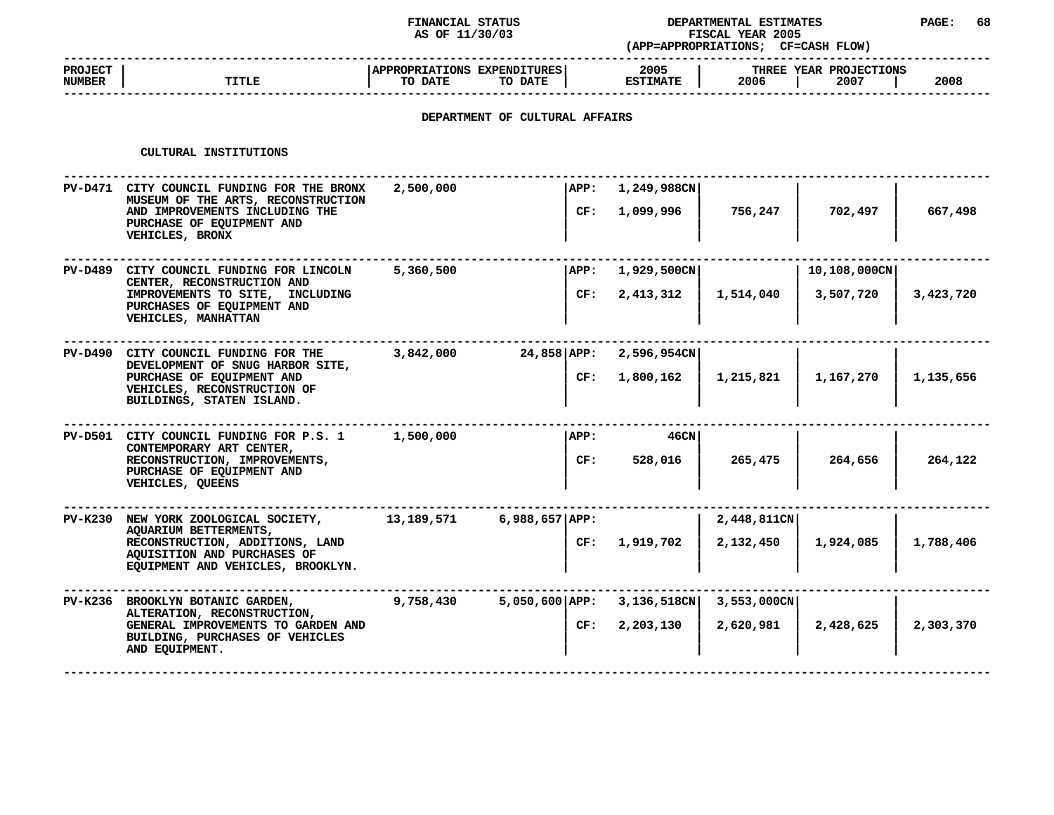FINANCIAL STATUS AS OF 11/30/03

DEPARTMENTAL ESTIMATES FISCAL YEAR 2005 (APP=APPROPRIATIONS; CF=CASH FLOW)

## DEPARTMENT OF CULTURAL AFFAIRS

### CULTURAL INSTITUTIONS

| PROJECT NUMBER | TITLE | APPROPRIATIONS TO DATE | EXPENDITURES TO DATE | | 2005 ESTIMATE | THREE YEAR PROJECTIONS 2006 | 2007 | 2008 |
|---|---|---|---|---|---|---|---|---|
| PV-D471 | CITY COUNCIL FUNDING FOR THE BRONX MUSEUM OF THE ARTS, RECONSTRUCTION AND IMPROVEMENTS INCLUDING THE PURCHASE OF EQUIPMENT AND VEHICLES, BRONX | 2,500,000 | | APP: | 1,249,988CN | | | |
| | | | | CF: | 1,099,996 | 756,247 | 702,497 | 667,498 |
| PV-D489 | CITY COUNCIL FUNDING FOR LINCOLN CENTER, RECONSTRUCTION AND IMPROVEMENTS TO SITE, INCLUDING PURCHASES OF EQUIPMENT AND VEHICLES, MANHATTAN | 5,360,500 | | APP: | 1,929,500CN | | 10,108,000CN | |
| | | | | CF: | 2,413,312 | 1,514,040 | 3,507,720 | 3,423,720 |
| PV-D490 | CITY COUNCIL FUNDING FOR THE DEVELOPMENT OF SNUG HARBOR SITE, PURCHASE OF EQUIPMENT AND VEHICLES, RECONSTRUCTION OF BUILDINGS, STATEN ISLAND. | 3,842,000 | 24,858 | APP: | 2,596,954CN | | | |
| | | | | CF: | 1,800,162 | 1,215,821 | 1,167,270 | 1,135,656 |
| PV-D501 | CITY COUNCIL FUNDING FOR P.S. 1 CONTEMPORARY ART CENTER, RECONSTRUCTION, IMPROVEMENTS, PURCHASE OF EQUIPMENT AND VEHICLES, QUEENS | 1,500,000 | | APP: | 46CN | | | |
| | | | | CF: | 528,016 | 265,475 | 264,656 | 264,122 |
| PV-K230 | NEW YORK ZOOLOGICAL SOCIETY, AQUARIUM BETTERMENTS, RECONSTRUCTION, ADDITIONS, LAND AQUISITION AND PURCHASES OF EQUIPMENT AND VEHICLES, BROOKLYN. | 13,189,571 | 6,988,657 | APP: | | 2,448,811CN | | |
| | | | | CF: | 1,919,702 | 2,132,450 | 1,924,085 | 1,788,406 |
| PV-K236 | BROOKLYN BOTANIC GARDEN, ALTERATION, RECONSTRUCTION, GENERAL IMPROVEMENTS TO GARDEN AND BUILDING, PURCHASES OF VEHICLES AND EQUIPMENT. | 9,758,430 | 5,050,600 | APP: | 3,136,518CN | 3,553,000CN | | |
| | | | | CF: | 2,203,130 | 2,620,981 | 2,428,625 | 2,303,370 |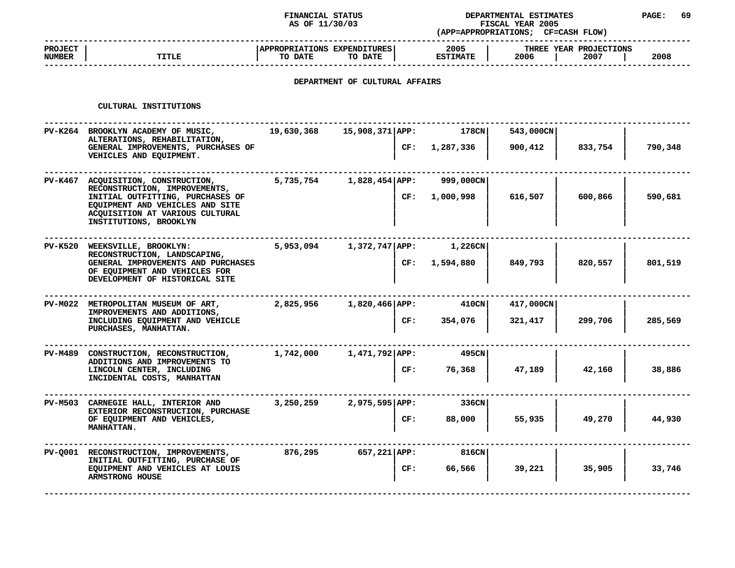FINANCIAL STATUS AS OF 11/30/03 — DEPARTMENTAL ESTIMATES FISCAL YEAR 2005 (APP=APPROPRIATIONS; CF=CASH FLOW)

## DEPARTMENT OF CULTURAL AFFAIRS

### CULTURAL INSTITUTIONS

| PROJECT NUMBER | TITLE | APPROPRIATIONS TO DATE | EXPENDITURES TO DATE | | 2005 ESTIMATE | THREE YEAR PROJECTIONS 2006 | 2007 | 2008 |
|---|---|---|---|---|---|---|---|---|
| PV-K264 | BROOKLYN ACADEMY OF MUSIC, ALTERATIONS, REHABILITATION, GENERAL IMPROVEMENTS, PURCHASES OF VEHICLES AND EQUIPMENT. | 19,630,368 | 15,908,371 | APP: | 178CN | 543,000CN | | |
| | | | | CF: | 1,287,336 | 900,412 | 833,754 | 790,348 |
| PV-K467 | ACQUISITION, CONSTRUCTION, RECONSTRUCTION, IMPROVEMENTS, INITIAL OUTFITTING, PURCHASES OF EQUIPMENT AND VEHICLES AND SITE ACQUISITION AT VARIOUS CULTURAL INSTITUTIONS, BROOKLYN | 5,735,754 | 1,828,454 | APP: | 999,000CN | | | |
| | | | | CF: | 1,000,998 | 616,507 | 600,866 | 590,681 |
| PV-K520 | WEEKSVILLE, BROOKLYN: RECONSTRUCTION, LANDSCAPING, GENERAL IMPROVEMENTS AND PURCHASES OF EQUIPMENT AND VEHICLES FOR DEVELOPMENT OF HISTORICAL SITE | 5,953,094 | 1,372,747 | APP: | 1,226CN | | | |
| | | | | CF: | 1,594,880 | 849,793 | 820,557 | 801,519 |
| PV-M022 | METROPOLITAN MUSEUM OF ART, IMPROVEMENTS AND ADDITIONS, INCLUDING EQUIPMENT AND VEHICLE PURCHASES, MANHATTAN. | 2,825,956 | 1,820,466 | APP: | 410CN | 417,000CN | | |
| | | | | CF: | 354,076 | 321,417 | 299,706 | 285,569 |
| PV-M489 | CONSTRUCTION, RECONSTRUCTION, ADDITIONS AND IMPROVEMENTS TO LINCOLN CENTER, INCLUDING INCIDENTAL COSTS, MANHATTAN | 1,742,000 | 1,471,792 | APP: | 495CN | | | |
| | | | | CF: | 76,368 | 47,189 | 42,160 | 38,886 |
| PV-M503 | CARNEGIE HALL, INTERIOR AND EXTERIOR RECONSTRUCTION, PURCHASE OF EQUIPMENT AND VEHICLES, MANHATTAN. | 3,250,259 | 2,975,595 | APP: | 336CN | | | |
| | | | | CF: | 88,000 | 55,935 | 49,270 | 44,930 |
| PV-Q001 | RECONSTRUCTION, IMPROVEMENTS, INITIAL OUTFITTING, PURCHASE OF EQUIPMENT AND VEHICLES AT LOUIS ARMSTRONG HOUSE | 876,295 | 657,221 | APP: | 816CN | | | |
| | | | | CF: | 66,566 | 39,221 | 35,905 | 33,746 |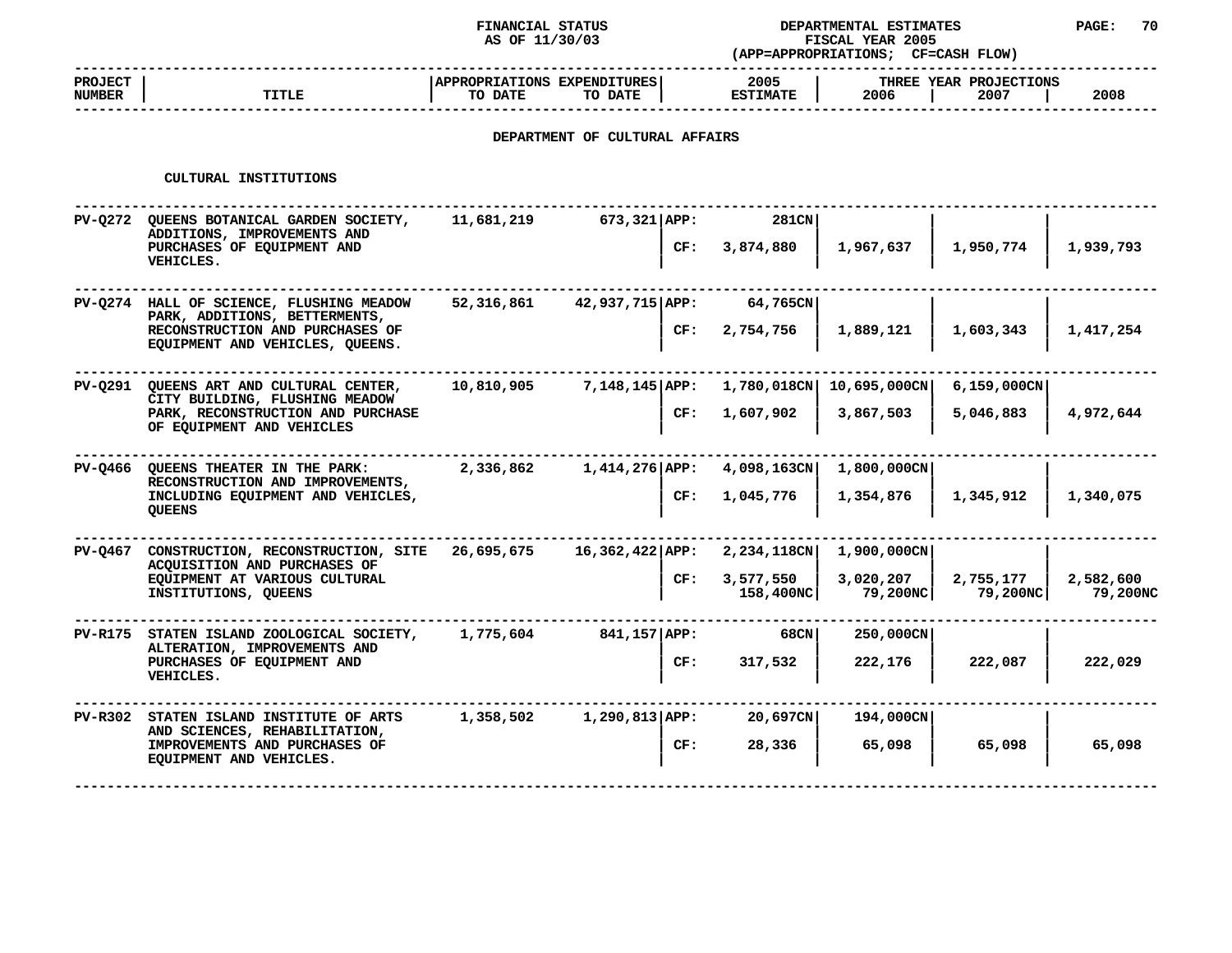FINANCIAL STATUS
AS OF 11/30/03

DEPARTMENTAL ESTIMATES
FISCAL YEAR 2005
(APP=APPROPRIATIONS; CF=CASH FLOW)

## DEPARTMENT OF CULTURAL AFFAIRS

### CULTURAL INSTITUTIONS

| PROJECT NUMBER | TITLE | APPROPRIATIONS TO DATE | EXPENDITURES TO DATE | | 2005 ESTIMATE | 2006 | 2007 | 2008 |
|---|---|---|---|---|---|---|---|---|
| | | | | | | THREE YEAR PROJECTIONS | | |
| PV-Q272 | QUEENS BOTANICAL GARDEN SOCIETY, ADDITIONS, IMPROVEMENTS AND PURCHASES OF EQUIPMENT AND VEHICLES. | 11,681,219 | 673,321 | APP: | 281CN | | | |
| | | | | CF: | 3,874,880 | 1,967,637 | 1,950,774 | 1,939,793 |
| PV-Q274 | HALL OF SCIENCE, FLUSHING MEADOW PARK, ADDITIONS, BETTERMENTS, RECONSTRUCTION AND PURCHASES OF EQUIPMENT AND VEHICLES, QUEENS. | 52,316,861 | 42,937,715 | APP: | 64,765CN | | | |
| | | | | CF: | 2,754,756 | 1,889,121 | 1,603,343 | 1,417,254 |
| PV-Q291 | QUEENS ART AND CULTURAL CENTER, CITY BUILDING, FLUSHING MEADOW PARK, RECONSTRUCTION AND PURCHASE OF EQUIPMENT AND VEHICLES | 10,810,905 | 7,148,145 | APP: | 1,780,018CN | 10,695,000CN | 6,159,000CN | |
| | | | | CF: | 1,607,902 | 3,867,503 | 5,046,883 | 4,972,644 |
| PV-Q466 | QUEENS THEATER IN THE PARK: RECONSTRUCTION AND IMPROVEMENTS, INCLUDING EQUIPMENT AND VEHICLES, QUEENS | 2,336,862 | 1,414,276 | APP: | 4,098,163CN | 1,800,000CN | | |
| | | | | CF: | 1,045,776 | 1,354,876 | 1,345,912 | 1,340,075 |
| PV-Q467 | CONSTRUCTION, RECONSTRUCTION, SITE ACQUISITION AND PURCHASES OF EQUIPMENT AT VARIOUS CULTURAL INSTITUTIONS, QUEENS | 26,695,675 | 16,362,422 | APP: | 2,234,118CN | 1,900,000CN | | |
| | | | | CF: | 3,577,550 | 3,020,207 | 2,755,177 | 2,582,600 |
| | | | | | 158,400NC | 79,200NC | 79,200NC | 79,200NC |
| PV-R175 | STATEN ISLAND ZOOLOGICAL SOCIETY, ALTERATION, IMPROVEMENTS AND PURCHASES OF EQUIPMENT AND VEHICLES. | 1,775,604 | 841,157 | APP: | 68CN | 250,000CN | | |
| | | | | CF: | 317,532 | 222,176 | 222,087 | 222,029 |
| PV-R302 | STATEN ISLAND INSTITUTE OF ARTS AND SCIENCES, REHABILITATION, IMPROVEMENTS AND PURCHASES OF EQUIPMENT AND VEHICLES. | 1,358,502 | 1,290,813 | APP: | 20,697CN | 194,000CN | | |
| | | | | CF: | 28,336 | 65,098 | 65,098 | 65,098 |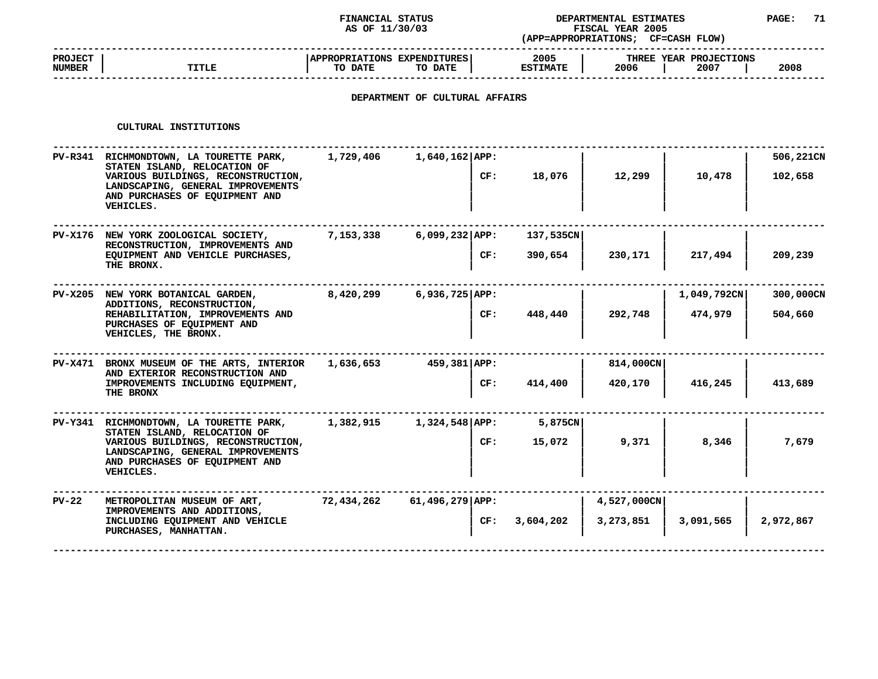FINANCIAL STATUS AS OF 11/30/03

DEPARTMENTAL ESTIMATES FISCAL YEAR 2005 (APP=APPROPRIATIONS; CF=CASH FLOW)

## DEPARTMENT OF CULTURAL AFFAIRS

### CULTURAL INSTITUTIONS

| PROJECT NUMBER | TITLE | APPROPRIATIONS TO DATE | EXPENDITURES TO DATE | | 2005 ESTIMATE | THREE YEAR PROJECTIONS 2006 | 2007 | 2008 |
|---|---|---|---|---|---|---|---|---|
| PV-R341 | RICHMONDTOWN, LA TOURETTE PARK, STATEN ISLAND, RELOCATION OF VARIOUS BUILDINGS, RECONSTRUCTION, LANDSCAPING, GENERAL IMPROVEMENTS AND PURCHASES OF EQUIPMENT AND VEHICLES. | 1,729,406 | 1,640,162 | APP: | | | | 506,221CN |
| | | | | CF: | 18,076 | 12,299 | 10,478 | 102,658 |
| PV-X176 | NEW YORK ZOOLOGICAL SOCIETY, RECONSTRUCTION, IMPROVEMENTS AND EQUIPMENT AND VEHICLE PURCHASES, THE BRONX. | 7,153,338 | 6,099,232 | APP: | 137,535CN | | | |
| | | | | CF: | 390,654 | 230,171 | 217,494 | 209,239 |
| PV-X205 | NEW YORK BOTANICAL GARDEN, ADDITIONS, RECONSTRUCTION, REHABILITATION, IMPROVEMENTS AND PURCHASES OF EQUIPMENT AND VEHICLES, THE BRONX. | 8,420,299 | 6,936,725 | APP: | | | 1,049,792CN | 300,000CN |
| | | | | CF: | 448,440 | 292,748 | 474,979 | 504,660 |
| PV-X471 | BRONX MUSEUM OF THE ARTS, INTERIOR AND EXTERIOR RECONSTRUCTION AND IMPROVEMENTS INCLUDING EQUIPMENT, THE BRONX | 1,636,653 | 459,381 | APP: | | 814,000CN | | |
| | | | | CF: | 414,400 | 420,170 | 416,245 | 413,689 |
| PV-Y341 | RICHMONDTOWN, LA TOURETTE PARK, STATEN ISLAND, RELOCATION OF VARIOUS BUILDINGS, RECONSTRUCTION, LANDSCAPING, GENERAL IMPROVEMENTS AND PURCHASES OF EQUIPMENT AND VEHICLES. | 1,382,915 | 1,324,548 | APP: | 5,875CN | | | |
| | | | | CF: | 15,072 | 9,371 | 8,346 | 7,679 |
| PV-22 | METROPOLITAN MUSEUM OF ART, IMPROVEMENTS AND ADDITIONS, INCLUDING EQUIPMENT AND VEHICLE PURCHASES, MANHATTAN. | 72,434,262 | 61,496,279 | APP: | | 4,527,000CN | | |
| | | | | CF: | 3,604,202 | 3,273,851 | 3,091,565 | 2,972,867 |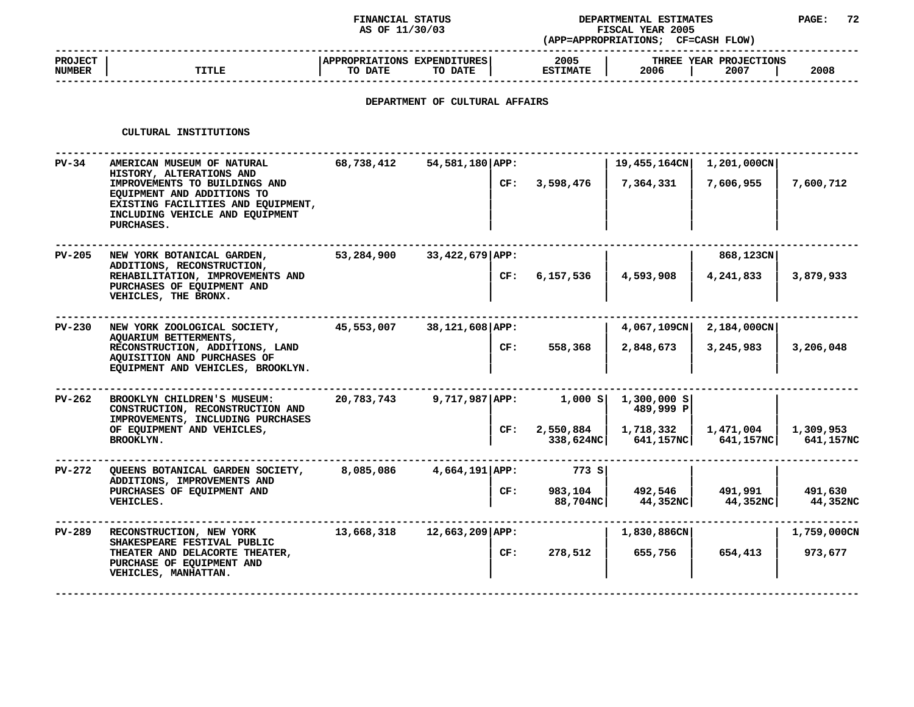FINANCIAL STATUS
AS OF 11/30/03

DEPARTMENTAL ESTIMATES
FISCAL YEAR 2005
(APP=APPROPRIATIONS; CF=CASH FLOW)

## DEPARTMENT OF CULTURAL AFFAIRS

### CULTURAL INSTITUTIONS

| PROJECT NUMBER | TITLE | APPROPRIATIONS TO DATE | EXPENDITURES TO DATE | | 2005 ESTIMATE | THREE YEAR PROJECTIONS 2006 | 2007 | 2008 |
|---|---|---|---|---|---|---|---|---|
| PV-34 | AMERICAN MUSEUM OF NATURAL HISTORY, ALTERATIONS AND IMPROVEMENTS TO BUILDINGS AND EQUIPMENT AND ADDITIONS TO EXISTING FACILITIES AND EQUIPMENT, INCLUDING VEHICLE AND EQUIPMENT PURCHASES. | 68,738,412 | 54,581,180 | APP: | | 19,455,164CN | 1,201,000CN | |
| | | | | CF: | 3,598,476 | 7,364,331 | 7,606,955 | 7,600,712 |
| PV-205 | NEW YORK BOTANICAL GARDEN, ADDITIONS, RECONSTRUCTION, REHABILITATION, IMPROVEMENTS AND PURCHASES OF EQUIPMENT AND VEHICLES, THE BRONX. | 53,284,900 | 33,422,679 | APP: | | | 868,123CN | |
| | | | | CF: | 6,157,536 | 4,593,908 | 4,241,833 | 3,879,933 |
| PV-230 | NEW YORK ZOOLOGICAL SOCIETY, AQUARIUM BETTERMENTS, RECONSTRUCTION, ADDITIONS, LAND AQUISITION AND PURCHASES OF EQUIPMENT AND VEHICLES, BROOKLYN. | 45,553,007 | 38,121,608 | APP: | | 4,067,109CN | 2,184,000CN | |
| | | | | CF: | 558,368 | 2,848,673 | 3,245,983 | 3,206,048 |
| PV-262 | BROOKLYN CHILDREN'S MUSEUM: CONSTRUCTION, RECONSTRUCTION AND IMPROVEMENTS, INCLUDING PURCHASES OF EQUIPMENT AND VEHICLES, BROOKLYN. | 20,783,743 | 9,717,987 | APP: | 1,000 S | 1,300,000 S<br>489,999 P | | |
| | | | | CF: | 2,550,884<br>338,624NC | 1,718,332<br>641,157NC | 1,471,004<br>641,157NC | 1,309,953<br>641,157NC |
| PV-272 | QUEENS BOTANICAL GARDEN SOCIETY, ADDITIONS, IMPROVEMENTS AND PURCHASES OF EQUIPMENT AND VEHICLES. | 8,085,086 | 4,664,191 | APP: | 773 S | | | |
| | | | | CF: | 983,104<br>88,704NC | 492,546<br>44,352NC | 491,991<br>44,352NC | 491,630<br>44,352NC |
| PV-289 | RECONSTRUCTION, NEW YORK SHAKESPEARE FESTIVAL PUBLIC THEATER AND DELACORTE THEATER, PURCHASE OF EQUIPMENT AND VEHICLES, MANHATTAN. | 13,668,318 | 12,663,209 | APP: | | 1,830,886CN | | 1,759,000CN |
| | | | | CF: | 278,512 | 655,756 | 654,413 | 973,677 |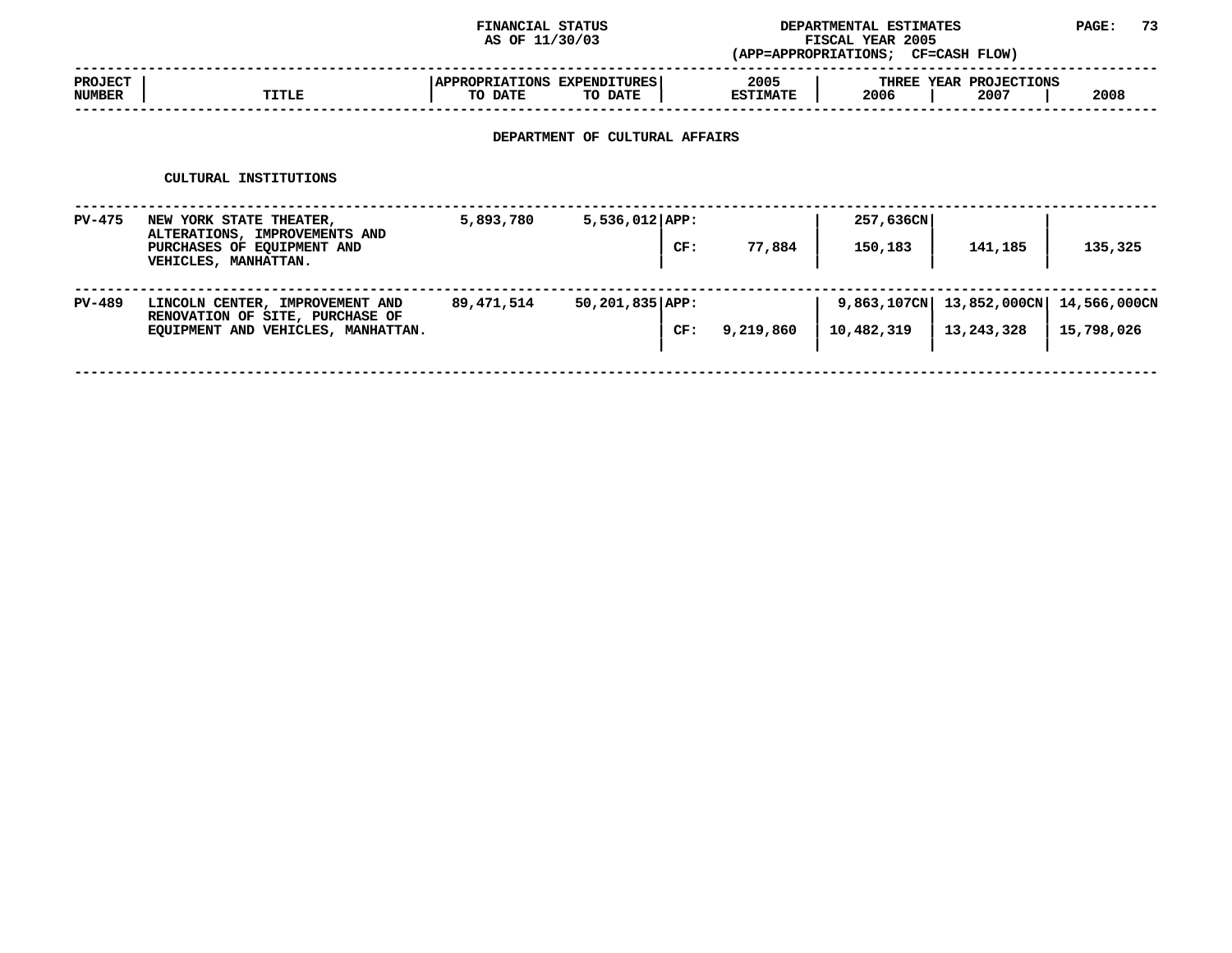FINANCIAL STATUS
AS OF 11/30/03

DEPARTMENTAL ESTIMATES
FISCAL YEAR 2005
(APP=APPROPRIATIONS; CF=CASH FLOW)

## DEPARTMENT OF CULTURAL AFFAIRS

### CULTURAL INSTITUTIONS

| PROJECT NUMBER | TITLE | APPROPRIATIONS TO DATE | EXPENDITURES TO DATE | | 2005 ESTIMATE | THREE YEAR PROJECTIONS 2006 | 2007 | 2008 |
|---|---|---|---|---|---|---|---|---|
| PV-475 | NEW YORK STATE THEATER, ALTERATIONS, IMPROVEMENTS AND PURCHASES OF EQUIPMENT AND VEHICLES, MANHATTAN. | 5,893,780 | 5,536,012 | APP: | | 257,636CN | | |
| | | | | CF: | 77,884 | 150,183 | 141,185 | 135,325 |
| PV-489 | LINCOLN CENTER, IMPROVEMENT AND RENOVATION OF SITE, PURCHASE OF EQUIPMENT AND VEHICLES, MANHATTAN. | 89,471,514 | 50,201,835 | APP: | | 9,863,107CN | 13,852,000CN | 14,566,000CN |
| | | | | CF: | 9,219,860 | 10,482,319 | 13,243,328 | 15,798,026 |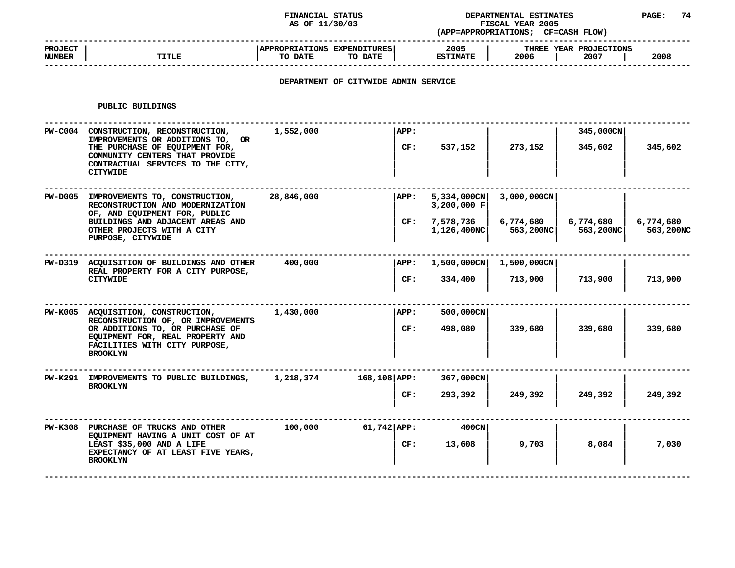FINANCIAL STATUS AS OF 11/30/03

DEPARTMENTAL ESTIMATES FISCAL YEAR 2005 (APP=APPROPRIATIONS; CF=CASH FLOW)

## DEPARTMENT OF CITYWIDE ADMIN SERVICE

### PUBLIC BUILDINGS

| PROJECT NUMBER | TITLE | APPROPRIATIONS TO DATE | EXPENDITURES TO DATE | | 2005 ESTIMATE | THREE YEAR PROJECTIONS 2006 | 2007 | 2008 |
|---|---|---|---|---|---|---|---|---|
| PW-C004 | CONSTRUCTION, RECONSTRUCTION, IMPROVEMENTS OR ADDITIONS TO, OR THE PURCHASE OF EQUIPMENT FOR, COMMUNITY CENTERS THAT PROVIDE CONTRACTUAL SERVICES TO THE CITY, CITYWIDE | 1,552,000 | | APP: | | | 345,000CN | |
| | | | | CF: | 537,152 | 273,152 | 345,602 | 345,602 |
| PW-D005 | IMPROVEMENTS TO, CONSTRUCTION, RECONSTRUCTION AND MODERNIZATION OF, AND EQUIPMENT FOR, PUBLIC BUILDINGS AND ADJACENT AREAS AND OTHER PROJECTS WITH A CITY PURPOSE, CITYWIDE | 28,846,000 | | APP: | 5,334,000CN<br>3,200,000 F | 3,000,000CN | | |
| | | | | CF: | 7,578,736<br>1,126,400NC | 6,774,680<br>563,200NC | 6,774,680<br>563,200NC | 6,774,680<br>563,200NC |
| PW-D319 | ACQUISITION OF BUILDINGS AND OTHER REAL PROPERTY FOR A CITY PURPOSE, CITYWIDE | 400,000 | | APP: | 1,500,000CN | 1,500,000CN | | |
| | | | | CF: | 334,400 | 713,900 | 713,900 | 713,900 |
| PW-K005 | ACQUISITION, CONSTRUCTION, RECONSTRUCTION OF, OR IMPROVEMENTS OR ADDITIONS TO, OR PURCHASE OF EQUIPMENT FOR, REAL PROPERTY AND FACILITIES WITH CITY PURPOSE, BROOKLYN | 1,430,000 | | APP: | 500,000CN | | | |
| | | | | CF: | 498,080 | 339,680 | 339,680 | 339,680 |
| PW-K291 | IMPROVEMENTS TO PUBLIC BUILDINGS, BROOKLYN | 1,218,374 | 168,108 | APP: | 367,000CN | | | |
| | | | | CF: | 293,392 | 249,392 | 249,392 | 249,392 |
| PW-K308 | PURCHASE OF TRUCKS AND OTHER EQUIPMENT HAVING A UNIT COST OF AT LEAST $35,000 AND A LIFE EXPECTANCY OF AT LEAST FIVE YEARS, BROOKLYN | 100,000 | 61,742 | APP: | 400CN | | | |
| | | | | CF: | 13,608 | 9,703 | 8,084 | 7,030 |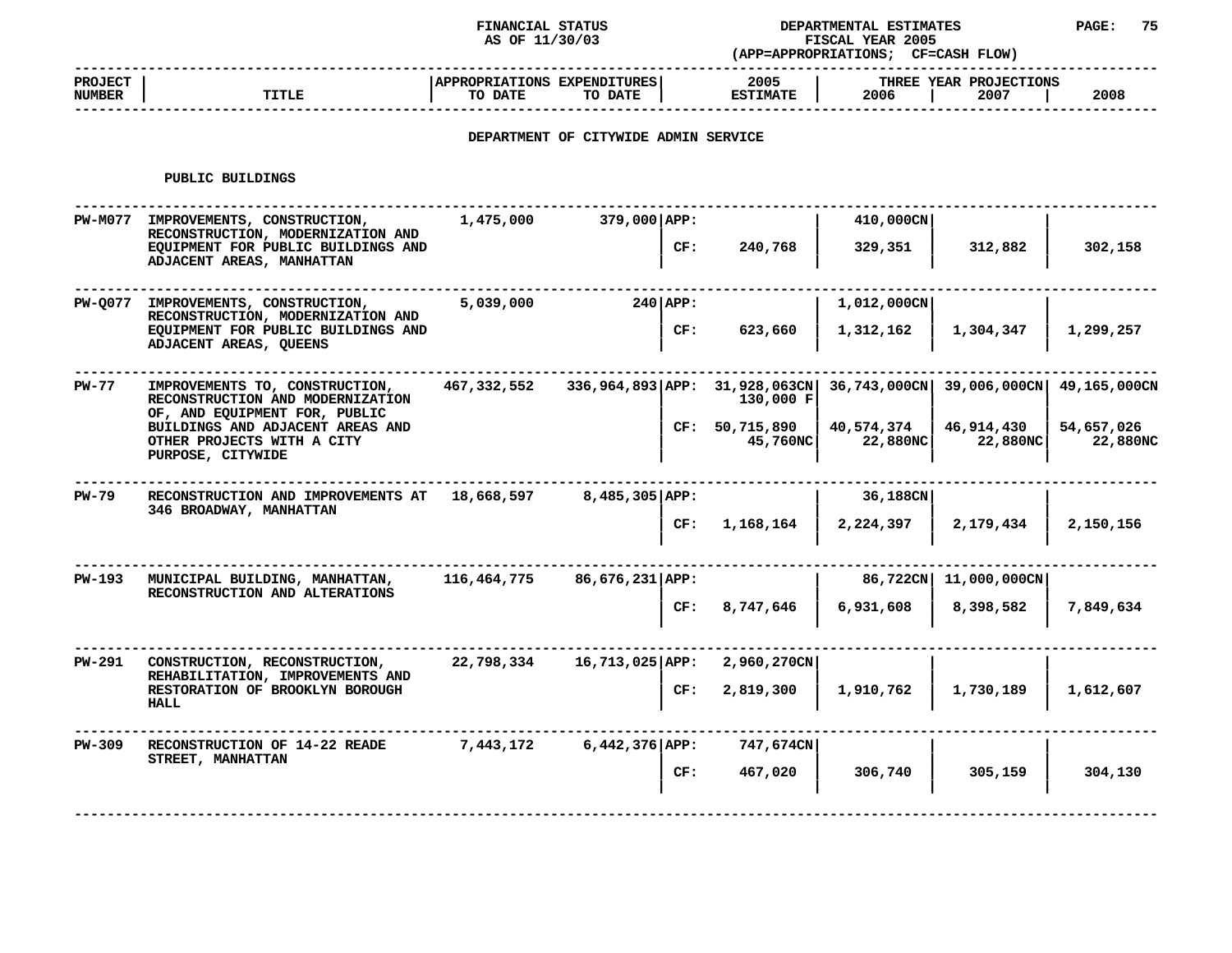FINANCIAL STATUS AS OF 11/30/03

DEPARTMENTAL ESTIMATES FISCAL YEAR 2005 (APP=APPROPRIATIONS; CF=CASH FLOW)

## DEPARTMENT OF CITYWIDE ADMIN SERVICE

### PUBLIC BUILDINGS

| PROJECT NUMBER | TITLE | APPROPRIATIONS TO DATE | EXPENDITURES TO DATE | | 2005 ESTIMATE | 2006 | 2007 | 2008 |
|---|---|---|---|---|---|---|---|---|
| PW-M077 | IMPROVEMENTS, CONSTRUCTION, RECONSTRUCTION, MODERNIZATION AND EQUIPMENT FOR PUBLIC BUILDINGS AND ADJACENT AREAS, MANHATTAN | 1,475,000 | 379,000 | APP: | | 410,000CN | | |
| | | | | CF: | 240,768 | 329,351 | 312,882 | 302,158 |
| PW-Q077 | IMPROVEMENTS, CONSTRUCTION, RECONSTRUCTION, MODERNIZATION AND EQUIPMENT FOR PUBLIC BUILDINGS AND ADJACENT AREAS, QUEENS | 5,039,000 | 240 | APP: | | 1,012,000CN | | |
| | | | | CF: | 623,660 | 1,312,162 | 1,304,347 | 1,299,257 |
| PW-77 | IMPROVEMENTS TO, CONSTRUCTION, RECONSTRUCTION AND MODERNIZATION OF, AND EQUIPMENT FOR, PUBLIC BUILDINGS AND ADJACENT AREAS AND OTHER PROJECTS WITH A CITY PURPOSE, CITYWIDE | 467,332,552 | 336,964,893 | APP: | 31,928,063CN<br>130,000 F | 36,743,000CN | 39,006,000CN | 49,165,000CN |
| | | | | CF: | 50,715,890<br>45,760NC | 40,574,374<br>22,880NC | 46,914,430<br>22,880NC | 54,657,026<br>22,880NC |
| PW-79 | RECONSTRUCTION AND IMPROVEMENTS AT 346 BROADWAY, MANHATTAN | 18,668,597 | 8,485,305 | APP: | | 36,188CN | | |
| | | | | CF: | 1,168,164 | 2,224,397 | 2,179,434 | 2,150,156 |
| PW-193 | MUNICIPAL BUILDING, MANHATTAN, RECONSTRUCTION AND ALTERATIONS | 116,464,775 | 86,676,231 | APP: | | 86,722CN | 11,000,000CN | |
| | | | | CF: | 8,747,646 | 6,931,608 | 8,398,582 | 7,849,634 |
| PW-291 | CONSTRUCTION, RECONSTRUCTION, REHABILITATION, IMPROVEMENTS AND RESTORATION OF BROOKLYN BOROUGH HALL | 22,798,334 | 16,713,025 | APP: | 2,960,270CN | | | |
| | | | | CF: | 2,819,300 | 1,910,762 | 1,730,189 | 1,612,607 |
| PW-309 | RECONSTRUCTION OF 14-22 READE STREET, MANHATTAN | 7,443,172 | 6,442,376 | APP: | 747,674CN | | | |
| | | | | CF: | 467,020 | 306,740 | 305,159 | 304,130 |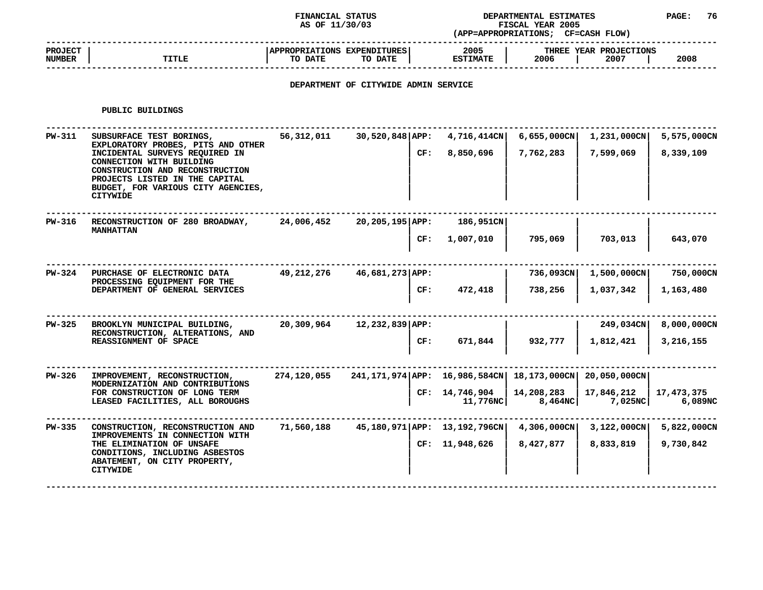FINANCIAL STATUS AS OF 11/30/03

DEPARTMENTAL ESTIMATES FISCAL YEAR 2005 (APP=APPROPRIATIONS; CF=CASH FLOW)

| PROJECT NUMBER | TITLE | APPROPRIATIONS TO DATE | EXPENDITURES TO DATE | | 2005 ESTIMATE | THREE YEAR PROJECTIONS 2006 | 2007 | 2008 |
|---|---|---|---|---|---|---|---|---|

## DEPARTMENT OF CITYWIDE ADMIN SERVICE

### PUBLIC BUILDINGS

| PROJECT NUMBER | TITLE | APPROPRIATIONS TO DATE | EXPENDITURES TO DATE | | 2005 ESTIMATE | 2006 | 2007 | 2008 |
|---|---|---|---|---|---|---|---|---|
| PW-311 | SUBSURFACE TEST BORINGS, EXPLORATORY PROBES, PITS AND OTHER INCIDENTAL SURVEYS REQUIRED IN CONNECTION WITH BUILDING CONSTRUCTION AND RECONSTRUCTION PROJECTS LISTED IN THE CAPITAL BUDGET, FOR VARIOUS CITY AGENCIES, CITYWIDE | 56,312,011 | 30,520,848 | APP: | 4,716,414CN | 6,655,000CN | 1,231,000CN | 5,575,000CN |
| | | | | CF: | 8,850,696 | 7,762,283 | 7,599,069 | 8,339,109 |
| PW-316 | RECONSTRUCTION OF 280 BROADWAY, MANHATTAN | 24,006,452 | 20,205,195 | APP: | 186,951CN | | | |
| | | | | CF: | 1,007,010 | 795,069 | 703,013 | 643,070 |
| PW-324 | PURCHASE OF ELECTRONIC DATA PROCESSING EQUIPMENT FOR THE DEPARTMENT OF GENERAL SERVICES | 49,212,276 | 46,681,273 | APP: | | 736,093CN | 1,500,000CN | 750,000CN |
| | | | | CF: | 472,418 | 738,256 | 1,037,342 | 1,163,480 |
| PW-325 | BROOKLYN MUNICIPAL BUILDING, RECONSTRUCTION, ALTERATIONS, AND REASSIGNMENT OF SPACE | 20,309,964 | 12,232,839 | APP: | | | 249,034CN | 8,000,000CN |
| | | | | CF: | 671,844 | 932,777 | 1,812,421 | 3,216,155 |
| PW-326 | IMPROVEMENT, RECONSTRUCTION, MODERNIZATION AND CONTRIBUTIONS FOR CONSTRUCTION OF LONG TERM LEASED FACILITIES, ALL BOROUGHS | 274,120,055 | 241,171,974 | APP: | 16,986,584CN | 18,173,000CN | 20,050,000CN | |
| | | | | CF: | 14,746,904 | 14,208,283 | 17,846,212 | 17,473,375 |
| | | | | | 11,776NC | 8,464NC | 7,025NC | 6,089NC |
| PW-335 | CONSTRUCTION, RECONSTRUCTION AND IMPROVEMENTS IN CONNECTION WITH THE ELIMINATION OF UNSAFE CONDITIONS, INCLUDING ASBESTOS ABATEMENT, ON CITY PROPERTY, CITYWIDE | 71,560,188 | 45,180,971 | APP: | 13,192,796CN | 4,306,000CN | 3,122,000CN | 5,822,000CN |
| | | | | CF: | 11,948,626 | 8,427,877 | 8,833,819 | 9,730,842 |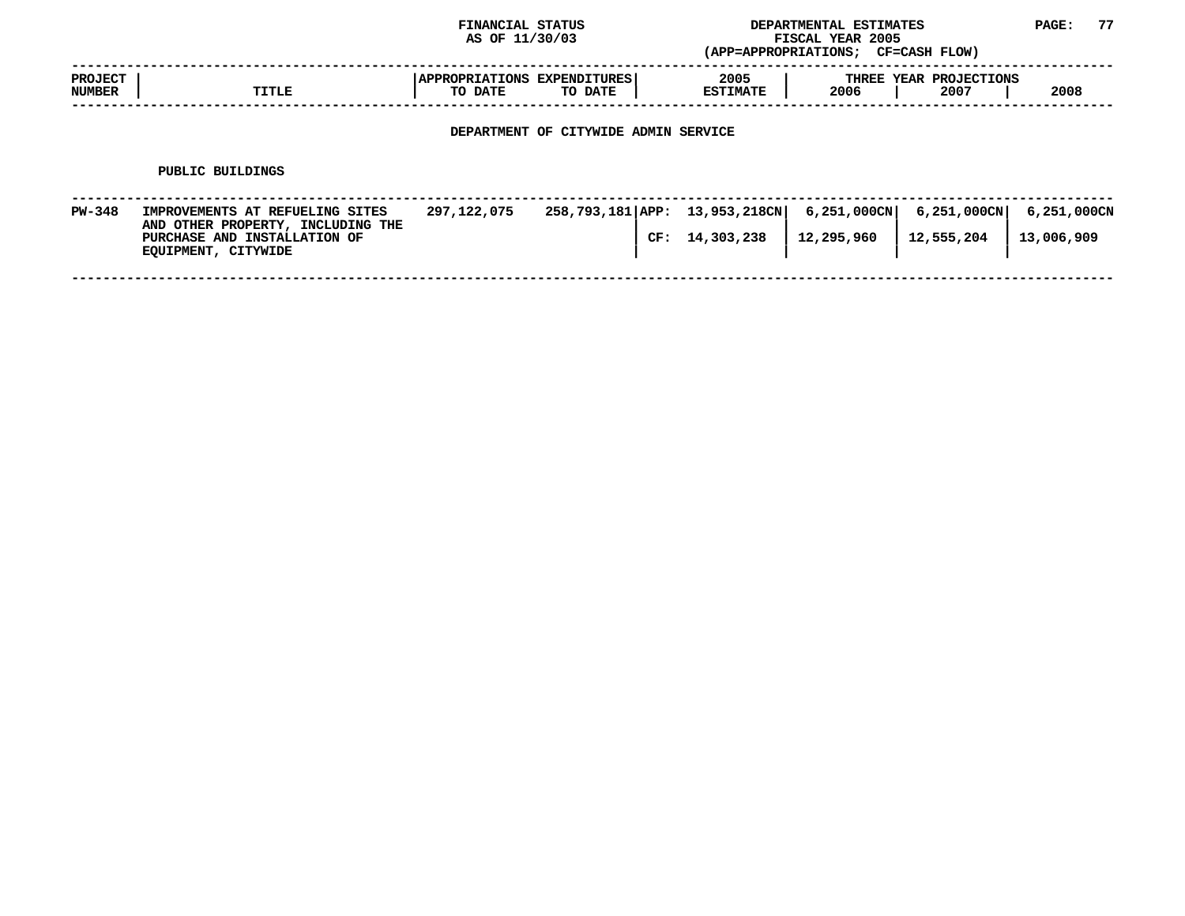FINANCIAL STATUS AS OF 11/30/03

DEPARTMENTAL ESTIMATES FISCAL YEAR 2005 (APP=APPROPRIATIONS; CF=CASH FLOW)

## DEPARTMENT OF CITYWIDE ADMIN SERVICE

### PUBLIC BUILDINGS

| PROJECT NUMBER | TITLE | APPROPRIATIONS TO DATE | EXPENDITURES TO DATE | | 2005 ESTIMATE | THREE YEAR PROJECTIONS 2006 | 2007 | 2008 |
|---|---|---|---|---|---|---|---|---|
| PW-348 | IMPROVEMENTS AT REFUELING SITES AND OTHER PROPERTY, INCLUDING THE PURCHASE AND INSTALLATION OF EQUIPMENT, CITYWIDE | 297,122,075 | 258,793,181 | APP: | 13,953,218CN | 6,251,000CN | 6,251,000CN | 6,251,000CN |
| | | | | CF: | 14,303,238 | 12,295,960 | 12,555,204 | 13,006,909 |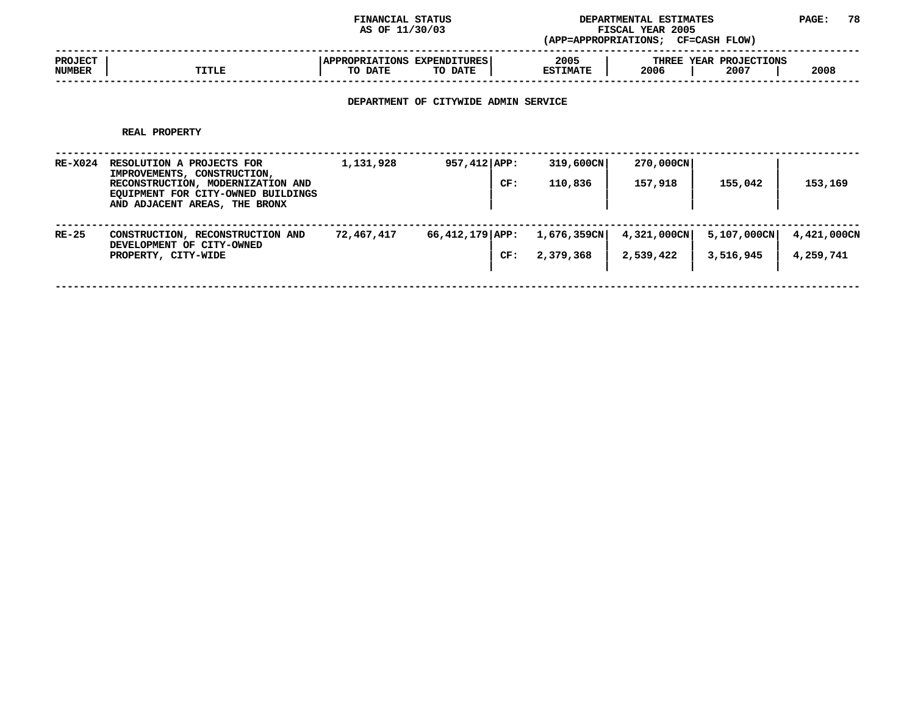FINANCIAL STATUS AS OF 11/30/03

DEPARTMENTAL ESTIMATES FISCAL YEAR 2005 (APP=APPROPRIATIONS; CF=CASH FLOW)

## DEPARTMENT OF CITYWIDE ADMIN SERVICE

### REAL PROPERTY

| PROJECT NUMBER | TITLE | APPROPRIATIONS TO DATE | EXPENDITURES TO DATE | | 2005 ESTIMATE | THREE YEAR PROJECTIONS 2006 | 2007 | 2008 |
|---|---|---|---|---|---|---|---|---|
| RE-X024 | RESOLUTION A PROJECTS FOR IMPROVEMENTS, CONSTRUCTION, RECONSTRUCTION, MODERNIZATION AND EQUIPMENT FOR CITY-OWNED BUILDINGS AND ADJACENT AREAS, THE BRONX | 1,131,928 | 957,412 | APP: | 319,600CN | 270,000CN | | |
| | | | | CF: | 110,836 | 157,918 | 155,042 | 153,169 |
| RE-25 | CONSTRUCTION, RECONSTRUCTION AND DEVELOPMENT OF CITY-OWNED PROPERTY, CITY-WIDE | 72,467,417 | 66,412,179 | APP: | 1,676,359CN | 4,321,000CN | 5,107,000CN | 4,421,000CN |
| | | | | CF: | 2,379,368 | 2,539,422 | 3,516,945 | 4,259,741 |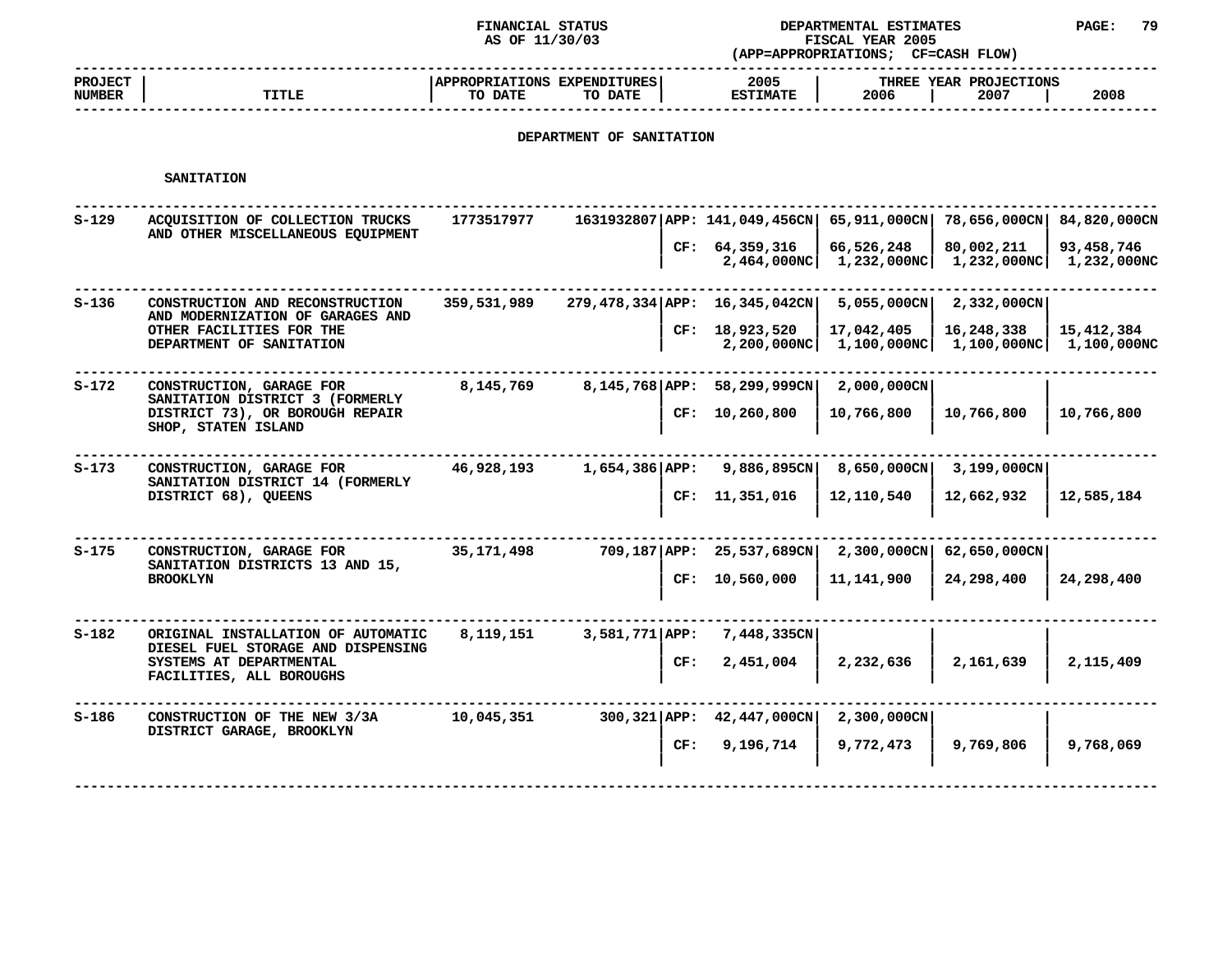FINANCIAL STATUS AS OF 11/30/03

DEPARTMENTAL ESTIMATES FISCAL YEAR 2005 (APP=APPROPRIATIONS; CF=CASH FLOW)

## DEPARTMENT OF SANITATION

### SANITATION

| PROJECT NUMBER | TITLE | APPROPRIATIONS TO DATE | EXPENDITURES TO DATE | | 2005 ESTIMATE | THREE YEAR PROJECTIONS 2006 | 2007 | 2008 |
|---|---|---|---|---|---|---|---|---|
| S-129 | ACQUISITION OF COLLECTION TRUCKS AND OTHER MISCELLANEOUS EQUIPMENT | 1773517977 | 1631932807 | APP: | 141,049,456CN | 65,911,000CN | 78,656,000CN | 84,820,000CN |
| | | | | CF: | 64,359,316 | 66,526,248 | 80,002,211 | 93,458,746 |
| | | | | | 2,464,000NC | 1,232,000NC | 1,232,000NC | 1,232,000NC |
| S-136 | CONSTRUCTION AND RECONSTRUCTION AND MODERNIZATION OF GARAGES AND OTHER FACILITIES FOR THE DEPARTMENT OF SANITATION | 359,531,989 | 279,478,334 | APP: | 16,345,042CN | 5,055,000CN | 2,332,000CN | |
| | | | | CF: | 18,923,520 | 17,042,405 | 16,248,338 | 15,412,384 |
| | | | | | 2,200,000NC | 1,100,000NC | 1,100,000NC | 1,100,000NC |
| S-172 | CONSTRUCTION, GARAGE FOR SANITATION DISTRICT 3 (FORMERLY DISTRICT 73), OR BOROUGH REPAIR SHOP, STATEN ISLAND | 8,145,769 | 8,145,768 | APP: | 58,299,999CN | 2,000,000CN | | |
| | | | | CF: | 10,260,800 | 10,766,800 | 10,766,800 | 10,766,800 |
| S-173 | CONSTRUCTION, GARAGE FOR SANITATION DISTRICT 14 (FORMERLY DISTRICT 68), QUEENS | 46,928,193 | 1,654,386 | APP: | 9,886,895CN | 8,650,000CN | 3,199,000CN | |
| | | | | CF: | 11,351,016 | 12,110,540 | 12,662,932 | 12,585,184 |
| S-175 | CONSTRUCTION, GARAGE FOR SANITATION DISTRICTS 13 AND 15, BROOKLYN | 35,171,498 | 709,187 | APP: | 25,537,689CN | 2,300,000CN | 62,650,000CN | |
| | | | | CF: | 10,560,000 | 11,141,900 | 24,298,400 | 24,298,400 |
| S-182 | ORIGINAL INSTALLATION OF AUTOMATIC DIESEL FUEL STORAGE AND DISPENSING SYSTEMS AT DEPARTMENTAL FACILITIES, ALL BOROUGHS | 8,119,151 | 3,581,771 | APP: | 7,448,335CN | | | |
| | | | | CF: | 2,451,004 | 2,232,636 | 2,161,639 | 2,115,409 |
| S-186 | CONSTRUCTION OF THE NEW 3/3A DISTRICT GARAGE, BROOKLYN | 10,045,351 | 300,321 | APP: | 42,447,000CN | 2,300,000CN | | |
| | | | | CF: | 9,196,714 | 9,772,473 | 9,769,806 | 9,768,069 |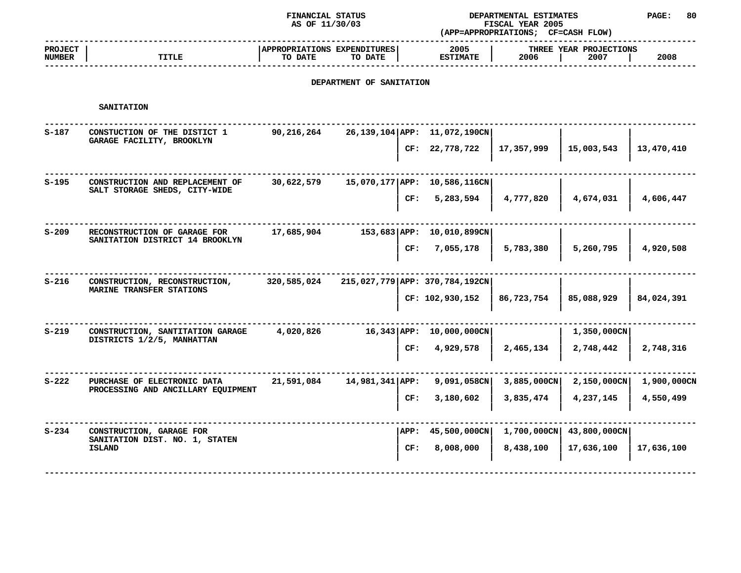FINANCIAL STATUS AS OF 11/30/03

DEPARTMENTAL ESTIMATES FISCAL YEAR 2005 (APP=APPROPRIATIONS; CF=CASH FLOW)

| PROJECT NUMBER | TITLE | APPROPRIATIONS TO DATE | EXPENDITURES TO DATE | | 2005 ESTIMATE | THREE YEAR PROJECTIONS 2006 | 2007 | 2008 |
|---|---|---|---|---|---|---|---|---|

## DEPARTMENT OF SANITATION

### SANITATION

| PROJECT NUMBER | TITLE | APPROPRIATIONS TO DATE | EXPENDITURES TO DATE | | 2005 ESTIMATE | 2006 | 2007 | 2008 |
|---|---|---|---|---|---|---|---|---|
| S-187 | CONSTUCTION OF THE DISTICT 1 GARAGE FACILITY, BROOKLYN | 90,216,264 | 26,139,104 | APP: | 11,072,190CN | | | |
| | | | | CF: | 22,778,722 | 17,357,999 | 15,003,543 | 13,470,410 |
| S-195 | CONSTRUCTION AND REPLACEMENT OF SALT STORAGE SHEDS, CITY-WIDE | 30,622,579 | 15,070,177 | APP: | 10,586,116CN | | | |
| | | | | CF: | 5,283,594 | 4,777,820 | 4,674,031 | 4,606,447 |
| S-209 | RECONSTRUCTION OF GARAGE FOR SANITATION DISTRICT 14 BROOKLYN | 17,685,904 | 153,683 | APP: | 10,010,899CN | | | |
| | | | | CF: | 7,055,178 | 5,783,380 | 5,260,795 | 4,920,508 |
| S-216 | CONSTRUCTION, RECONSTRUCTION, MARINE TRANSFER STATIONS | 320,585,024 | 215,027,779 | APP: | 370,784,192CN | | | |
| | | | | CF: | 102,930,152 | 86,723,754 | 85,088,929 | 84,024,391 |
| S-219 | CONSTRUCTION, SANTITATION GARAGE DISTRICTS 1/2/5, MANHATTAN | 4,020,826 | 16,343 | APP: | 10,000,000CN | | 1,350,000CN | |
| | | | | CF: | 4,929,578 | 2,465,134 | 2,748,442 | 2,748,316 |
| S-222 | PURCHASE OF ELECTRONIC DATA PROCESSING AND ANCILLARY EQUIPMENT | 21,591,084 | 14,981,341 | APP: | 9,091,058CN | 3,885,000CN | 2,150,000CN | 1,900,000CN |
| | | | | CF: | 3,180,602 | 3,835,474 | 4,237,145 | 4,550,499 |
| S-234 | CONSTRUCTION, GARAGE FOR SANITATION DIST. NO. 1, STATEN ISLAND | | | APP: | 45,500,000CN | 1,700,000CN | 43,800,000CN | |
| | | | | CF: | 8,008,000 | 8,438,100 | 17,636,100 | 17,636,100 |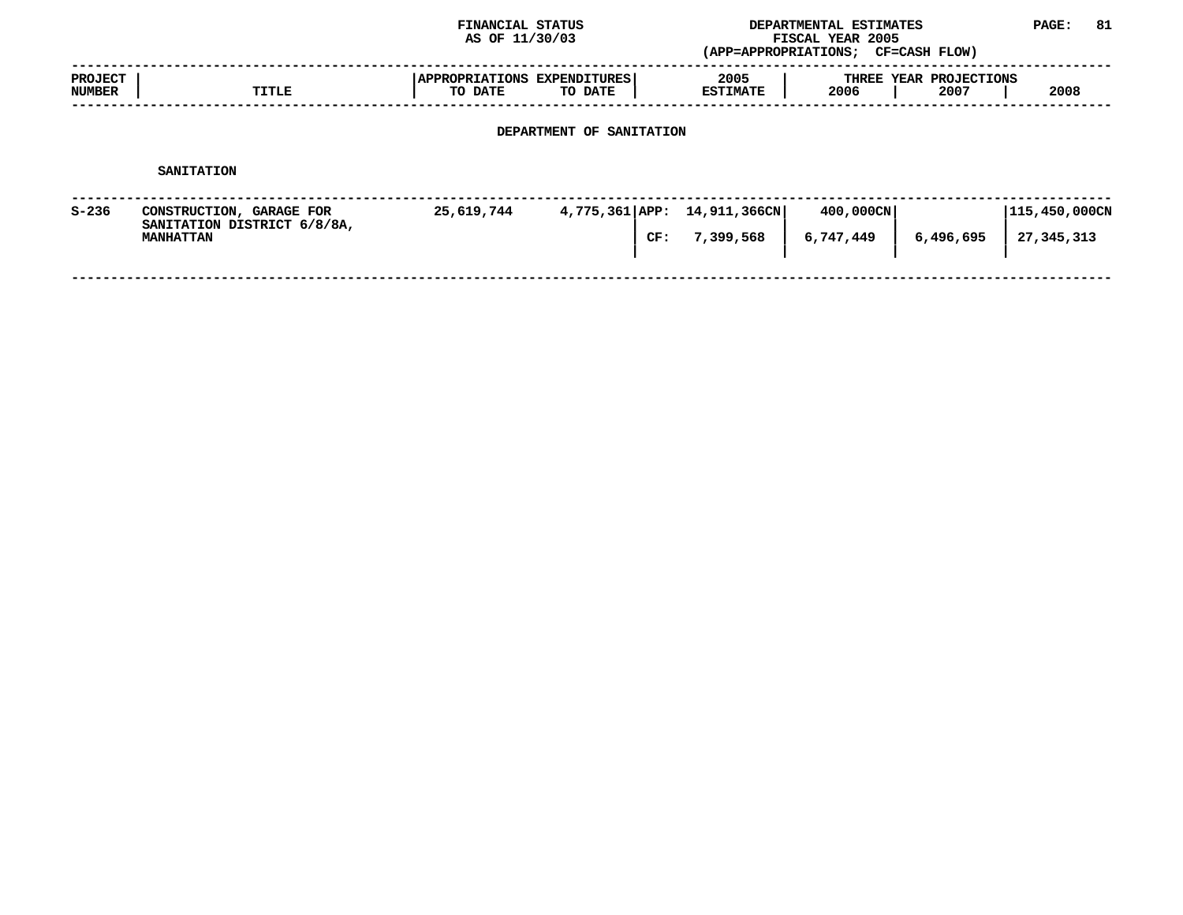FINANCIAL STATUS
AS OF 11/30/03

DEPARTMENTAL ESTIMATES
FISCAL YEAR 2005
(APP=APPROPRIATIONS; CF=CASH FLOW)

| PROJECT NUMBER | TITLE | APPROPRIATIONS TO DATE | EXPENDITURES TO DATE | | 2005 ESTIMATE | THREE YEAR PROJECTIONS 2006 | 2007 | 2008 |
|---|---|---|---|---|---|---|---|---|

## DEPARTMENT OF SANITATION

### SANITATION

| PROJECT NUMBER | TITLE | APPROPRIATIONS TO DATE | EXPENDITURES TO DATE | | 2005 ESTIMATE | 2006 | 2007 | 2008 |
|---|---|---|---|---|---|---|---|---|
| S-236 | CONSTRUCTION, GARAGE FOR SANITATION DISTRICT 6/8/8A, MANHATTAN | 25,619,744 | 4,775,361 | APP: | 14,911,366CN | 400,000CN | | 115,450,000CN |
| | | | | CF: | 7,399,568 | 6,747,449 | 6,496,695 | 27,345,313 |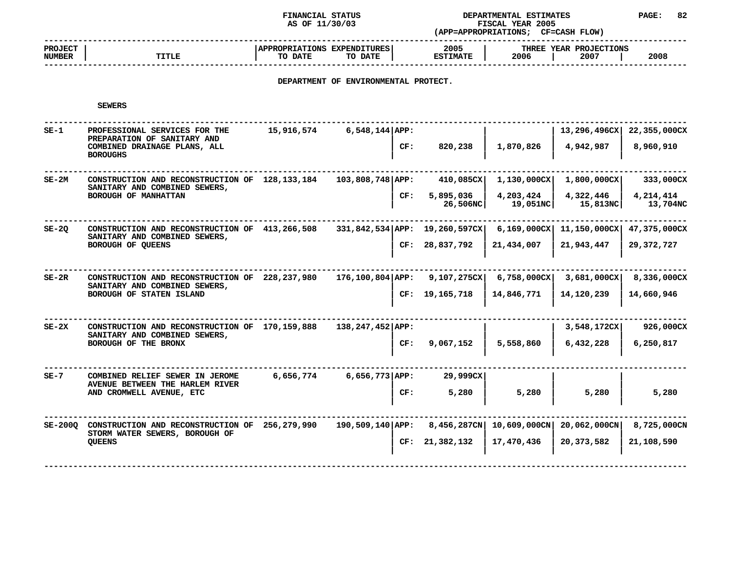FINANCIAL STATUS
AS OF 11/30/03

DEPARTMENTAL ESTIMATES
FISCAL YEAR 2005
(APP=APPROPRIATIONS; CF=CASH FLOW)

## DEPARTMENT OF ENVIRONMENTAL PROTECT.

### SEWERS

| PROJECT NUMBER | TITLE | APPROPRIATIONS TO DATE | EXPENDITURES TO DATE | | 2005 ESTIMATE | 2006 | 2007 | 2008 |
|---|---|---|---|---|---|---|---|---|
| | | | | | | THREE YEAR PROJECTIONS | | |
| SE-1 | PROFESSIONAL SERVICES FOR THE PREPARATION OF SANITARY AND COMBINED DRAINAGE PLANS, ALL BOROUGHS | 15,916,574 | 6,548,144 | APP: | | | 13,296,496CX | 22,355,000CX |
| | | | | CF: | 820,238 | 1,870,826 | 4,942,987 | 8,960,910 |
| SE-2M | CONSTRUCTION AND RECONSTRUCTION OF SANITARY AND COMBINED SEWERS, BOROUGH OF MANHATTAN | 128,133,184 | 103,808,748 | APP: | 410,085CX | 1,130,000CX | 1,800,000CX | 333,000CX |
| | | | | CF: | 5,895,036 | 4,203,424 | 4,322,446 | 4,214,414 |
| | | | | | 26,506NC | 19,051NC | 15,813NC | 13,704NC |
| SE-2Q | CONSTRUCTION AND RECONSTRUCTION OF SANITARY AND COMBINED SEWERS, BOROUGH OF QUEENS | 413,266,508 | 331,842,534 | APP: | 19,260,597CX | 6,169,000CX | 11,150,000CX | 47,375,000CX |
| | | | | CF: | 28,837,792 | 21,434,007 | 21,943,447 | 29,372,727 |
| SE-2R | CONSTRUCTION AND RECONSTRUCTION OF SANITARY AND COMBINED SEWERS, BOROUGH OF STATEN ISLAND | 228,237,980 | 176,100,804 | APP: | 9,107,275CX | 6,758,000CX | 3,681,000CX | 8,336,000CX |
| | | | | CF: | 19,165,718 | 14,846,771 | 14,120,239 | 14,660,946 |
| SE-2X | CONSTRUCTION AND RECONSTRUCTION OF SANITARY AND COMBINED SEWERS, BOROUGH OF THE BRONX | 170,159,888 | 138,247,452 | APP: | | | 3,548,172CX | 926,000CX |
| | | | | CF: | 9,067,152 | 5,558,860 | 6,432,228 | 6,250,817 |
| SE-7 | COMBINED RELIEF SEWER IN JEROME AVENUE BETWEEN THE HARLEM RIVER AND CROMWELL AVENUE, ETC | 6,656,774 | 6,656,773 | APP: | 29,999CX | | | |
| | | | | CF: | 5,280 | 5,280 | 5,280 | 5,280 |
| SE-200Q | CONSTRUCTION AND RECONSTRUCTION OF STORM WATER SEWERS, BOROUGH OF QUEENS | 256,279,990 | 190,509,140 | APP: | 8,456,287CN | 10,609,000CN | 20,062,000CN | 8,725,000CN |
| | | | | CF: | 21,382,132 | 17,470,436 | 20,373,582 | 21,108,590 |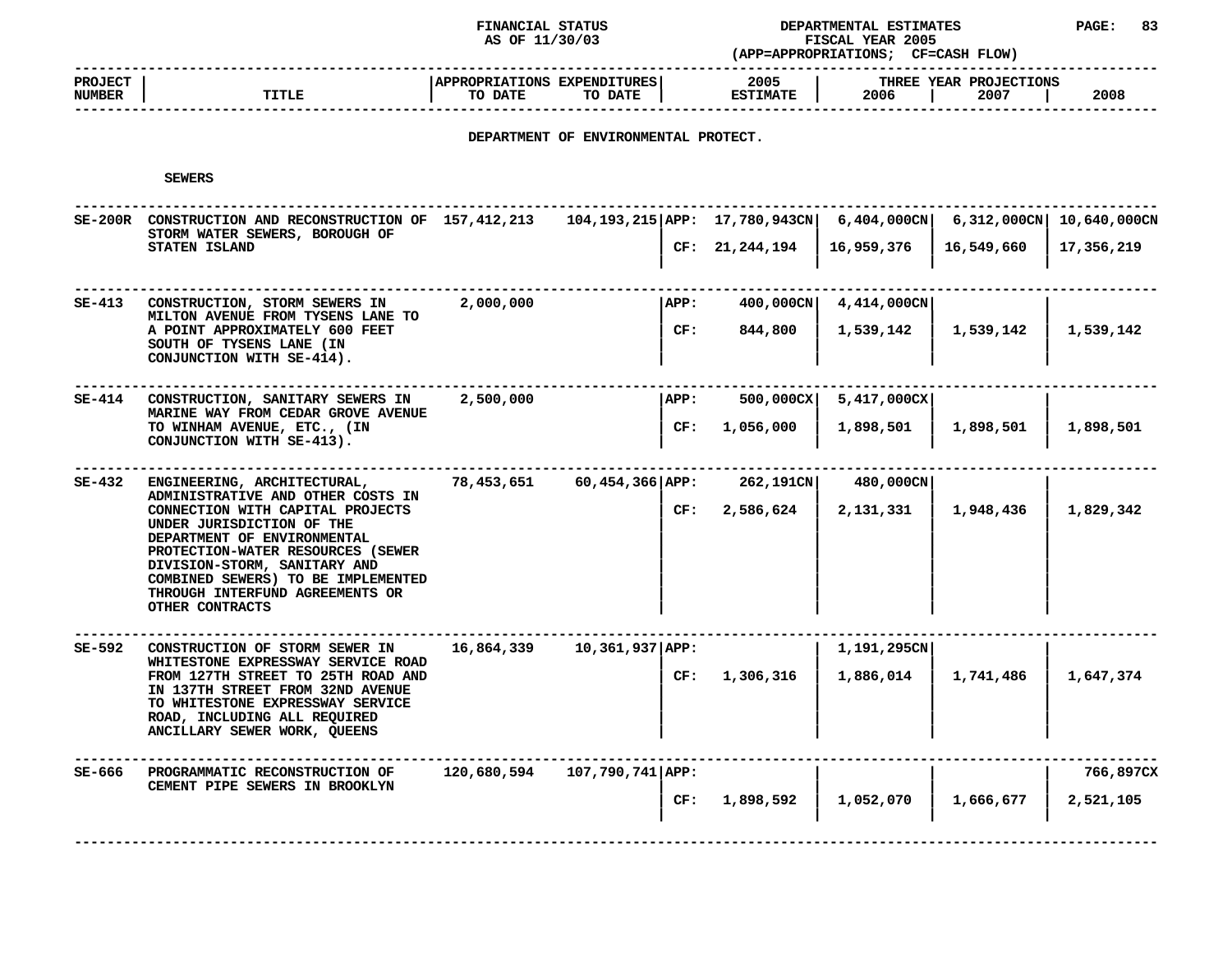FINANCIAL STATUS AS OF 11/30/03

DEPARTMENTAL ESTIMATES FISCAL YEAR 2005 (APP=APPROPRIATIONS; CF=CASH FLOW)

## DEPARTMENT OF ENVIRONMENTAL PROTECT.

### SEWERS

| PROJECT NUMBER | TITLE | APPROPRIATIONS TO DATE | EXPENDITURES TO DATE | | 2005 ESTIMATE | THREE YEAR PROJECTIONS 2006 | 2007 | 2008 |
|---|---|---|---|---|---|---|---|---|
| SE-200R | CONSTRUCTION AND RECONSTRUCTION OF STORM WATER SEWERS, BOROUGH OF STATEN ISLAND | 157,412,213 | 104,193,215 | APP: | 17,780,943CN | 6,404,000CN | 6,312,000CN | 10,640,000CN |
| | | | | CF: | 21,244,194 | 16,959,376 | 16,549,660 | 17,356,219 |
| SE-413 | CONSTRUCTION, STORM SEWERS IN MILTON AVENUE FROM TYSENS LANE TO A POINT APPROXIMATELY 600 FEET SOUTH OF TYSENS LANE (IN CONJUNCTION WITH SE-414). | 2,000,000 | | APP: | 400,000CN | 4,414,000CN | | |
| | | | | CF: | 844,800 | 1,539,142 | 1,539,142 | 1,539,142 |
| SE-414 | CONSTRUCTION, SANITARY SEWERS IN MARINE WAY FROM CEDAR GROVE AVENUE TO WINHAM AVENUE, ETC., (IN CONJUNCTION WITH SE-413). | 2,500,000 | | APP: | 500,000CX | 5,417,000CX | | |
| | | | | CF: | 1,056,000 | 1,898,501 | 1,898,501 | 1,898,501 |
| SE-432 | ENGINEERING, ARCHITECTURAL, ADMINISTRATIVE AND OTHER COSTS IN CONNECTION WITH CAPITAL PROJECTS UNDER JURISDICTION OF THE DEPARTMENT OF ENVIRONMENTAL PROTECTION-WATER RESOURCES (SEWER DIVISION-STORM, SANITARY AND COMBINED SEWERS) TO BE IMPLEMENTED THROUGH INTERFUND AGREEMENTS OR OTHER CONTRACTS | 78,453,651 | 60,454,366 | APP: | 262,191CN | 480,000CN | | |
| | | | | CF: | 2,586,624 | 2,131,331 | 1,948,436 | 1,829,342 |
| SE-592 | CONSTRUCTION OF STORM SEWER IN WHITESTONE EXPRESSWAY SERVICE ROAD FROM 127TH STREET TO 25TH ROAD AND IN 137TH STREET FROM 32ND AVENUE TO WHITESTONE EXPRESSWAY SERVICE ROAD, INCLUDING ALL REQUIRED ANCILLARY SEWER WORK, QUEENS | 16,864,339 | 10,361,937 | APP: | | 1,191,295CN | | |
| | | | | CF: | 1,306,316 | 1,886,014 | 1,741,486 | 1,647,374 |
| SE-666 | PROGRAMMATIC RECONSTRUCTION OF CEMENT PIPE SEWERS IN BROOKLYN | 120,680,594 | 107,790,741 | APP: | | | | 766,897CX |
| | | | | CF: | 1,898,592 | 1,052,070 | 1,666,677 | 2,521,105 |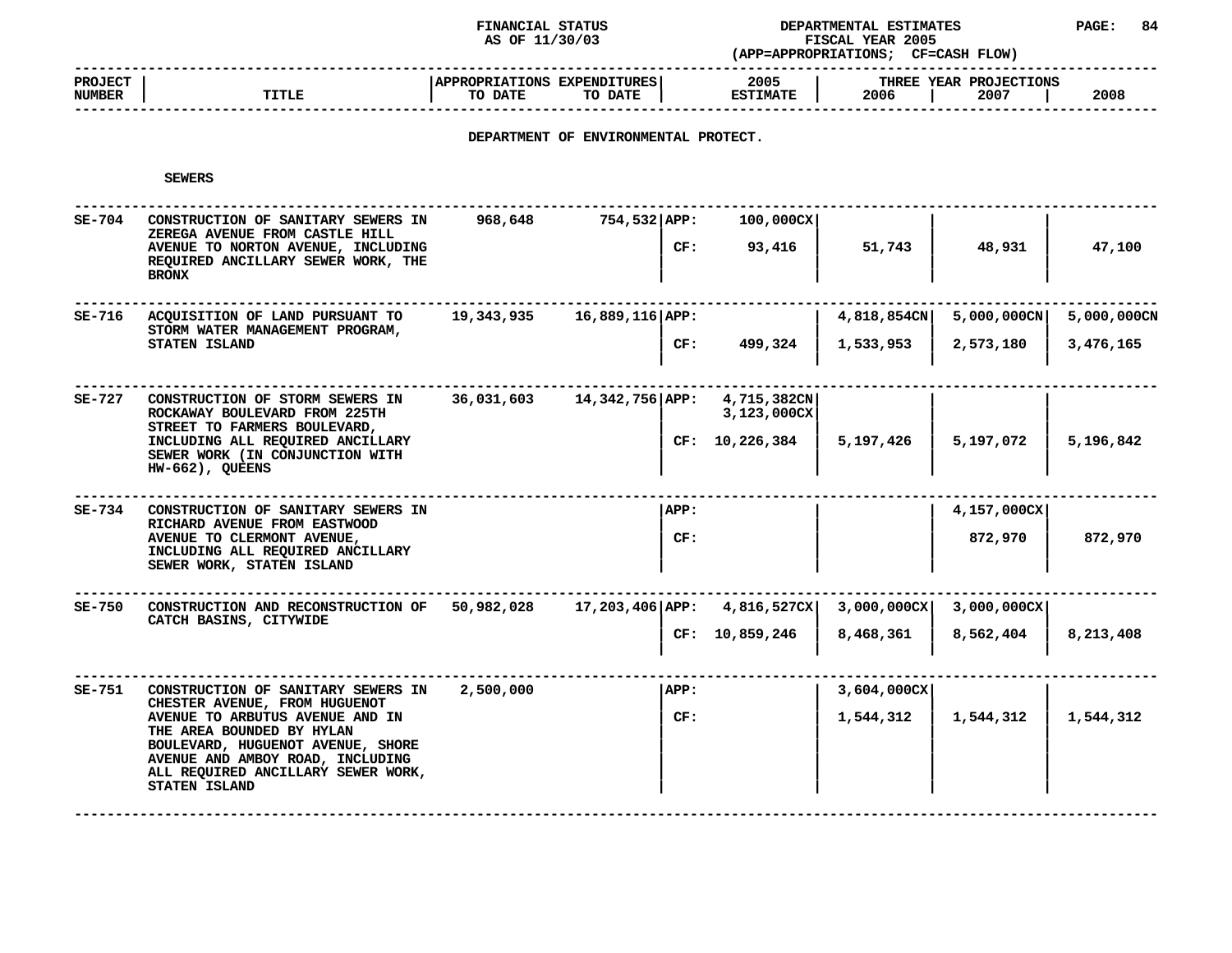FINANCIAL STATUS
AS OF 11/30/03

DEPARTMENTAL ESTIMATES
FISCAL YEAR 2005
(APP=APPROPRIATIONS; CF=CASH FLOW)

## DEPARTMENT OF ENVIRONMENTAL PROTECT.

### SEWERS

| PROJECT NUMBER | TITLE | APPROPRIATIONS TO DATE | EXPENDITURES TO DATE | | 2005 ESTIMATE | 2006 | 2007 | 2008 |
|---|---|---|---|---|---|---|---|---|
| SE-704 | CONSTRUCTION OF SANITARY SEWERS IN ZEREGA AVENUE FROM CASTLE HILL AVENUE TO NORTON AVENUE, INCLUDING REQUIRED ANCILLARY SEWER WORK, THE BRONX | 968,648 | 754,532 | APP: | 100,000CX | | | |
| | | | | CF: | 93,416 | 51,743 | 48,931 | 47,100 |
| SE-716 | ACQUISITION OF LAND PURSUANT TO STORM WATER MANAGEMENT PROGRAM, STATEN ISLAND | 19,343,935 | 16,889,116 | APP: | | 4,818,854CN | 5,000,000CN | 5,000,000CN |
| | | | | CF: | 499,324 | 1,533,953 | 2,573,180 | 3,476,165 |
| SE-727 | CONSTRUCTION OF STORM SEWERS IN ROCKAWAY BOULEVARD FROM 225TH STREET TO FARMERS BOULEVARD, INCLUDING ALL REQUIRED ANCILLARY SEWER WORK (IN CONJUNCTION WITH HW-662), QUEENS | 36,031,603 | 14,342,756 | APP: | 4,715,382CN 3,123,000CX | | | |
| | | | | CF: | 10,226,384 | 5,197,426 | 5,197,072 | 5,196,842 |
| SE-734 | CONSTRUCTION OF SANITARY SEWERS IN RICHARD AVENUE FROM EASTWOOD AVENUE TO CLERMONT AVENUE, INCLUDING ALL REQUIRED ANCILLARY SEWER WORK, STATEN ISLAND | | | APP: | | | 4,157,000CX | |
| | | | | CF: | | | 872,970 | 872,970 |
| SE-750 | CONSTRUCTION AND RECONSTRUCTION OF CATCH BASINS, CITYWIDE | 50,982,028 | 17,203,406 | APP: | 4,816,527CX | 3,000,000CX | 3,000,000CX | |
| | | | | CF: | 10,859,246 | 8,468,361 | 8,562,404 | 8,213,408 |
| SE-751 | CONSTRUCTION OF SANITARY SEWERS IN CHESTER AVENUE, FROM HUGUENOT AVENUE TO ARBUTUS AVENUE AND IN THE AREA BOUNDED BY HYLAN BOULEVARD, HUGUENOT AVENUE, SHORE AVENUE AND AMBOY ROAD, INCLUDING ALL REQUIRED ANCILLARY SEWER WORK, STATEN ISLAND | 2,500,000 | | APP: | | 3,604,000CX | | |
| | | | | CF: | | 1,544,312 | 1,544,312 | 1,544,312 |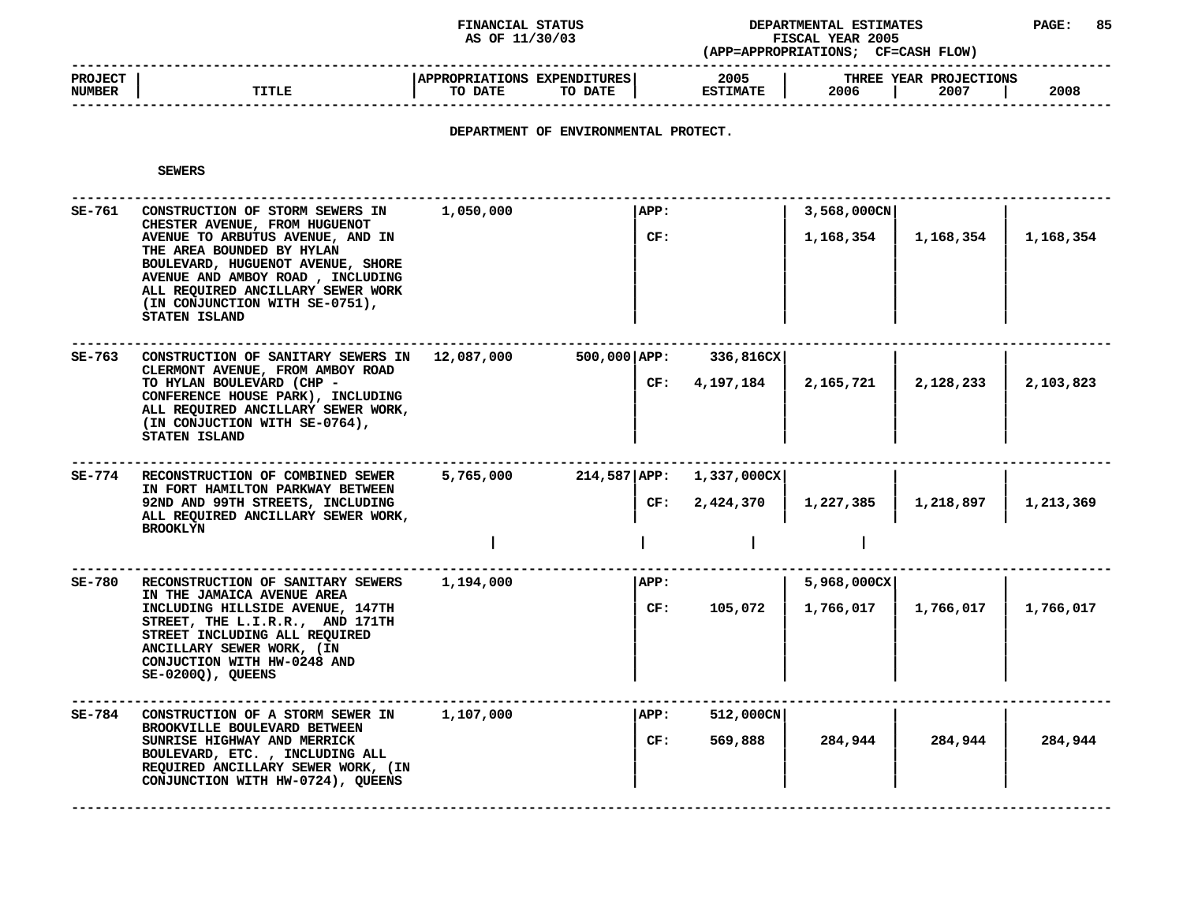FINANCIAL STATUS AS OF 11/30/03 — DEPARTMENTAL ESTIMATES FISCAL YEAR 2005 (APP=APPROPRIATIONS; CF=CASH FLOW)

## DEPARTMENT OF ENVIRONMENTAL PROTECT.

### SEWERS

| PROJECT NUMBER | TITLE | APPROPRIATIONS TO DATE | EXPENDITURES TO DATE | | 2005 ESTIMATE | 2006 | 2007 | 2008 |
|---|---|---|---|---|---|---|---|---|
| SE-761 | CONSTRUCTION OF STORM SEWERS IN CHESTER AVENUE, FROM HUGUENOT AVENUE TO ARBUTUS AVENUE, AND IN THE AREA BOUNDED BY HYLAN BOULEVARD, HUGUENOT AVENUE, SHORE AVENUE AND AMBOY ROAD , INCLUDING ALL REQUIRED ANCILLARY SEWER WORK (IN CONJUNCTION WITH SE-0751), STATEN ISLAND | 1,050,000 | | APP: | | 3,568,000CN | | |
| | | | | CF: | | 1,168,354 | 1,168,354 | 1,168,354 |
| SE-763 | CONSTRUCTION OF SANITARY SEWERS IN CLERMONT AVENUE, FROM AMBOY ROAD TO HYLAN BOULEVARD (CHP - CONFERENCE HOUSE PARK), INCLUDING ALL REQUIRED ANCILLARY SEWER WORK, (IN CONJUCTION WITH SE-0764), STATEN ISLAND | 12,087,000 | 500,000 | APP: | 336,816CX | | | |
| | | | | CF: | 4,197,184 | 2,165,721 | 2,128,233 | 2,103,823 |
| SE-774 | RECONSTRUCTION OF COMBINED SEWER IN FORT HAMILTON PARKWAY BETWEEN 92ND AND 99TH STREETS, INCLUDING ALL REQUIRED ANCILLARY SEWER WORK, BROOKLYN | 5,765,000 | 214,587 | APP: | 1,337,000CX | | | |
| | | | | CF: | 2,424,370 | 1,227,385 | 1,218,897 | 1,213,369 |
| SE-780 | RECONSTRUCTION OF SANITARY SEWERS IN THE JAMAICA AVENUE AREA INCLUDING HILLSIDE AVENUE, 147TH STREET, THE L.I.R.R., AND 171TH STREET INCLUDING ALL REQUIRED ANCILLARY SEWER WORK, (IN CONJUCTION WITH HW-0248 AND SE-0200Q), QUEENS | 1,194,000 | | APP: | | 5,968,000CX | | |
| | | | | CF: | 105,072 | 1,766,017 | 1,766,017 | 1,766,017 |
| SE-784 | CONSTRUCTION OF A STORM SEWER IN BROOKVILLE BOULEVARD BETWEEN SUNRISE HIGHWAY AND MERRICK BOULEVARD, ETC. , INCLUDING ALL REQUIRED ANCILLARY SEWER WORK, (IN CONJUNCTION WITH HW-0724), QUEENS | 1,107,000 | | APP: | 512,000CN | | | |
| | | | | CF: | 569,888 | 284,944 | 284,944 | 284,944 |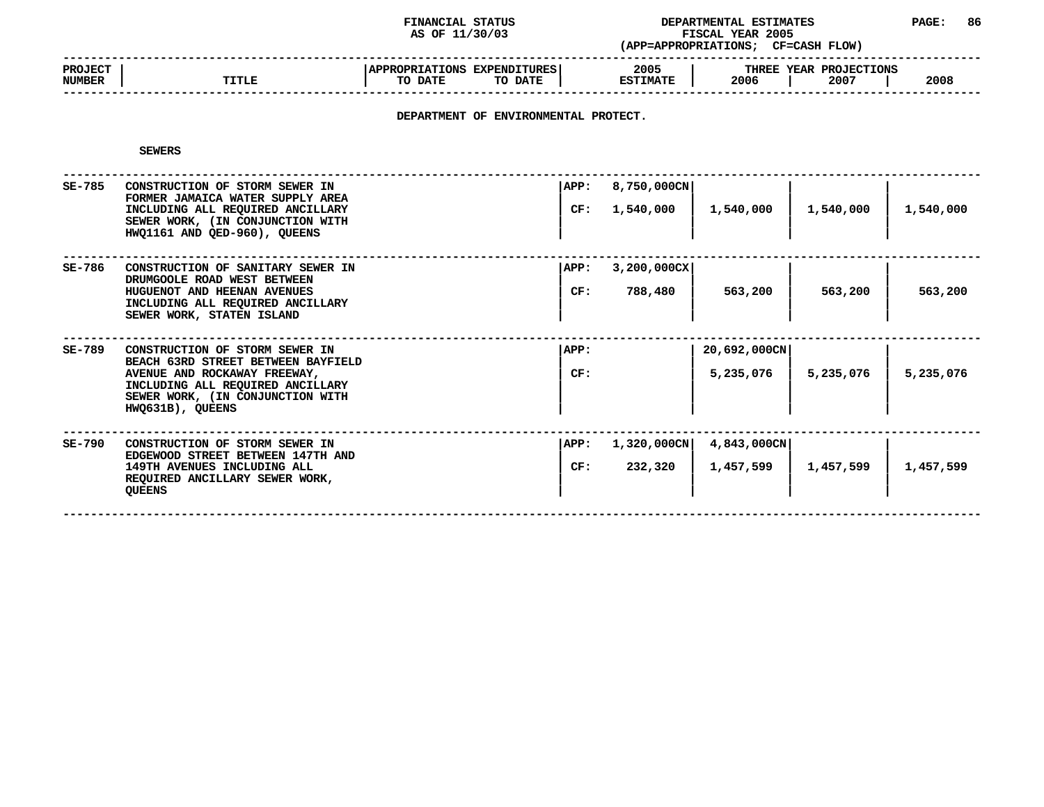FINANCIAL STATUS AS OF 11/30/03

DEPARTMENTAL ESTIMATES FISCAL YEAR 2005 (APP=APPROPRIATIONS; CF=CASH FLOW)

| PROJECT NUMBER | TITLE | APPROPRIATIONS TO DATE | EXPENDITURES TO DATE | | 2005 ESTIMATE | THREE YEAR PROJECTIONS 2006 | 2007 | 2008 |
|---|---|---|---|---|---|---|---|---|

## DEPARTMENT OF ENVIRONMENTAL PROTECT.

### SEWERS

| PROJECT NUMBER | TITLE | APPROPRIATIONS TO DATE | EXPENDITURES TO DATE | | 2005 ESTIMATE | 2006 | 2007 | 2008 |
|---|---|---|---|---|---|---|---|---|
| SE-785 | CONSTRUCTION OF STORM SEWER IN FORMER JAMAICA WATER SUPPLY AREA INCLUDING ALL REQUIRED ANCILLARY SEWER WORK, (IN CONJUNCTION WITH HWQ1161 AND QED-960), QUEENS | | | APP: | 8,750,000CN | | | |
| | | | | CF: | 1,540,000 | 1,540,000 | 1,540,000 | 1,540,000 |
| SE-786 | CONSTRUCTION OF SANITARY SEWER IN DRUMGOOLE ROAD WEST BETWEEN HUGUENOT AND HEENAN AVENUES INCLUDING ALL REQUIRED ANCILLARY SEWER WORK, STATEN ISLAND | | | APP: | 3,200,000CX | | | |
| | | | | CF: | 788,480 | 563,200 | 563,200 | 563,200 |
| SE-789 | CONSTRUCTION OF STORM SEWER IN BEACH 63RD STREET BETWEEN BAYFIELD AVENUE AND ROCKAWAY FREEWAY, INCLUDING ALL REQUIRED ANCILLARY SEWER WORK, (IN CONJUNCTION WITH HWQ631B), QUEENS | | | APP: | | 20,692,000CN | | |
| | | | | CF: | | 5,235,076 | 5,235,076 | 5,235,076 |
| SE-790 | CONSTRUCTION OF STORM SEWER IN EDGEWOOD STREET BETWEEN 147TH AND 149TH AVENUES INCLUDING ALL REQUIRED ANCILLARY SEWER WORK, QUEENS | | | APP: | 1,320,000CN | 4,843,000CN | | |
| | | | | CF: | 232,320 | 1,457,599 | 1,457,599 | 1,457,599 |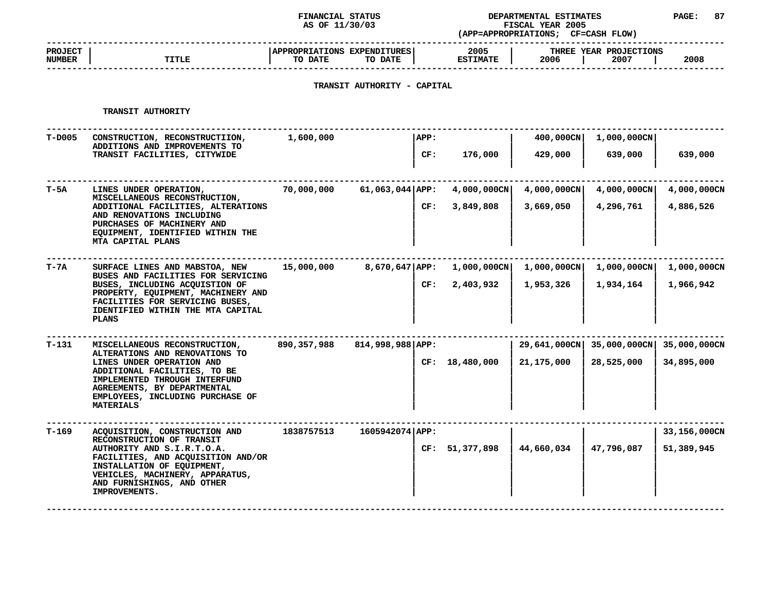FINANCIAL STATUS AS OF 11/30/03

DEPARTMENTAL ESTIMATES FISCAL YEAR 2005 (APP=APPROPRIATIONS; CF=CASH FLOW)

## TRANSIT AUTHORITY - CAPITAL

### TRANSIT AUTHORITY

| PROJECT NUMBER | TITLE | APPROPRIATIONS TO DATE | EXPENDITURES TO DATE | | 2005 ESTIMATE | THREE YEAR PROJECTIONS 2006 | 2007 | 2008 |
|---|---|---|---|---|---|---|---|---|
| T-D005 | CONSTRUCTION, RECONSTRUCTIION, ADDITIONS AND IMPROVEMENTS TO TRANSIT FACILITIES, CITYWIDE | 1,600,000 | | APP: | | 400,000CN | 1,000,000CN | |
| | | | | CF: | 176,000 | 429,000 | 639,000 | 639,000 |
| T-5A | LINES UNDER OPERATION, MISCELLANEOUS RECONSTRUCTION, ADDITIONAL FACILITIES, ALTERATIONS AND RENOVATIONS INCLUDING PURCHASES OF MACHINERY AND EQUIPMENT, IDENTIFIED WITHIN THE MTA CAPITAL PLANS | 70,000,000 | 61,063,044 | APP: | 4,000,000CN | 4,000,000CN | 4,000,000CN | 4,000,000CN |
| | | | | CF: | 3,849,808 | 3,669,050 | 4,296,761 | 4,886,526 |
| T-7A | SURFACE LINES AND MABSTOA, NEW BUSES AND FACILITIES FOR SERVICING BUSES, INCLUDING ACQUISTION OF PROPERTY, EQUIPMENT, MACHINERY AND FACILITIES FOR SERVICING BUSES, IDENTIFIED WITHIN THE MTA CAPITAL PLANS | 15,000,000 | 8,670,647 | APP: | 1,000,000CN | 1,000,000CN | 1,000,000CN | 1,000,000CN |
| | | | | CF: | 2,403,932 | 1,953,326 | 1,934,164 | 1,966,942 |
| T-131 | MISCELLANEOUS RECONSTRUCTION, ALTERATIONS AND RENOVATIONS TO LINES UNDER OPERATION AND ADDITIONAL FACILITIES, TO BE IMPLEMENTED THROUGH INTERFUND AGREEMENTS, BY DEPARTMENTAL EMPLOYEES, INCLUDING PURCHASE OF MATERIALS | 890,357,988 | 814,998,988 | APP: | | 29,641,000CN | 35,000,000CN | 35,000,000CN |
| | | | | CF: | 18,480,000 | 21,175,000 | 28,525,000 | 34,895,000 |
| T-169 | ACQUISITION, CONSTRUCTION AND RECONSTRUCTION OF TRANSIT AUTHORITY AND S.I.R.T.O.A. FACILITIES, AND ACQUISITION AND/OR INSTALLATION OF EQUIPMENT, VEHICLES, MACHINERY, APPARATUS, AND FURNISHINGS, AND OTHER IMPROVEMENTS. | 1838757513 | 1605942074 | APP: | | | | 33,156,000CN |
| | | | | CF: | 51,377,898 | 44,660,034 | 47,796,087 | 51,389,945 |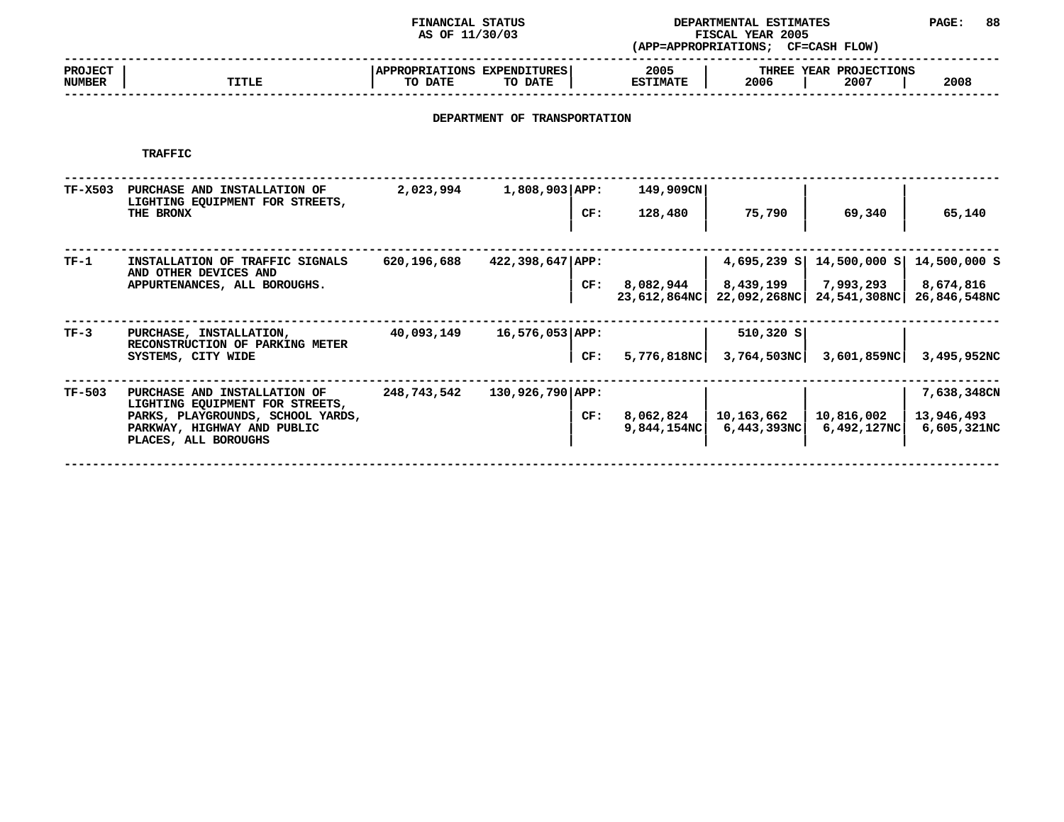FINANCIAL STATUS AS OF 11/30/03

DEPARTMENTAL ESTIMATES FISCAL YEAR 2005 (APP=APPROPRIATIONS; CF=CASH FLOW)

## DEPARTMENT OF TRANSPORTATION

### TRAFFIC

| PROJECT NUMBER | TITLE | APPROPRIATIONS TO DATE | EXPENDITURES TO DATE | | 2005 ESTIMATE | THREE YEAR PROJECTIONS 2006 | 2007 | 2008 |
|---|---|---|---|---|---|---|---|---|
| TF-X503 | PURCHASE AND INSTALLATION OF LIGHTING EQUIPMENT FOR STREETS, THE BRONX | 2,023,994 | 1,808,903 | APP: | 149,909CN | | | |
| | | | | CF: | 128,480 | 75,790 | 69,340 | 65,140 |
| TF-1 | INSTALLATION OF TRAFFIC SIGNALS AND OTHER DEVICES AND APPURTENANCES, ALL BOROUGHS. | 620,196,688 | 422,398,647 | APP: | | 4,695,239 S | 14,500,000 S | 14,500,000 S |
| | | | | CF: | 8,082,944 | 8,439,199 | 7,993,293 | 8,674,816 |
| | | | | | 23,612,864NC | 22,092,268NC | 24,541,308NC | 26,846,548NC |
| TF-3 | PURCHASE, INSTALLATION, RECONSTRUCTION OF PARKING METER SYSTEMS, CITY WIDE | 40,093,149 | 16,576,053 | APP: | | 510,320 S | | |
| | | | | CF: | 5,776,818NC | 3,764,503NC | 3,601,859NC | 3,495,952NC |
| TF-503 | PURCHASE AND INSTALLATION OF LIGHTING EQUIPMENT FOR STREETS, PARKS, PLAYGROUNDS, SCHOOL YARDS, PARKWAY, HIGHWAY AND PUBLIC PLACES, ALL BOROUGHS | 248,743,542 | 130,926,790 | APP: | | | | 7,638,348CN |
| | | | | CF: | 8,062,824 | 10,163,662 | 10,816,002 | 13,946,493 |
| | | | | | 9,844,154NC | 6,443,393NC | 6,492,127NC | 6,605,321NC |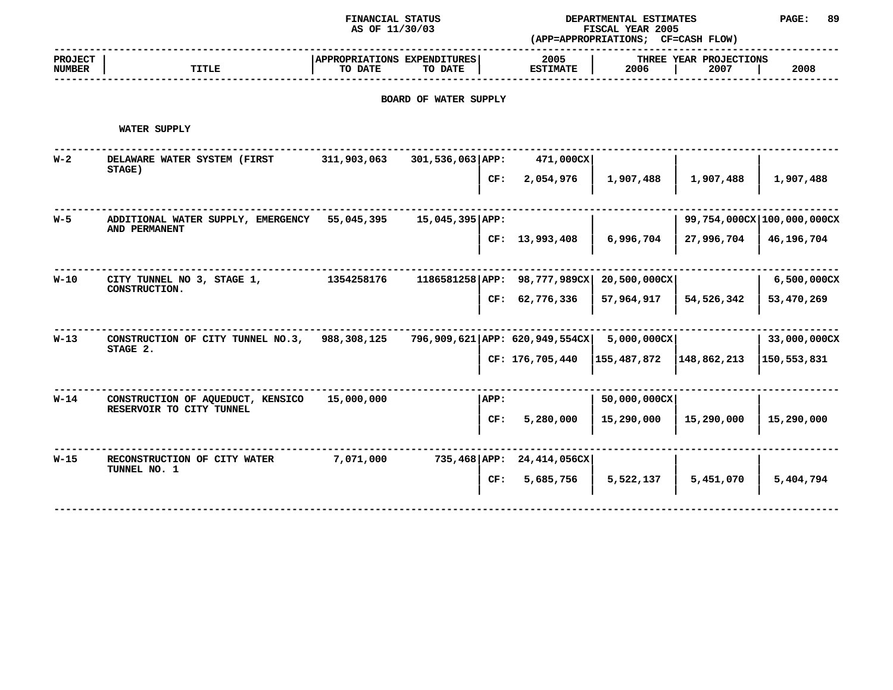FINANCIAL STATUS
AS OF 11/30/03

DEPARTMENTAL ESTIMATES
FISCAL YEAR 2005
(APP=APPROPRIATIONS; CF=CASH FLOW)

## BOARD OF WATER SUPPLY

### WATER SUPPLY

| PROJECT NUMBER | TITLE | APPROPRIATIONS TO DATE | EXPENDITURES TO DATE | | 2005 ESTIMATE | THREE YEAR PROJECTIONS 2006 | 2007 | 2008 |
|---|---|---|---|---|---|---|---|---|
| W-2 | DELAWARE WATER SYSTEM (FIRST STAGE) | 311,903,063 | 301,536,063 | APP: | 471,000CX | | | |
| | | | | CF: | 2,054,976 | 1,907,488 | 1,907,488 | 1,907,488 |
| W-5 | ADDITIONAL WATER SUPPLY, EMERGENCY AND PERMANENT | 55,045,395 | 15,045,395 | APP: | | | 99,754,000CX | 100,000,000CX |
| | | | | CF: | 13,993,408 | 6,996,704 | 27,996,704 | 46,196,704 |
| W-10 | CITY TUNNEL NO 3, STAGE 1, CONSTRUCTION. | 1354258176 | 1186581258 | APP: | 98,777,989CX | 20,500,000CX | | 6,500,000CX |
| | | | | CF: | 62,776,336 | 57,964,917 | 54,526,342 | 53,470,269 |
| W-13 | CONSTRUCTION OF CITY TUNNEL NO.3, STAGE 2. | 988,308,125 | 796,909,621 | APP: | 620,949,554CX | 5,000,000CX | | 33,000,000CX |
| | | | | CF: | 176,705,440 | 155,487,872 | 148,862,213 | 150,553,831 |
| W-14 | CONSTRUCTION OF AQUEDUCT, KENSICO RESERVOIR TO CITY TUNNEL | 15,000,000 | | APP: | | 50,000,000CX | | |
| | | | | CF: | 5,280,000 | 15,290,000 | 15,290,000 | 15,290,000 |
| W-15 | RECONSTRUCTION OF CITY WATER TUNNEL NO. 1 | 7,071,000 | 735,468 | APP: | 24,414,056CX | | | |
| | | | | CF: | 5,685,756 | 5,522,137 | 5,451,070 | 5,404,794 |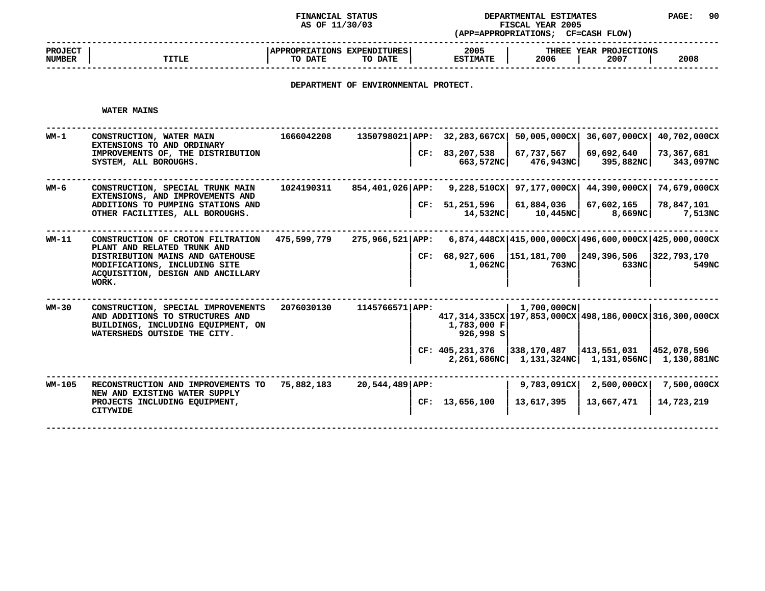FINANCIAL STATUS
AS OF 11/30/03

DEPARTMENTAL ESTIMATES
FISCAL YEAR 2005
(APP=APPROPRIATIONS; CF=CASH FLOW)

| PROJECT NUMBER | TITLE | APPROPRIATIONS TO DATE | EXPENDITURES TO DATE | 2005 ESTIMATE | THREE YEAR PROJECTIONS 2006 | 2007 | 2008 |
|---|---|---|---|---|---|---|---|

**DEPARTMENT OF ENVIRONMENTAL PROTECT.**

**WATER MAINS**

| PROJECT NUMBER | TITLE | APPROPRIATIONS TO DATE | EXPENDITURES TO DATE | 2005 ESTIMATE | 2006 | 2007 | 2008 |
|---|---|---|---|---|---|---|---|
| WM-1 | CONSTRUCTION, WATER MAIN EXTENSIONS TO AND ORDINARY IMPROVEMENTS OF, THE DISTRIBUTION SYSTEM, ALL BOROUGHS. | 1666042208 | 1350798021 | APP: 32,283,667CX | 50,005,000CX | 36,607,000CX | 40,702,000CX |
| | | | | CF: 83,207,538 | 67,737,567 | 69,692,640 | 73,367,681 |
| | | | | 663,572NC | 476,943NC | 395,882NC | 343,097NC |
| WM-6 | CONSTRUCTION, SPECIAL TRUNK MAIN EXTENSIONS, AND IMPROVEMENTS AND ADDITIONS TO PUMPING STATIONS AND OTHER FACILITIES, ALL BOROUGHS. | 1024190311 | 854,401,026 | APP: 9,228,510CX | 97,177,000CX | 44,390,000CX | 74,679,000CX |
| | | | | CF: 51,251,596 | 61,884,036 | 67,602,165 | 78,847,101 |
| | | | | 14,532NC | 10,445NC | 8,669NC | 7,513NC |
| WM-11 | CONSTRUCTION OF CROTON FILTRATION PLANT AND RELATED TRUNK AND DISTRIBUTION MAINS AND GATEHOUSE MODIFICATIONS, INCLUDING SITE ACQUISITION, DESIGN AND ANCILLARY WORK. | 475,599,779 | 275,966,521 | APP: 6,874,448CX | 415,000,000CX | 496,600,000CX | 425,000,000CX |
| | | | | CF: 68,927,606 | 151,181,700 | 249,396,506 | 322,793,170 |
| | | | | 1,062NC | 763NC | 633NC | 549NC |
| WM-30 | CONSTRUCTION, SPECIAL IMPROVEMENTS AND ADDITIONS TO STRUCTURES AND BUILDINGS, INCLUDING EQUIPMENT, ON WATERSHEDS OUTSIDE THE CITY. | 2076030130 | 1145766571 | APP: | 1,700,000CN | | |
| | | | | 417,314,335CX | 197,853,000CX | 498,186,000CX | 316,300,000CX |
| | | | | 1,783,000 F | | | |
| | | | | 926,998 S | | | |
| | | | | CF: 405,231,376 | 338,170,487 | 413,551,031 | 452,078,596 |
| | | | | 2,261,686NC | 1,131,324NC | 1,131,056NC | 1,130,881NC |
| WM-105 | RECONSTRUCTION AND IMPROVEMENTS TO NEW AND EXISTING WATER SUPPLY PROJECTS INCLUDING EQUIPMENT, CITYWIDE | 75,882,183 | 20,544,489 | APP: | 9,783,091CX | 2,500,000CX | 7,500,000CX |
| | | | | CF: 13,656,100 | 13,617,395 | 13,667,471 | 14,723,219 |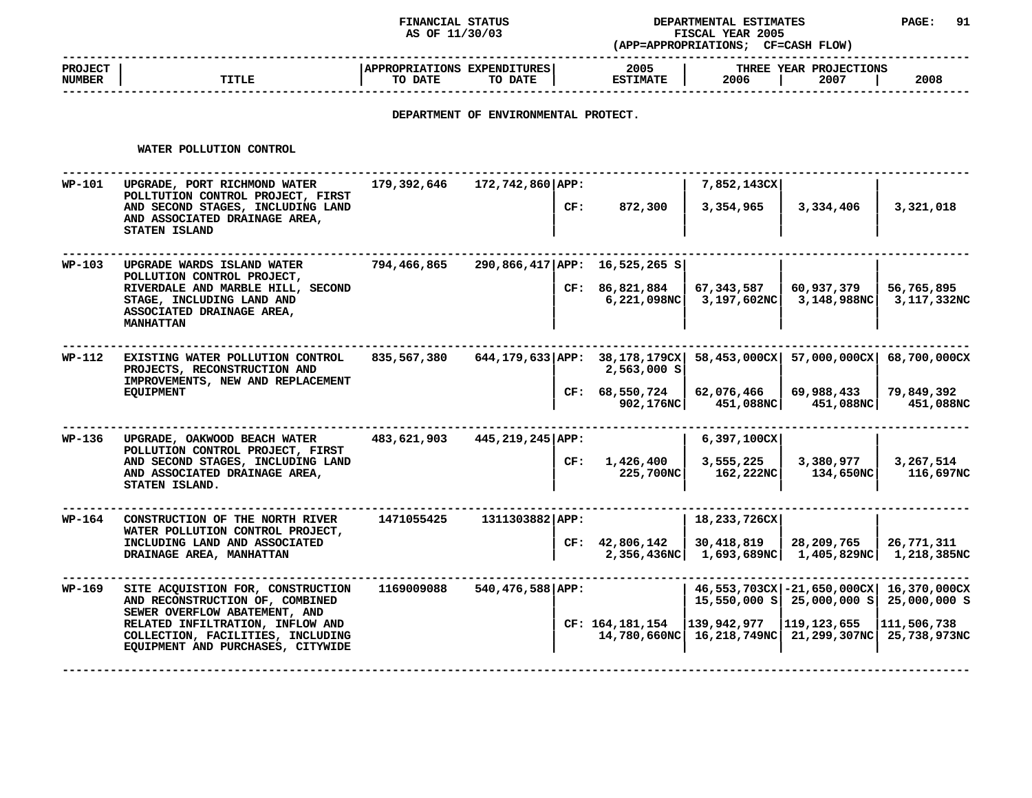FINANCIAL STATUS AS OF 11/30/03

DEPARTMENTAL ESTIMATES FISCAL YEAR 2005 (APP=APPROPRIATIONS; CF=CASH FLOW)

## DEPARTMENT OF ENVIRONMENTAL PROTECT.

### WATER POLLUTION CONTROL

| PROJECT NUMBER | TITLE | APPROPRIATIONS TO DATE | EXPENDITURES TO DATE | | 2005 ESTIMATE | THREE YEAR PROJECTIONS 2006 | 2007 | 2008 |
|---|---|---|---|---|---|---|---|---|
| WP-101 | UPGRADE, PORT RICHMOND WATER POLLTUTION CONTROL PROJECT, FIRST AND SECOND STAGES, INCLUDING LAND AND ASSOCIATED DRAINAGE AREA, STATEN ISLAND | 179,392,646 | 172,742,860 | APP: | | 7,852,143CX | | |
| | | | | CF: | 872,300 | 3,354,965 | 3,334,406 | 3,321,018 |
| WP-103 | UPGRADE WARDS ISLAND WATER POLLUTION CONTROL PROJECT, RIVERDALE AND MARBLE HILL, SECOND STAGE, INCLUDING LAND AND ASSOCIATED DRAINAGE AREA, MANHATTAN | 794,466,865 | 290,866,417 | APP: | 16,525,265 S | | | |
| | | | | CF: | 86,821,884<br>6,221,098NC | 67,343,587<br>3,197,602NC | 60,937,379<br>3,148,988NC | 56,765,895<br>3,117,332NC |
| WP-112 | EXISTING WATER POLLUTION CONTROL PROJECTS, RECONSTRUCTION AND IMPROVEMENTS, NEW AND REPLACEMENT EQUIPMENT | 835,567,380 | 644,179,633 | APP: | 38,178,179CX<br>2,563,000 S | 58,453,000CX | 57,000,000CX | 68,700,000CX |
| | | | | CF: | 68,550,724<br>902,176NC | 62,076,466<br>451,088NC | 69,988,433<br>451,088NC | 79,849,392<br>451,088NC |
| WP-136 | UPGRADE, OAKWOOD BEACH WATER POLLUTION CONTROL PROJECT, FIRST AND SECOND STAGES, INCLUDING LAND AND ASSOCIATED DRAINAGE AREA, STATEN ISLAND. | 483,621,903 | 445,219,245 | APP: | | 6,397,100CX | | |
| | | | | CF: | 1,426,400<br>225,700NC | 3,555,225<br>162,222NC | 3,380,977<br>134,650NC | 3,267,514<br>116,697NC |
| WP-164 | CONSTRUCTION OF THE NORTH RIVER WATER POLLUTION CONTROL PROJECT, INCLUDING LAND AND ASSOCIATED DRAINAGE AREA, MANHATTAN | 1471055425 | 1311303882 | APP: | | 18,233,726CX | | |
| | | | | CF: | 42,806,142<br>2,356,436NC | 30,418,819<br>1,693,689NC | 28,209,765<br>1,405,829NC | 26,771,311<br>1,218,385NC |
| WP-169 | SITE ACQUISTION FOR, CONSTRUCTION AND RECONSTRUCTION OF, COMBINED SEWER OVERFLOW ABATEMENT, AND RELATED INFILTRATION, INFLOW AND COLLECTION, FACILITIES, INCLUDING EQUIPMENT AND PURCHASES, CITYWIDE | 1169009088 | 540,476,588 | APP: | | 46,553,703CX<br>15,550,000 S | -21,650,000CX<br>25,000,000 S | 16,370,000CX<br>25,000,000 S |
| | | | | CF: | 164,181,154<br>14,780,660NC | 139,942,977<br>16,218,749NC | 119,123,655<br>21,299,307NC | 111,506,738<br>25,738,973NC |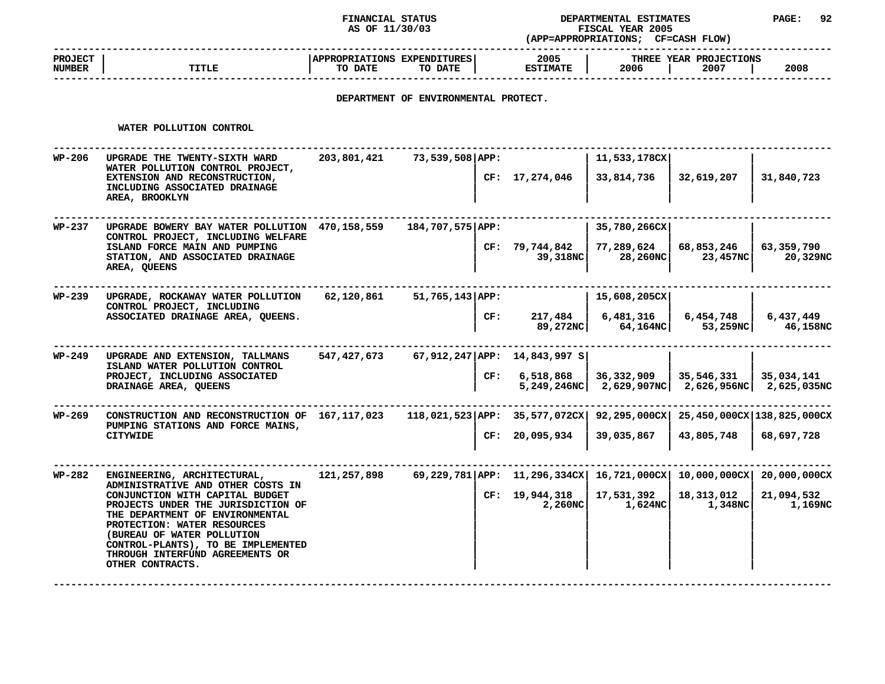FINANCIAL STATUS AS OF 11/30/03

DEPARTMENTAL ESTIMATES FISCAL YEAR 2005 (APP=APPROPRIATIONS; CF=CASH FLOW)

| PROJECT NUMBER | TITLE | APPROPRIATIONS TO DATE | EXPENDITURES TO DATE | | 2005 ESTIMATE | THREE YEAR PROJECTIONS 2006 | 2007 | 2008 |
|---|---|---|---|---|---|---|---|---|

## DEPARTMENT OF ENVIRONMENTAL PROTECT.

### WATER POLLUTION CONTROL

| PROJECT NUMBER | TITLE | APPROPRIATIONS TO DATE | EXPENDITURES TO DATE | | 2005 ESTIMATE | 2006 | 2007 | 2008 |
|---|---|---|---|---|---|---|---|---|
| WP-206 | UPGRADE THE TWENTY-SIXTH WARD WATER POLLUTION CONTROL PROJECT, EXTENSION AND RECONSTRUCTION, INCLUDING ASSOCIATED DRAINAGE AREA, BROOKLYN | 203,801,421 | 73,539,508 | APP: | | 11,533,178CX | | |
| | | | | CF: | 17,274,046 | 33,814,736 | 32,619,207 | 31,840,723 |
| WP-237 | UPGRADE BOWERY BAY WATER POLLUTION CONTROL PROJECT, INCLUDING WELFARE ISLAND FORCE MAIN AND PUMPING STATION, AND ASSOCIATED DRAINAGE AREA, QUEENS | 470,158,559 | 184,707,575 | APP: | | 35,780,266CX | | |
| | | | | CF: | 79,744,842 | 77,289,624 | 68,853,246 | 63,359,790 |
| | | | | | 39,318NC | 28,260NC | 23,457NC | 20,329NC |
| WP-239 | UPGRADE, ROCKAWAY WATER POLLUTION CONTROL PROJECT, INCLUDING ASSOCIATED DRAINAGE AREA, QUEENS. | 62,120,861 | 51,765,143 | APP: | | 15,608,205CX | | |
| | | | | CF: | 217,484 | 6,481,316 | 6,454,748 | 6,437,449 |
| | | | | | 89,272NC | 64,164NC | 53,259NC | 46,158NC |
| WP-249 | UPGRADE AND EXTENSION, TALLMANS ISLAND WATER POLLUTION CONTROL PROJECT, INCLUDING ASSOCIATED DRAINAGE AREA, QUEENS | 547,427,673 | 67,912,247 | APP: | 14,843,997 S | | | |
| | | | | CF: | 6,518,868 | 36,332,909 | 35,546,331 | 35,034,141 |
| | | | | | 5,249,246NC | 2,629,907NC | 2,626,956NC | 2,625,035NC |
| WP-269 | CONSTRUCTION AND RECONSTRUCTION OF PUMPING STATIONS AND FORCE MAINS, CITYWIDE | 167,117,023 | 118,021,523 | APP: | 35,577,072CX | 92,295,000CX | 25,450,000CX | 138,825,000CX |
| | | | | CF: | 20,095,934 | 39,035,867 | 43,805,748 | 68,697,728 |
| WP-282 | ENGINEERING, ARCHITECTURAL, ADMINISTRATIVE AND OTHER COSTS IN CONJUNCTION WITH CAPITAL BUDGET PROJECTS UNDER THE JURISDICTION OF THE DEPARTMENT OF ENVIRONMENTAL PROTECTION: WATER RESOURCES (BUREAU OF WATER POLLUTION CONTROL-PLANTS), TO BE IMPLEMENTED THROUGH INTERFUND AGREEMENTS OR OTHER CONTRACTS. | 121,257,898 | 69,229,781 | APP: | 11,296,334CX | 16,721,000CX | 10,000,000CX | 20,000,000CX |
| | | | | CF: | 19,944,318 | 17,531,392 | 18,313,012 | 21,094,532 |
| | | | | | 2,260NC | 1,624NC | 1,348NC | 1,169NC |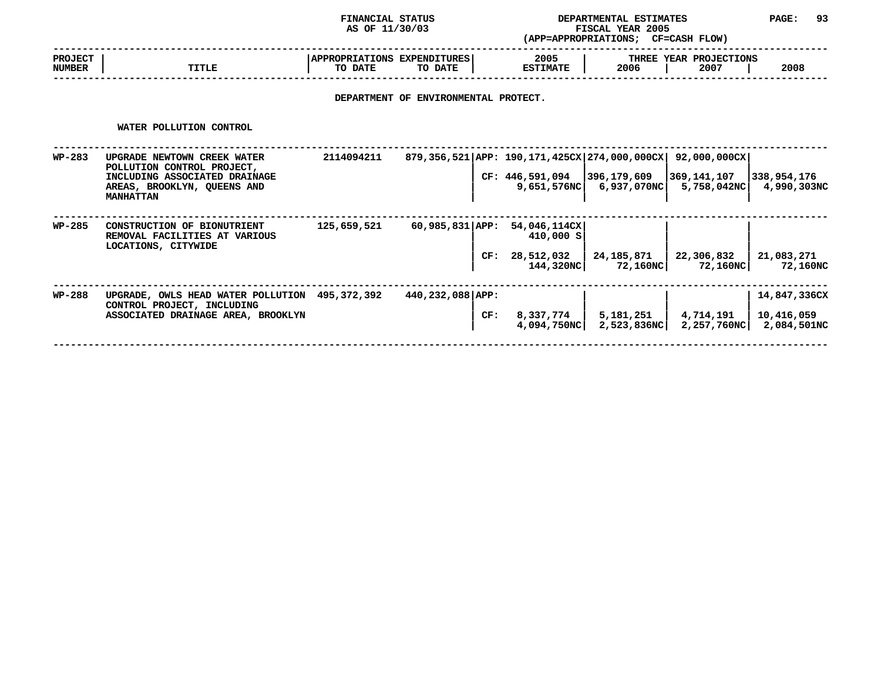FINANCIAL STATUS
AS OF 11/30/03

DEPARTMENTAL ESTIMATES
FISCAL YEAR 2005
(APP=APPROPRIATIONS; CF=CASH FLOW)

## DEPARTMENT OF ENVIRONMENTAL PROTECT.

### WATER POLLUTION CONTROL

| PROJECT NUMBER | TITLE | APPROPRIATIONS TO DATE | EXPENDITURES TO DATE | | 2005 ESTIMATE | THREE YEAR PROJECTIONS 2006 | 2007 | 2008 |
|---|---|---|---|---|---|---|---|---|
| WP-283 | UPGRADE NEWTOWN CREEK WATER POLLUTION CONTROL PROJECT, INCLUDING ASSOCIATED DRAINAGE AREAS, BROOKLYN, QUEENS AND MANHATTAN | 2114094211 | 879,356,521 | APP: | 190,171,425CX | 274,000,000CX | 92,000,000CX | |
| | | | | CF: | 446,591,094 | 396,179,609 | 369,141,107 | 338,954,176 |
| | | | | | 9,651,576NC | 6,937,070NC | 5,758,042NC | 4,990,303NC |
| WP-285 | CONSTRUCTION OF BIONUTRIENT REMOVAL FACILITIES AT VARIOUS LOCATIONS, CITYWIDE | 125,659,521 | 60,985,831 | APP: | 54,046,114CX | | | |
| | | | | | 410,000 S | | | |
| | | | | CF: | 28,512,032 | 24,185,871 | 22,306,832 | 21,083,271 |
| | | | | | 144,320NC | 72,160NC | 72,160NC | 72,160NC |
| WP-288 | UPGRADE, OWLS HEAD WATER POLLUTION CONTROL PROJECT, INCLUDING ASSOCIATED DRAINAGE AREA, BROOKLYN | 495,372,392 | 440,232,088 | APP: | | | | 14,847,336CX |
| | | | | CF: | 8,337,774 | 5,181,251 | 4,714,191 | 10,416,059 |
| | | | | | 4,094,750NC | 2,523,836NC | 2,257,760NC | 2,084,501NC |